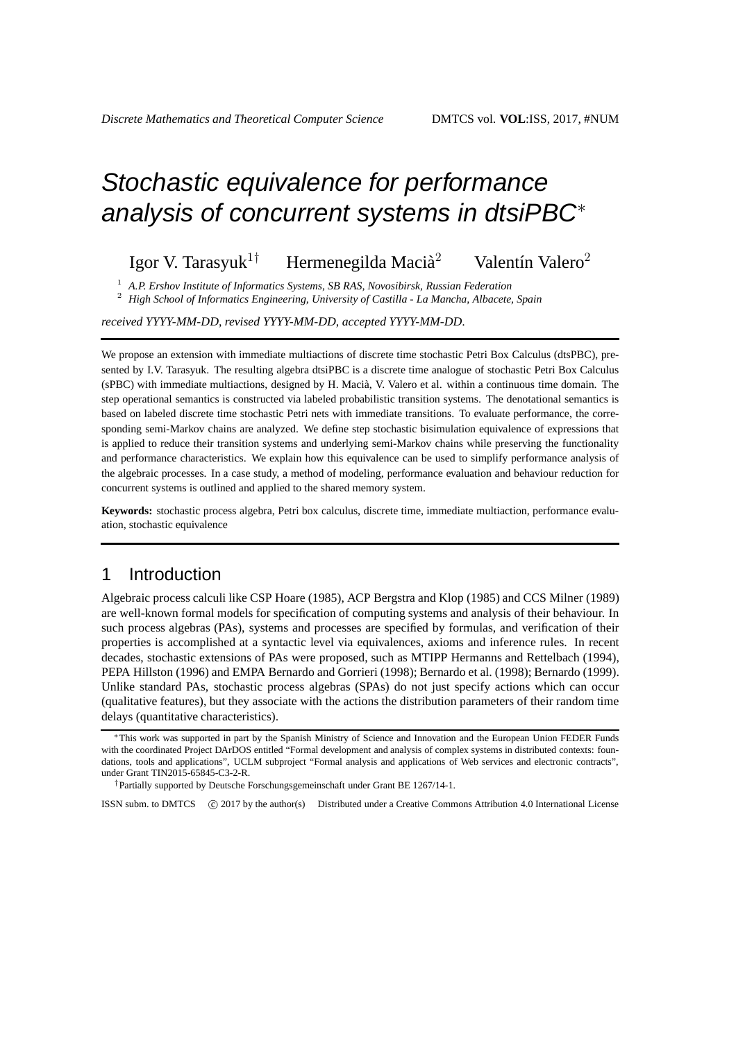# Stochastic equivalence for performance analysis of concurrent systems in dtsiPBC*

Igor V. Tarasyuk[1†] Hermenegilda Macià[2] Valentín Valero[2]

[1] *A.P. Ershov Institute of Informatics Systems, SB RAS, Novosibirsk, Russian Federation*
[2] *High School of Informatics Engineering, University of Castilla - La Mancha, Albacete, Spain*

*received YYYY-MM-DD, revised YYYY-MM-DD, accepted YYYY-MM-DD.*

---

We propose an extension with immediate multiactions of discrete time stochastic Petri Box Calculus (dtsPBC), presented by I.V. Tarasyuk. The resulting algebra dtsiPBC is a discrete time analogue of stochastic Petri Box Calculus (sPBC) with immediate multiactions, designed by H. Macià, V. Valero et al. within a continuous time domain. The step operational semantics is constructed via labeled probabilistic transition systems. The denotational semantics is based on labeled discrete time stochastic Petri nets with immediate transitions. To evaluate performance, the corresponding semi-Markov chains are analyzed. We define step stochastic bisimulation equivalence of expressions that is applied to reduce their transition systems and underlying semi-Markov chains while preserving the functionality and performance characteristics. We explain how this equivalence can be used to simplify performance analysis of the algebraic processes. In a case study, a method of modeling, performance evaluation and behaviour reduction for concurrent systems is outlined and applied to the shared memory system.

**Keywords:** stochastic process algebra, Petri box calculus, discrete time, immediate multiaction, performance evaluation, stochastic equivalence

---

## 1 Introduction

Algebraic process calculi like CSP Hoare (1985), ACP Bergstra and Klop (1985) and CCS Milner (1989) are well-known formal models for specification of computing systems and analysis of their behaviour. In such process algebras (PAs), systems and processes are specified by formulas, and verification of their properties is accomplished at a syntactic level via equivalences, axioms and inference rules. In recent decades, stochastic extensions of PAs were proposed, such as MTIPP Hermanns and Rettelbach (1994), PEPA Hillston (1996) and EMPA Bernardo and Gorrieri (1998); Bernardo et al. (1998); Bernardo (1999). Unlike standard PAs, stochastic process algebras (SPAs) do not just specify actions which can occur (qualitative features), but they associate with the actions the distribution parameters of their random time delays (quantitative characteristics).

---

*This work was supported in part by the Spanish Ministry of Science and Innovation and the European Union FEDER Funds with the coordinated Project DArDOS entitled "Formal development and analysis of complex systems in distributed contexts: foundations, tools and applications", UCLM subproject "Formal analysis and applications of Web services and electronic contracts", under Grant TIN2015-65845-C3-2-R.

†Partially supported by Deutsche Forschungsgemeinschaft under Grant BE 1267/14-1.

ISSN subm. to DMTCS © 2017 by the author(s) Distributed under a Creative Commons Attribution 4.0 International License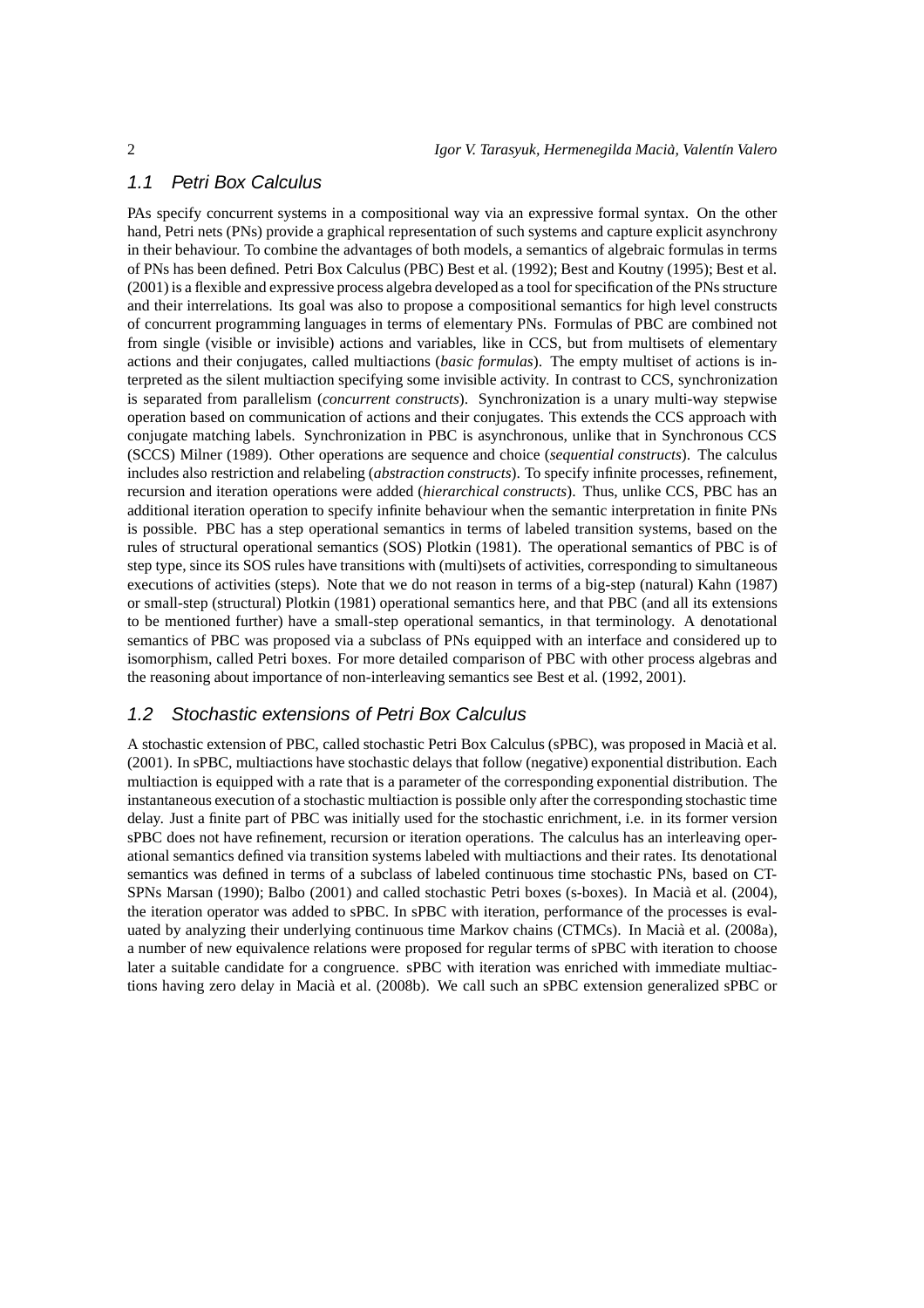### 1.1 Petri Box Calculus

PAs specify concurrent systems in a compositional way via an expressive formal syntax. On the other hand, Petri nets (PNs) provide a graphical representation of such systems and capture explicit asynchrony in their behaviour. To combine the advantages of both models, a semantics of algebraic formulas in terms of PNs has been defined. Petri Box Calculus (PBC) Best et al. (1992); Best and Koutny (1995); Best et al. (2001) is a flexible and expressive process algebra developed as a tool for specification of the PNs structure and their interrelations. Its goal was also to propose a compositional semantics for high level constructs of concurrent programming languages in terms of elementary PNs. Formulas of PBC are combined not from single (visible or invisible) actions and variables, like in CCS, but from multisets of elementary actions and their conjugates, called multiactions (*basic formulas*). The empty multiset of actions is interpreted as the silent multiaction specifying some invisible activity. In contrast to CCS, synchronization is separated from parallelism (*concurrent constructs*). Synchronization is a unary multi-way stepwise operation based on communication of actions and their conjugates. This extends the CCS approach with conjugate matching labels. Synchronization in PBC is asynchronous, unlike that in Synchronous CCS (SCCS) Milner (1989). Other operations are sequence and choice (*sequential constructs*). The calculus includes also restriction and relabeling (*abstraction constructs*). To specify infinite processes, refinement, recursion and iteration operations were added (*hierarchical constructs*). Thus, unlike CCS, PBC has an additional iteration operation to specify infinite behaviour when the semantic interpretation in finite PNs is possible. PBC has a step operational semantics in terms of labeled transition systems, based on the rules of structural operational semantics (SOS) Plotkin (1981). The operational semantics of PBC is of step type, since its SOS rules have transitions with (multi)sets of activities, corresponding to simultaneous executions of activities (steps). Note that we do not reason in terms of a big-step (natural) Kahn (1987) or small-step (structural) Plotkin (1981) operational semantics here, and that PBC (and all its extensions to be mentioned further) have a small-step operational semantics, in that terminology. A denotational semantics of PBC was proposed via a subclass of PNs equipped with an interface and considered up to isomorphism, called Petri boxes. For more detailed comparison of PBC with other process algebras and the reasoning about importance of non-interleaving semantics see Best et al. (1992, 2001).

### 1.2 Stochastic extensions of Petri Box Calculus

A stochastic extension of PBC, called stochastic Petri Box Calculus (sPBC), was proposed in Macià et al. (2001). In sPBC, multiactions have stochastic delays that follow (negative) exponential distribution. Each multiaction is equipped with a rate that is a parameter of the corresponding exponential distribution. The instantaneous execution of a stochastic multiaction is possible only after the corresponding stochastic time delay. Just a finite part of PBC was initially used for the stochastic enrichment, i.e. in its former version sPBC does not have refinement, recursion or iteration operations. The calculus has an interleaving operational semantics defined via transition systems labeled with multiactions and their rates. Its denotational semantics was defined in terms of a subclass of labeled continuous time stochastic PNs, based on CT-SPNs Marsan (1990); Balbo (2001) and called stochastic Petri boxes (s-boxes). In Macià et al. (2004), the iteration operator was added to sPBC. In sPBC with iteration, performance of the processes is evaluated by analyzing their underlying continuous time Markov chains (CTMCs). In Macià et al. (2008a), a number of new equivalence relations were proposed for regular terms of sPBC with iteration to choose later a suitable candidate for a congruence. sPBC with iteration was enriched with immediate multiactions having zero delay in Macià et al. (2008b). We call such an sPBC extension generalized sPBC or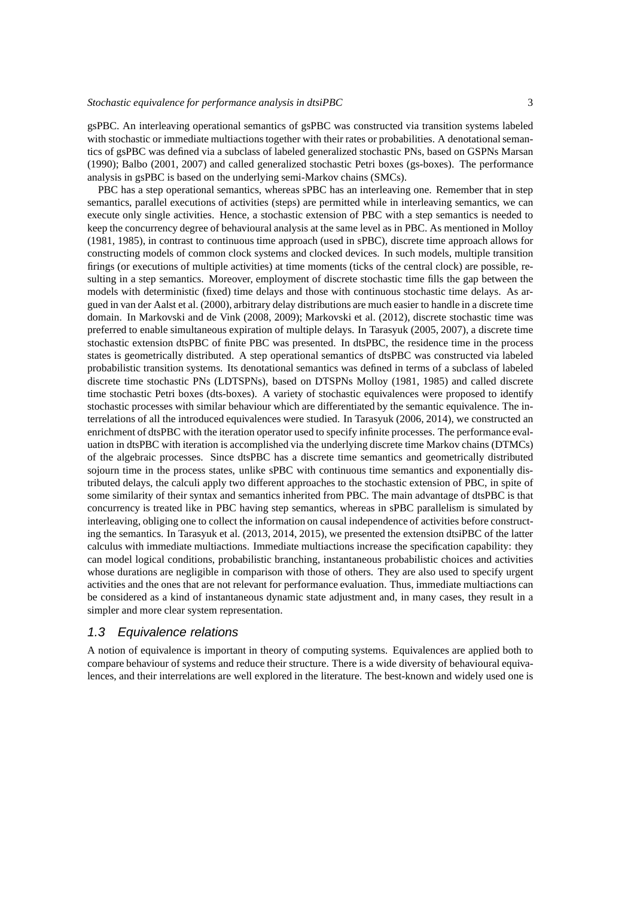gsPBC. An interleaving operational semantics of gsPBC was constructed via transition systems labeled with stochastic or immediate multiactions together with their rates or probabilities. A denotational semantics of gsPBC was defined via a subclass of labeled generalized stochastic PNs, based on GSPNs Marsan (1990); Balbo (2001, 2007) and called generalized stochastic Petri boxes (gs-boxes). The performance analysis in gsPBC is based on the underlying semi-Markov chains (SMCs).

PBC has a step operational semantics, whereas sPBC has an interleaving one. Remember that in step semantics, parallel executions of activities (steps) are permitted while in interleaving semantics, we can execute only single activities. Hence, a stochastic extension of PBC with a step semantics is needed to keep the concurrency degree of behavioural analysis at the same level as in PBC. As mentioned in Molloy (1981, 1985), in contrast to continuous time approach (used in sPBC), discrete time approach allows for constructing models of common clock systems and clocked devices. In such models, multiple transition firings (or executions of multiple activities) at time moments (ticks of the central clock) are possible, resulting in a step semantics. Moreover, employment of discrete stochastic time fills the gap between the models with deterministic (fixed) time delays and those with continuous stochastic time delays. As argued in van der Aalst et al. (2000), arbitrary delay distributions are much easier to handle in a discrete time domain. In Markovski and de Vink (2008, 2009); Markovski et al. (2012), discrete stochastic time was preferred to enable simultaneous expiration of multiple delays. In Tarasyuk (2005, 2007), a discrete time stochastic extension dtsPBC of finite PBC was presented. In dtsPBC, the residence time in the process states is geometrically distributed. A step operational semantics of dtsPBC was constructed via labeled probabilistic transition systems. Its denotational semantics was defined in terms of a subclass of labeled discrete time stochastic PNs (LDTSPNs), based on DTSPNs Molloy (1981, 1985) and called discrete time stochastic Petri boxes (dts-boxes). A variety of stochastic equivalences were proposed to identify stochastic processes with similar behaviour which are differentiated by the semantic equivalence. The interrelations of all the introduced equivalences were studied. In Tarasyuk (2006, 2014), we constructed an enrichment of dtsPBC with the iteration operator used to specify infinite processes. The performance evaluation in dtsPBC with iteration is accomplished via the underlying discrete time Markov chains (DTMCs) of the algebraic processes. Since dtsPBC has a discrete time semantics and geometrically distributed sojourn time in the process states, unlike sPBC with continuous time semantics and exponentially distributed delays, the calculi apply two different approaches to the stochastic extension of PBC, in spite of some similarity of their syntax and semantics inherited from PBC. The main advantage of dtsPBC is that concurrency is treated like in PBC having step semantics, whereas in sPBC parallelism is simulated by interleaving, obliging one to collect the information on causal independence of activities before constructing the semantics. In Tarasyuk et al. (2013, 2014, 2015), we presented the extension dtsiPBC of the latter calculus with immediate multiactions. Immediate multiactions increase the specification capability: they can model logical conditions, probabilistic branching, instantaneous probabilistic choices and activities whose durations are negligible in comparison with those of others. They are also used to specify urgent activities and the ones that are not relevant for performance evaluation. Thus, immediate multiactions can be considered as a kind of instantaneous dynamic state adjustment and, in many cases, they result in a simpler and more clear system representation.

## 1.3 Equivalence relations

A notion of equivalence is important in theory of computing systems. Equivalences are applied both to compare behaviour of systems and reduce their structure. There is a wide diversity of behavioural equivalences, and their interrelations are well explored in the literature. The best-known and widely used one is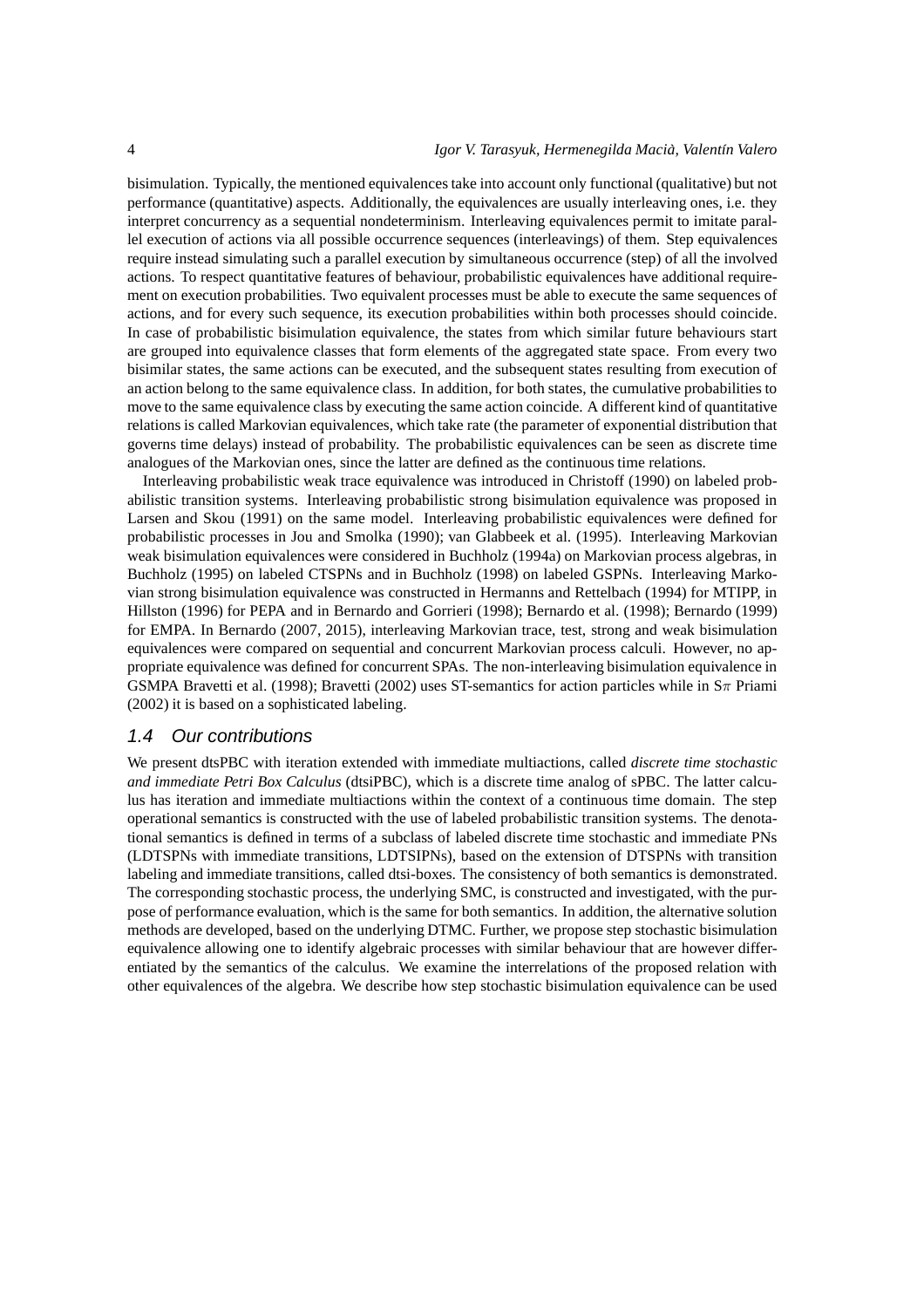bisimulation. Typically, the mentioned equivalences take into account only functional (qualitative) but not performance (quantitative) aspects. Additionally, the equivalences are usually interleaving ones, i.e. they interpret concurrency as a sequential nondeterminism. Interleaving equivalences permit to imitate parallel execution of actions via all possible occurrence sequences (interleavings) of them. Step equivalences require instead simulating such a parallel execution by simultaneous occurrence (step) of all the involved actions. To respect quantitative features of behaviour, probabilistic equivalences have additional requirement on execution probabilities. Two equivalent processes must be able to execute the same sequences of actions, and for every such sequence, its execution probabilities within both processes should coincide. In case of probabilistic bisimulation equivalence, the states from which similar future behaviours start are grouped into equivalence classes that form elements of the aggregated state space. From every two bisimilar states, the same actions can be executed, and the subsequent states resulting from execution of an action belong to the same equivalence class. In addition, for both states, the cumulative probabilities to move to the same equivalence class by executing the same action coincide. A different kind of quantitative relations is called Markovian equivalences, which take rate (the parameter of exponential distribution that governs time delays) instead of probability. The probabilistic equivalences can be seen as discrete time analogues of the Markovian ones, since the latter are defined as the continuous time relations.

Interleaving probabilistic weak trace equivalence was introduced in Christoff (1990) on labeled probabilistic transition systems. Interleaving probabilistic strong bisimulation equivalence was proposed in Larsen and Skou (1991) on the same model. Interleaving probabilistic equivalences were defined for probabilistic processes in Jou and Smolka (1990); van Glabbeek et al. (1995). Interleaving Markovian weak bisimulation equivalences were considered in Buchholz (1994a) on Markovian process algebras, in Buchholz (1995) on labeled CTSPNs and in Buchholz (1998) on labeled GSPNs. Interleaving Markovian strong bisimulation equivalence was constructed in Hermanns and Rettelbach (1994) for MTIPP, in Hillston (1996) for PEPA and in Bernardo and Gorrieri (1998); Bernardo et al. (1998); Bernardo (1999) for EMPA. In Bernardo (2007, 2015), interleaving Markovian trace, test, strong and weak bisimulation equivalences were compared on sequential and concurrent Markovian process calculi. However, no appropriate equivalence was defined for concurrent SPAs. The non-interleaving bisimulation equivalence in GSMPA Bravetti et al. (1998); Bravetti (2002) uses ST-semantics for action particles while in S$\pi$ Priami (2002) it is based on a sophisticated labeling.

## 1.4 Our contributions

We present dtsPBC with iteration extended with immediate multiactions, called *discrete time stochastic and immediate Petri Box Calculus* (dtsiPBC), which is a discrete time analog of sPBC. The latter calculus has iteration and immediate multiactions within the context of a continuous time domain. The step operational semantics is constructed with the use of labeled probabilistic transition systems. The denotational semantics is defined in terms of a subclass of labeled discrete time stochastic and immediate PNs (LDTSPNs with immediate transitions, LDTSIPNs), based on the extension of DTSPNs with transition labeling and immediate transitions, called dtsi-boxes. The consistency of both semantics is demonstrated. The corresponding stochastic process, the underlying SMC, is constructed and investigated, with the purpose of performance evaluation, which is the same for both semantics. In addition, the alternative solution methods are developed, based on the underlying DTMC. Further, we propose step stochastic bisimulation equivalence allowing one to identify algebraic processes with similar behaviour that are however differentiated by the semantics of the calculus. We examine the interrelations of the proposed relation with other equivalences of the algebra. We describe how step stochastic bisimulation equivalence can be used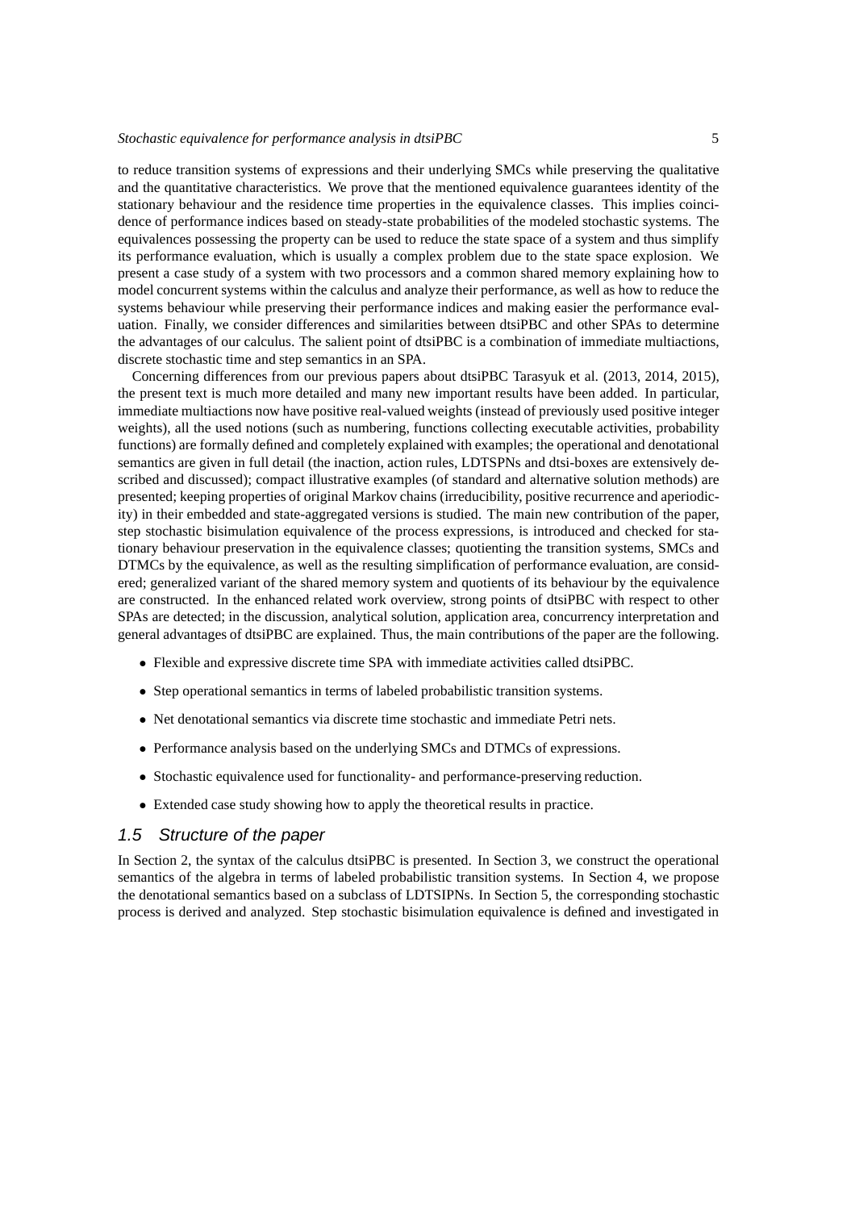to reduce transition systems of expressions and their underlying SMCs while preserving the qualitative and the quantitative characteristics. We prove that the mentioned equivalence guarantees identity of the stationary behaviour and the residence time properties in the equivalence classes. This implies coincidence of performance indices based on steady-state probabilities of the modeled stochastic systems. The equivalences possessing the property can be used to reduce the state space of a system and thus simplify its performance evaluation, which is usually a complex problem due to the state space explosion. We present a case study of a system with two processors and a common shared memory explaining how to model concurrent systems within the calculus and analyze their performance, as well as how to reduce the systems behaviour while preserving their performance indices and making easier the performance evaluation. Finally, we consider differences and similarities between dtsiPBC and other SPAs to determine the advantages of our calculus. The salient point of dtsiPBC is a combination of immediate multiactions, discrete stochastic time and step semantics in an SPA.

Concerning differences from our previous papers about dtsiPBC Tarasyuk et al. (2013, 2014, 2015), the present text is much more detailed and many new important results have been added. In particular, immediate multiactions now have positive real-valued weights (instead of previously used positive integer weights), all the used notions (such as numbering, functions collecting executable activities, probability functions) are formally defined and completely explained with examples; the operational and denotational semantics are given in full detail (the inaction, action rules, LDTSPNs and dtsi-boxes are extensively described and discussed); compact illustrative examples (of standard and alternative solution methods) are presented; keeping properties of original Markov chains (irreducibility, positive recurrence and aperiodicity) in their embedded and state-aggregated versions is studied. The main new contribution of the paper, step stochastic bisimulation equivalence of the process expressions, is introduced and checked for stationary behaviour preservation in the equivalence classes; quotienting the transition systems, SMCs and DTMCs by the equivalence, as well as the resulting simplification of performance evaluation, are considered; generalized variant of the shared memory system and quotients of its behaviour by the equivalence are constructed. In the enhanced related work overview, strong points of dtsiPBC with respect to other SPAs are detected; in the discussion, analytical solution, application area, concurrency interpretation and general advantages of dtsiPBC are explained. Thus, the main contributions of the paper are the following.

- Flexible and expressive discrete time SPA with immediate activities called dtsiPBC.
- Step operational semantics in terms of labeled probabilistic transition systems.
- Net denotational semantics via discrete time stochastic and immediate Petri nets.
- Performance analysis based on the underlying SMCs and DTMCs of expressions.
- Stochastic equivalence used for functionality- and performance-preserving reduction.
- Extended case study showing how to apply the theoretical results in practice.

### 1.5 Structure of the paper

In Section 2, the syntax of the calculus dtsiPBC is presented. In Section 3, we construct the operational semantics of the algebra in terms of labeled probabilistic transition systems. In Section 4, we propose the denotational semantics based on a subclass of LDTSIPNs. In Section 5, the corresponding stochastic process is derived and analyzed. Step stochastic bisimulation equivalence is defined and investigated in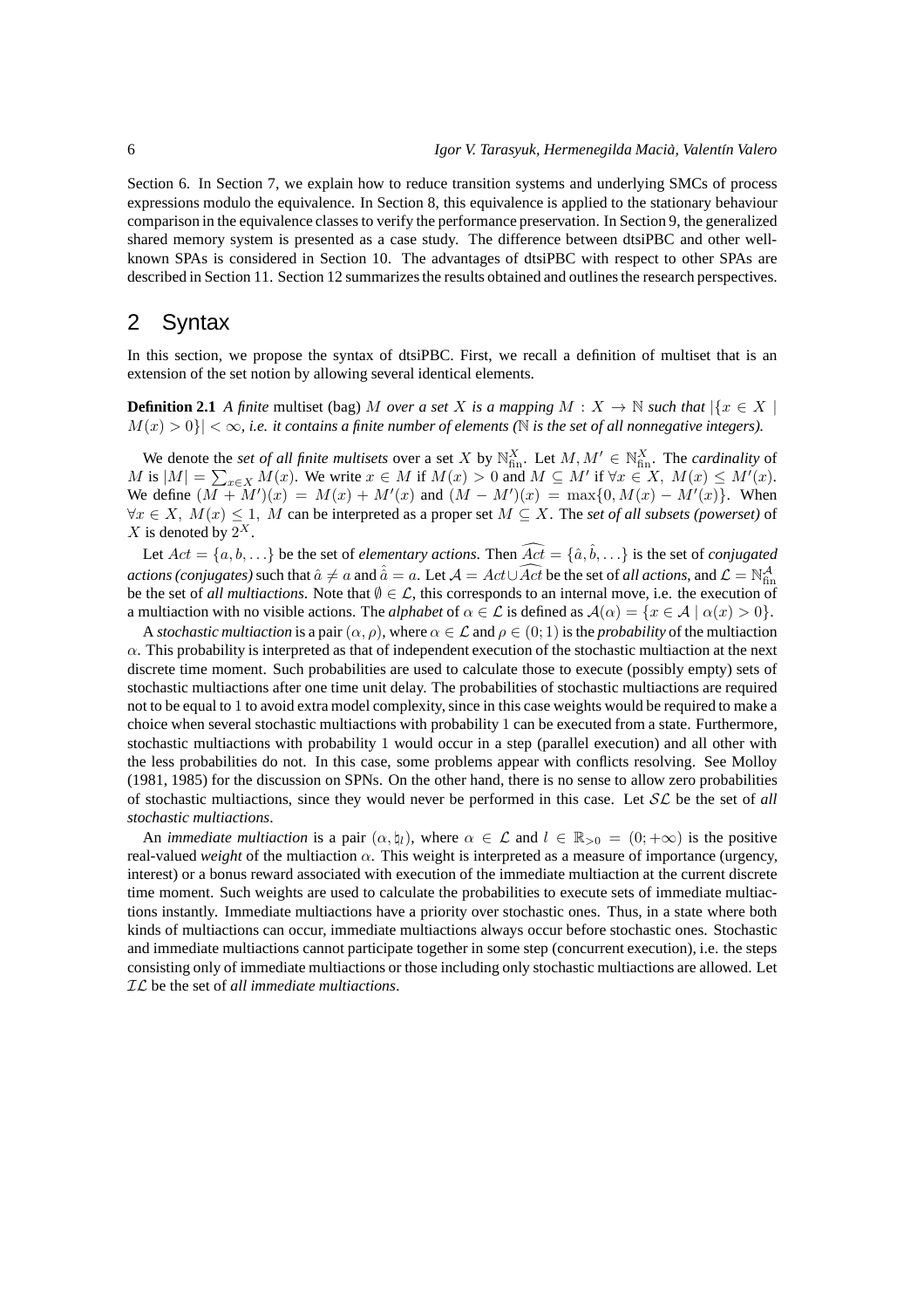Section 6. In Section 7, we explain how to reduce transition systems and underlying SMCs of process expressions modulo the equivalence. In Section 8, this equivalence is applied to the stationary behaviour comparison in the equivalence classes to verify the performance preservation. In Section 9, the generalized shared memory system is presented as a case study. The difference between dtsiPBC and other well-known SPAs is considered in Section 10. The advantages of dtsiPBC with respect to other SPAs are described in Section 11. Section 12 summarizes the results obtained and outlines the research perspectives.

## 2 Syntax

In this section, we propose the syntax of dtsiPBC. First, we recall a definition of multiset that is an extension of the set notion by allowing several identical elements.

**Definition 2.1** *A finite* multiset (bag) $M$ *over a set* $X$ *is a mapping* $M : X \to \mathbb{N}$ *such that* $|\{x \in X \mid M(x) > 0\}| < \infty$*, i.e. it contains a finite number of elements (*$\mathbb{N}$ *is the set of all nonnegative integers).*

We denote the *set of all finite multisets* over a set $X$ by $\mathbb{N}^X_{\text{fin}}$. Let $M, M' \in \mathbb{N}^X_{\text{fin}}$. The *cardinality* of $M$ is $|M| = \sum_{x \in X} M(x)$. We write $x \in M$ if $M(x) > 0$ and $M \subseteq M'$ if $\forall x \in X,\ M(x) \leq M'(x)$. We define $(M + M')(x) = M(x) + M'(x)$ and $(M - M')(x) = \max\{0, M(x) - M'(x)\}$. When $\forall x \in X,\ M(x) \leq 1,\ M$ can be interpreted as a proper set $M \subseteq X$. The *set of all subsets (powerset)* of $X$ is denoted by $2^X$.

Let $Act = \{a, b, \ldots\}$ be the set of *elementary actions*. Then $\widehat{Act} = \{\hat{a}, \hat{b}, \ldots\}$ is the set of *conjugated actions (conjugates)* such that $\hat{a} \neq a$ and $\hat{\hat{a}} = a$. Let $\mathcal{A} = Act \cup \widehat{Act}$ be the set of *all actions*, and $\mathcal{L} = \mathbb{N}^{\mathcal{A}}_{\text{fin}}$ be the set of *all multiactions*. Note that $\emptyset \in \mathcal{L}$, this corresponds to an internal move, i.e. the execution of a multiaction with no visible actions. The *alphabet* of $\alpha \in \mathcal{L}$ is defined as $\mathcal{A}(\alpha) = \{x \in \mathcal{A} \mid \alpha(x) > 0\}$.

A *stochastic multiaction* is a pair $(\alpha, \rho)$, where $\alpha \in \mathcal{L}$ and $\rho \in (0; 1)$ is the *probability* of the multiaction $\alpha$. This probability is interpreted as that of independent execution of the stochastic multiaction at the next discrete time moment. Such probabilities are used to calculate those to execute (possibly empty) sets of stochastic multiactions after one time unit delay. The probabilities of stochastic multiactions are required not to be equal to 1 to avoid extra model complexity, since in this case weights would be required to make a choice when several stochastic multiactions with probability 1 can be executed from a state. Furthermore, stochastic multiactions with probability 1 would occur in a step (parallel execution) and all other with the less probabilities do not. In this case, some problems appear with conflicts resolving. See Molloy (1981, 1985) for the discussion on SPNs. On the other hand, there is no sense to allow zero probabilities of stochastic multiactions, since they would never be performed in this case. Let $\mathcal{SL}$ be the set of *all stochastic multiactions*.

An *immediate multiaction* is a pair $(\alpha, \natural_l)$, where $\alpha \in \mathcal{L}$ and $l \in \mathbb{R}_{>0} = (0; +\infty)$ is the positive real-valued *weight* of the multiaction $\alpha$. This weight is interpreted as a measure of importance (urgency, interest) or a bonus reward associated with execution of the immediate multiaction at the current discrete time moment. Such weights are used to calculate the probabilities to execute sets of immediate multiactions instantly. Immediate multiactions have a priority over stochastic ones. Thus, in a state where both kinds of multiactions can occur, immediate multiactions always occur before stochastic ones. Stochastic and immediate multiactions cannot participate together in some step (concurrent execution), i.e. the steps consisting only of immediate multiactions or those including only stochastic multiactions are allowed. Let $\mathcal{IL}$ be the set of *all immediate multiactions*.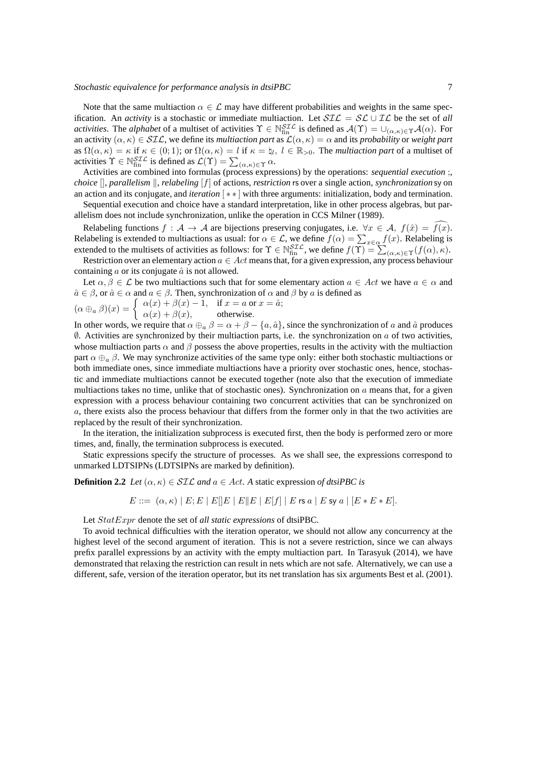Note that the same multiaction $\alpha \in \mathcal{L}$ may have different probabilities and weights in the same specification. An *activity* is a stochastic or immediate multiaction. Let $\mathcal{SIL} = \mathcal{SL} \cup \mathcal{IL}$ be the set of *all activities*. The *alphabet* of a multiset of activities $\Upsilon \in \mathbb{N}_{\rm fin}^{\mathcal{SIL}}$ is defined as $\mathcal{A}(\Upsilon) = \cup_{(\alpha,\kappa)\in\Upsilon}\mathcal{A}(\alpha)$. For an activity $(\alpha, \kappa) \in \mathcal{SIL}$, we define its *multiaction part* as $\mathcal{L}(\alpha, \kappa) = \alpha$ and its *probability* or *weight part* as $\Omega(\alpha, \kappa) = \kappa$ if $\kappa \in (0; 1)$; or $\Omega(\alpha, \kappa) = l$ if $\kappa = \natural_l,\ l \in \mathbb{R}_{>0}$. The *multiaction part* of a multiset of activities $\Upsilon \in \mathbb{N}_{\rm fin}^{\mathcal{SIL}}$ is defined as $\mathcal{L}(\Upsilon) = \sum_{(\alpha,\kappa)\in\Upsilon}\alpha$.

Activities are combined into formulas (process expressions) by the operations: *sequential execution* ;, *choice* $[]$, *parallelism* $\|$, *relabeling* $[f]$ of actions, *restriction* $\mathsf{rs}$ over a single action, *synchronization* $\mathsf{sy}$ on an action and its conjugate, and *iteration* $[\,*\,*\,]$ with three arguments: initialization, body and termination.

Sequential execution and choice have a standard interpretation, like in other process algebras, but parallelism does not include synchronization, unlike the operation in CCS Milner (1989).

Relabeling functions $f : \mathcal{A} \to \mathcal{A}$ are bijections preserving conjugates, i.e. $\forall x \in \mathcal{A},\ f(\hat{x}) = \widehat{f(x)}$. Relabeling is extended to multiactions as usual: for $\alpha \in \mathcal{L}$, we define $f(\alpha) = \sum_{x\in\alpha} f(x)$. Relabeling is extended to the multisets of activities as follows: for $\Upsilon \in \mathbb{N}_{\rm fin}^{\mathcal{SIL}}$, we define $f(\Upsilon) = \sum_{(\alpha,\kappa)\in\Upsilon}(f(\alpha), \kappa)$.

Restriction over an elementary action $a \in Act$ means that, for a given expression, any process behaviour containing $a$ or its conjugate $\hat{a}$ is not allowed.

Let $\alpha, \beta \in \mathcal{L}$ be two multiactions such that for some elementary action $a \in Act$ we have $a \in \alpha$ and $\hat{a} \in \beta$, or $\hat{a} \in \alpha$ and $a \in \beta$. Then, synchronization of $\alpha$ and $\beta$ by $a$ is defined as

$$(\alpha \oplus_a \beta)(x) = \begin{cases} \alpha(x) + \beta(x) - 1, & \text{if } x = a \text{ or } x = \hat{a}; \\ \alpha(x) + \beta(x), & \text{otherwise}. \end{cases}$$

In other words, we require that $\alpha \oplus_a \beta = \alpha + \beta - \{a, \hat{a}\}$, since the synchronization of $a$ and $\hat{a}$ produces $\emptyset$. Activities are synchronized by their multiaction parts, i.e. the synchronization on $a$ of two activities, whose multiaction parts $\alpha$ and $\beta$ possess the above properties, results in the activity with the multiaction part $\alpha \oplus_a \beta$. We may synchronize activities of the same type only: either both stochastic multiactions or both immediate ones, since immediate multiactions have a priority over stochastic ones, hence, stochastic and immediate multiactions cannot be executed together (note also that the execution of immediate multiactions takes no time, unlike that of stochastic ones). Synchronization on $a$ means that, for a given expression with a process behaviour containing two concurrent activities that can be synchronized on $a$, there exists also the process behaviour that differs from the former only in that the two activities are replaced by the result of their synchronization.

In the iteration, the initialization subprocess is executed first, then the body is performed zero or more times, and, finally, the termination subprocess is executed.

Static expressions specify the structure of processes. As we shall see, the expressions correspond to unmarked LDTSIPNs (LDTSIPNs are marked by definition).

**Definition 2.2** *Let $(\alpha, \kappa) \in \mathcal{SIL}$ and $a \in Act$. A* static expression *of dtsiPBC is*

$$E ::= \ (\alpha, \kappa) \mid E; E \mid E[]E \mid E\|E \mid E[f] \mid E \ \mathsf{rs}\ a \mid E \ \mathsf{sy}\ a \mid [E * E * E].$$

Let $StatExpr$ denote the set of *all static expressions* of dtsiPBC.

To avoid technical difficulties with the iteration operator, we should not allow any concurrency at the highest level of the second argument of iteration. This is not a severe restriction, since we can always prefix parallel expressions by an activity with the empty multiaction part. In Tarasyuk (2014), we have demonstrated that relaxing the restriction can result in nets which are not safe. Alternatively, we can use a different, safe, version of the iteration operator, but its net translation has six arguments Best et al. (2001).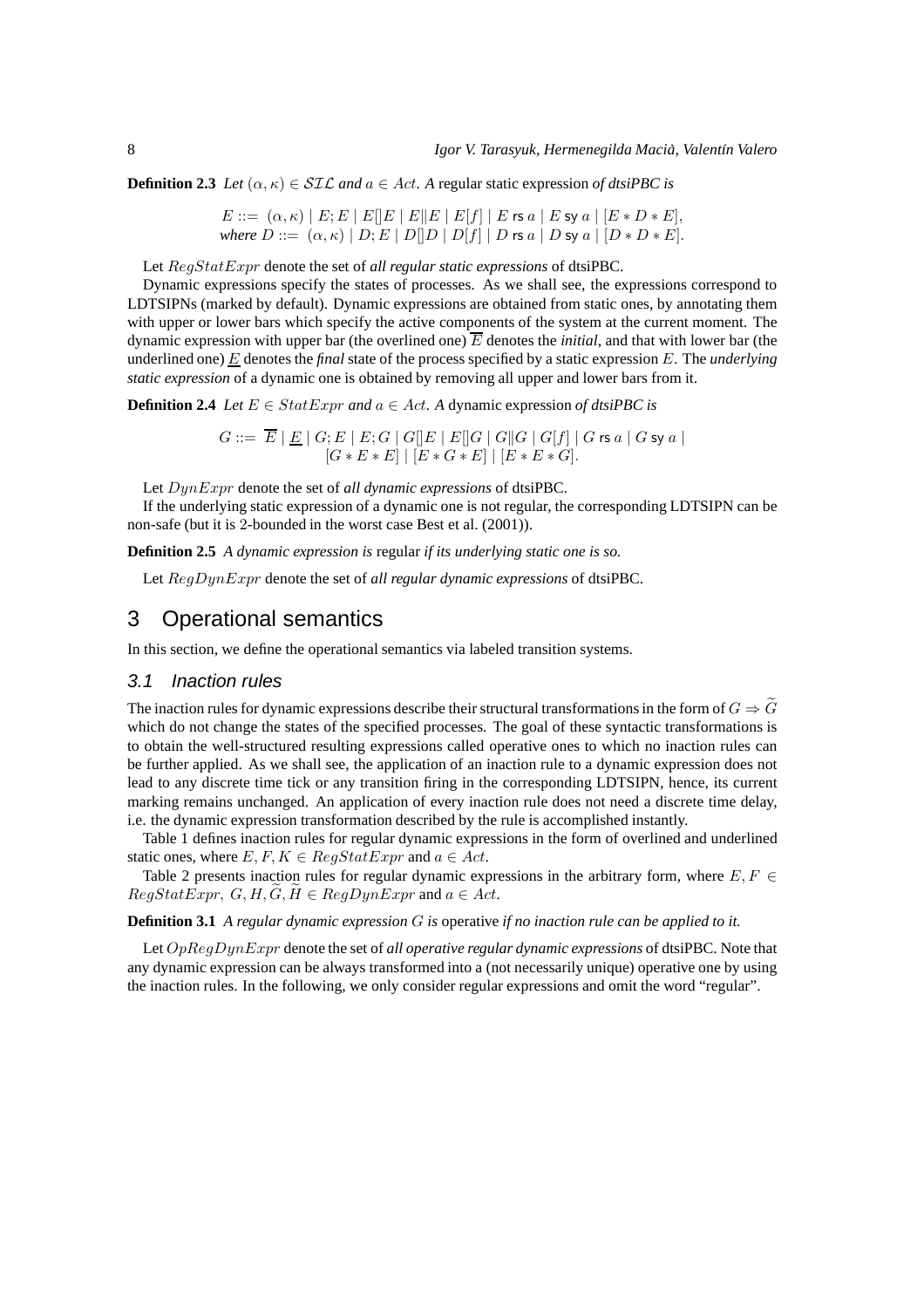**Definition 2.3** *Let* $(\alpha, \kappa) \in \mathcal{SIL}$ *and* $a \in Act$. *A* regular static expression *of dtsiPBC is*

$$E ::= \ (\alpha, \kappa) \mid E; E \mid E[]E \mid E\|E \mid E[f] \mid E \text{ rs } a \mid E \text{ sy } a \mid [E * D * E],$$
*where* $D ::= \ (\alpha, \kappa) \mid D; E \mid D[]D \mid D[f] \mid D \text{ rs } a \mid D \text{ sy } a \mid [D * D * E].$

Let $RegStatExpr$ denote the set of *all regular static expressions* of dtsiPBC.

Dynamic expressions specify the states of processes. As we shall see, the expressions correspond to LDTSIPNs (marked by default). Dynamic expressions are obtained from static ones, by annotating them with upper or lower bars which specify the active components of the system at the current moment. The dynamic expression with upper bar (the overlined one) $\overline{E}$ denotes the *initial*, and that with lower bar (the underlined one) $\underline{E}$ denotes the *final* state of the process specified by a static expression $E$. The *underlying static expression* of a dynamic one is obtained by removing all upper and lower bars from it.

**Definition 2.4** *Let* $E \in StatExpr$ *and* $a \in Act$. *A* dynamic expression *of dtsiPBC is*

$$G ::= \ \overline{E} \mid \underline{E} \mid G; E \mid E; G \mid G[]E \mid E[]G \mid G\|G \mid G[f] \mid G \text{ rs } a \mid G \text{ sy } a \mid$$
$$[G * E * E] \mid [E * G * E] \mid [E * E * G].$$

Let $DynExpr$ denote the set of *all dynamic expressions* of dtsiPBC.

If the underlying static expression of a dynamic one is not regular, the corresponding LDTSIPN can be non-safe (but it is 2-bounded in the worst case Best et al. (2001)).

**Definition 2.5** *A dynamic expression is* regular *if its underlying static one is so.*

Let $RegDynExpr$ denote the set of *all regular dynamic expressions* of dtsiPBC.

# 3 Operational semantics

In this section, we define the operational semantics via labeled transition systems.

## 3.1 Inaction rules

The inaction rules for dynamic expressions describe their structural transformations in the form of $G \Rightarrow \widetilde{G}$ which do not change the states of the specified processes. The goal of these syntactic transformations is to obtain the well-structured resulting expressions called operative ones to which no inaction rules can be further applied. As we shall see, the application of an inaction rule to a dynamic expression does not lead to any discrete time tick or any transition firing in the corresponding LDTSIPN, hence, its current marking remains unchanged. An application of every inaction rule does not need a discrete time delay, i.e. the dynamic expression transformation described by the rule is accomplished instantly.

Table 1 defines inaction rules for regular dynamic expressions in the form of overlined and underlined static ones, where $E, F, K \in RegStatExpr$ and $a \in Act$.

Table 2 presents inaction rules for regular dynamic expressions in the arbitrary form, where $E, F \in RegStatExpr$, $G, H, \widetilde{G}, \widetilde{H} \in RegDynExpr$ and $a \in Act$.

**Definition 3.1** *A regular dynamic expression* $G$ *is* operative *if no inaction rule can be applied to it.*

Let $OpRegDynExpr$ denote the set of *all operative regular dynamic expressions* of dtsiPBC. Note that any dynamic expression can be always transformed into a (not necessarily unique) operative one by using the inaction rules. In the following, we only consider regular expressions and omit the word "regular".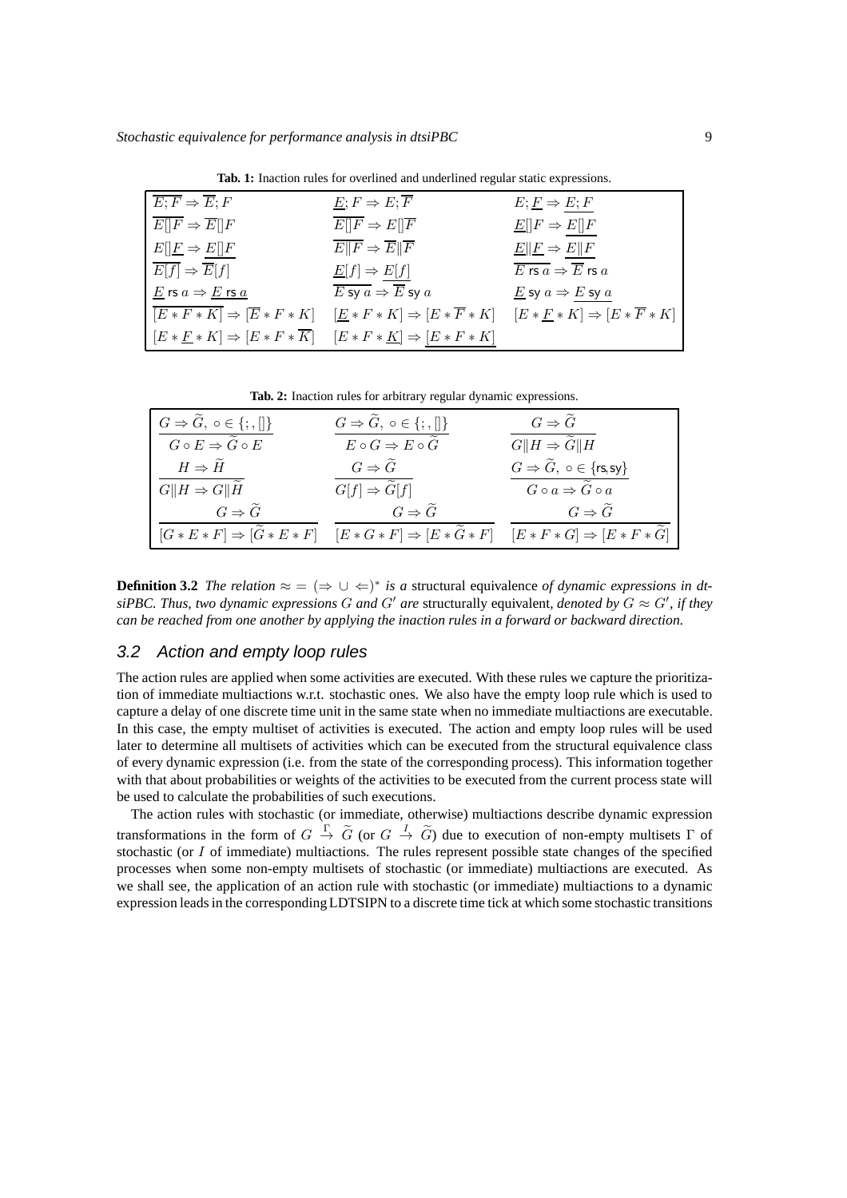**Tab. 1:** Inaction rules for overlined and underlined regular static expressions.

| | | |
|---|---|---|
| $\overline{E;F} \Rightarrow \overline{E};F$ | $\underline{E};F \Rightarrow E;\overline{F}$ | $E;\underline{F} \Rightarrow \underline{E;F}$ |
| $\overline{E[]F} \Rightarrow \overline{E}[]F$ | $\overline{E[]F} \Rightarrow E[]\overline{F}$ | $\underline{E}[]F \Rightarrow \underline{E[]F}$ |
| $E[]\underline{F} \Rightarrow \underline{E[]F}$ | $\overline{E\|F} \Rightarrow \overline{E}\|\overline{F}$ | $\underline{E}\|\underline{F} \Rightarrow \underline{E\|F}$ |
| $\overline{E[f]} \Rightarrow \overline{E}[f]$ | $\underline{E}[f] \Rightarrow \underline{E[f]}$ | $\overline{E \text{ rs } a} \Rightarrow \overline{E} \text{ rs } a$ |
| $\underline{E} \text{ rs } a \Rightarrow \underline{E \text{ rs } a}$ | $\overline{E \text{ sy } a} \Rightarrow \overline{E} \text{ sy } a$ | $\underline{E} \text{ sy } a \Rightarrow \underline{E \text{ sy } a}$ |
| $\overline{[E*F*K]} \Rightarrow [\overline{E}*F*K]$ | $[\underline{E}*F*K] \Rightarrow [E*\overline{F}*K]$ | $[E*\underline{F}*K] \Rightarrow [E*\overline{F}*K]$ |
| $[E*\underline{F}*K] \Rightarrow [E*F*\overline{K}]$ | $[E*F*\underline{K}] \Rightarrow \underline{[E*F*K]}$ | |

**Tab. 2:** Inaction rules for arbitrary regular dynamic expressions.

| | | |
|---|---|---|
| $\dfrac{G \Rightarrow \widetilde{G},\ \circ \in \{;, []\}}{G \circ E \Rightarrow \widetilde{G} \circ E}$ | $\dfrac{G \Rightarrow \widetilde{G},\ \circ \in \{;, []\}}{E \circ G \Rightarrow E \circ \widetilde{G}}$ | $\dfrac{G \Rightarrow \widetilde{G}}{G\|H \Rightarrow \widetilde{G}\|H}$ |
| $\dfrac{H \Rightarrow \widetilde{H}}{G\|H \Rightarrow G\|\widetilde{H}}$ | $\dfrac{G \Rightarrow \widetilde{G}}{G[f] \Rightarrow \widetilde{G}[f]}$ | $\dfrac{G \Rightarrow \widetilde{G},\ \circ \in \{\text{rs}, \text{sy}\}}{G \circ a \Rightarrow \widetilde{G} \circ a}$ |
| $\dfrac{G \Rightarrow \widetilde{G}}{[G*E*F] \Rightarrow [\widetilde{G}*E*F]}$ | $\dfrac{G \Rightarrow \widetilde{G}}{[E*G*F] \Rightarrow [E*\widetilde{G}*F]}$ | $\dfrac{G \Rightarrow \widetilde{G}}{[E*F*G] \Rightarrow [E*F*\widetilde{G}]}$ |

**Definition 3.2** *The relation $\approx\, = (\Rightarrow \cup \Leftarrow)^*$ is a* structural equivalence *of dynamic expressions in dtsiPBC. Thus, two dynamic expressions $G$ and $G'$ are* structurally equivalent*, denoted by $G \approx G'$, if they can be reached from one another by applying the inaction rules in a forward or backward direction.*

## 3.2 Action and empty loop rules

The action rules are applied when some activities are executed. With these rules we capture the prioritization of immediate multiactions w.r.t. stochastic ones. We also have the empty loop rule which is used to capture a delay of one discrete time unit in the same state when no immediate multiactions are executable. In this case, the empty multiset of activities is executed. The action and empty loop rules will be used later to determine all multisets of activities which can be executed from the structural equivalence class of every dynamic expression (i.e. from the state of the corresponding process). This information together with that about probabilities or weights of the activities to be executed from the current process state will be used to calculate the probabilities of such executions.

The action rules with stochastic (or immediate, otherwise) multiactions describe dynamic expression transformations in the form of $G \stackrel{\Gamma}{\rightarrow} \widetilde{G}$ (or $G \stackrel{I}{\rightarrow} \widetilde{G}$) due to execution of non-empty multisets $\Gamma$ of stochastic (or $I$ of immediate) multiactions. The rules represent possible state changes of the specified processes when some non-empty multisets of stochastic (or immediate) multiactions are executed. As we shall see, the application of an action rule with stochastic (or immediate) multiactions to a dynamic expression leads in the corresponding LDTSIPN to a discrete time tick at which some stochastic transitions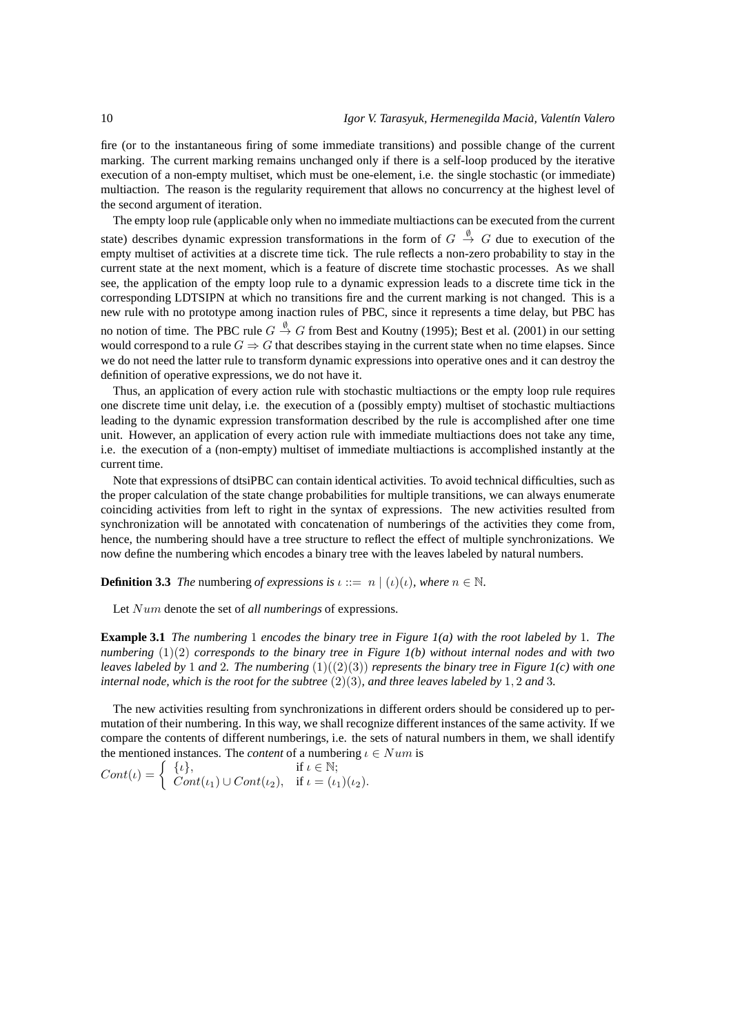fire (or to the instantaneous firing of some immediate transitions) and possible change of the current marking. The current marking remains unchanged only if there is a self-loop produced by the iterative execution of a non-empty multiset, which must be one-element, i.e. the single stochastic (or immediate) multiaction. The reason is the regularity requirement that allows no concurrency at the highest level of the second argument of iteration.

The empty loop rule (applicable only when no immediate multiactions can be executed from the current state) describes dynamic expression transformations in the form of $G \stackrel{\emptyset}{\rightarrow} G$ due to execution of the empty multiset of activities at a discrete time tick. The rule reflects a non-zero probability to stay in the current state at the next moment, which is a feature of discrete time stochastic processes. As we shall see, the application of the empty loop rule to a dynamic expression leads to a discrete time tick in the corresponding LDTSIPN at which no transitions fire and the current marking is not changed. This is a new rule with no prototype among inaction rules of PBC, since it represents a time delay, but PBC has no notion of time. The PBC rule $G \stackrel{\emptyset}{\rightarrow} G$ from Best and Koutny (1995); Best et al. (2001) in our setting would correspond to a rule $G \Rightarrow G$ that describes staying in the current state when no time elapses. Since we do not need the latter rule to transform dynamic expressions into operative ones and it can destroy the definition of operative expressions, we do not have it.

Thus, an application of every action rule with stochastic multiactions or the empty loop rule requires one discrete time unit delay, i.e. the execution of a (possibly empty) multiset of stochastic multiactions leading to the dynamic expression transformation described by the rule is accomplished after one time unit. However, an application of every action rule with immediate multiactions does not take any time, i.e. the execution of a (non-empty) multiset of immediate multiactions is accomplished instantly at the current time.

Note that expressions of dtsiPBC can contain identical activities. To avoid technical difficulties, such as the proper calculation of the state change probabilities for multiple transitions, we can always enumerate coinciding activities from left to right in the syntax of expressions. The new activities resulted from synchronization will be annotated with concatenation of numberings of the activities they come from, hence, the numbering should have a tree structure to reflect the effect of multiple synchronizations. We now define the numbering which encodes a binary tree with the leaves labeled by natural numbers.

**Definition 3.3** *The* numbering *of expressions is* $\iota ::= \ n \mid (\iota)(\iota)$, *where* $n \in \mathbb{N}$.

Let $Num$ denote the set of *all numberings* of expressions.

**Example 3.1** *The numbering* $1$ *encodes the binary tree in Figure 1(a) with the root labeled by* $1$. *The numbering* $(1)(2)$ *corresponds to the binary tree in Figure 1(b) without internal nodes and with two leaves labeled by* $1$ *and* $2$. *The numbering* $(1)((2)(3))$ *represents the binary tree in Figure 1(c) with one internal node, which is the root for the subtree* $(2)(3)$, *and three leaves labeled by* $1, 2$ *and* $3$.

The new activities resulting from synchronizations in different orders should be considered up to permutation of their numbering. In this way, we shall recognize different instances of the same activity. If we compare the contents of different numberings, i.e. the sets of natural numbers in them, we shall identify the mentioned instances. The *content* of a numbering $\iota \in Num$ is

$$Cont(\iota) = \begin{cases} \{\iota\}, & \text{if } \iota \in \mathbb{N}; \\ Cont(\iota_1) \cup Cont(\iota_2), & \text{if } \iota = (\iota_1)(\iota_2). \end{cases}$$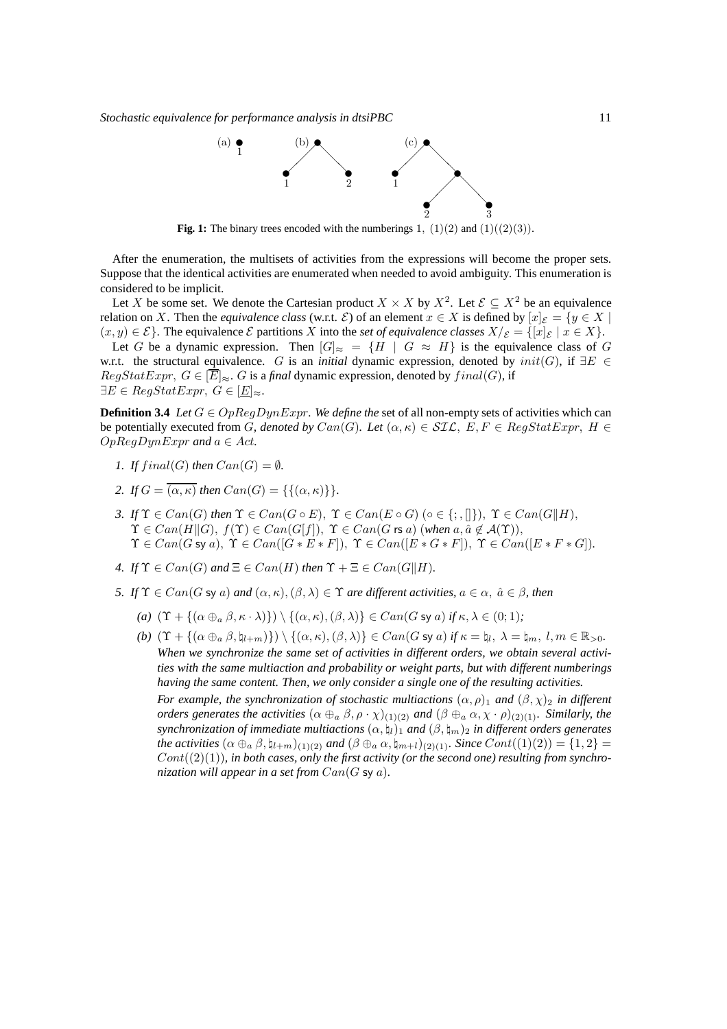**Fig. 1:** The binary trees encoded with the numberings $1,\ (1)(2)$ and $(1)((2)(3))$.

After the enumeration, the multisets of activities from the expressions will become the proper sets. Suppose that the identical activities are enumerated when needed to avoid ambiguity. This enumeration is considered to be implicit.

Let $X$ be some set. We denote the Cartesian product $X \times X$ by $X^2$. Let $\mathcal{E} \subseteq X^2$ be an equivalence relation on $X$. Then the *equivalence class* (w.r.t. $\mathcal{E}$) of an element $x \in X$ is defined by $[x]_{\mathcal{E}} = \{y \in X \mid (x, y) \in \mathcal{E}\}$. The equivalence $\mathcal{E}$ partitions $X$ into the *set of equivalence classes* $X/_{\mathcal{E}} = \{[x]_{\mathcal{E}} \mid x \in X\}$.

Let $G$ be a dynamic expression. Then $[G]_{\approx} = \{H \mid G \approx H\}$ is the equivalence class of $G$ w.r.t. the structural equivalence. $G$ is an *initial* dynamic expression, denoted by $init(G)$, if $\exists E \in RegStatExpr,\ G \in [\overline{E}]_{\approx}$. $G$ is a *final* dynamic expression, denoted by $final(G)$, if $\exists E \in RegStatExpr,\ G \in [\underline{E}]_{\approx}$.

**Definition 3.4** *Let $G \in OpRegDynExpr$. We define the* set of all non-empty sets of activities which can be potentially executed from $G$, *denoted by $Can(G)$. Let $(\alpha, \kappa) \in \mathcal{SIL},\ E, F \in RegStatExpr,\ H \in OpRegDynExpr$ and $a \in Act$.*

1. *If $final(G)$ then $Can(G) = \emptyset$.*
2. *If $G = \overline{(\alpha, \kappa)}$ then $Can(G) = \{\{(\alpha, \kappa)\}\}$.*
3. *If $\Upsilon \in Can(G)$ then $\Upsilon \in Can(G \circ E),\ \Upsilon \in Can(E \circ G)$ $(\circ \in \{;, []\}),\ \Upsilon \in Can(G\|H)$, $\Upsilon \in Can(H\|G),\ f(\Upsilon) \in Can(G[f]),\ \Upsilon \in Can(G \text{ rs } a)$ (when $a, \hat{a} \notin \mathcal{A}(\Upsilon)$), $\Upsilon \in Can(G \text{ sy } a),\ \Upsilon \in Can([G * E * F]),\ \Upsilon \in Can([E * G * F]),\ \Upsilon \in Can([E * F * G])$.*
4. *If $\Upsilon \in Can(G)$ and $\Xi \in Can(H)$ then $\Upsilon + \Xi \in Can(G\|H)$.*
5. *If $\Upsilon \in Can(G \text{ sy } a)$ and $(\alpha, \kappa), (\beta, \lambda) \in \Upsilon$ are different activities, $a \in \alpha,\ \hat{a} \in \beta$, then*
   *(a) $(\Upsilon + \{(\alpha \oplus_a \beta, \kappa \cdot \lambda)\}) \setminus \{(\alpha, \kappa), (\beta, \lambda)\} \in Can(G \text{ sy } a)$ if $\kappa, \lambda \in (0; 1)$;*

   *(b) $(\Upsilon + \{(\alpha \oplus_a \beta, \natural_{l+m})\}) \setminus \{(\alpha, \kappa), (\beta, \lambda)\} \in Can(G \text{ sy } a)$ if $\kappa = \natural_l,\ \lambda = \natural_m,\ l, m \in \mathbb{R}_{>0}$.*
   *When we synchronize the same set of activities in different orders, we obtain several activities with the same multiaction and probability or weight parts, but with different numberings having the same content. Then, we only consider a single one of the resulting activities.*

   *For example, the synchronization of stochastic multiactions $(\alpha, \rho)_1$ and $(\beta, \chi)_2$ in different orders generates the activities $(\alpha \oplus_a \beta, \rho \cdot \chi)_{(1)(2)}$ and $(\beta \oplus_a \alpha, \chi \cdot \rho)_{(2)(1)}$. Similarly, the synchronization of immediate multiactions $(\alpha, \natural_l)_1$ and $(\beta, \natural_m)_2$ in different orders generates the activities $(\alpha \oplus_a \beta, \natural_{l+m})_{(1)(2)}$ and $(\beta \oplus_a \alpha, \natural_{m+l})_{(2)(1)}$. Since $Cont((1)(2)) = \{1, 2\} = Cont((2)(1))$, in both cases, only the first activity (or the second one) resulting from synchronization will appear in a set from $Can(G \text{ sy } a)$.*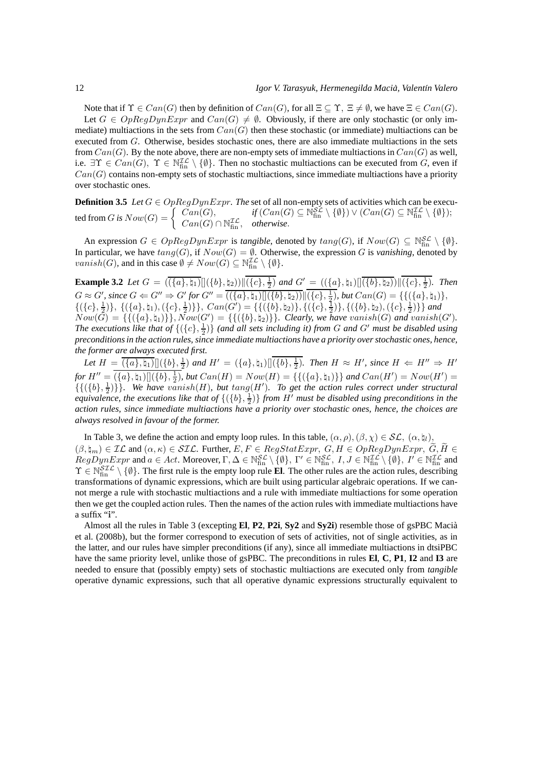Note that if $\Upsilon \in Can(G)$ then by definition of $Can(G)$, for all $\Xi \subseteq \Upsilon,\ \Xi \neq \emptyset$, we have $\Xi \in Can(G)$.

Let $G \in OpRegDynExpr$ and $Can(G) \neq \emptyset$. Obviously, if there are only stochastic (or only immediate) multiactions in the sets from $Can(G)$ then these stochastic (or immediate) multiactions can be executed from $G$. Otherwise, besides stochastic ones, there are also immediate multiactions in the sets from $Can(G)$. By the note above, there are non-empty sets of immediate multiactions in $Can(G)$ as well, i.e. $\exists \Upsilon \in Can(G),\ \Upsilon \in \mathbb{N}_{\text{fin}}^{\mathcal{IL}} \setminus \{\emptyset\}$. Then no stochastic multiactions can be executed from $G$, even if $Can(G)$ contains non-empty sets of stochastic multiactions, since immediate multiactions have a priority over stochastic ones.

**Definition 3.5** *Let $G \in OpRegDynExpr$. The* set of all non-empty sets of activities which can be executed from $G$ *is* $Now(G) = \begin{cases} Can(G), & \text{if } (Can(G) \subseteq \mathbb{N}_{\text{fin}}^{\mathcal{SL}} \setminus \{\emptyset\}) \vee (Can(G) \subseteq \mathbb{N}_{\text{fin}}^{\mathcal{IL}} \setminus \{\emptyset\}); \\ Can(G) \cap \mathbb{N}_{\text{fin}}^{\mathcal{IL}}, & \text{otherwise}. \end{cases}$

An expression $G \in OpRegDynExpr$ is *tangible*, denoted by $tang(G)$, if $Now(G) \subseteq \mathbb{N}_{\text{fin}}^{\mathcal{SL}} \setminus \{\emptyset\}$. In particular, we have $tang(G)$, if $Now(G) = \emptyset$. Otherwise, the expression $G$ is *vanishing*, denoted by $vanish(G)$, and in this case $\emptyset \neq Now(G) \subseteq \mathbb{N}_{\text{fin}}^{\mathcal{IL}} \setminus \{\emptyset\}$.

**Example 3.2** *Let $G = \overline{(\overline{(\{a\},\natural_1)}[](\{b\},\natural_2))}\|\overline{(\{c\},\frac{1}{2})}$ and $G' = ((\{a\},\natural_1)[]\overline{(\{b\},\natural_2)})\|\overline{(\{c\},\frac{1}{2})}$. Then $G \approx G'$, since $G \Leftarrow G'' \Rightarrow G'$ for $G'' = \overline{((\{a\},\natural_1)[](\{b\},\natural_2))}\|\overline{(\{c\},\frac{1}{2})}$, but $Can(G) = \{\{(\{a\},\natural_1)\}, \{(\{c\},\frac{1}{2})\}, \{(\{a\},\natural_1),(\{c\},\frac{1}{2})\}\}$, $Can(G') = \{\{(\{b\},\natural_2)\}, \{(\{c\},\frac{1}{2})\}, \{(\{b\},\natural_2),(\{c\},\frac{1}{2})\}\}$ and $Now(G) = \{\{(\{a\},\natural_1)\}\}$, $Now(G') = \{\{(\{b\},\natural_2)\}\}$. Clearly, we have $vanish(G)$ and $vanish(G')$. The executions like that of $\{(\{c\},\frac{1}{2})\}$ (and all sets including it) from $G$ and $G'$ must be disabled using preconditions in the action rules, since immediate multiactions have a priority over stochastic ones, hence, the former are always executed first.*

*Let $H = \overline{(\{a\},\natural_1)}[](\{b\},\frac{1}{2})$ and $H' = (\{a\},\natural_1)[]\overline{(\{b\},\frac{1}{2})}$. Then $H \approx H'$, since $H \Leftarrow H'' \Rightarrow H'$ for $H'' = \overline{(\{a\},\natural_1)[](\{b\},\frac{1}{2})}$, but $Can(H) = Now(H) = \{\{(\{a\},\natural_1)\}\}$ and $Can(H') = Now(H') = \{\{(\{b\},\frac{1}{2})\}\}$. We have $vanish(H)$, but $tang(H')$. To get the action rules correct under structural equivalence, the executions like that of $\{(\{b\},\frac{1}{2})\}$ from $H'$ must be disabled using preconditions in the action rules, since immediate multiactions have a priority over stochastic ones, hence, the choices are always resolved in favour of the former.*

In Table 3, we define the action and empty loop rules. In this table, $(\alpha,\rho),(\beta,\chi) \in \mathcal{SL},\ (\alpha,\natural_l),\ (\beta,\natural_m) \in \mathcal{IL}$ and $(\alpha,\kappa) \in \mathcal{SIL}$. Further, $E,F \in RegStatExpr,\ G,H \in OpRegDynExpr,\ \widetilde{G},\widetilde{H} \in RegDynExpr$ and $a \in Act$. Moreover, $\Gamma,\Delta \in \mathbb{N}_{\text{fin}}^{\mathcal{SL}} \setminus \{\emptyset\},\ \Gamma' \in \mathbb{N}_{\text{fin}}^{\mathcal{SL}},\ I,J \in \mathbb{N}_{\text{fin}}^{\mathcal{IL}} \setminus \{\emptyset\},\ I' \in \mathbb{N}_{\text{fin}}^{\mathcal{IL}}$ and $\Upsilon \in \mathbb{N}_{\text{fin}}^{\mathcal{SIL}} \setminus \{\emptyset\}$. The first rule is the empty loop rule **El**. The other rules are the action rules, describing transformations of dynamic expressions, which are built using particular algebraic operations. If we cannot merge a rule with stochastic multiactions and a rule with immediate multiactions for some operation then we get the coupled action rules. Then the names of the action rules with immediate multiactions have a suffix "**i**".

Almost all the rules in Table 3 (excepting **El**, **P2**, **P2i**, **Sy2** and **Sy2i**) resemble those of gsPBC Macià et al. (2008b), but the former correspond to execution of sets of activities, not of single activities, as in the latter, and our rules have simpler preconditions (if any), since all immediate multiactions in dtsiPBC have the same priority level, unlike those of gsPBC. The preconditions in rules **El**, **C**, **P1**, **I2** and **I3** are needed to ensure that (possibly empty) sets of stochastic multiactions are executed only from *tangible* operative dynamic expressions, such that all operative dynamic expressions structurally equivalent to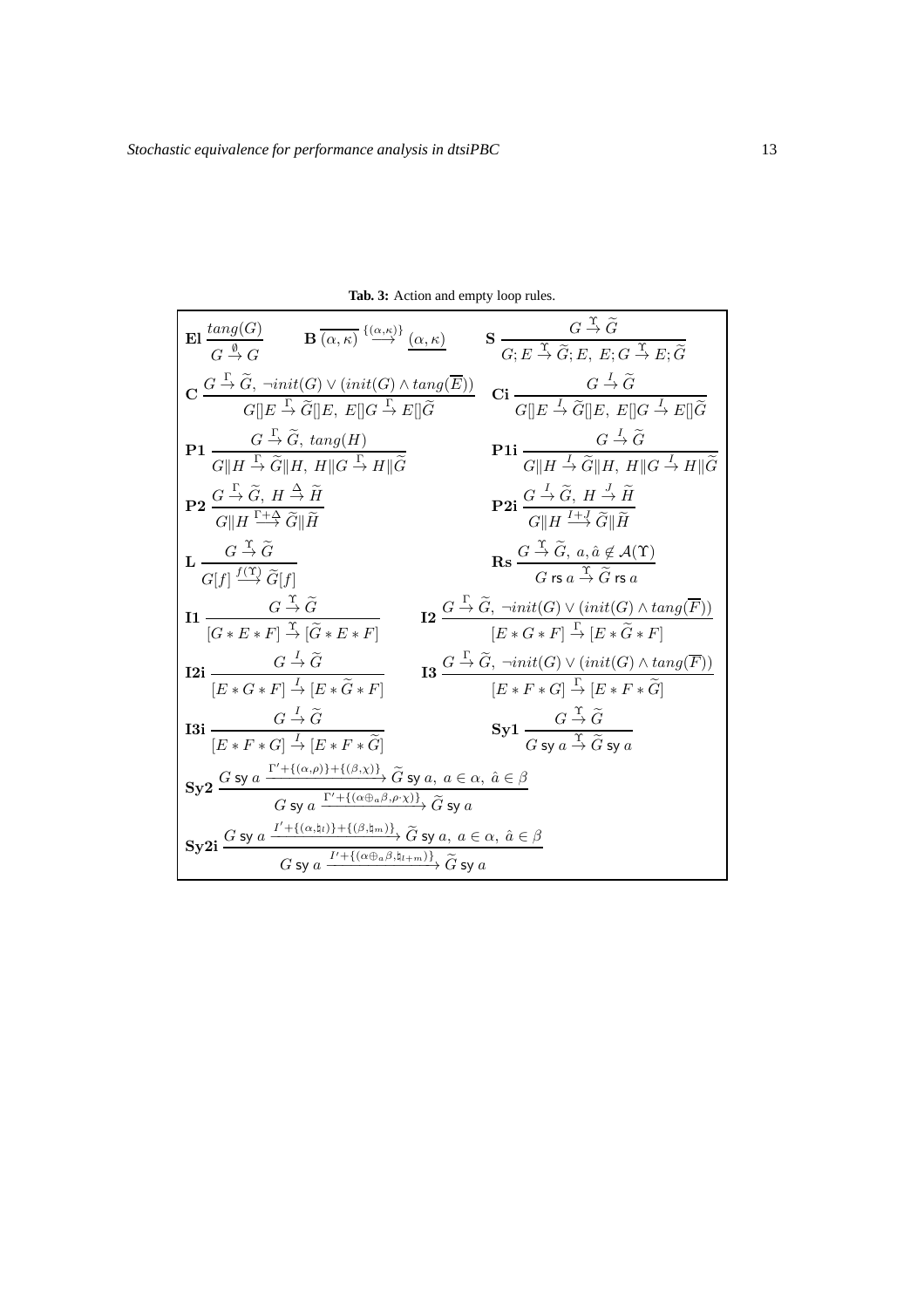**Tab. 3:** Action and empty loop rules.

$$\textbf{El}\ \frac{tang(G)}{G \stackrel{\emptyset}{\to} G} \qquad \textbf{B}\ \overline{\overline{(\alpha,\kappa)} \stackrel{\{(\alpha,\kappa)\}}{\longrightarrow} \underline{(\alpha,\kappa)}} \qquad \textbf{S}\ \frac{G \stackrel{\Upsilon}{\to} \widetilde{G}}{G;E \stackrel{\Upsilon}{\to} \widetilde{G};E,\ E;G \stackrel{\Upsilon}{\to} E;\widetilde{G}}$$

$$\textbf{C}\ \frac{G \stackrel{\Gamma}{\to} \widetilde{G},\ \neg init(G) \vee (init(G) \wedge tang(\overline{E}))}{G[]E \stackrel{\Gamma}{\to} \widetilde{G}[]E,\ E[]G \stackrel{\Gamma}{\to} E[]\widetilde{G}} \qquad \textbf{Ci}\ \frac{G \stackrel{I}{\to} \widetilde{G}}{G[]E \stackrel{I}{\to} \widetilde{G}[]E,\ E[]G \stackrel{I}{\to} E[]\widetilde{G}}$$

$$\textbf{P1}\ \frac{G \stackrel{\Gamma}{\to} \widetilde{G},\ tang(H)}{G\|H \stackrel{\Gamma}{\to} \widetilde{G}\|H,\ H\|G \stackrel{\Gamma}{\to} H\|\widetilde{G}} \qquad \textbf{P1i}\ \frac{G \stackrel{I}{\to} \widetilde{G}}{G\|H \stackrel{I}{\to} \widetilde{G}\|H,\ H\|G \stackrel{I}{\to} H\|\widetilde{G}}$$

$$\textbf{P2}\ \frac{G \stackrel{\Gamma}{\to} \widetilde{G},\ H \stackrel{\Delta}{\to} \widetilde{H}}{G\|H \stackrel{\Gamma+\Delta}{\longrightarrow} \widetilde{G}\|\widetilde{H}} \qquad \textbf{P2i}\ \frac{G \stackrel{I}{\to} \widetilde{G},\ H \stackrel{J}{\to} \widetilde{H}}{G\|H \stackrel{I+J}{\longrightarrow} \widetilde{G}\|\widetilde{H}}$$

$$\textbf{L}\ \frac{G \stackrel{\Upsilon}{\to} \widetilde{G}}{G[f] \stackrel{f(\Upsilon)}{\longrightarrow} \widetilde{G}[f]} \qquad \textbf{Rs}\ \frac{G \stackrel{\Upsilon}{\to} \widetilde{G},\ a,\hat{a} \notin \mathcal{A}(\Upsilon)}{G \textsf{ rs } a \stackrel{\Upsilon}{\to} \widetilde{G} \textsf{ rs } a}$$

$$\textbf{I1}\ \frac{G \stackrel{\Upsilon}{\to} \widetilde{G}}{[G*E*F] \stackrel{\Upsilon}{\to} [\widetilde{G}*E*F]} \qquad \textbf{I2}\ \frac{G \stackrel{\Gamma}{\to} \widetilde{G},\ \neg init(G) \vee (init(G) \wedge tang(\overline{F}))}{[E*G*F] \stackrel{\Gamma}{\to} [E*\widetilde{G}*F]}$$

$$\textbf{I2i}\ \frac{G \stackrel{I}{\to} \widetilde{G}}{[E*G*F] \stackrel{I}{\to} [E*\widetilde{G}*F]} \qquad \textbf{I3}\ \frac{G \stackrel{\Gamma}{\to} \widetilde{G},\ \neg init(G) \vee (init(G) \wedge tang(\overline{F}))}{[E*F*G] \stackrel{\Gamma}{\to} [E*F*\widetilde{G}]}$$

$$\textbf{I3i}\ \frac{G \stackrel{I}{\to} \widetilde{G}}{[E*F*G] \stackrel{I}{\to} [E*F*\widetilde{G}]} \qquad \textbf{Sy1}\ \frac{G \stackrel{\Upsilon}{\to} \widetilde{G}}{G \textsf{ sy } a \stackrel{\Upsilon}{\to} \widetilde{G} \textsf{ sy } a}$$

$$\textbf{Sy2}\ \frac{G \textsf{ sy } a \xrightarrow{\Gamma'+\{(\alpha,\rho)\}+\{(\beta,\chi)\}} \widetilde{G} \textsf{ sy } a,\ a \in \alpha,\ \hat{a} \in \beta}{G \textsf{ sy } a \xrightarrow{\Gamma'+\{(\alpha\oplus_a\beta,\rho\cdot\chi)\}} \widetilde{G} \textsf{ sy } a}$$

$$\textbf{Sy2i}\ \frac{G \textsf{ sy } a \xrightarrow{I'+\{(\alpha,\natural_l)\}+\{(\beta,\natural_m)\}} \widetilde{G} \textsf{ sy } a,\ a \in \alpha,\ \hat{a} \in \beta}{G \textsf{ sy } a \xrightarrow{I'+\{(\alpha\oplus_a\beta,\natural_{l+m})\}} \widetilde{G} \textsf{ sy } a}$$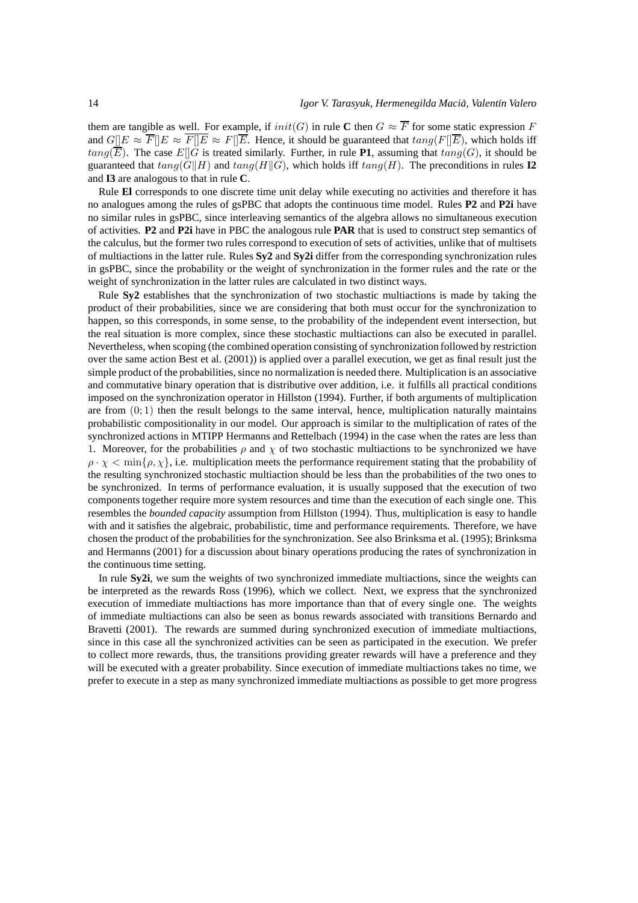them are tangible as well. For example, if $init(G)$ in rule **C** then $G \approx \overline{F}$ for some static expression $F$ and $G[]E \approx \overline{F}[]E \approx \overline{F[]E} \approx F[]\overline{E}$. Hence, it should be guaranteed that $tang(F[]\overline{E})$, which holds iff $tang(\overline{E})$. The case $E[]G$ is treated similarly. Further, in rule **P1**, assuming that $tang(G)$, it should be guaranteed that $tang(G\|H)$ and $tang(H\|G)$, which holds iff $tang(H)$. The preconditions in rules **I2** and **I3** are analogous to that in rule **C**.

Rule **El** corresponds to one discrete time unit delay while executing no activities and therefore it has no analogues among the rules of gsPBC that adopts the continuous time model. Rules **P2** and **P2i** have no similar rules in gsPBC, since interleaving semantics of the algebra allows no simultaneous execution of activities. **P2** and **P2i** have in PBC the analogous rule **PAR** that is used to construct step semantics of the calculus, but the former two rules correspond to execution of sets of activities, unlike that of multisets of multiactions in the latter rule. Rules **Sy2** and **Sy2i** differ from the corresponding synchronization rules in gsPBC, since the probability or the weight of synchronization in the former rules and the rate or the weight of synchronization in the latter rules are calculated in two distinct ways.

Rule **Sy2** establishes that the synchronization of two stochastic multiactions is made by taking the product of their probabilities, since we are considering that both must occur for the synchronization to happen, so this corresponds, in some sense, to the probability of the independent event intersection, but the real situation is more complex, since these stochastic multiactions can also be executed in parallel. Nevertheless, when scoping (the combined operation consisting of synchronization followed by restriction over the same action Best et al. (2001)) is applied over a parallel execution, we get as final result just the simple product of the probabilities, since no normalization is needed there. Multiplication is an associative and commutative binary operation that is distributive over addition, i.e. it fulfills all practical conditions imposed on the synchronization operator in Hillston (1994). Further, if both arguments of multiplication are from $(0; 1)$ then the result belongs to the same interval, hence, multiplication naturally maintains probabilistic compositionality in our model. Our approach is similar to the multiplication of rates of the synchronized actions in MTIPP Hermanns and Rettelbach (1994) in the case when the rates are less than 1. Moreover, for the probabilities $\rho$ and $\chi$ of two stochastic multiactions to be synchronized we have $\rho \cdot \chi < \min\{\rho, \chi\}$, i.e. multiplication meets the performance requirement stating that the probability of the resulting synchronized stochastic multiaction should be less than the probabilities of the two ones to be synchronized. In terms of performance evaluation, it is usually supposed that the execution of two components together require more system resources and time than the execution of each single one. This resembles the *bounded capacity* assumption from Hillston (1994). Thus, multiplication is easy to handle with and it satisfies the algebraic, probabilistic, time and performance requirements. Therefore, we have chosen the product of the probabilities for the synchronization. See also Brinksma et al. (1995); Brinksma and Hermanns (2001) for a discussion about binary operations producing the rates of synchronization in the continuous time setting.

In rule **Sy2i**, we sum the weights of two synchronized immediate multiactions, since the weights can be interpreted as the rewards Ross (1996), which we collect. Next, we express that the synchronized execution of immediate multiactions has more importance than that of every single one. The weights of immediate multiactions can also be seen as bonus rewards associated with transitions Bernardo and Bravetti (2001). The rewards are summed during synchronized execution of immediate multiactions, since in this case all the synchronized activities can be seen as participated in the execution. We prefer to collect more rewards, thus, the transitions providing greater rewards will have a preference and they will be executed with a greater probability. Since execution of immediate multiactions takes no time, we prefer to execute in a step as many synchronized immediate multiactions as possible to get more progress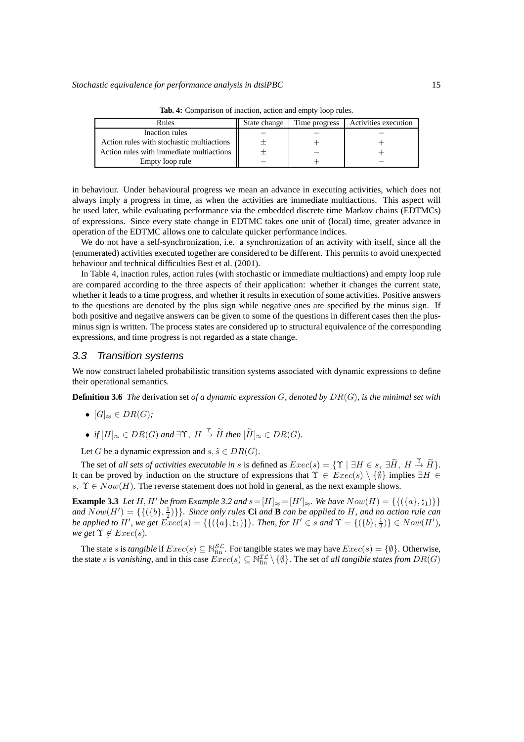**Tab. 4:** Comparison of inaction, action and empty loop rules.

| Rules | State change | Time progress | Activities execution |
|---|---|---|---|
| Inaction rules | $-$ | $-$ | $-$ |
| Action rules with stochastic multiactions | $\pm$ | $+$ | $+$ |
| Action rules with immediate multiactions | $\pm$ | $-$ | $+$ |
| Empty loop rule | $-$ | $+$ | $-$ |

in behaviour. Under behavioural progress we mean an advance in executing activities, which does not always imply a progress in time, as when the activities are immediate multiactions. This aspect will be used later, while evaluating performance via the embedded discrete time Markov chains (EDTMCs) of expressions. Since every state change in EDTMC takes one unit of (local) time, greater advance in operation of the EDTMC allows one to calculate quicker performance indices.

We do not have a self-synchronization, i.e. a synchronization of an activity with itself, since all the (enumerated) activities executed together are considered to be different. This permits to avoid unexpected behaviour and technical difficulties Best et al. (2001).

In Table 4, inaction rules, action rules (with stochastic or immediate multiactions) and empty loop rule are compared according to the three aspects of their application: whether it changes the current state, whether it leads to a time progress, and whether it results in execution of some activities. Positive answers to the questions are denoted by the plus sign while negative ones are specified by the minus sign. If both positive and negative answers can be given to some of the questions in different cases then the plus-minus sign is written. The process states are considered up to structural equivalence of the corresponding expressions, and time progress is not regarded as a state change.

### *3.3 Transition systems*

We now construct labeled probabilistic transition systems associated with dynamic expressions to define their operational semantics.

**Definition 3.6** *The* derivation set *of a dynamic expression $G$, denoted by $DR(G)$, is the minimal set with*

- $[G]_\approx \in DR(G)$;
- *if* $[H]_\approx \in DR(G)$ *and* $\exists\Upsilon,\ H \stackrel{\Upsilon}{\to} \widetilde{H}$ *then* $[\widetilde{H}]_\approx \in DR(G)$.

Let $G$ be a dynamic expression and $s, \tilde{s} \in DR(G)$.

The set of *all sets of activities executable in* $s$ is defined as $Exec(s) = \{\Upsilon \mid \exists H \in s,\ \exists\widetilde{H},\ H \stackrel{\Upsilon}{\to} \widetilde{H}\}$. It can be proved by induction on the structure of expressions that $\Upsilon \in Exec(s) \setminus \{\emptyset\}$ implies $\exists H \in s,\ \Upsilon \in Now(H)$. The reverse statement does not hold in general, as the next example shows.

**Example 3.3** *Let $H, H'$ be from Example 3.2 and $s = [H]_\approx = [H']_\approx$. We have $Now(H) = \{\{(\{a\}, \natural_1)\}\}$ and $Now(H') = \{\{(\{b\}, \frac{1}{2})\}\}$. Since only rules* **Ci** *and* **B** *can be applied to $H$, and no action rule can be applied to $H'$, we get $Exec(s) = \{\{(\{a\}, \natural_1)\}\}$. Then, for $H' \in s$ and $\Upsilon = \{(\{b\}, \frac{1}{2})\} \in Now(H')$, we get $\Upsilon \notin Exec(s)$.*

The state $s$ is *tangible* if $Exec(s) \subseteq \mathbb{N}_{\text{fin}}^{\mathcal{SL}}$. For tangible states we may have $Exec(s) = \{\emptyset\}$. Otherwise, the state $s$ is *vanishing*, and in this case $Exec(s) \subseteq \mathbb{N}_{\text{fin}}^{\mathcal{IL}} \setminus \{\emptyset\}$. The set of *all tangible states from* $DR(G)$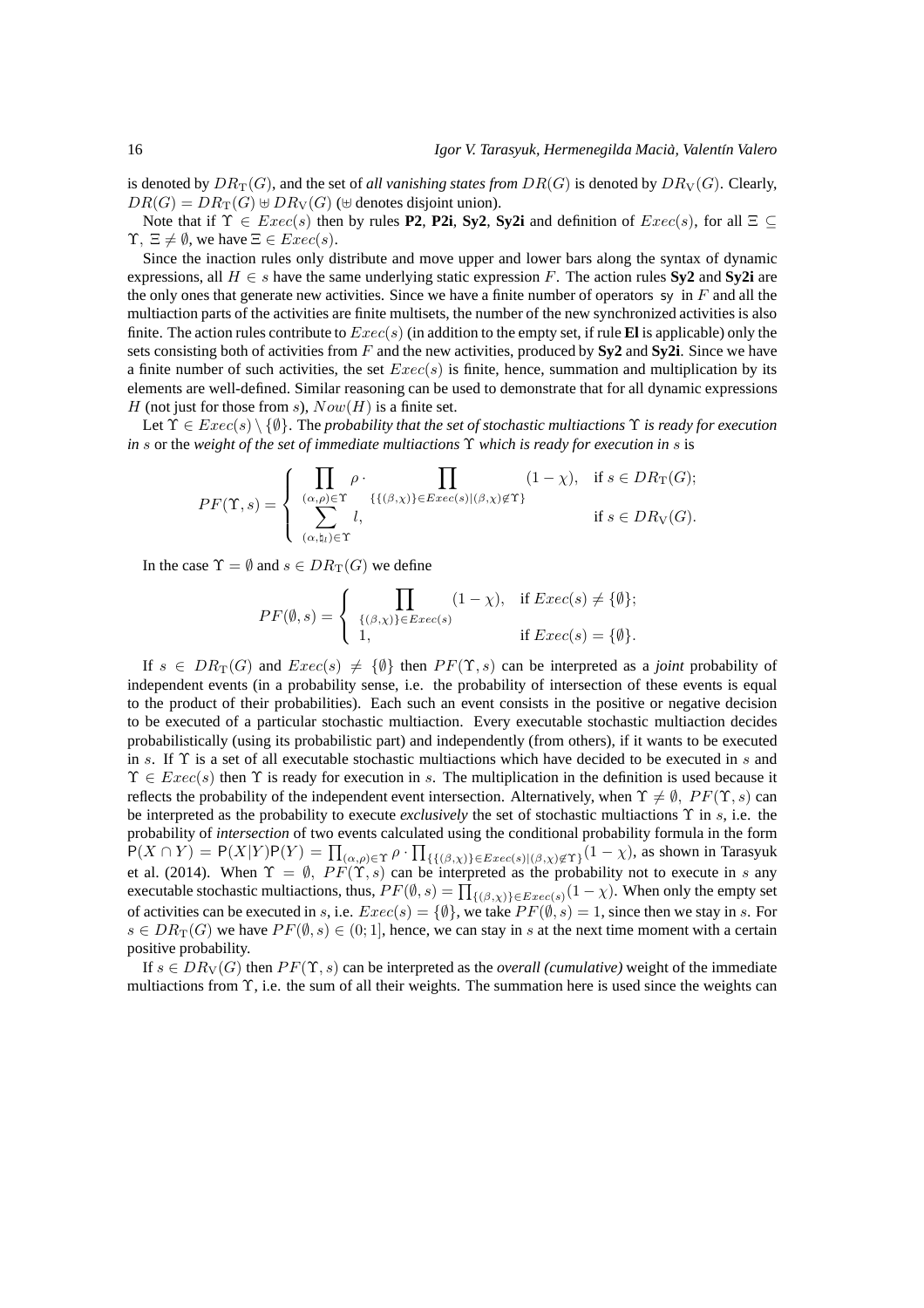is denoted by $DR_{\mathrm{T}}(G)$, and the set of *all vanishing states from* $DR(G)$ is denoted by $DR_{\mathrm{V}}(G)$. Clearly, $DR(G) = DR_{\mathrm{T}}(G) \uplus DR_{\mathrm{V}}(G)$ ($\uplus$ denotes disjoint union).

Note that if $\Upsilon \in Exec(s)$ then by rules **P2**, **P2i**, **Sy2**, **Sy2i** and definition of $Exec(s)$, for all $\Xi \subseteq \Upsilon,\ \Xi \neq \emptyset$, we have $\Xi \in Exec(s)$.

Since the inaction rules only distribute and move upper and lower bars along the syntax of dynamic expressions, all $H \in s$ have the same underlying static expression $F$. The action rules **Sy2** and **Sy2i** are the only ones that generate new activities. Since we have a finite number of operators $\mathsf{sy}$ in $F$ and all the multiaction parts of the activities are finite multisets, the number of the new synchronized activities is also finite. The action rules contribute to $Exec(s)$ (in addition to the empty set, if rule **El** is applicable) only the sets consisting both of activities from $F$ and the new activities, produced by **Sy2** and **Sy2i**. Since we have a finite number of such activities, the set $Exec(s)$ is finite, hence, summation and multiplication by its elements are well-defined. Similar reasoning can be used to demonstrate that for all dynamic expressions $H$ (not just for those from $s$), $Now(H)$ is a finite set.

Let $\Upsilon \in Exec(s) \setminus \{\emptyset\}$. The *probability that the set of stochastic multiactions* $\Upsilon$ *is ready for execution in* $s$ or the *weight of the set of immediate multiactions* $\Upsilon$ *which is ready for execution in* $s$ is

$$PF(\Upsilon, s) = \begin{cases} \prod\limits_{(\alpha,\rho)\in\Upsilon} \rho \cdot \prod\limits_{\{\{(\beta,\chi)\}\in Exec(s) \mid (\beta,\chi)\not\in\Upsilon\}} (1-\chi), & \text{if } s \in DR_{\mathrm{T}}(G); \\ \sum\limits_{(\alpha,\natural_l)\in\Upsilon} l, & \text{if } s \in DR_{\mathrm{V}}(G). \end{cases}$$

In the case $\Upsilon = \emptyset$ and $s \in DR_{\mathrm{T}}(G)$ we define

$$PF(\emptyset, s) = \begin{cases} \prod\limits_{\{(\beta,\chi)\}\in Exec(s)} (1-\chi), & \text{if } Exec(s) \neq \{\emptyset\}; \\ 1, & \text{if } Exec(s) = \{\emptyset\}. \end{cases}$$

If $s \in DR_{\mathrm{T}}(G)$ and $Exec(s) \neq \{\emptyset\}$ then $PF(\Upsilon, s)$ can be interpreted as a *joint* probability of independent events (in a probability sense, i.e. the probability of intersection of these events is equal to the product of their probabilities). Each such an event consists in the positive or negative decision to be executed of a particular stochastic multiaction. Every executable stochastic multiaction decides probabilistically (using its probabilistic part) and independently (from others), if it wants to be executed in $s$. If $\Upsilon$ is a set of all executable stochastic multiactions which have decided to be executed in $s$ and $\Upsilon \in Exec(s)$ then $\Upsilon$ is ready for execution in $s$. The multiplication in the definition is used because it reflects the probability of the independent event intersection. Alternatively, when $\Upsilon \neq \emptyset,\ PF(\Upsilon, s)$ can be interpreted as the probability to execute *exclusively* the set of stochastic multiactions $\Upsilon$ in $s$, i.e. the probability of *intersection* of two events calculated using the conditional probability formula in the form $\mathsf{P}(X \cap Y) = \mathsf{P}(X|Y)\mathsf{P}(Y) = \prod_{(\alpha,\rho)\in\Upsilon} \rho \cdot \prod_{\{\{(\beta,\chi)\}\in Exec(s) \mid (\beta,\chi)\not\in\Upsilon\}} (1-\chi)$, as shown in Tarasyuk et al. (2014). When $\Upsilon = \emptyset,\ PF(\Upsilon, s)$ can be interpreted as the probability not to execute in $s$ any executable stochastic multiactions, thus, $PF(\emptyset, s) = \prod_{\{(\beta,\chi)\}\in Exec(s)} (1-\chi)$. When only the empty set of activities can be executed in $s$, i.e. $Exec(s) = \{\emptyset\}$, we take $PF(\emptyset, s) = 1$, since then we stay in $s$. For $s \in DR_{\mathrm{T}}(G)$ we have $PF(\emptyset, s) \in (0; 1]$, hence, we can stay in $s$ at the next time moment with a certain positive probability.

If $s \in DR_{\mathrm{V}}(G)$ then $PF(\Upsilon, s)$ can be interpreted as the *overall (cumulative)* weight of the immediate multiactions from $\Upsilon$, i.e. the sum of all their weights. The summation here is used since the weights can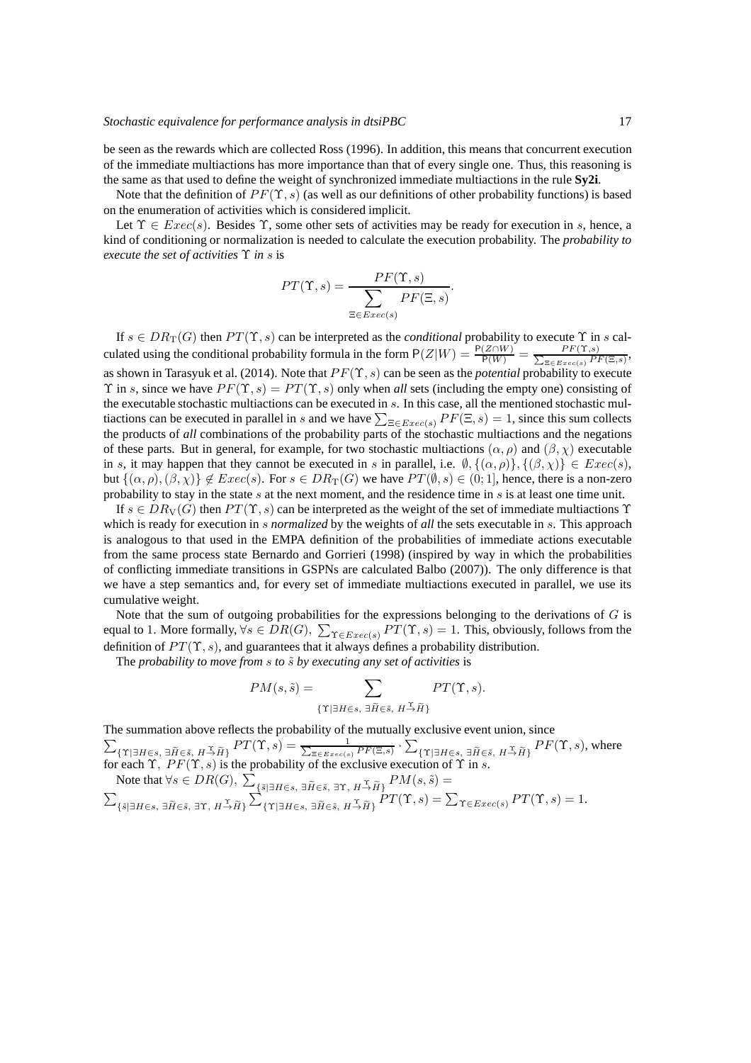be seen as the rewards which are collected Ross (1996). In addition, this means that concurrent execution of the immediate multiactions has more importance than that of every single one. Thus, this reasoning is the same as that used to define the weight of synchronized immediate multiactions in the rule **Sy2i**.

Note that the definition of $PF(\Upsilon, s)$ (as well as our definitions of other probability functions) is based on the enumeration of activities which is considered implicit.

Let $\Upsilon \in Exec(s)$. Besides $\Upsilon$, some other sets of activities may be ready for execution in $s$, hence, a kind of conditioning or normalization is needed to calculate the execution probability. The *probability to execute the set of activities* $\Upsilon$ *in* $s$ is

$$PT(\Upsilon, s) = \frac{PF(\Upsilon, s)}{\sum_{\Xi \in Exec(s)} PF(\Xi, s)}.$$

If $s \in DR_{\mathrm{T}}(G)$ then $PT(\Upsilon, s)$ can be interpreted as the *conditional* probability to execute $\Upsilon$ in $s$ calculated using the conditional probability formula in the form $\mathsf{P}(Z|W) = \frac{\mathsf{P}(Z \cap W)}{\mathsf{P}(W)} = \frac{PF(\Upsilon, s)}{\sum_{\Xi \in Exec(s)} PF(\Xi, s)}$, as shown in Tarasyuk et al. (2014). Note that $PF(\Upsilon, s)$ can be seen as the *potential* probability to execute $\Upsilon$ in $s$, since we have $PF(\Upsilon, s) = PT(\Upsilon, s)$ only when *all* sets (including the empty one) consisting of the executable stochastic multiactions can be executed in $s$. In this case, all the mentioned stochastic multiactions can be executed in parallel in $s$ and we have $\sum_{\Xi \in Exec(s)} PF(\Xi, s) = 1$, since this sum collects the products of *all* combinations of the probability parts of the stochastic multiactions and the negations of these parts. But in general, for example, for two stochastic multiactions $(\alpha, \rho)$ and $(\beta, \chi)$ executable in $s$, it may happen that they cannot be executed in $s$ in parallel, i.e. $\emptyset, \{(\alpha, \rho)\}, \{(\beta, \chi)\} \in Exec(s)$, but $\{(\alpha, \rho), (\beta, \chi)\} \not\in Exec(s)$. For $s \in DR_{\mathrm{T}}(G)$ we have $PT(\emptyset, s) \in (0; 1]$, hence, there is a non-zero probability to stay in the state $s$ at the next moment, and the residence time in $s$ is at least one time unit.

If $s \in DR_{\mathrm{V}}(G)$ then $PT(\Upsilon, s)$ can be interpreted as the weight of the set of immediate multiactions $\Upsilon$ which is ready for execution in $s$ *normalized* by the weights of *all* the sets executable in $s$. This approach is analogous to that used in the EMPA definition of the probabilities of immediate actions executable from the same process state Bernardo and Gorrieri (1998) (inspired by way in which the probabilities of conflicting immediate transitions in GSPNs are calculated Balbo (2007)). The only difference is that we have a step semantics and, for every set of immediate multiactions executed in parallel, we use its cumulative weight.

Note that the sum of outgoing probabilities for the expressions belonging to the derivations of $G$ is equal to 1. More formally, $\forall s \in DR(G),\ \sum_{\Upsilon \in Exec(s)} PT(\Upsilon, s) = 1$. This, obviously, follows from the definition of $PT(\Upsilon, s)$, and guarantees that it always defines a probability distribution.

The *probability to move from* $s$ *to* $\tilde{s}$ *by executing any set of activities* is

$$PM(s, \tilde{s}) = \sum_{\{\Upsilon \mid \exists H \in s,\ \exists \widetilde{H} \in \tilde{s},\ H \xrightarrow{\Upsilon} \widetilde{H}\}} PT(\Upsilon, s).$$

The summation above reflects the probability of the mutually exclusive event union, since $\sum_{\{\Upsilon \mid \exists H \in s,\ \exists \widetilde{H} \in \tilde{s},\ H \xrightarrow{\Upsilon} \widetilde{H}\}} PT(\Upsilon, s) = \frac{1}{\sum_{\Xi \in Exec(s)} PF(\Xi, s)} \cdot \sum_{\{\Upsilon \mid \exists H \in s,\ \exists \widetilde{H} \in \tilde{s},\ H \xrightarrow{\Upsilon} \widetilde{H}\}} PF(\Upsilon, s)$, where for each $\Upsilon,\ PF(\Upsilon, s)$ is the probability of the exclusive execution of $\Upsilon$ in $s$.

Note that $\forall s \in DR(G),\ \sum_{\{\tilde{s} \mid \exists H \in s,\ \exists \widetilde{H} \in \tilde{s},\ \exists \Upsilon,\ H \xrightarrow{\Upsilon} \widetilde{H}\}} PM(s, \tilde{s}) = \sum_{\{\tilde{s} \mid \exists H \in s,\ \exists \widetilde{H} \in \tilde{s},\ \exists \Upsilon,\ H \xrightarrow{\Upsilon} \widetilde{H}\}} \sum_{\{\Upsilon \mid \exists H \in s,\ \exists \widetilde{H} \in \tilde{s},\ H \xrightarrow{\Upsilon} \widetilde{H}\}} PT(\Upsilon, s) = \sum_{\Upsilon \in Exec(s)} PT(\Upsilon, s) = 1.$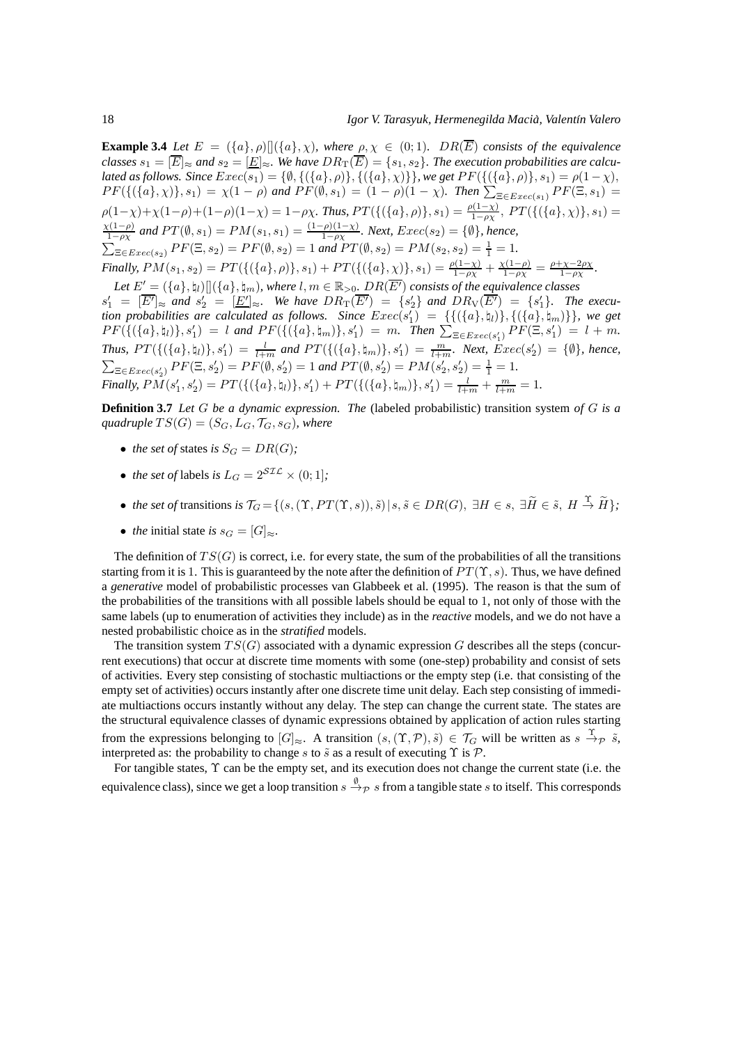**Example 3.4** *Let $E = (\{a\},\rho)[](\{a\},\chi)$, where $\rho,\chi \in (0;1)$. $DR(\overline{E})$ consists of the equivalence classes $s_1 = [\overline{E}]_\approx$ and $s_2 = [\underline{E}]_\approx$. We have $DR_{\mathrm{T}}(\overline{E}) = \{s_1, s_2\}$. The execution probabilities are calculated as follows. Since $Exec(s_1) = \{\emptyset, \{(\{a\},\rho)\}, \{(\{a\},\chi)\}\}$, we get $PF(\{(\{a\},\rho)\}, s_1) = \rho(1-\chi)$, $PF(\{(\{a\},\chi)\}, s_1) = \chi(1-\rho)$ and $PF(\emptyset, s_1) = (1-\rho)(1-\chi)$. Then $\sum_{\Xi \in Exec(s_1)} PF(\Xi, s_1) = \rho(1-\chi)+\chi(1-\rho)+(1-\rho)(1-\chi) = 1-\rho\chi$. Thus, $PT(\{(\{a\},\rho)\}, s_1) = \frac{\rho(1-\chi)}{1-\rho\chi}$, $PT(\{(\{a\},\chi)\}, s_1) = \frac{\chi(1-\rho)}{1-\rho\chi}$ and $PT(\emptyset, s_1) = PM(s_1, s_1) = \frac{(1-\rho)(1-\chi)}{1-\rho\chi}$. Next, $Exec(s_2) = \{\emptyset\}$, hence, $\sum_{\Xi \in Exec(s_2)} PF(\Xi, s_2) = PF(\emptyset, s_2) = 1$ and $PT(\emptyset, s_2) = PM(s_2, s_2) = \frac{1}{1} = 1$.*
*Finally, $PM(s_1, s_2) = PT(\{(\{a\},\rho)\}, s_1) + PT(\{(\{a\},\chi)\}, s_1) = \frac{\rho(1-\chi)}{1-\rho\chi} + \frac{\chi(1-\rho)}{1-\rho\chi} = \frac{\rho+\chi-2\rho\chi}{1-\rho\chi}$.*

*Let $E' = (\{a\},\natural_l)[](\{a\},\natural_m)$, where $l, m \in \mathbb{R}_{>0}$. $DR(\overline{E'})$ consists of the equivalence classes $s'_1 = [\overline{E'}]_\approx$ and $s'_2 = [\underline{E'}]_\approx$. We have $DR_{\mathrm{T}}(\overline{E'}) = \{s'_2\}$ and $DR_{\mathrm{V}}(\overline{E'}) = \{s'_1\}$. The execution probabilities are calculated as follows. Since $Exec(s'_1) = \{\{(\{a\},\natural_l)\}, \{(\{a\},\natural_m)\}\}$, we get $PF(\{(\{a\},\natural_l)\}, s'_1) = l$ and $PF(\{(\{a\},\natural_m)\}, s'_1) = m$. Then $\sum_{\Xi \in Exec(s'_1)} PF(\Xi, s'_1) = l + m$. Thus, $PT(\{(\{a\},\natural_l)\}, s'_1) = \frac{l}{l+m}$ and $PT(\{(\{a\},\natural_m)\}, s'_1) = \frac{m}{l+m}$. Next, $Exec(s'_2) = \{\emptyset\}$, hence, $\sum_{\Xi \in Exec(s'_2)} PF(\Xi, s'_2) = PF(\emptyset, s'_2) = 1$ and $PT(\emptyset, s'_2) = PM(s'_2, s'_2) = \frac{1}{1} = 1$.*
*Finally, $PM(s'_1, s'_2) = PT(\{(\{a\},\natural_l)\}, s'_1) + PT(\{(\{a\},\natural_m)\}, s'_1) = \frac{l}{l+m} + \frac{m}{l+m} = 1$.*

**Definition 3.7** *Let $G$ be a dynamic expression. The* (labeled probabilistic) transition system *of $G$ is a quadruple $TS(G) = (S_G, L_G, \mathcal{T}_G, s_G)$, where*

- *the set of* states *is $S_G = DR(G)$;*
- *the set of* labels *is $L_G = 2^{\mathcal{SIL}} \times (0;1]$;*
- *the set of* transitions *is $\mathcal{T}_G = \{(s, (\Upsilon, PT(\Upsilon, s)), \tilde{s}) \mid s, \tilde{s} \in DR(G),\ \exists H \in s,\ \exists \widetilde{H} \in \tilde{s},\ H \stackrel{\Upsilon}{\rightarrow} \widetilde{H}\}$;*
- *the* initial state *is $s_G = [G]_\approx$.*

The definition of $TS(G)$ is correct, i.e. for every state, the sum of the probabilities of all the transitions starting from it is 1. This is guaranteed by the note after the definition of $PT(\Upsilon, s)$. Thus, we have defined a *generative* model of probabilistic processes van Glabbeek et al. (1995). The reason is that the sum of the probabilities of the transitions with all possible labels should be equal to 1, not only of those with the same labels (up to enumeration of activities they include) as in the *reactive* models, and we do not have a nested probabilistic choice as in the *stratified* models.

The transition system $TS(G)$ associated with a dynamic expression $G$ describes all the steps (concurrent executions) that occur at discrete time moments with some (one-step) probability and consist of sets of activities. Every step consisting of stochastic multiactions or the empty step (i.e. that consisting of the empty set of activities) occurs instantly after one discrete time unit delay. Each step consisting of immediate multiactions occurs instantly without any delay. The step can change the current state. The states are the structural equivalence classes of dynamic expressions obtained by application of action rules starting from the expressions belonging to $[G]_\approx$. A transition $(s, (\Upsilon, \mathcal{P}), \tilde{s}) \in \mathcal{T}_G$ will be written as $s \stackrel{\Upsilon}{\rightarrow}_{\mathcal{P}} \tilde{s}$, interpreted as: the probability to change $s$ to $\tilde{s}$ as a result of executing $\Upsilon$ is $\mathcal{P}$.

For tangible states, $\Upsilon$ can be the empty set, and its execution does not change the current state (i.e. the equivalence class), since we get a loop transition $s \stackrel{\emptyset}{\rightarrow}_{\mathcal{P}} s$ from a tangible state $s$ to itself. This corresponds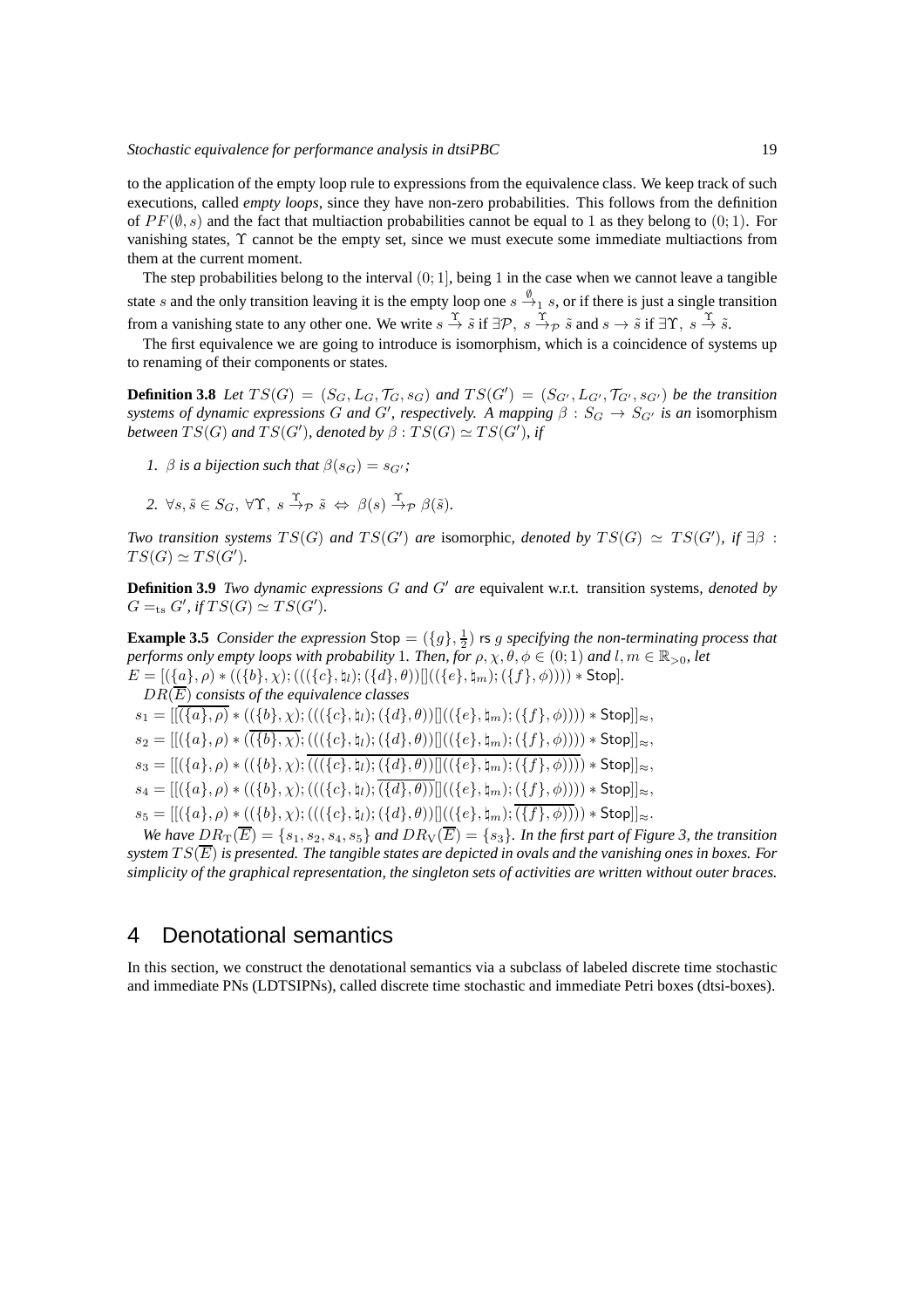to the application of the empty loop rule to expressions from the equivalence class. We keep track of such executions, called *empty loops*, since they have non-zero probabilities. This follows from the definition of $PF(\emptyset, s)$ and the fact that multiaction probabilities cannot be equal to 1 as they belong to $(0;1)$. For vanishing states, $\Upsilon$ cannot be the empty set, since we must execute some immediate multiactions from them at the current moment.

The step probabilities belong to the interval $(0;1]$, being 1 in the case when we cannot leave a tangible state $s$ and the only transition leaving it is the empty loop one $s \xrightarrow{\emptyset}_1 s$, or if there is just a single transition from a vanishing state to any other one. We write $s \xrightarrow{\Upsilon} \tilde{s}$ if $\exists \mathcal{P},\ s \xrightarrow{\Upsilon}_{\mathcal{P}} \tilde{s}$ and $s \rightarrow \tilde{s}$ if $\exists \Upsilon,\ s \xrightarrow{\Upsilon} \tilde{s}$.

The first equivalence we are going to introduce is isomorphism, which is a coincidence of systems up to renaming of their components or states.

**Definition 3.8** *Let $TS(G) = (S_G, L_G, \mathcal{T}_G, s_G)$ and $TS(G') = (S_{G'}, L_{G'}, \mathcal{T}_{G'}, s_{G'})$ be the transition systems of dynamic expressions $G$ and $G'$, respectively. A mapping $\beta : S_G \rightarrow S_{G'}$ is an* isomorphism *between $TS(G)$ and $TS(G')$, denoted by $\beta : TS(G) \simeq TS(G')$, if*

1. *$\beta$ is a bijection such that $\beta(s_G) = s_{G'}$;*
2. *$\forall s, \tilde{s} \in S_G,\ \forall \Upsilon,\ s \xrightarrow{\Upsilon}_{\mathcal{P}} \tilde{s} \Leftrightarrow \beta(s) \xrightarrow{\Upsilon}_{\mathcal{P}} \beta(\tilde{s})$.*

*Two transition systems $TS(G)$ and $TS(G')$ are* isomorphic, *denoted by $TS(G) \simeq TS(G')$, if $\exists \beta : TS(G) \simeq TS(G')$.*

**Definition 3.9** *Two dynamic expressions $G$ and $G'$ are* equivalent w.r.t. transition systems, *denoted by $G =_{\mathrm{ts}} G'$, if $TS(G) \simeq TS(G')$.*

**Example 3.5** *Consider the expression $\mathsf{Stop} = (\{g\}, \frac{1}{2})$ $\mathsf{rs}$ $g$ specifying the non-terminating process that performs only empty loops with probability 1. Then, for $\rho, \chi, \theta, \phi \in (0;1)$ and $l, m \in \mathbb{R}_{>0}$, let*
$E = [(\{a\}, \rho) * ((\{b\}, \chi); (((\{c\}, \natural_l); (\{d\}, \theta))[]((\{e\}, \natural_m); (\{f\}, \phi)))) * \mathsf{Stop}]$.

*$DR(\overline{E})$ consists of the equivalence classes*

$s_1 = [[\overline{(\{a\}, \rho)} * ((\{b\}, \chi); (((\{c\}, \natural_l); (\{d\}, \theta))[]((\{e\}, \natural_m); (\{f\}, \phi)))) * \mathsf{Stop}]]_{\approx}$,

$s_2 = [[(\{a\}, \rho) * (\overline{(\{b\}, \chi)}; (((\{c\}, \natural_l); (\{d\}, \theta))[]((\{e\}, \natural_m); (\{f\}, \phi)))) * \mathsf{Stop}]]_{\approx}$,

$s_3 = [[(\{a\}, \rho) * ((\{b\}, \chi); \overline{(((\{c\}, \natural_l); (\{d\}, \theta))[]((\{e\}, \natural_m); (\{f\}, \phi)))}) * \mathsf{Stop}]]_{\approx}$,

$s_4 = [[(\{a\}, \rho) * ((\{b\}, \chi); (((\{c\}, \natural_l); \overline{(\{d\}, \theta)})[]((\{e\}, \natural_m); (\{f\}, \phi)))) * \mathsf{Stop}]]_{\approx}$,

$s_5 = [[(\{a\}, \rho) * ((\{b\}, \chi); (((\{c\}, \natural_l); (\{d\}, \theta))[]((\{e\}, \natural_m); \overline{(\{f\}, \phi)}))) * \mathsf{Stop}]]_{\approx}$.

*We have $DR_{\mathrm{T}}(\overline{E}) = \{s_1, s_2, s_4, s_5\}$ and $DR_{\mathrm{V}}(\overline{E}) = \{s_3\}$. In the first part of Figure 3, the transition system $TS(\overline{E})$ is presented. The tangible states are depicted in ovals and the vanishing ones in boxes. For simplicity of the graphical representation, the singleton sets of activities are written without outer braces.*

# 4 Denotational semantics

In this section, we construct the denotational semantics via a subclass of labeled discrete time stochastic and immediate PNs (LDTSIPNs), called discrete time stochastic and immediate Petri boxes (dtsi-boxes).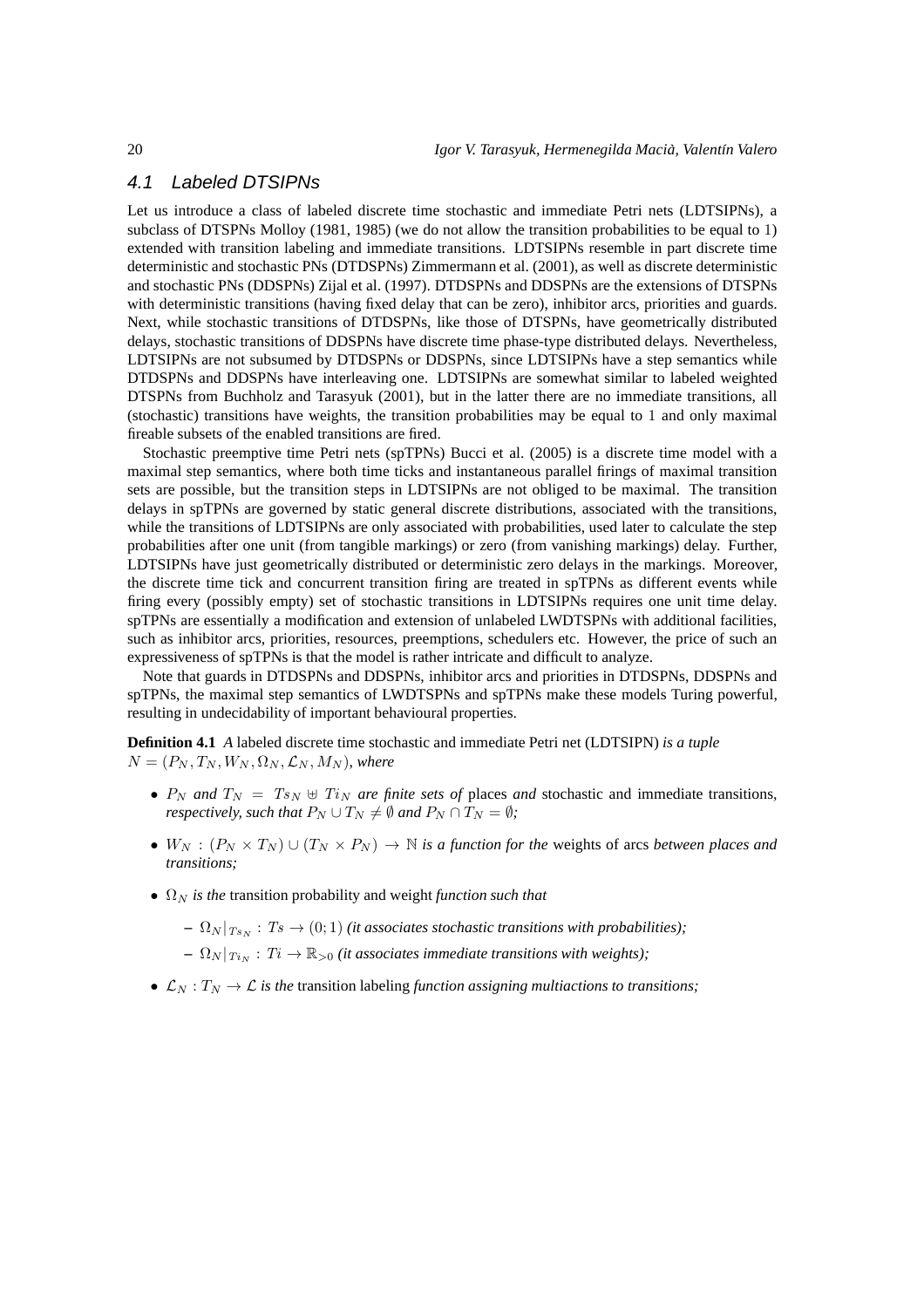### 4.1 Labeled DTSIPNs

Let us introduce a class of labeled discrete time stochastic and immediate Petri nets (LDTSIPNs), a subclass of DTSPNs Molloy (1981, 1985) (we do not allow the transition probabilities to be equal to 1) extended with transition labeling and immediate transitions. LDTSIPNs resemble in part discrete time deterministic and stochastic PNs (DTDSPNs) Zimmermann et al. (2001), as well as discrete deterministic and stochastic PNs (DDSPNs) Zijal et al. (1997). DTDSPNs and DDSPNs are the extensions of DTSPNs with deterministic transitions (having fixed delay that can be zero), inhibitor arcs, priorities and guards. Next, while stochastic transitions of DTDSPNs, like those of DTSPNs, have geometrically distributed delays, stochastic transitions of DDSPNs have discrete time phase-type distributed delays. Nevertheless, LDTSIPNs are not subsumed by DTDSPNs or DDSPNs, since LDTSIPNs have a step semantics while DTDSPNs and DDSPNs have interleaving one. LDTSIPNs are somewhat similar to labeled weighted DTSPNs from Buchholz and Tarasyuk (2001), but in the latter there are no immediate transitions, all (stochastic) transitions have weights, the transition probabilities may be equal to 1 and only maximal fireable subsets of the enabled transitions are fired.

Stochastic preemptive time Petri nets (spTPNs) Bucci et al. (2005) is a discrete time model with a maximal step semantics, where both time ticks and instantaneous parallel firings of maximal transition sets are possible, but the transition steps in LDTSIPNs are not obliged to be maximal. The transition delays in spTPNs are governed by static general discrete distributions, associated with the transitions, while the transitions of LDTSIPNs are only associated with probabilities, used later to calculate the step probabilities after one unit (from tangible markings) or zero (from vanishing markings) delay. Further, LDTSIPNs have just geometrically distributed or deterministic zero delays in the markings. Moreover, the discrete time tick and concurrent transition firing are treated in spTPNs as different events while firing every (possibly empty) set of stochastic transitions in LDTSIPNs requires one unit time delay. spTPNs are essentially a modification and extension of unlabeled LWDTSPNs with additional facilities, such as inhibitor arcs, priorities, resources, preemptions, schedulers etc. However, the price of such an expressiveness of spTPNs is that the model is rather intricate and difficult to analyze.

Note that guards in DTDSPNs and DDSPNs, inhibitor arcs and priorities in DTDSPNs, DDSPNs and spTPNs, the maximal step semantics of LWDTSPNs and spTPNs make these models Turing powerful, resulting in undecidability of important behavioural properties.

**Definition 4.1** *A* labeled discrete time stochastic and immediate Petri net (LDTSIPN) *is a tuple* $N = (P_N, T_N, W_N, \Omega_N, \mathcal{L}_N, M_N)$*, where*

- $P_N$ *and* $T_N = Ts_N \uplus Ti_N$ *are finite sets of* places *and* stochastic and immediate transitions*, respectively, such that* $P_N \cup T_N \neq \emptyset$ *and* $P_N \cap T_N = \emptyset$*;*
- $W_N : (P_N \times T_N) \cup (T_N \times P_N) \to \mathbb{N}$ *is a function for the* weights of arcs *between places and transitions;*
- $\Omega_N$ *is the* transition probability and weight *function such that*
  - $\Omega_N|_{Ts_N} : Ts \to (0; 1)$ *(it associates stochastic transitions with probabilities);*
  - $\Omega_N|_{Ti_N} : Ti \to \mathbb{R}_{>0}$ *(it associates immediate transitions with weights);*
- $\mathcal{L}_N : T_N \to \mathcal{L}$ *is the* transition labeling *function assigning multiactions to transitions;*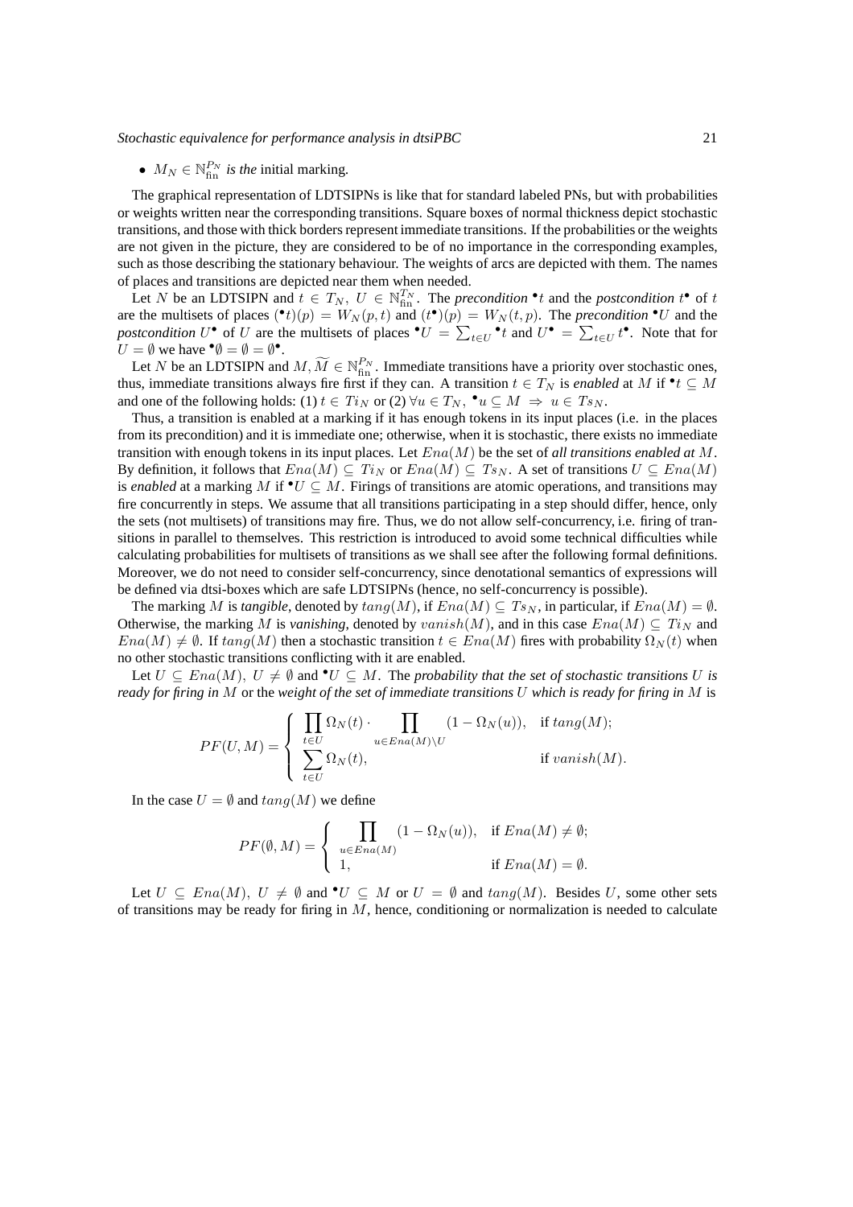- $M_N \in \mathbb{N}_{\text{fin}}^{P_N}$ *is the* initial marking.

The graphical representation of LDTSIPNs is like that for standard labeled PNs, but with probabilities or weights written near the corresponding transitions. Square boxes of normal thickness depict stochastic transitions, and those with thick borders represent immediate transitions. If the probabilities or the weights are not given in the picture, they are considered to be of no importance in the corresponding examples, such as those describing the stationary behaviour. The weights of arcs are depicted with them. The names of places and transitions are depicted near them when needed.

Let $N$ be an LDTSIPN and $t \in T_N,\ U \in \mathbb{N}_{\text{fin}}^{T_N}$. The *precondition* ${}^\bullet t$ and the *postcondition* $t^\bullet$ of $t$ are the multisets of places $({}^\bullet t)(p) = W_N(p,t)$ and $(t^\bullet)(p) = W_N(t,p)$. The *precondition* ${}^\bullet U$ and the *postcondition* $U^\bullet$ of $U$ are the multisets of places ${}^\bullet U = \sum_{t \in U} {}^\bullet t$ and $U^\bullet = \sum_{t \in U} t^\bullet$. Note that for $U = \emptyset$ we have ${}^\bullet\emptyset = \emptyset = \emptyset^\bullet$.

Let $N$ be an LDTSIPN and $M, \widetilde{M} \in \mathbb{N}_{\text{fin}}^{P_N}$. Immediate transitions have a priority over stochastic ones, thus, immediate transitions always fire first if they can. A transition $t \in T_N$ is *enabled* at $M$ if ${}^\bullet t \subseteq M$ and one of the following holds: (1) $t \in Ti_N$ or (2) $\forall u \in T_N,\ {}^\bullet u \subseteq M \ \Rightarrow\ u \in Ts_N$.

Thus, a transition is enabled at a marking if it has enough tokens in its input places (i.e. in the places from its precondition) and it is immediate one; otherwise, when it is stochastic, there exists no immediate transition with enough tokens in its input places. Let $Ena(M)$ be the set of *all transitions enabled at* $M$. By definition, it follows that $Ena(M) \subseteq Ti_N$ or $Ena(M) \subseteq Ts_N$. A set of transitions $U \subseteq Ena(M)$ is *enabled* at a marking $M$ if ${}^\bullet U \subseteq M$. Firings of transitions are atomic operations, and transitions may fire concurrently in steps. We assume that all transitions participating in a step should differ, hence, only the sets (not multisets) of transitions may fire. Thus, we do not allow self-concurrency, i.e. firing of transitions in parallel to themselves. This restriction is introduced to avoid some technical difficulties while calculating probabilities for multisets of transitions as we shall see after the following formal definitions. Moreover, we do not need to consider self-concurrency, since denotational semantics of expressions will be defined via dtsi-boxes which are safe LDTSIPNs (hence, no self-concurrency is possible).

The marking $M$ is *tangible*, denoted by $tang(M)$, if $Ena(M) \subseteq Ts_N$, in particular, if $Ena(M) = \emptyset$. Otherwise, the marking $M$ is *vanishing*, denoted by $vanish(M)$, and in this case $Ena(M) \subseteq Ti_N$ and $Ena(M) \neq \emptyset$. If $tang(M)$ then a stochastic transition $t \in Ena(M)$ fires with probability $\Omega_N(t)$ when no other stochastic transitions conflicting with it are enabled.

Let $U \subseteq Ena(M),\ U \neq \emptyset$ and ${}^\bullet U \subseteq M$. The *probability that the set of stochastic transitions $U$ is ready for firing in $M$* or the *weight of the set of immediate transitions $U$ which is ready for firing in $M$* is

$$PF(U, M) = \begin{cases} \prod\limits_{t \in U} \Omega_N(t) \cdot \prod\limits_{u \in Ena(M) \setminus U} (1 - \Omega_N(u)), & \text{if } tang(M); \\ \sum\limits_{t \in U} \Omega_N(t), & \text{if } vanish(M). \end{cases}$$

In the case $U = \emptyset$ and $tang(M)$ we define

$$PF(\emptyset, M) = \begin{cases} \prod\limits_{u \in Ena(M)} (1 - \Omega_N(u)), & \text{if } Ena(M) \neq \emptyset; \\ 1, & \text{if } Ena(M) = \emptyset. \end{cases}$$

Let $U \subseteq Ena(M),\ U \neq \emptyset$ and ${}^\bullet U \subseteq M$ or $U = \emptyset$ and $tang(M)$. Besides $U$, some other sets of transitions may be ready for firing in $M$, hence, conditioning or normalization is needed to calculate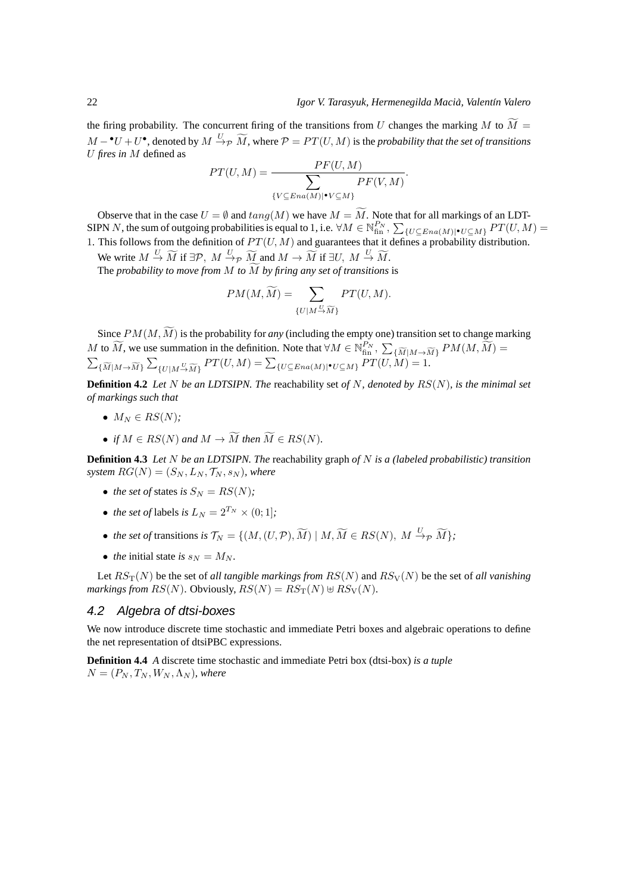the firing probability. The concurrent firing of the transitions from $U$ changes the marking $M$ to $\widetilde{M} = M - {}^\bullet U + U^\bullet$, denoted by $M \xrightarrow{U}_{\mathcal{P}} \widetilde{M}$, where $\mathcal{P} = PT(U, M)$ is the *probability that the set of transitions $U$ fires in $M$* defined as

$$PT(U, M) = \frac{PF(U, M)}{\displaystyle\sum_{\{V \subseteq Ena(M) \mid {}^\bullet V \subseteq M\}} PF(V, M)}.$$

Observe that in the case $U = \emptyset$ and $tang(M)$ we have $M = \widetilde{M}$. Note that for all markings of an LDTSIPN $N$, the sum of outgoing probabilities is equal to 1, i.e. $\forall M \in \mathbb{N}_{\text{fin}}^{P_N}, \sum_{\{U \subseteq Ena(M) \mid {}^\bullet U \subseteq M\}} PT(U, M) = 1$. This follows from the definition of $PT(U, M)$ and guarantees that it defines a probability distribution.

We write $M \xrightarrow{U} \widetilde{M}$ if $\exists \mathcal{P},\ M \xrightarrow{U}_{\mathcal{P}} \widetilde{M}$ and $M \to \widetilde{M}$ if $\exists U,\ M \xrightarrow{U} \widetilde{M}$.

The *probability to move from $M$ to $\widetilde{M}$ by firing any set of transitions* is

$$PM(M, \widetilde{M}) = \sum_{\{U \mid M \xrightarrow{U} \widetilde{M}\}} PT(U, M).$$

Since $PM(M, \widetilde{M})$ is the probability for *any* (including the empty one) transition set to change marking $M$ to $\widetilde{M}$, we use summation in the definition. Note that $\forall M \in \mathbb{N}_{\text{fin}}^{P_N}, \sum_{\{\widetilde{M} \mid M \to \widetilde{M}\}} PM(M, \widetilde{M}) = \sum_{\{\widetilde{M} \mid M \to \widetilde{M}\}} \sum_{\{U \mid M \xrightarrow{U} \widetilde{M}\}} PT(U, M) = \sum_{\{U \subseteq Ena(M) \mid {}^\bullet U \subseteq M\}} PT(U, M) = 1$.

**Definition 4.2** *Let $N$ be an LDTSIPN. The* reachability set *of $N$, denoted by $RS(N)$, is the minimal set of markings such that*

- $M_N \in RS(N)$*;*
- *if $M \in RS(N)$ and $M \to \widetilde{M}$ then $\widetilde{M} \in RS(N)$.*

**Definition 4.3** *Let $N$ be an LDTSIPN. The* reachability graph *of $N$ is a (labeled probabilistic) transition system $RG(N) = (S_N, L_N, \mathcal{T}_N, s_N)$, where*

- *the set of* states *is $S_N = RS(N)$;*
- *the set of* labels *is $L_N = 2^{T_N} \times (0; 1]$;*
- *the set of* transitions *is $\mathcal{T}_N = \{(M, (U, \mathcal{P}), \widetilde{M}) \mid M, \widetilde{M} \in RS(N),\ M \xrightarrow{U}_{\mathcal{P}} \widetilde{M}\}$;*
- *the* initial state *is $s_N = M_N$.*

Let $RS_{\mathrm{T}}(N)$ be the set of *all tangible markings from $RS(N)$* and $RS_{\mathrm{V}}(N)$ be the set of *all vanishing markings from $RS(N)$*. Obviously, $RS(N) = RS_{\mathrm{T}}(N) \uplus RS_{\mathrm{V}}(N)$.

### *4.2 Algebra of dtsi-boxes*

We now introduce discrete time stochastic and immediate Petri boxes and algebraic operations to define the net representation of dtsiPBC expressions.

**Definition 4.4** *A* discrete time stochastic and immediate Petri box (dtsi-box) *is a tuple $N = (P_N, T_N, W_N, \Lambda_N)$, where*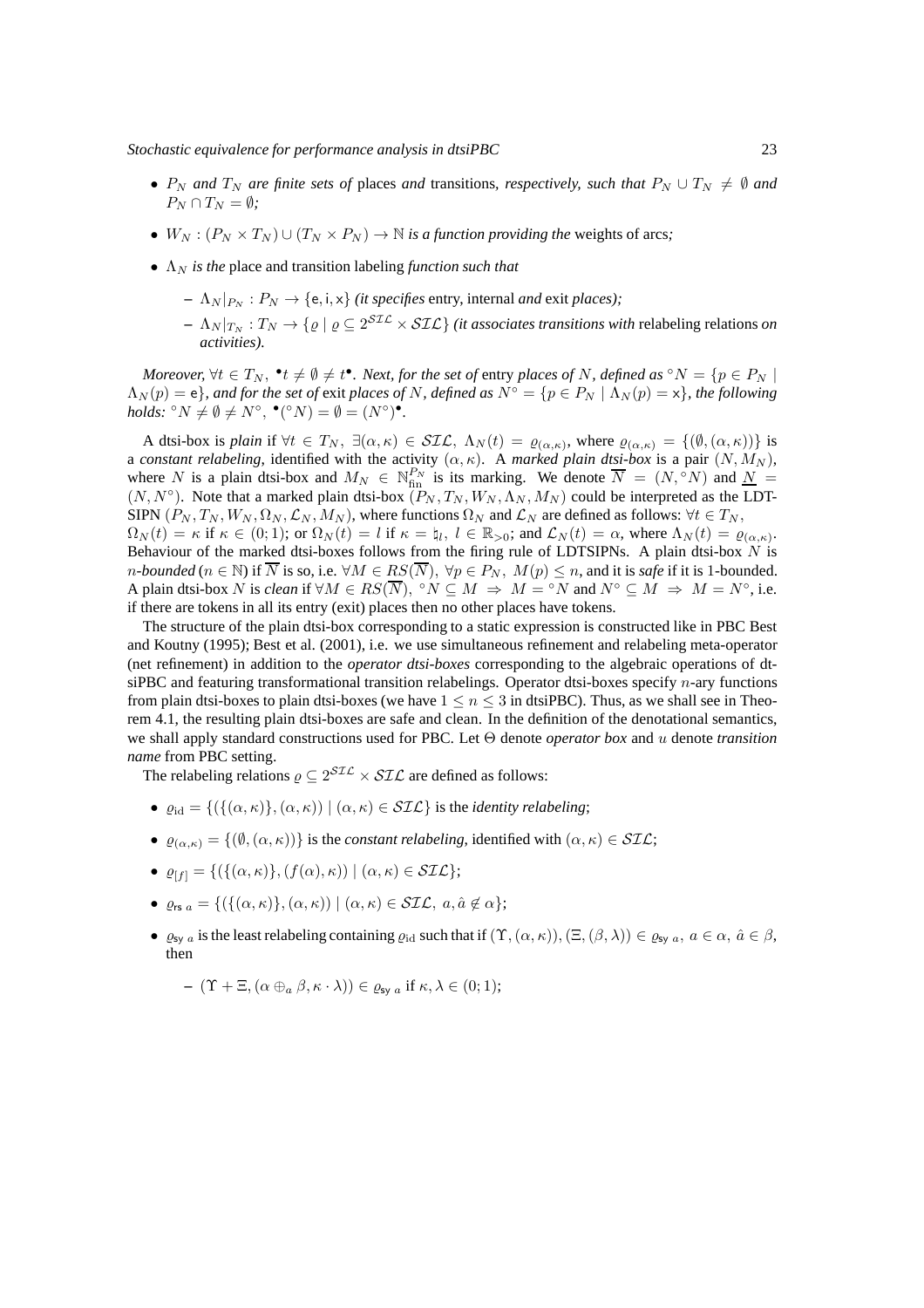- *$P_N$ and $T_N$ are finite sets of* places *and* transitions*, respectively, such that $P_N \cup T_N \neq \emptyset$ and $P_N \cap T_N = \emptyset$;*
- *$W_N : (P_N \times T_N) \cup (T_N \times P_N) \to \mathbb{N}$ is a function providing the* weights of arcs*;*
- *$\Lambda_N$ is the* place and transition labeling *function such that*
  - *$\Lambda_N|_{P_N} : P_N \to \{\mathsf{e}, \mathsf{i}, \mathsf{x}\}$ (it specifies* entry*,* internal *and* exit *places);*
  - *$\Lambda_N|_{T_N} : T_N \to \{\varrho \mid \varrho \subseteq 2^{\mathcal{SIL}} \times \mathcal{SIL}\}$ (it associates transitions with* relabeling relations *on activities).*

*Moreover, $\forall t \in T_N,\ {}^\bullet t \neq \emptyset \neq t^\bullet$. Next, for the set of* entry *places of $N$, defined as ${}^\circ N = \{p \in P_N \mid \Lambda_N(p) = \mathsf{e}\}$, and for the set of* exit *places of $N$, defined as $N^\circ = \{p \in P_N \mid \Lambda_N(p) = \mathsf{x}\}$, the following holds: ${}^\circ N \neq \emptyset \neq N^\circ,\ {}^\bullet({}^\circ N) = \emptyset = (N^\circ)^\bullet$.*

A dtsi-box is *plain* if $\forall t \in T_N,\ \exists(\alpha, \kappa) \in \mathcal{SIL},\ \Lambda_N(t) = \varrho_{(\alpha,\kappa)}$, where $\varrho_{(\alpha,\kappa)} = \{(\emptyset, (\alpha, \kappa))\}$ is a *constant relabeling*, identified with the activity $(\alpha, \kappa)$. A *marked plain dtsi-box* is a pair $(N, M_N)$, where $N$ is a plain dtsi-box and $M_N \in \mathbb{N}_{\text{fin}}^{P_N}$ is its marking. We denote $\overline{N} = (N, {}^\circ N)$ and $\underline{N} = (N, N^\circ)$. Note that a marked plain dtsi-box $(P_N, T_N, W_N, \Lambda_N, M_N)$ could be interpreted as the LDTSIPN $(P_N, T_N, W_N, \Omega_N, \mathcal{L}_N, M_N)$, where functions $\Omega_N$ and $\mathcal{L}_N$ are defined as follows: $\forall t \in T_N$, $\Omega_N(t) = \kappa$ if $\kappa \in (0; 1)$; or $\Omega_N(t) = l$ if $\kappa = \natural_l,\ l \in \mathbb{R}_{>0}$; and $\mathcal{L}_N(t) = \alpha$, where $\Lambda_N(t) = \varrho_{(\alpha,\kappa)}$. Behaviour of the marked dtsi-boxes follows from the firing rule of LDTSIPNs. A plain dtsi-box $N$ is $n$-*bounded* ($n \in \mathbb{N}$) if $\overline{N}$ is so, i.e. $\forall M \in RS(\overline{N}),\ \forall p \in P_N,\ M(p) \leq n$, and it is *safe* if it is 1-bounded. A plain dtsi-box $N$ is *clean* if $\forall M \in RS(\overline{N}),\ {}^\circ N \subseteq M \Rightarrow M = {}^\circ N$ and $N^\circ \subseteq M \Rightarrow M = N^\circ$, i.e. if there are tokens in all its entry (exit) places then no other places have tokens.

The structure of the plain dtsi-box corresponding to a static expression is constructed like in PBC Best and Koutny (1995); Best et al. (2001), i.e. we use simultaneous refinement and relabeling meta-operator (net refinement) in addition to the *operator dtsi-boxes* corresponding to the algebraic operations of dtsiPBC and featuring transformational transition relabelings. Operator dtsi-boxes specify $n$-ary functions from plain dtsi-boxes to plain dtsi-boxes (we have $1 \leq n \leq 3$ in dtsiPBC). Thus, as we shall see in Theorem 4.1, the resulting plain dtsi-boxes are safe and clean. In the definition of the denotational semantics, we shall apply standard constructions used for PBC. Let $\Theta$ denote *operator box* and $u$ denote *transition name* from PBC setting.

The relabeling relations $\varrho \subseteq 2^{\mathcal{SIL}} \times \mathcal{SIL}$ are defined as follows:

- $\varrho_{\text{id}} = \{(\{(\alpha, \kappa)\}, (\alpha, \kappa)) \mid (\alpha, \kappa) \in \mathcal{SIL}\}$ is the *identity relabeling*;
- $\varrho_{(\alpha,\kappa)} = \{(\emptyset, (\alpha, \kappa))\}$ is the *constant relabeling*, identified with $(\alpha, \kappa) \in \mathcal{SIL}$;
- $\varrho_{[f]} = \{(\{(\alpha, \kappa)\}, (f(\alpha), \kappa)) \mid (\alpha, \kappa) \in \mathcal{SIL}\}$;
- $\varrho_{\mathsf{rs}\ a} = \{(\{(\alpha, \kappa)\}, (\alpha, \kappa)) \mid (\alpha, \kappa) \in \mathcal{SIL},\ a, \hat{a} \notin \alpha\}$;
- $\varrho_{\mathsf{sy}\ a}$ is the least relabeling containing $\varrho_{\text{id}}$ such that if $(\Upsilon, (\alpha, \kappa)), (\Xi, (\beta, \lambda)) \in \varrho_{\mathsf{sy}\ a},\ a \in \alpha,\ \hat{a} \in \beta$, then
  - $(\Upsilon + \Xi, (\alpha \oplus_a \beta, \kappa \cdot \lambda)) \in \varrho_{\mathsf{sy}\ a}$ if $\kappa, \lambda \in (0; 1)$;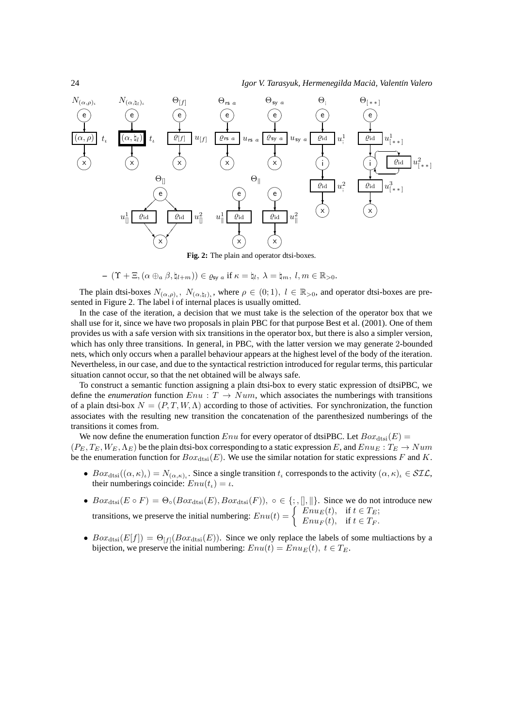Fig. 2: The plain and operator dtsi-boxes.

- $(\Upsilon + \Xi, (\alpha \oplus_a \beta, \natural_{l+m})) \in \varrho_{\mathsf{sy}\ a}$ if $\kappa = \natural_l,\ \lambda = \natural_m,\ l, m \in \mathbb{R}_{>0}$.

The plain dtsi-boxes $N_{(\alpha,\rho)_\iota}$, $N_{(\alpha,\natural_l)_\iota}$, where $\rho \in (0;1),\ l \in \mathbb{R}_{>0}$, and operator dtsi-boxes are presented in Figure 2. The label i of internal places is usually omitted.

In the case of the iteration, a decision that we must take is the selection of the operator box that we shall use for it, since we have two proposals in plain PBC for that purpose Best et al. (2001). One of them provides us with a safe version with six transitions in the operator box, but there is also a simpler version, which has only three transitions. In general, in PBC, with the latter version we may generate 2-bounded nets, which only occurs when a parallel behaviour appears at the highest level of the body of the iteration. Nevertheless, in our case, and due to the syntactical restriction introduced for regular terms, this particular situation cannot occur, so that the net obtained will be always safe.

To construct a semantic function assigning a plain dtsi-box to every static expression of dtsiPBC, we define the *enumeration* function $Enu : T \to Num$, which associates the numberings with transitions of a plain dtsi-box $N = (P, T, W, \Lambda)$ according to those of activities. For synchronization, the function associates with the resulting new transition the concatenation of the parenthesized numberings of the transitions it comes from.

We now define the enumeration function $Enu$ for every operator of dtsiPBC. Let $Box_{\mathrm{dtsi}}(E) = (P_E, T_E, W_E, \Lambda_E)$ be the plain dtsi-box corresponding to a static expression $E$, and $Enu_E : T_E \to Num$ be the enumeration function for $Box_{\mathrm{dtsi}}(E)$. We use the similar notation for static expressions $F$ and $K$.

- $Box_{\mathrm{dtsi}}((\alpha, \kappa)_\iota) = N_{(\alpha,\kappa)_\iota}$. Since a single transition $t_\iota$ corresponds to the activity $(\alpha, \kappa)_\iota \in \mathcal{SIL}$, their numberings coincide: $Enu(t_\iota) = \iota$.
- $Box_{\mathrm{dtsi}}(E \circ F) = \Theta_\circ(Box_{\mathrm{dtsi}}(E), Box_{\mathrm{dtsi}}(F)),\ \circ \in \{;, [], \|\}$. Since we do not introduce new transitions, we preserve the initial numbering: $Enu(t) = \begin{cases} Enu_E(t), & \text{if } t \in T_E; \\ Enu_F(t), & \text{if } t \in T_F. \end{cases}$
- $Box_{\mathrm{dtsi}}(E[f]) = \Theta_{[f]}(Box_{\mathrm{dtsi}}(E))$. Since we only replace the labels of some multiactions by a bijection, we preserve the initial numbering: $Enu(t) = Enu_E(t),\ t \in T_E$.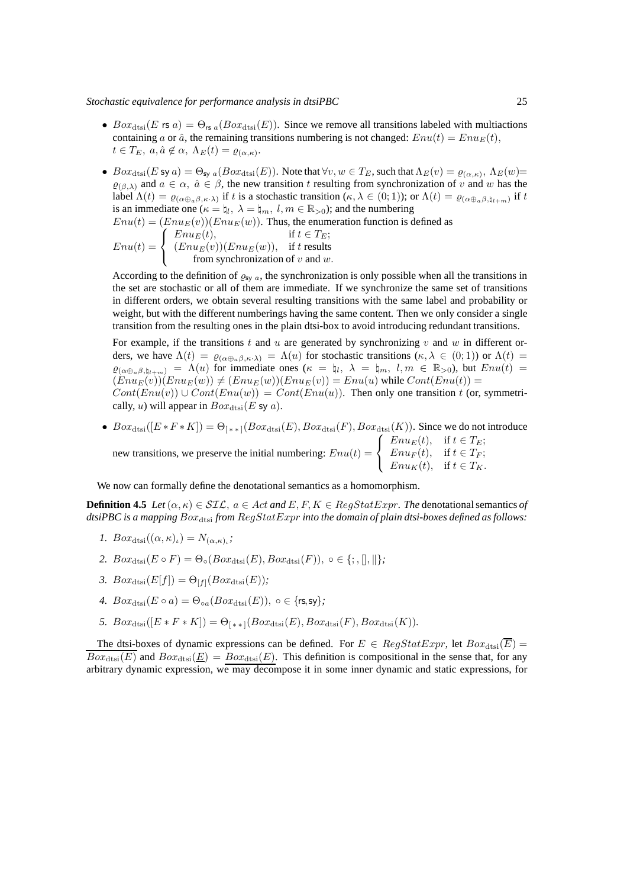- $Box_{\rm dtsi}(E \text{ rs } a) = \Theta_{\text{rs } a}(Box_{\rm dtsi}(E))$. Since we remove all transitions labeled with multiactions containing $a$ or $\hat{a}$, the remaining transitions numbering is not changed: $Enu(t) = Enu_E(t)$, $t \in T_E,\ a, \hat{a} \notin \alpha,\ \Lambda_E(t) = \varrho_{(\alpha,\kappa)}$.

- $Box_{\rm dtsi}(E \text{ sy } a) = \Theta_{\text{sy } a}(Box_{\rm dtsi}(E))$. Note that $\forall v, w \in T_E$, such that $\Lambda_E(v) = \varrho_{(\alpha,\kappa)},\ \Lambda_E(w) = \varrho_{(\beta,\lambda)}$ and $a \in \alpha,\ \hat{a} \in \beta$, the new transition $t$ resulting from synchronization of $v$ and $w$ has the label $\Lambda(t) = \varrho_{(\alpha \oplus_a \beta, \kappa \cdot \lambda)}$ if $t$ is a stochastic transition ($\kappa, \lambda \in (0;1)$); or $\Lambda(t) = \varrho_{(\alpha \oplus_a \beta, \natural_{l+m})}$ if $t$ is an immediate one ($\kappa = \natural_l,\ \lambda = \natural_m,\ l, m \in \mathbb{R}_{>0}$); and the numbering $Enu(t) = (Enu_E(v))(Enu_E(w))$. Thus, the enumeration function is defined as
$$Enu(t) = \begin{cases} Enu_E(t), & \text{if } t \in T_E; \\ (Enu_E(v))(Enu_E(w)), & \text{if } t \text{ results from synchronization of } v \text{ and } w. \end{cases}$$

  According to the definition of $\varrho_{\text{sy } a}$, the synchronization is only possible when all the transitions in the set are stochastic or all of them are immediate. If we synchronize the same set of transitions in different orders, we obtain several resulting transitions with the same label and probability or weight, but with the different numberings having the same content. Then we only consider a single transition from the resulting ones in the plain dtsi-box to avoid introducing redundant transitions.

  For example, if the transitions $t$ and $u$ are generated by synchronizing $v$ and $w$ in different orders, we have $\Lambda(t) = \varrho_{(\alpha \oplus_a \beta, \kappa \cdot \lambda)} = \Lambda(u)$ for stochastic transitions ($\kappa, \lambda \in (0;1)$) or $\Lambda(t) = \varrho_{(\alpha \oplus_a \beta, \natural_{l+m})} = \Lambda(u)$ for immediate ones ($\kappa = \natural_l,\ \lambda = \natural_m,\ l, m \in \mathbb{R}_{>0}$), but $Enu(t) = (Enu_E(v))(Enu_E(w)) \neq (Enu_E(w))(Enu_E(v)) = Enu(u)$ while $Cont(Enu(t)) = Cont(Enu(v)) \cup Cont(Enu(w)) = Cont(Enu(u))$. Then only one transition $t$ (or, symmetrically, $u$) will appear in $Box_{\rm dtsi}(E \text{ sy } a)$.

- $Box_{\rm dtsi}([E * F * K]) = \Theta_{[**]}(Box_{\rm dtsi}(E), Box_{\rm dtsi}(F), Box_{\rm dtsi}(K))$. Since we do not introduce new transitions, we preserve the initial numbering: $Enu(t) = \begin{cases} Enu_E(t), & \text{if } t \in T_E; \\ Enu_F(t), & \text{if } t \in T_F; \\ Enu_K(t), & \text{if } t \in T_K. \end{cases}$

We now can formally define the denotational semantics as a homomorphism.

**Definition 4.5** *Let $(\alpha, \kappa) \in \mathcal{SIL},\ a \in Act$ and $E, F, K \in RegStatExpr$. The* denotational semantics *of dtsiPBC is a mapping $Box_{\rm dtsi}$ from $RegStatExpr$ into the domain of plain dtsi-boxes defined as follows:*

1. $Box_{\rm dtsi}((\alpha, \kappa)_\iota) = N_{(\alpha,\kappa)_\iota}$;
2. $Box_{\rm dtsi}(E \circ F) = \Theta_\circ(Box_{\rm dtsi}(E), Box_{\rm dtsi}(F)),\ \circ \in \{;, [], \|\}$;
3. $Box_{\rm dtsi}(E[f]) = \Theta_{[f]}(Box_{\rm dtsi}(E))$;
4. $Box_{\rm dtsi}(E \circ a) = \Theta_{\circ a}(Box_{\rm dtsi}(E)),\ \circ \in \{\text{rs}, \text{sy}\}$;
5. $Box_{\rm dtsi}([E * F * K]) = \Theta_{[**]}(Box_{\rm dtsi}(E), Box_{\rm dtsi}(F), Box_{\rm dtsi}(K))$.

The dtsi-boxes of dynamic expressions can be defined. For $E \in RegStatExpr$, let $Box_{\rm dtsi}(\overline{E}) = \overline{Box_{\rm dtsi}(E)}$ and $Box_{\rm dtsi}(\underline{E}) = \underline{Box_{\rm dtsi}(E)}$. This definition is compositional in the sense that, for any arbitrary dynamic expression, we may decompose it in some inner dynamic and static expressions, for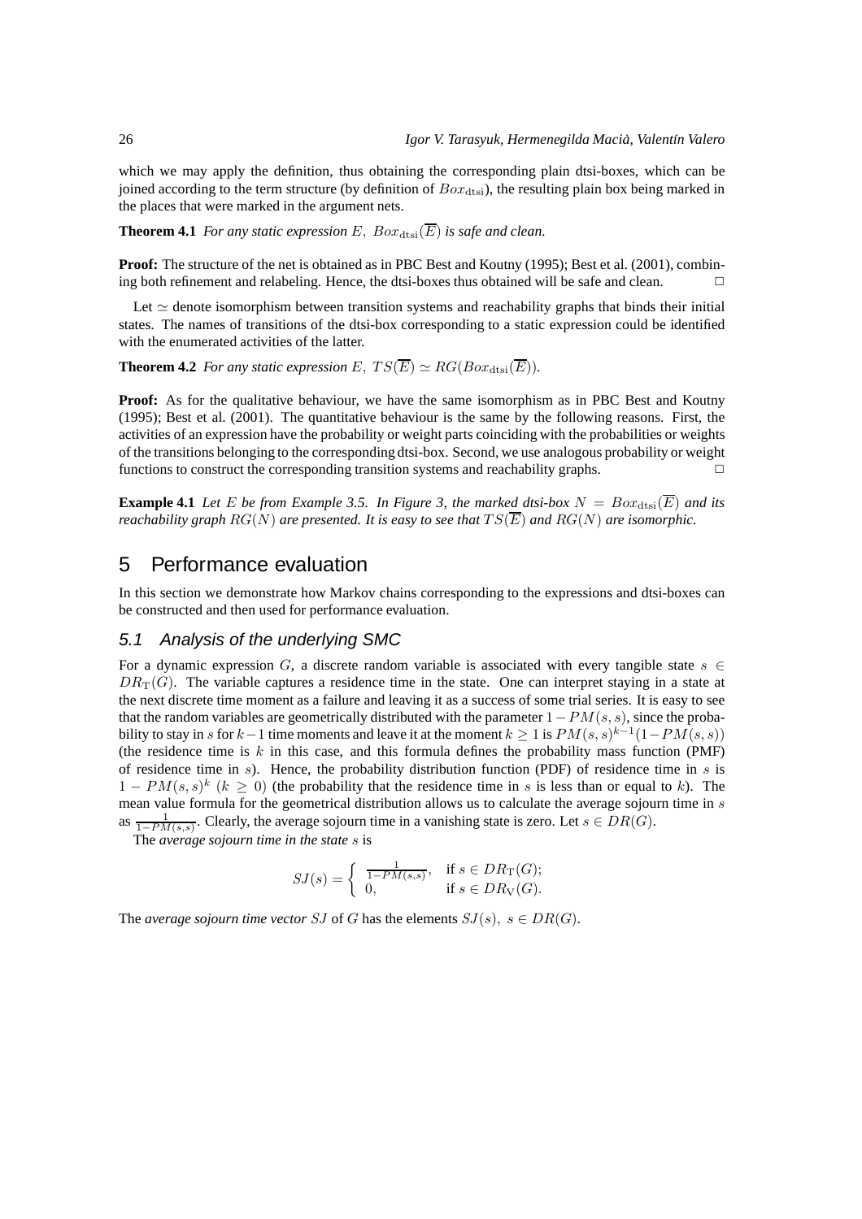which we may apply the definition, thus obtaining the corresponding plain dtsi-boxes, which can be joined according to the term structure (by definition of $Box_{\rm dtsi}$), the resulting plain box being marked in the places that were marked in the argument nets.

**Theorem 4.1** *For any static expression $E$, $Box_{\rm dtsi}(\overline{E})$ is safe and clean.*

**Proof:** The structure of the net is obtained as in PBC Best and Koutny (1995); Best et al. (2001), combining both refinement and relabeling. Hence, the dtsi-boxes thus obtained will be safe and clean. □

Let $\simeq$ denote isomorphism between transition systems and reachability graphs that binds their initial states. The names of transitions of the dtsi-box corresponding to a static expression could be identified with the enumerated activities of the latter.

**Theorem 4.2** *For any static expression $E$, $TS(\overline{E}) \simeq RG(Box_{\rm dtsi}(\overline{E}))$.*

**Proof:** As for the qualitative behaviour, we have the same isomorphism as in PBC Best and Koutny (1995); Best et al. (2001). The quantitative behaviour is the same by the following reasons. First, the activities of an expression have the probability or weight parts coinciding with the probabilities or weights of the transitions belonging to the corresponding dtsi-box. Second, we use analogous probability or weight functions to construct the corresponding transition systems and reachability graphs. □

**Example 4.1** *Let $E$ be from Example 3.5. In Figure 3, the marked dtsi-box $N = Box_{\rm dtsi}(\overline{E})$ and its reachability graph $RG(N)$ are presented. It is easy to see that $TS(\overline{E})$ and $RG(N)$ are isomorphic.*

# 5 Performance evaluation

In this section we demonstrate how Markov chains corresponding to the expressions and dtsi-boxes can be constructed and then used for performance evaluation.

## 5.1 Analysis of the underlying SMC

For a dynamic expression $G$, a discrete random variable is associated with every tangible state $s \in DR_{\rm T}(G)$. The variable captures a residence time in the state. One can interpret staying in a state at the next discrete time moment as a failure and leaving it as a success of some trial series. It is easy to see that the random variables are geometrically distributed with the parameter $1 - PM(s,s)$, since the probability to stay in $s$ for $k-1$ time moments and leave it at the moment $k \geq 1$ is $PM(s,s)^{k-1}(1-PM(s,s))$ (the residence time is $k$ in this case, and this formula defines the probability mass function (PMF) of residence time in $s$). Hence, the probability distribution function (PDF) of residence time in $s$ is $1 - PM(s,s)^k$ $(k \geq 0)$ (the probability that the residence time in $s$ is less than or equal to $k$). The mean value formula for the geometrical distribution allows us to calculate the average sojourn time in $s$ as $\frac{1}{1-PM(s,s)}$. Clearly, the average sojourn time in a vanishing state is zero. Let $s \in DR(G)$.

The *average sojourn time in the state $s$* is

$$SJ(s) = \begin{cases} \frac{1}{1-PM(s,s)}, & \text{if } s \in DR_{\rm T}(G); \\ 0, & \text{if } s \in DR_{\rm V}(G). \end{cases}$$

The *average sojourn time vector $SJ$* of $G$ has the elements $SJ(s),\ s \in DR(G)$.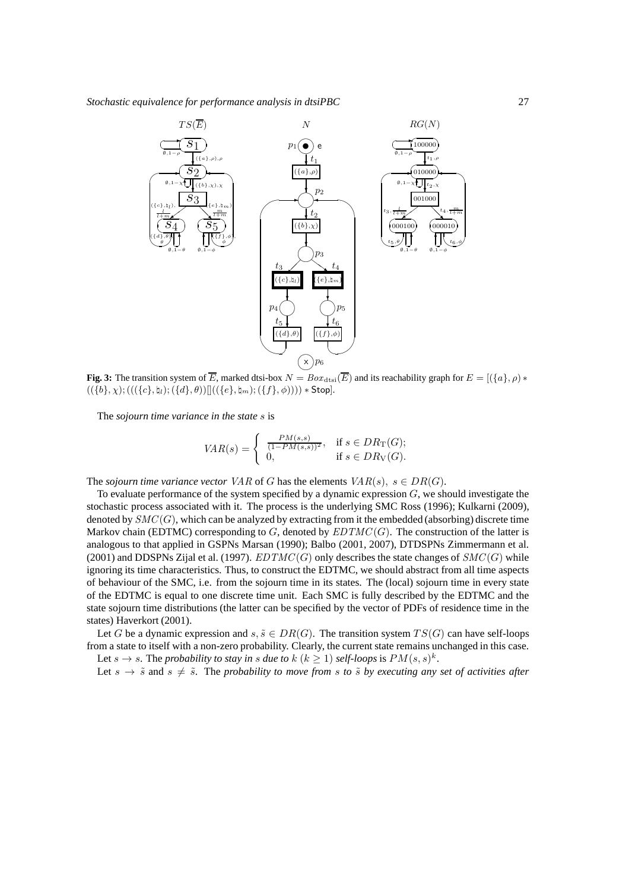**Fig. 3:** The transition system of $\overline{E}$, marked dtsi-box $N = Box_{\rm dtsi}(\overline{E})$ and its reachability graph for $E = [(\{a\}, \rho) * ((\{b\}, \chi); (((\{c\}, \natural_l); (\{d\}, \theta))[](((\{e\}, \natural_m); (\{f\}, \phi)))) * \mathsf{Stop}]$.

The *sojourn time variance in the state* $s$ is

$$VAR(s) = \begin{cases} \frac{PM(s,s)}{(1-PM(s,s))^2}, & \text{if } s \in DR_{\rm T}(G); \\ 0, & \text{if } s \in DR_{\rm V}(G). \end{cases}$$

The *sojourn time variance vector* $VAR$ of $G$ has the elements $VAR(s),\ s \in DR(G)$.

To evaluate performance of the system specified by a dynamic expression $G$, we should investigate the stochastic process associated with it. The process is the underlying SMC Ross (1996); Kulkarni (2009), denoted by $SMC(G)$, which can be analyzed by extracting from it the embedded (absorbing) discrete time Markov chain (EDTMC) corresponding to $G$, denoted by $EDTMC(G)$. The construction of the latter is analogous to that applied in GSPNs Marsan (1990); Balbo (2001, 2007), DTDSPNs Zimmermann et al. (2001) and DDSPNs Zijal et al. (1997). $EDTMC(G)$ only describes the state changes of $SMC(G)$ while ignoring its time characteristics. Thus, to construct the EDTMC, we should abstract from all time aspects of behaviour of the SMC, i.e. from the sojourn time in its states. The (local) sojourn time in every state of the EDTMC is equal to one discrete time unit. Each SMC is fully described by the EDTMC and the state sojourn time distributions (the latter can be specified by the vector of PDFs of residence time in the states) Haverkort (2001).

Let $G$ be a dynamic expression and $s, \tilde{s} \in DR(G)$. The transition system $TS(G)$ can have self-loops from a state to itself with a non-zero probability. Clearly, the current state remains unchanged in this case.

Let $s \to s$. The *probability to stay in* $s$ *due to* $k$ $(k \geq 1)$ *self-loops* is $PM(s,s)^k$.

Let $s \to \tilde{s}$ and $s \neq \tilde{s}$. The *probability to move from* $s$ *to* $\tilde{s}$ *by executing any set of activities after*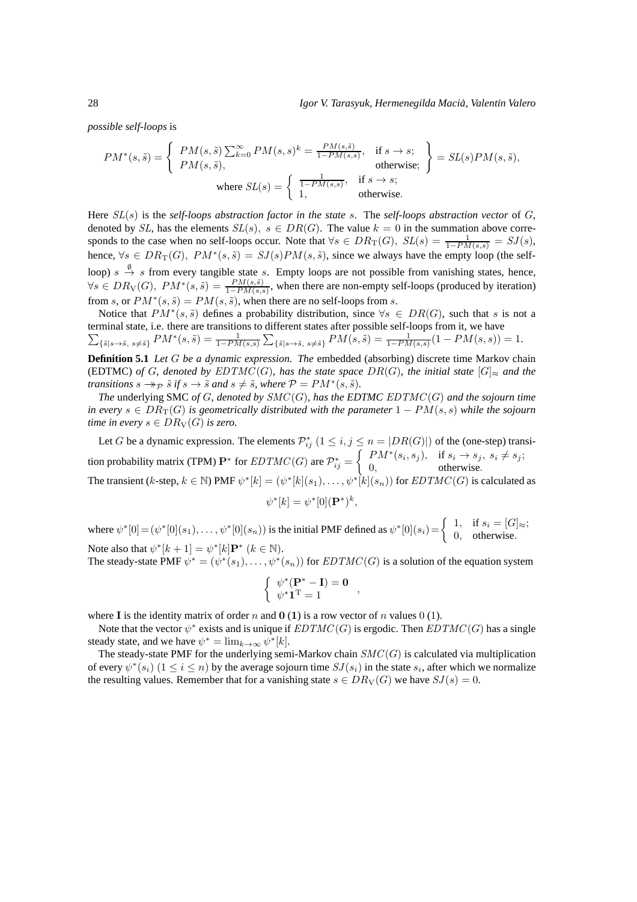*possible self-loops* is

$$PM^*(s,\tilde{s}) = \left\{ \begin{array}{ll} PM(s,\tilde{s})\sum_{k=0}^{\infty} PM(s,s)^k = \frac{PM(s,\tilde{s})}{1-PM(s,s)}, & \text{if } s \to s; \\ PM(s,\tilde{s}), & \text{otherwise;} \end{array} \right\} = SL(s)PM(s,\tilde{s}),$$

$$\text{where } SL(s) = \left\{ \begin{array}{ll} \frac{1}{1-PM(s,s)}, & \text{if } s \to s; \\ 1, & \text{otherwise.} \end{array} \right.$$

Here $SL(s)$ is the *self-loops abstraction factor in the state* $s$. The *self-loops abstraction vector* of $G$, denoted by $SL$, has the elements $SL(s),\ s \in DR(G)$. The value $k=0$ in the summation above corresponds to the case when no self-loops occur. Note that $\forall s \in DR_{\mathrm{T}}(G),\ SL(s) = \frac{1}{1-PM(s,s)} = SJ(s)$, hence, $\forall s \in DR_{\mathrm{T}}(G),\ PM^*(s,\tilde{s}) = SJ(s)PM(s,\tilde{s})$, since we always have the empty loop (the self-loop) $s \stackrel{\emptyset}{\to} s$ from every tangible state $s$. Empty loops are not possible from vanishing states, hence, $\forall s \in DR_{\mathrm{V}}(G),\ PM^*(s,\tilde{s}) = \frac{PM(s,\tilde{s})}{1-PM(s,s)}$, when there are non-empty self-loops (produced by iteration) from $s$, or $PM^*(s,\tilde{s}) = PM(s,\tilde{s})$, when there are no self-loops from $s$.

Notice that $PM^*(s,\tilde{s})$ defines a probability distribution, since $\forall s \in DR(G)$, such that $s$ is not a terminal state, i.e. there are transitions to different states after possible self-loops from it, we have $\sum_{\{\tilde{s} \mid s \to \tilde{s},\ s \neq \tilde{s}\}} PM^*(s,\tilde{s}) = \frac{1}{1-PM(s,s)} \sum_{\{\tilde{s} \mid s \to \tilde{s},\ s \neq \tilde{s}\}} PM(s,\tilde{s}) = \frac{1}{1-PM(s,s)}(1-PM(s,s)) = 1.$

**Definition 5.1** *Let $G$ be a dynamic expression. The* embedded (absorbing) discrete time Markov chain (EDTMC) *of $G$, denoted by $EDTMC(G)$, has the state space $DR(G)$, the initial state $[G]_{\approx}$ and the transitions $s \twoheadrightarrow_{\mathcal{P}} \tilde{s}$ if $s \to \tilde{s}$ and $s \neq \tilde{s}$, where $\mathcal{P} = PM^*(s,\tilde{s})$.*

*The* underlying SMC *of $G$, denoted by $SMC(G)$, has the EDTMC $EDTMC(G)$ and the sojourn time in every $s \in DR_{\mathrm{T}}(G)$ is geometrically distributed with the parameter $1 - PM(s,s)$ while the sojourn time in every $s \in DR_{\mathrm{V}}(G)$ is zero.*

Let $G$ be a dynamic expression. The elements $\mathcal{P}^*_{ij}\ (1 \leq i,j \leq n = |DR(G)|)$ of the (one-step) transition probability matrix (TPM) $\mathbf{P}^*$ for $EDTMC(G)$ are $\mathcal{P}^*_{ij} = \left\{ \begin{array}{ll} PM^*(s_i,s_j), & \text{if } s_i \to s_j,\ s_i \neq s_j; \\ 0, & \text{otherwise.} \end{array} \right.$

The transient ($k$-step, $k \in \mathbb{N}$) PMF $\psi^*[k] = (\psi^*[k](s_1),\ldots,\psi^*[k](s_n))$ for $EDTMC(G)$ is calculated as

$$\psi^*[k] = \psi^*[0](\mathbf{P}^*)^k,$$

where $\psi^*[0] = (\psi^*[0](s_1),\ldots,\psi^*[0](s_n))$ is the initial PMF defined as $\psi^*[0](s_i) = \left\{ \begin{array}{ll} 1, & \text{if } s_i = [G]_{\approx}; \\ 0, & \text{otherwise.} \end{array} \right.$

Note also that $\psi^*[k+1] = \psi^*[k]\mathbf{P}^*\ (k \in \mathbb{N})$.

The steady-state PMF $\psi^* = (\psi^*(s_1),\ldots,\psi^*(s_n))$ for $EDTMC(G)$ is a solution of the equation system

$$\left\{ \begin{array}{l} \psi^*(\mathbf{P}^* - \mathbf{I}) = \mathbf{0} \\ \psi^*\mathbf{1}^{\mathrm{T}} = 1 \end{array} \right. ,$$

where $\mathbf{I}$ is the identity matrix of order $n$ and $\mathbf{0}$ ($\mathbf{1}$) is a row vector of $n$ values $0$ ($1$).

Note that the vector $\psi^*$ exists and is unique if $EDTMC(G)$ is ergodic. Then $EDTMC(G)$ has a single steady state, and we have $\psi^* = \lim_{k\to\infty} \psi^*[k]$.

The steady-state PMF for the underlying semi-Markov chain $SMC(G)$ is calculated via multiplication of every $\psi^*(s_i)\ (1 \leq i \leq n)$ by the average sojourn time $SJ(s_i)$ in the state $s_i$, after which we normalize the resulting values. Remember that for a vanishing state $s \in DR_{\mathrm{V}}(G)$ we have $SJ(s) = 0$.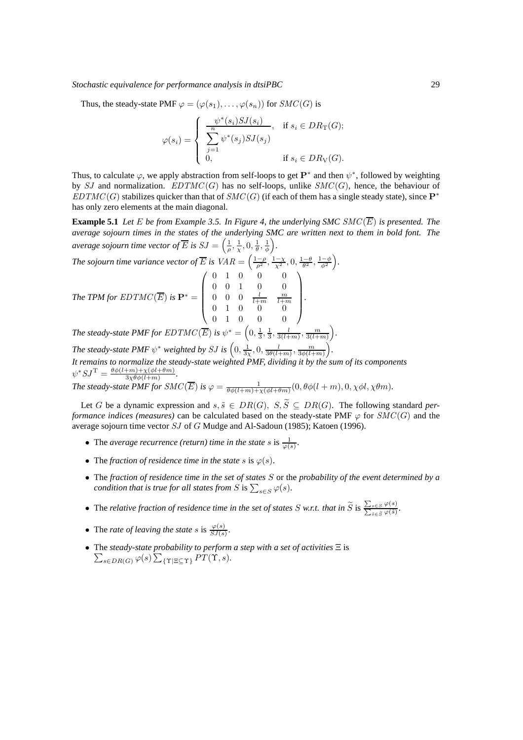Thus, the steady-state PMF $\varphi = (\varphi(s_1), \dots, \varphi(s_n))$ for $SMC(G)$ is

$$\varphi(s_i) = \begin{cases} \dfrac{\psi^*(s_i)SJ(s_i)}{\sum_{j=1}^{n} \psi^*(s_j)SJ(s_j)}, & \text{if } s_i \in DR_{\mathrm{T}}(G); \\ 0, & \text{if } s_i \in DR_{\mathrm{V}}(G). \end{cases}$$

Thus, to calculate $\varphi$, we apply abstraction from self-loops to get $\mathbf{P}^*$ and then $\psi^*$, followed by weighting by $SJ$ and normalization. $EDTMC(G)$ has no self-loops, unlike $SMC(G)$, hence, the behaviour of $EDTMC(G)$ stabilizes quicker than that of $SMC(G)$ (if each of them has a single steady state), since $\mathbf{P}^*$ has only zero elements at the main diagonal.

**Example 5.1** *Let $E$ be from Example 3.5. In Figure 4, the underlying SMC $SMC(\overline{E})$ is presented. The average sojourn times in the states of the underlying SMC are written next to them in bold font. The average sojourn time vector of $\overline{E}$ is $SJ = \left(\frac{1}{\rho}, \frac{1}{\chi}, 0, \frac{1}{\theta}, \frac{1}{\phi}\right)$.*

*The sojourn time variance vector of $\overline{E}$ is $VAR = \left(\frac{1-\rho}{\rho^2}, \frac{1-\chi}{\chi^2}, 0, \frac{1-\theta}{\theta^2}, \frac{1-\phi}{\phi^2}\right)$.*

*The TPM for $EDTMC(\overline{E})$ is* $\mathbf{P}^* = \begin{pmatrix} 0 & 1 & 0 & 0 & 0 \\ 0 & 0 & 1 & 0 & 0 \\ 0 & 0 & 0 & \frac{l}{l+m} & \frac{m}{l+m} \\ 0 & 1 & 0 & 0 & 0 \\ 0 & 1 & 0 & 0 & 0 \end{pmatrix}.$

*The steady-state PMF for $EDTMC(\overline{E})$ is $\psi^* = \left(0, \frac{1}{3}, \frac{1}{3}, \frac{l}{3(l+m)}, \frac{m}{3(l+m)}\right)$.*

*The steady-state PMF $\psi^*$ weighted by $SJ$ is $\left(0, \frac{1}{3\chi}, 0, \frac{l}{3\theta(l+m)}, \frac{m}{3\phi(l+m)}\right)$.*

*It remains to normalize the steady-state weighted PMF, dividing it by the sum of its components $\psi^* SJ^{\mathrm{T}} = \frac{\theta\phi(l+m)+\chi(\phi l+\theta m)}{3\chi\theta\phi(l+m)}$.*

*The steady-state PMF for $SMC(\overline{E})$ is $\varphi = \frac{1}{\theta\phi(l+m)+\chi(\phi l+\theta m)}(0, \theta\phi(l+m), 0, \chi\phi l, \chi\theta m)$.*

Let $G$ be a dynamic expression and $s, \tilde{s} \in DR(G)$, $S, \widetilde{S} \subseteq DR(G)$. The following standard *performance indices (measures)* can be calculated based on the steady-state PMF $\varphi$ for $SMC(G)$ and the average sojourn time vector $SJ$ of $G$ Mudge and Al-Sadoun (1985); Katoen (1996).

- The *average recurrence (return) time in the state* $s$ is $\frac{1}{\varphi(s)}$.
- The *fraction of residence time in the state* $s$ is $\varphi(s)$.
- The *fraction of residence time in the set of states* $S$ or the *probability of the event determined by a condition that is true for all states from* $S$ is $\sum_{s \in S} \varphi(s)$.
- The *relative fraction of residence time in the set of states* $S$ *w.r.t. that in* $\widetilde{S}$ is $\frac{\sum_{s \in S} \varphi(s)}{\sum_{\tilde{s} \in \widetilde{S}} \varphi(\tilde{s})}$.
- The *rate of leaving the state* $s$ is $\frac{\varphi(s)}{SJ(s)}$.
- The *steady-state probability to perform a step with a set of activities* $\Xi$ is $\sum_{s \in DR(G)} \varphi(s) \sum_{\{\Upsilon \mid \Xi \subseteq \Upsilon\}} PT(\Upsilon, s)$.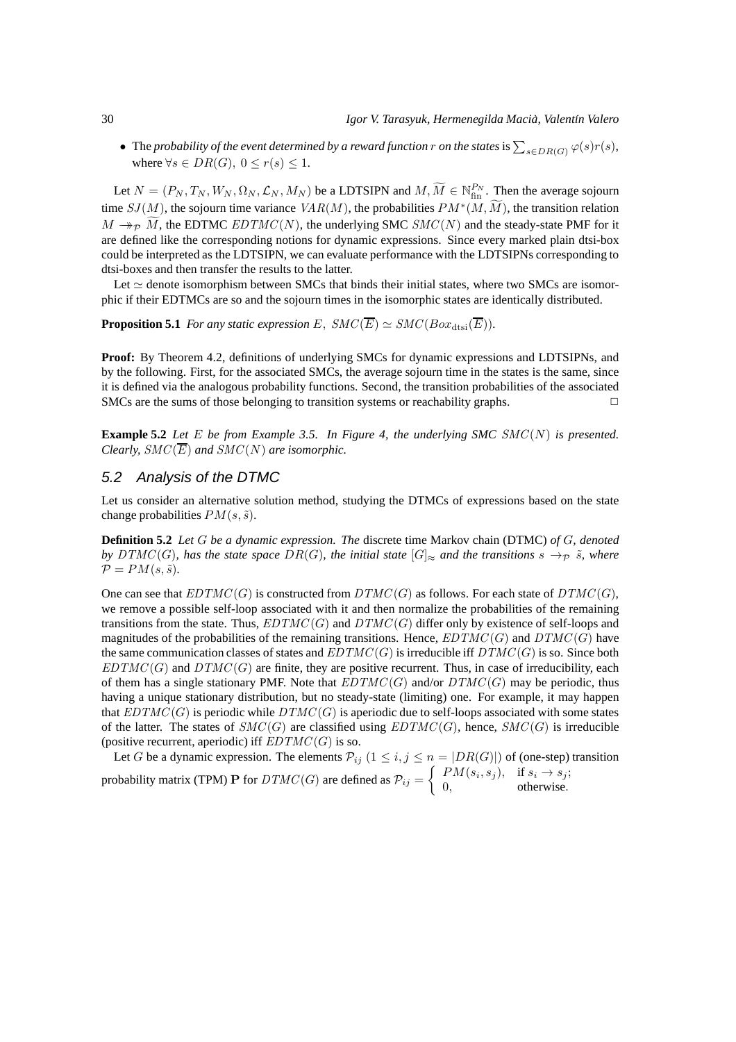- The *probability of the event determined by a reward function $r$ on the states* is $\sum_{s \in DR(G)} \varphi(s) r(s)$, where $\forall s \in DR(G),\ 0 \leq r(s) \leq 1$.

Let $N = (P_N, T_N, W_N, \Omega_N, \mathcal{L}_N, M_N)$ be a LDTSIPN and $M, \widetilde{M} \in \mathbb{N}_{\text{fin}}^{P_N}$. Then the average sojourn time $SJ(M)$, the sojourn time variance $VAR(M)$, the probabilities $PM^*(M, \widetilde{M})$, the transition relation $M \twoheadrightarrow_{\mathcal{P}} \widetilde{M}$, the EDTMC $EDTMC(N)$, the underlying SMC $SMC(N)$ and the steady-state PMF for it are defined like the corresponding notions for dynamic expressions. Since every marked plain dtsi-box could be interpreted as the LDTSIPN, we can evaluate performance with the LDTSIPNs corresponding to dtsi-boxes and then transfer the results to the latter.

Let $\simeq$ denote isomorphism between SMCs that binds their initial states, where two SMCs are isomorphic if their EDTMCs are so and the sojourn times in the isomorphic states are identically distributed.

**Proposition 5.1** *For any static expression $E$, $SMC(\overline{E}) \simeq SMC(Box_{\text{dtsi}}(\overline{E}))$.*

**Proof:** By Theorem 4.2, definitions of underlying SMCs for dynamic expressions and LDTSIPNs, and by the following. First, for the associated SMCs, the average sojourn time in the states is the same, since it is defined via the analogous probability functions. Second, the transition probabilities of the associated SMCs are the sums of those belonging to transition systems or reachability graphs. $\square$

**Example 5.2** *Let $E$ be from Example 3.5. In Figure 4, the underlying SMC $SMC(N)$ is presented. Clearly, $SMC(\overline{E})$ and $SMC(N)$ are isomorphic.*

## 5.2 Analysis of the DTMC

Let us consider an alternative solution method, studying the DTMCs of expressions based on the state change probabilities $PM(s, \tilde{s})$.

**Definition 5.2** *Let $G$ be a dynamic expression. The* discrete time Markov chain (DTMC) *of $G$, denoted by $DTMC(G)$, has the state space $DR(G)$, the initial state $[G]_{\approx}$ and the transitions $s \rightarrow_{\mathcal{P}} \tilde{s}$, where $\mathcal{P} = PM(s, \tilde{s})$.*

One can see that $EDTMC(G)$ is constructed from $DTMC(G)$ as follows. For each state of $DTMC(G)$, we remove a possible self-loop associated with it and then normalize the probabilities of the remaining transitions from the state. Thus, $EDTMC(G)$ and $DTMC(G)$ differ only by existence of self-loops and magnitudes of the probabilities of the remaining transitions. Hence, $EDTMC(G)$ and $DTMC(G)$ have the same communication classes of states and $EDTMC(G)$ is irreducible iff $DTMC(G)$ is so. Since both $EDTMC(G)$ and $DTMC(G)$ are finite, they are positive recurrent. Thus, in case of irreducibility, each of them has a single stationary PMF. Note that $EDTMC(G)$ and/or $DTMC(G)$ may be periodic, thus having a unique stationary distribution, but no steady-state (limiting) one. For example, it may happen that $EDTMC(G)$ is periodic while $DTMC(G)$ is aperiodic due to self-loops associated with some states of the latter. The states of $SMC(G)$ are classified using $EDTMC(G)$, hence, $SMC(G)$ is irreducible (positive recurrent, aperiodic) iff $EDTMC(G)$ is so.

Let $G$ be a dynamic expression. The elements $\mathcal{P}_{ij}$ $(1 \leq i, j \leq n = |DR(G)|)$ of (one-step) transition probability matrix (TPM) $\mathbf{P}$ for $DTMC(G)$ are defined as $\mathcal{P}_{ij} = \begin{cases} PM(s_i, s_j), & \text{if } s_i \rightarrow s_j; \\ 0, & \text{otherwise.} \end{cases}$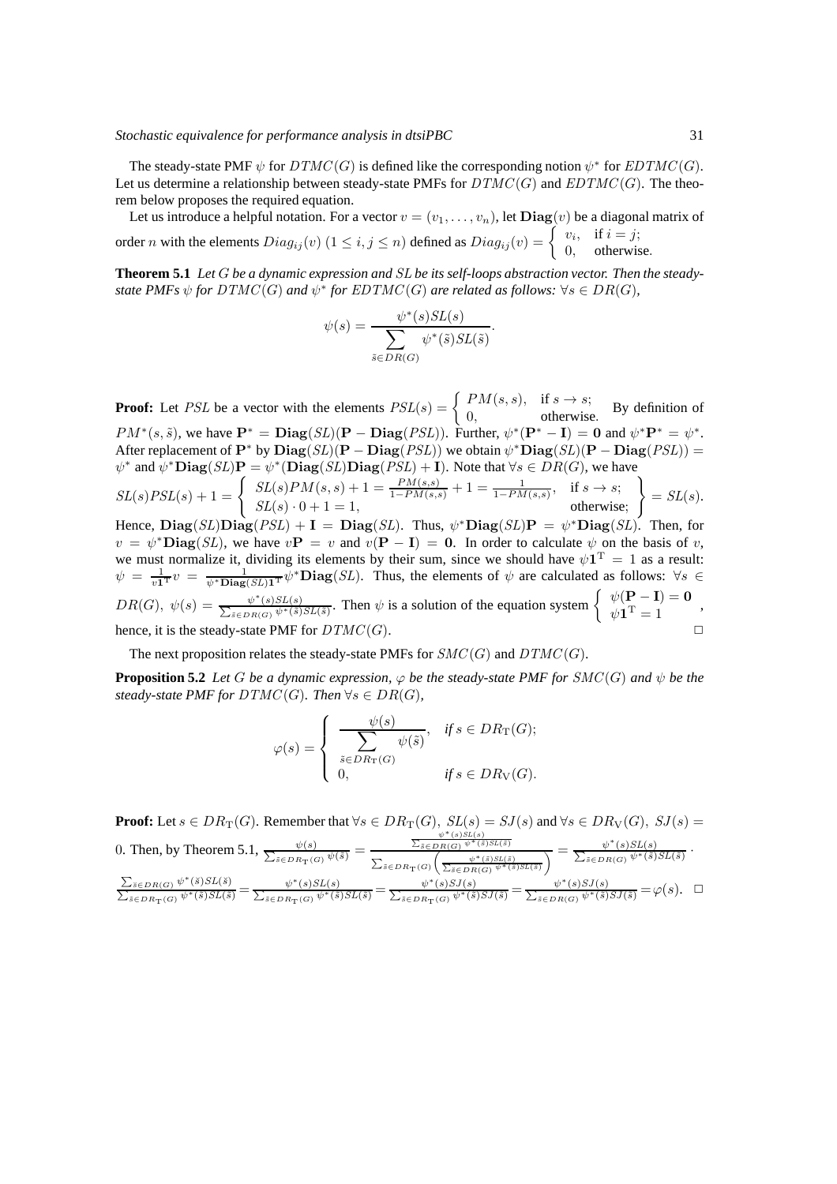The steady-state PMF $\psi$ for $DTMC(G)$ is defined like the corresponding notion $\psi^*$ for $EDTMC(G)$. Let us determine a relationship between steady-state PMFs for $DTMC(G)$ and $EDTMC(G)$. The theorem below proposes the required equation.

Let us introduce a helpful notation. For a vector $v = (v_1, \ldots, v_n)$, let $\mathbf{Diag}(v)$ be a diagonal matrix of order $n$ with the elements $Diag_{ij}(v)$ $(1 \leq i, j \leq n)$ defined as $Diag_{ij}(v) = \begin{cases} v_i, & \text{if } i = j; \\ 0, & \text{otherwise}. \end{cases}$

**Theorem 5.1** *Let $G$ be a dynamic expression and $SL$ be its self-loops abstraction vector. Then the steady-state PMFs $\psi$ for $DTMC(G)$ and $\psi^*$ for $EDTMC(G)$ are related as follows: $\forall s \in DR(G)$,*

$$\psi(s) = \frac{\psi^*(s)SL(s)}{\sum_{\tilde{s} \in DR(G)} \psi^*(\tilde{s})SL(\tilde{s})}.$$

**Proof:** Let $PSL$ be a vector with the elements $PSL(s) = \begin{cases} PM(s,s), & \text{if } s \to s; \\ 0, & \text{otherwise}. \end{cases}$ By definition of $PM^*(s, \tilde{s})$, we have $\mathbf{P}^* = \mathbf{Diag}(SL)(\mathbf{P} - \mathbf{Diag}(PSL))$. Further, $\psi^*(\mathbf{P}^* - \mathbf{I}) = \mathbf{0}$ and $\psi^*\mathbf{P}^* = \psi^*$. After replacement of $\mathbf{P}^*$ by $\mathbf{Diag}(SL)(\mathbf{P} - \mathbf{Diag}(PSL))$ we obtain $\psi^*\mathbf{Diag}(SL)(\mathbf{P} - \mathbf{Diag}(PSL)) = \psi^*$ and $\psi^*\mathbf{Diag}(SL)\mathbf{P} = \psi^*(\mathbf{Diag}(SL)\mathbf{Diag}(PSL) + \mathbf{I})$. Note that $\forall s \in DR(G)$, we have $SL(s)PSL(s) + 1 = \left\{ \begin{array}{ll} SL(s)PM(s,s) + 1 = \frac{PM(s,s)}{1-PM(s,s)} + 1 = \frac{1}{1-PM(s,s)}, & \text{if } s \to s; \\ SL(s) \cdot 0 + 1 = 1, & \text{otherwise}; \end{array} \right\} = SL(s).$ Hence, $\mathbf{Diag}(SL)\mathbf{Diag}(PSL) + \mathbf{I} = \mathbf{Diag}(SL)$. Thus, $\psi^*\mathbf{Diag}(SL)\mathbf{P} = \psi^*\mathbf{Diag}(SL)$. Then, for $v = \psi^*\mathbf{Diag}(SL)$, we have $v\mathbf{P} = v$ and $v(\mathbf{P} - \mathbf{I}) = \mathbf{0}$. In order to calculate $\psi$ on the basis of $v$, we must normalize it, dividing its elements by their sum, since we should have $\psi\mathbf{1}^{\mathrm{T}} = 1$ as a result: $\psi = \frac{1}{v\mathbf{1}^{\mathrm{T}}}v = \frac{1}{\psi^*\mathbf{Diag}(SL)\mathbf{1}^{\mathrm{T}}}\psi^*\mathbf{Diag}(SL)$. Thus, the elements of $\psi$ are calculated as follows: $\forall s \in DR(G),\ \psi(s) = \frac{\psi^*(s)SL(s)}{\sum_{\tilde{s} \in DR(G)} \psi^*(\tilde{s})SL(\tilde{s})}$. Then $\psi$ is a solution of the equation system $\begin{cases} \psi(\mathbf{P} - \mathbf{I}) = \mathbf{0} \\ \psi\mathbf{1}^{\mathrm{T}} = 1 \end{cases}$, hence, it is the steady-state PMF for $DTMC(G)$. □

The next proposition relates the steady-state PMFs for $SMC(G)$ and $DTMC(G)$.

**Proposition 5.2** *Let $G$ be a dynamic expression, $\varphi$ be the steady-state PMF for $SMC(G)$ and $\psi$ be the steady-state PMF for $DTMC(G)$. Then $\forall s \in DR(G)$,*

$$\varphi(s) = \begin{cases} \dfrac{\psi(s)}{\sum_{\tilde{s} \in DR_{\mathrm{T}}(G)} \psi(\tilde{s})}, & \text{if } s \in DR_{\mathrm{T}}(G); \\ 0, & \text{if } s \in DR_{\mathrm{V}}(G). \end{cases}$$

**Proof:** Let $s \in DR_{\mathrm{T}}(G)$. Remember that $\forall s \in DR_{\mathrm{T}}(G),\ SL(s) = SJ(s)$ and $\forall s \in DR_{\mathrm{V}}(G),\ SJ(s) = 0$. Then, by Theorem 5.1, $\frac{\psi(s)}{\sum_{\tilde{s} \in DR_{\mathrm{T}}(G)} \psi(\tilde{s})} = \frac{\frac{\psi^*(s)SL(s)}{\sum_{\tilde{s} \in DR(G)} \psi^*(\tilde{s})SL(\tilde{s})}}{\sum_{\tilde{s} \in DR_{\mathrm{T}}(G)} \left( \frac{\psi^*(\tilde{s})SL(\tilde{s})}{\sum_{\check{s} \in DR(G)} \psi^*(\check{s})SL(\check{s})} \right)} = \frac{\psi^*(s)SL(s)}{\sum_{\tilde{s} \in DR(G)} \psi^*(\tilde{s})SL(\tilde{s})} \cdot$ $\frac{\sum_{\check{s} \in DR(G)} \psi^*(\check{s})SL(\check{s})}{\sum_{\tilde{s} \in DR_{\mathrm{T}}(G)} \psi^*(\tilde{s})SL(\tilde{s})} = \frac{\psi^*(s)SL(s)}{\sum_{\tilde{s} \in DR_{\mathrm{T}}(G)} \psi^*(\tilde{s})SL(\tilde{s})} = \frac{\psi^*(s)SJ(s)}{\sum_{\tilde{s} \in DR_{\mathrm{T}}(G)} \psi^*(\tilde{s})SJ(\tilde{s})} = \frac{\psi^*(s)SJ(s)}{\sum_{\tilde{s} \in DR(G)} \psi^*(\tilde{s})SJ(\tilde{s})} = \varphi(s).$ □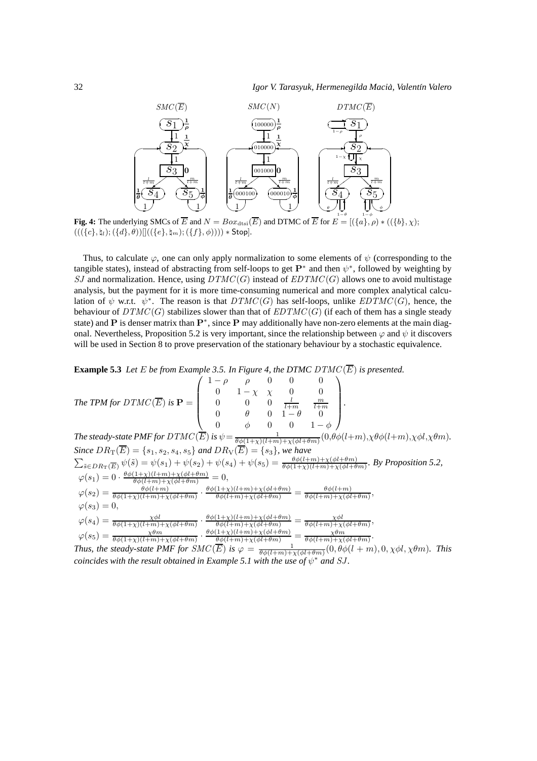**Fig. 4:** The underlying SMCs of $\overline{E}$ and $N = Box_{\rm dtsi}(\overline{E})$ and DTMC of $\overline{E}$ for $E = [(\{a\},\rho) * ((\{b\},\chi);$ $(((\{c\},\natural_l);(\{d\},\theta))[]((\{e\},\natural_m);(\{f\},\phi)))) * \mathsf{Stop}]$.

Thus, to calculate $\varphi$, one can only apply normalization to some elements of $\psi$ (corresponding to the tangible states), instead of abstracting from self-loops to get $\mathbf{P}^*$ and then $\psi^*$, followed by weighting by $SJ$ and normalization. Hence, using $DTMC(G)$ instead of $EDTMC(G)$ allows one to avoid multistage analysis, but the payment for it is more time-consuming numerical and more complex analytical calculation of $\psi$ w.r.t. $\psi^*$. The reason is that $DTMC(G)$ has self-loops, unlike $EDTMC(G)$, hence, the behaviour of $DTMC(G)$ stabilizes slower than that of $EDTMC(G)$ (if each of them has a single steady state) and $\mathbf{P}$ is denser matrix than $\mathbf{P}^*$, since $\mathbf{P}$ may additionally have non-zero elements at the main diagonal. Nevertheless, Proposition 5.2 is very important, since the relationship between $\varphi$ and $\psi$ it discovers will be used in Section 8 to prove preservation of the stationary behaviour by a stochastic equivalence.

**Example 5.3** *Let $E$ be from Example 3.5. In Figure 4, the DTMC $DTMC(\overline{E})$ is presented.*

*The TPM for $DTMC(\overline{E})$ is* $\mathbf{P} = \begin{pmatrix} 1-\rho & \rho & 0 & 0 & 0 \\ 0 & 1-\chi & \chi & 0 & 0 \\ 0 & 0 & 0 & \frac{l}{l+m} & \frac{m}{l+m} \\ 0 & \theta & 0 & 1-\theta & 0 \\ 0 & \phi & 0 & 0 & 1-\phi \end{pmatrix}$.

*The steady-state PMF for $DTMC(\overline{E})$ is* $\psi = \frac{1}{\theta\phi(1+\chi)(l+m)+\chi(\phi l+\theta m)}(0,\theta\phi(l+m),\chi\theta\phi(l+m),\chi\phi l,\chi\theta m)$.

*Since $DR_{\rm T}(\overline{E}) = \{s_1,s_2,s_4,s_5\}$ and $DR_{\rm V}(\overline{E}) = \{s_3\}$, we have*

$\sum_{\tilde{s}\in DR_{\rm T}(\overline{E})}\psi(\tilde{s}) = \psi(s_1)+\psi(s_2)+\psi(s_4)+\psi(s_5) = \frac{\theta\phi(l+m)+\chi(\phi l+\theta m)}{\theta\phi(1+\chi)(l+m)+\chi(\phi l+\theta m)}$. *By Proposition 5.2,*

$\varphi(s_1) = 0\cdot\frac{\theta\phi(1+\chi)(l+m)+\chi(\phi l+\theta m)}{\theta\phi(l+m)+\chi(\phi l+\theta m)} = 0,$

$\varphi(s_2) = \frac{\theta\phi(l+m)}{\theta\phi(1+\chi)(l+m)+\chi(\phi l+\theta m)}\cdot\frac{\theta\phi(1+\chi)(l+m)+\chi(\phi l+\theta m)}{\theta\phi(l+m)+\chi(\phi l+\theta m)} = \frac{\theta\phi(l+m)}{\theta\phi(l+m)+\chi(\phi l+\theta m)},$

$\varphi(s_3) = 0,$

$\varphi(s_4) = \frac{\chi\phi l}{\theta\phi(1+\chi)(l+m)+\chi(\phi l+\theta m)}\cdot\frac{\theta\phi(1+\chi)(l+m)+\chi(\phi l+\theta m)}{\theta\phi(l+m)+\chi(\phi l+\theta m)} = \frac{\chi\phi l}{\theta\phi(l+m)+\chi(\phi l+\theta m)},$

$\varphi(s_5) = \frac{\chi\theta m}{\theta\phi(1+\chi)(l+m)+\chi(\phi l+\theta m)}\cdot\frac{\theta\phi(1+\chi)(l+m)+\chi(\phi l+\theta m)}{\theta\phi(l+m)+\chi(\phi l+\theta m)} = \frac{\chi\theta m}{\theta\phi(l+m)+\chi(\phi l+\theta m)}.$

*Thus, the steady-state PMF for $SMC(\overline{E})$ is* $\varphi = \frac{1}{\theta\phi(l+m)+\chi(\phi l+\theta m)}(0,\theta\phi(l+m),0,\chi\phi l,\chi\theta m)$. *This coincides with the result obtained in Example 5.1 with the use of $\psi^*$ and $SJ$.*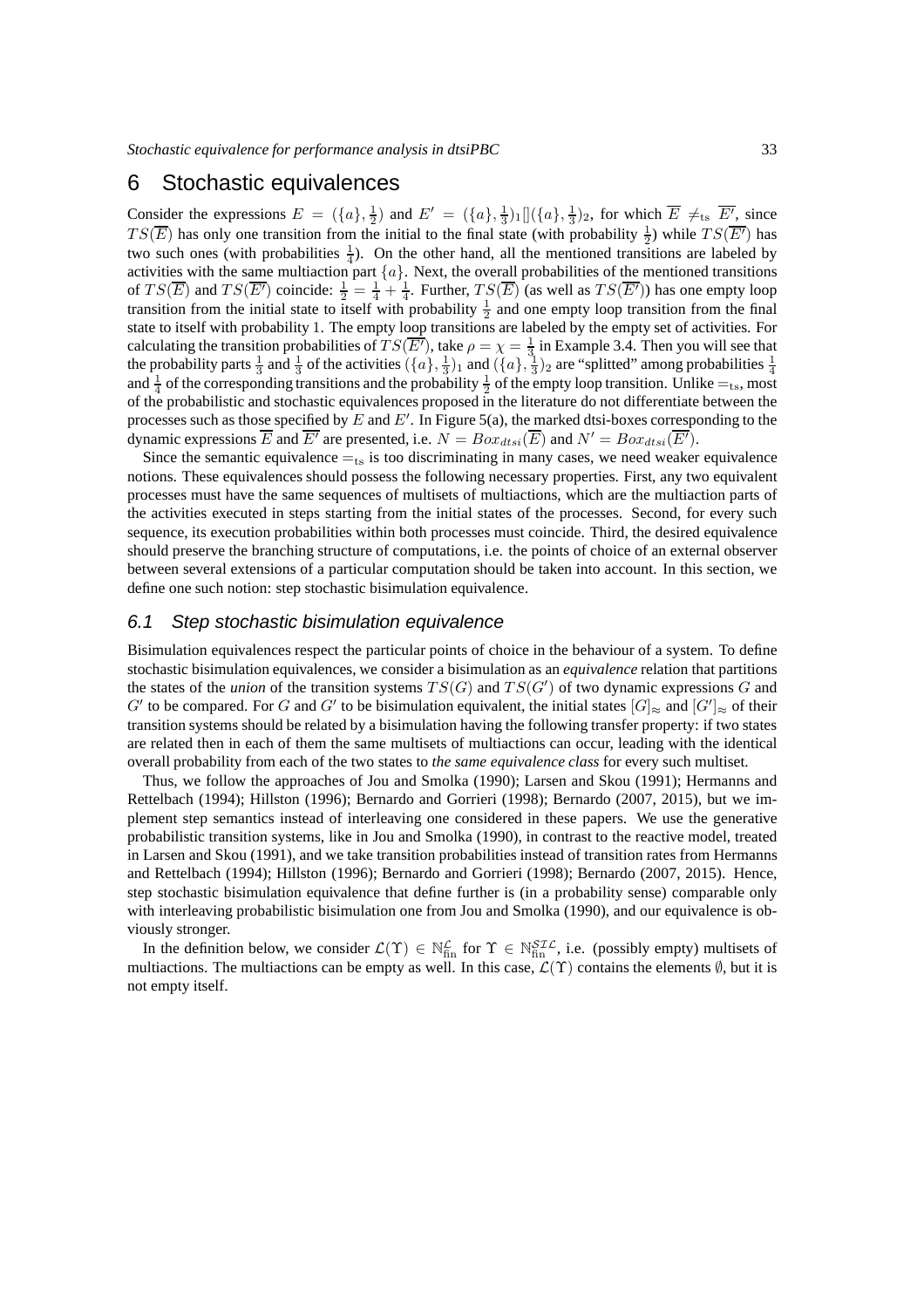# 6 Stochastic equivalences

Consider the expressions $E = (\{a\}, \frac{1}{2})$ and $E' = (\{a\}, \frac{1}{3})_1[](\{a\}, \frac{1}{3})_2$, for which $\overline{E} \neq_{\mathrm{ts}} \overline{E'}$, since $TS(\overline{E})$ has only one transition from the initial to the final state (with probability $\frac{1}{2}$) while $TS(\overline{E'})$ has two such ones (with probabilities $\frac{1}{4}$). On the other hand, all the mentioned transitions are labeled by activities with the same multiaction part $\{a\}$. Next, the overall probabilities of the mentioned transitions of $TS(\overline{E})$ and $TS(\overline{E'})$ coincide: $\frac{1}{2} = \frac{1}{4} + \frac{1}{4}$. Further, $TS(\overline{E})$ (as well as $TS(\overline{E'})$) has one empty loop transition from the initial state to itself with probability $\frac{1}{2}$ and one empty loop transition from the final state to itself with probability 1. The empty loop transitions are labeled by the empty set of activities. For calculating the transition probabilities of $TS(\overline{E'})$, take $\rho = \chi = \frac{1}{3}$ in Example 3.4. Then you will see that the probability parts $\frac{1}{3}$ and $\frac{1}{3}$ of the activities $(\{a\}, \frac{1}{3})_1$ and $(\{a\}, \frac{1}{3})_2$ are "splitted" among probabilities $\frac{1}{4}$ and $\frac{1}{4}$ of the corresponding transitions and the probability $\frac{1}{2}$ of the empty loop transition. Unlike $=_{\mathrm{ts}}$, most of the probabilistic and stochastic equivalences proposed in the literature do not differentiate between the processes such as those specified by $E$ and $E'$. In Figure 5(a), the marked dtsi-boxes corresponding to the dynamic expressions $\overline{E}$ and $\overline{E'}$ are presented, i.e. $N = Box_{dtsi}(\overline{E})$ and $N' = Box_{dtsi}(\overline{E'})$.

Since the semantic equivalence $=_{\mathrm{ts}}$ is too discriminating in many cases, we need weaker equivalence notions. These equivalences should possess the following necessary properties. First, any two equivalent processes must have the same sequences of multisets of multiactions, which are the multiaction parts of the activities executed in steps starting from the initial states of the processes. Second, for every such sequence, its execution probabilities within both processes must coincide. Third, the desired equivalence should preserve the branching structure of computations, i.e. the points of choice of an external observer between several extensions of a particular computation should be taken into account. In this section, we define one such notion: step stochastic bisimulation equivalence.

## 6.1 Step stochastic bisimulation equivalence

Bisimulation equivalences respect the particular points of choice in the behaviour of a system. To define stochastic bisimulation equivalences, we consider a bisimulation as an *equivalence* relation that partitions the states of the *union* of the transition systems $TS(G)$ and $TS(G')$ of two dynamic expressions $G$ and $G'$ to be compared. For $G$ and $G'$ to be bisimulation equivalent, the initial states $[G]_{\approx}$ and $[G']_{\approx}$ of their transition systems should be related by a bisimulation having the following transfer property: if two states are related then in each of them the same multisets of multiactions can occur, leading with the identical overall probability from each of the two states to *the same equivalence class* for every such multiset.

Thus, we follow the approaches of Jou and Smolka (1990); Larsen and Skou (1991); Hermanns and Rettelbach (1994); Hillston (1996); Bernardo and Gorrieri (1998); Bernardo (2007, 2015), but we implement step semantics instead of interleaving one considered in these papers. We use the generative probabilistic transition systems, like in Jou and Smolka (1990), in contrast to the reactive model, treated in Larsen and Skou (1991), and we take transition probabilities instead of transition rates from Hermanns and Rettelbach (1994); Hillston (1996); Bernardo and Gorrieri (1998); Bernardo (2007, 2015). Hence, step stochastic bisimulation equivalence that define further is (in a probability sense) comparable only with interleaving probabilistic bisimulation one from Jou and Smolka (1990), and our equivalence is obviously stronger.

In the definition below, we consider $\mathcal{L}(\Upsilon) \in \mathbb{N}_{\mathrm{fin}}^{\mathcal{L}}$ for $\Upsilon \in \mathbb{N}_{\mathrm{fin}}^{\mathcal{SIL}}$, i.e. (possibly empty) multisets of multiactions. The multiactions can be empty as well. In this case, $\mathcal{L}(\Upsilon)$ contains the elements $\emptyset$, but it is not empty itself.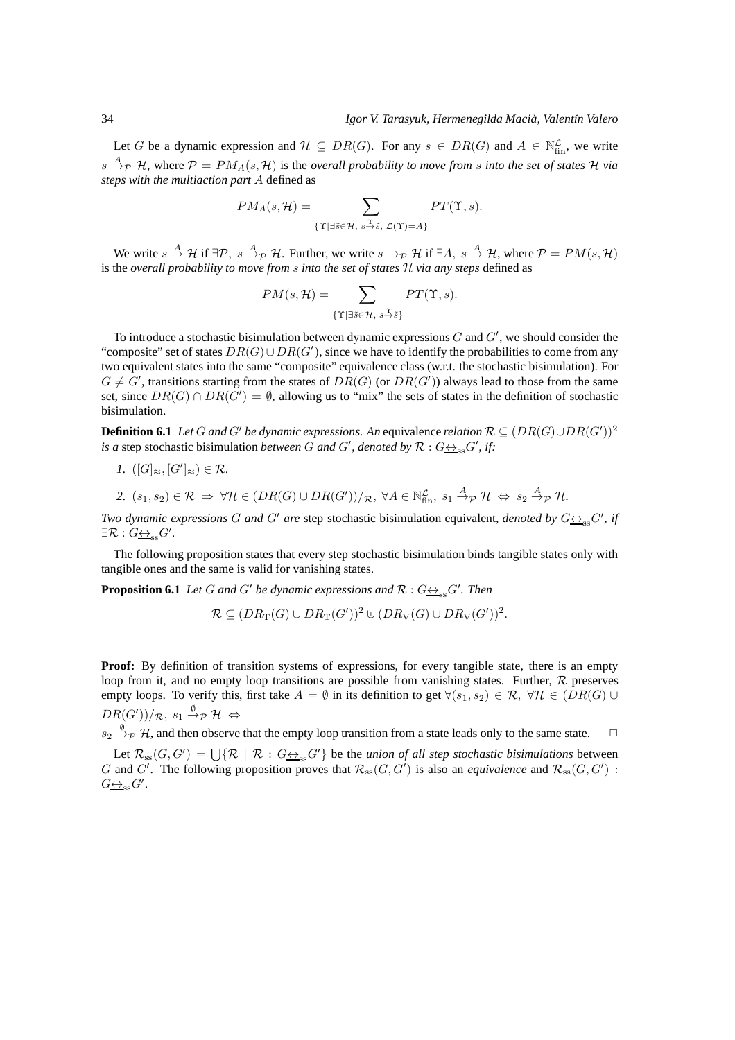Let $G$ be a dynamic expression and $\mathcal{H} \subseteq DR(G)$. For any $s \in DR(G)$ and $A \in \mathbb{N}_{\mathrm{fin}}^{\mathcal{L}}$, we write $s \xrightarrow{A}_{\mathcal{P}} \mathcal{H}$, where $\mathcal{P} = PM_A(s, \mathcal{H})$ is the *overall probability to move from $s$ into the set of states $\mathcal{H}$ via steps with the multiaction part $A$* defined as

$$PM_A(s, \mathcal{H}) = \sum_{\{\Upsilon \mid \exists \tilde{s} \in \mathcal{H},\ s \xrightarrow{\Upsilon} \tilde{s},\ \mathcal{L}(\Upsilon) = A\}} PT(\Upsilon, s).$$

We write $s \xrightarrow{A} \mathcal{H}$ if $\exists \mathcal{P},\ s \xrightarrow{A}_{\mathcal{P}} \mathcal{H}$. Further, we write $s \rightarrow_{\mathcal{P}} \mathcal{H}$ if $\exists A,\ s \xrightarrow{A} \mathcal{H}$, where $\mathcal{P} = PM(s, \mathcal{H})$ is the *overall probability to move from $s$ into the set of states $\mathcal{H}$ via any steps* defined as

$$PM(s, \mathcal{H}) = \sum_{\{\Upsilon \mid \exists \tilde{s} \in \mathcal{H},\ s \xrightarrow{\Upsilon} \tilde{s}\}} PT(\Upsilon, s).$$

To introduce a stochastic bisimulation between dynamic expressions $G$ and $G'$, we should consider the "composite" set of states $DR(G) \cup DR(G')$, since we have to identify the probabilities to come from any two equivalent states into the same "composite" equivalence class (w.r.t. the stochastic bisimulation). For $G \neq G'$, transitions starting from the states of $DR(G)$ (or $DR(G')$) always lead to those from the same set, since $DR(G) \cap DR(G') = \emptyset$, allowing us to "mix" the sets of states in the definition of stochastic bisimulation.

**Definition 6.1** *Let $G$ and $G'$ be dynamic expressions. An* equivalence *relation $\mathcal{R} \subseteq (DR(G) \cup DR(G'))^2$ is a* step stochastic bisimulation *between $G$ and $G'$, denoted by $\mathcal{R} : G \underline{\leftrightarrow}_{\mathrm{ss}} G'$, if:*

1. $([G]_\approx, [G']_\approx) \in \mathcal{R}$.
2. $(s_1, s_2) \in \mathcal{R} \Rightarrow \forall \mathcal{H} \in (DR(G) \cup DR(G'))/_{\mathcal{R}},\ \forall A \in \mathbb{N}_{\mathrm{fin}}^{\mathcal{L}},\ s_1 \xrightarrow{A}_{\mathcal{P}} \mathcal{H} \Leftrightarrow s_2 \xrightarrow{A}_{\mathcal{P}} \mathcal{H}$.

*Two dynamic expressions $G$ and $G'$ are* step stochastic bisimulation equivalent*, denoted by $G \underline{\leftrightarrow}_{\mathrm{ss}} G'$, if $\exists \mathcal{R} : G \underline{\leftrightarrow}_{\mathrm{ss}} G'$.*

The following proposition states that every step stochastic bisimulation binds tangible states only with tangible ones and the same is valid for vanishing states.

**Proposition 6.1** *Let $G$ and $G'$ be dynamic expressions and $\mathcal{R} : G \underline{\leftrightarrow}_{\mathrm{ss}} G'$. Then*

$$\mathcal{R} \subseteq (DR_{\mathrm{T}}(G) \cup DR_{\mathrm{T}}(G'))^2 \uplus (DR_{\mathrm{V}}(G) \cup DR_{\mathrm{V}}(G'))^2.$$

**Proof:** By definition of transition systems of expressions, for every tangible state, there is an empty loop from it, and no empty loop transitions are possible from vanishing states. Further, $\mathcal{R}$ preserves empty loops. To verify this, first take $A = \emptyset$ in its definition to get $\forall (s_1, s_2) \in \mathcal{R},\ \forall \mathcal{H} \in (DR(G) \cup DR(G'))/_{\mathcal{R}},\ s_1 \xrightarrow{\emptyset}_{\mathcal{P}} \mathcal{H} \Leftrightarrow s_2 \xrightarrow{\emptyset}_{\mathcal{P}} \mathcal{H}$, and then observe that the empty loop transition from a state leads only to the same state. $\square$

Let $\mathcal{R}_{\mathrm{ss}}(G, G') = \bigcup \{\mathcal{R} \mid \mathcal{R} : G \underline{\leftrightarrow}_{\mathrm{ss}} G'\}$ be the *union of all step stochastic bisimulations* between $G$ and $G'$. The following proposition proves that $\mathcal{R}_{\mathrm{ss}}(G, G')$ is also an *equivalence* and $\mathcal{R}_{\mathrm{ss}}(G, G') : G \underline{\leftrightarrow}_{\mathrm{ss}} G'$.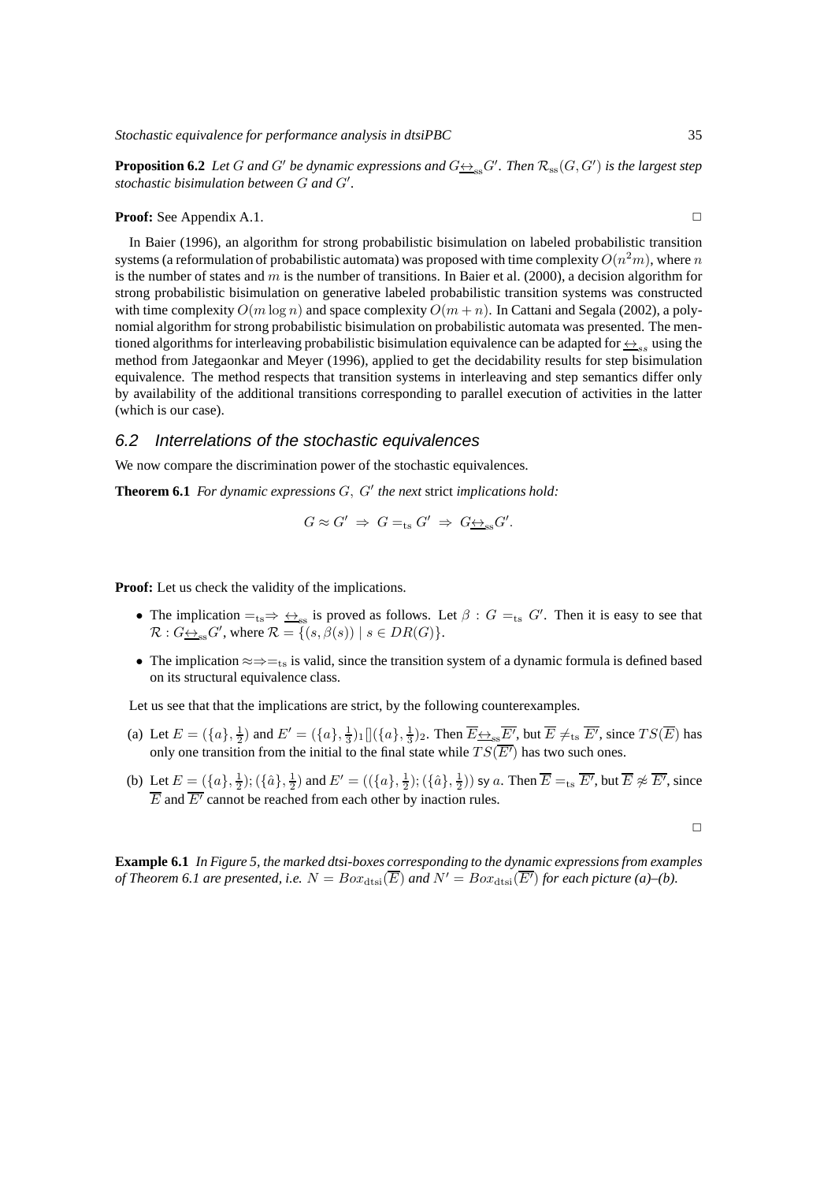**Proposition 6.2** *Let $G$ and $G'$ be dynamic expressions and $G\underline{\leftrightarrow}_{\rm ss}G'$. Then $\mathcal{R}_{\rm ss}(G,G')$ is the largest step stochastic bisimulation between $G$ and $G'$.*

**Proof:** See Appendix A.1. ◻

In Baier (1996), an algorithm for strong probabilistic bisimulation on labeled probabilistic transition systems (a reformulation of probabilistic automata) was proposed with time complexity $O(n^2m)$, where $n$ is the number of states and $m$ is the number of transitions. In Baier et al. (2000), a decision algorithm for strong probabilistic bisimulation on generative labeled probabilistic transition systems was constructed with time complexity $O(m\log n)$ and space complexity $O(m+n)$. In Cattani and Segala (2002), a polynomial algorithm for strong probabilistic bisimulation on probabilistic automata was presented. The mentioned algorithms for interleaving probabilistic bisimulation equivalence can be adapted for $\underline{\leftrightarrow}_{ss}$ using the method from Jategaonkar and Meyer (1996), applied to get the decidability results for step bisimulation equivalence. The method respects that transition systems in interleaving and step semantics differ only by availability of the additional transitions corresponding to parallel execution of activities in the latter (which is our case).

## 6.2 Interrelations of the stochastic equivalences

We now compare the discrimination power of the stochastic equivalences.

**Theorem 6.1** *For dynamic expressions $G,\ G'$ the next* strict *implications hold:*

$$G\approx G'\ \Rightarrow\ G=_{\rm ts}G'\ \Rightarrow\ G\underline{\leftrightarrow}_{\rm ss}G'.$$

**Proof:** Let us check the validity of the implications.

- The implication $=_{\rm ts}\Rightarrow\ \underline{\leftrightarrow}_{\rm ss}$ is proved as follows. Let $\beta: G=_{\rm ts}G'$. Then it is easy to see that $\mathcal{R}: G\underline{\leftrightarrow}_{\rm ss}G'$, where $\mathcal{R}=\{(s,\beta(s))\mid s\in DR(G)\}$.
- The implication $\approx\Rightarrow=_{\rm ts}$ is valid, since the transition system of a dynamic formula is defined based on its structural equivalence class.

Let us see that that the implications are strict, by the following counterexamples.

(a) Let $E=(\{a\},\frac{1}{2})$ and $E'=(\{a\},\frac{1}{3})_1[](\{a\},\frac{1}{3})_2$. Then $\overline{E}\underline{\leftrightarrow}_{\rm ss}\overline{E'}$, but $\overline{E}\neq_{\rm ts}\overline{E'}$, since $TS(\overline{E})$ has only one transition from the initial to the final state while $TS(\overline{E'})$ has two such ones.

(b) Let $E=(\{a\},\frac{1}{2});(\{\hat{a}\},\frac{1}{2})$ and $E'=((\{a\},\frac{1}{2});(\{\hat{a}\},\frac{1}{2}))$ sy $a$. Then $\overline{E}=_{\rm ts}\overline{E'}$, but $\overline{E}\not\approx\overline{E'}$, since $\overline{E}$ and $\overline{E'}$ cannot be reached from each other by inaction rules.

◻

**Example 6.1** *In Figure 5, the marked dtsi-boxes corresponding to the dynamic expressions from examples of Theorem 6.1 are presented, i.e. $N=Box_{\rm dtsi}(\overline{E})$ and $N'=Box_{\rm dtsi}(\overline{E'})$ for each picture (a)–(b).*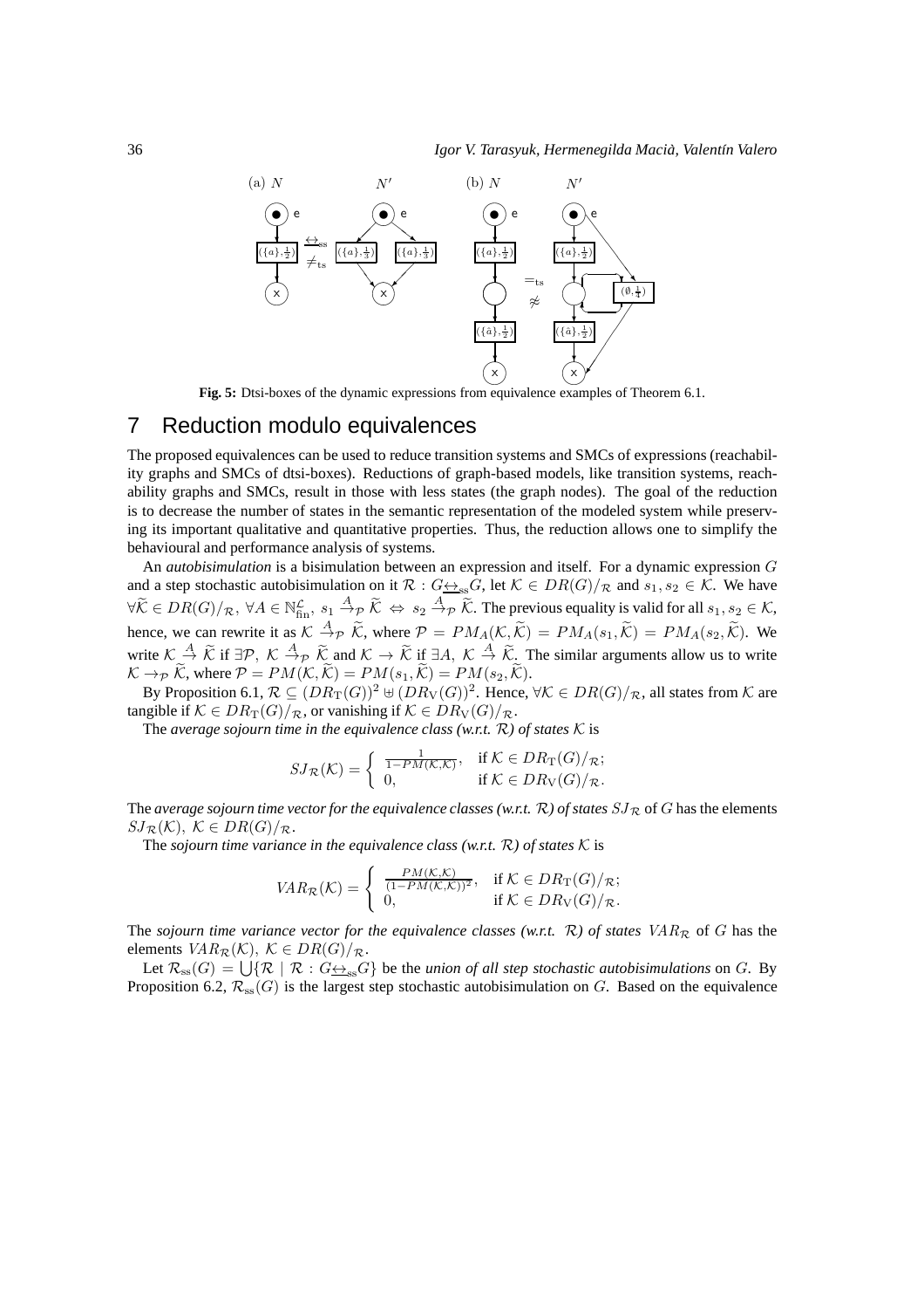Fig. 5: Dtsi-boxes of the dynamic expressions from equivalence examples of Theorem 6.1.

# 7 Reduction modulo equivalences

The proposed equivalences can be used to reduce transition systems and SMCs of expressions (reachability graphs and SMCs of dtsi-boxes). Reductions of graph-based models, like transition systems, reachability graphs and SMCs, result in those with less states (the graph nodes). The goal of the reduction is to decrease the number of states in the semantic representation of the modeled system while preserving its important qualitative and quantitative properties. Thus, the reduction allows one to simplify the behavioural and performance analysis of systems.

An *autobisimulation* is a bisimulation between an expression and itself. For a dynamic expression $G$ and a step stochastic autobisimulation on it $\mathcal{R} : G \underline{\leftrightarrow}_{ss} G$, let $\mathcal{K} \in DR(G)/_{\mathcal{R}}$ and $s_1, s_2 \in \mathcal{K}$. We have $\forall \widetilde{\mathcal{K}} \in DR(G)/_{\mathcal{R}},\ \forall A \in \mathbb{N}_{\text{fin}}^{\mathcal{L}},\ s_1 \xrightarrow{A}_{\mathcal{P}} \widetilde{\mathcal{K}} \Leftrightarrow s_2 \xrightarrow{A}_{\mathcal{P}} \widetilde{\mathcal{K}}$. The previous equality is valid for all $s_1, s_2 \in \mathcal{K}$, hence, we can rewrite it as $\mathcal{K} \xrightarrow{A}_{\mathcal{P}} \widetilde{\mathcal{K}}$, where $\mathcal{P} = PM_A(\mathcal{K}, \widetilde{\mathcal{K}}) = PM_A(s_1, \widetilde{\mathcal{K}}) = PM_A(s_2, \widetilde{\mathcal{K}})$. We write $\mathcal{K} \xrightarrow{A} \widetilde{\mathcal{K}}$ if $\exists \mathcal{P},\ \mathcal{K} \xrightarrow{A}_{\mathcal{P}} \widetilde{\mathcal{K}}$ and $\mathcal{K} \to \widetilde{\mathcal{K}}$ if $\exists A,\ \mathcal{K} \xrightarrow{A} \widetilde{\mathcal{K}}$. The similar arguments allow us to write $\mathcal{K} \to_{\mathcal{P}} \widetilde{\mathcal{K}}$, where $\mathcal{P} = PM(\mathcal{K}, \widetilde{\mathcal{K}}) = PM(s_1, \widetilde{\mathcal{K}}) = PM(s_2, \widetilde{\mathcal{K}})$.

By Proposition 6.1, $\mathcal{R} \subseteq (DR_{\mathrm{T}}(G))^2 \uplus (DR_{\mathrm{V}}(G))^2$. Hence, $\forall \mathcal{K} \in DR(G)/_{\mathcal{R}}$, all states from $\mathcal{K}$ are tangible if $\mathcal{K} \in DR_{\mathrm{T}}(G)/_{\mathcal{R}}$, or vanishing if $\mathcal{K} \in DR_{\mathrm{V}}(G)/_{\mathcal{R}}$.

The *average sojourn time in the equivalence class (w.r.t. $\mathcal{R}$) of states $\mathcal{K}$* is

$$SJ_{\mathcal{R}}(\mathcal{K}) = \begin{cases} \frac{1}{1-PM(\mathcal{K},\mathcal{K})}, & \text{if } \mathcal{K} \in DR_{\mathrm{T}}(G)/_{\mathcal{R}}; \\ 0, & \text{if } \mathcal{K} \in DR_{\mathrm{V}}(G)/_{\mathcal{R}}. \end{cases}$$

The *average sojourn time vector for the equivalence classes (w.r.t. $\mathcal{R}$) of states $SJ_{\mathcal{R}}$* of $G$ has the elements $SJ_{\mathcal{R}}(\mathcal{K}),\ \mathcal{K} \in DR(G)/_{\mathcal{R}}$.

The *sojourn time variance in the equivalence class (w.r.t. $\mathcal{R}$) of states $\mathcal{K}$* is

$$VAR_{\mathcal{R}}(\mathcal{K}) = \begin{cases} \frac{PM(\mathcal{K},\mathcal{K})}{(1-PM(\mathcal{K},\mathcal{K}))^2}, & \text{if } \mathcal{K} \in DR_{\mathrm{T}}(G)/_{\mathcal{R}}; \\ 0, & \text{if } \mathcal{K} \in DR_{\mathrm{V}}(G)/_{\mathcal{R}}. \end{cases}$$

The *sojourn time variance vector for the equivalence classes (w.r.t. $\mathcal{R}$) of states $VAR_{\mathcal{R}}$* of $G$ has the elements $VAR_{\mathcal{R}}(\mathcal{K}),\ \mathcal{K} \in DR(G)/_{\mathcal{R}}$.

Let $\mathcal{R}_{\mathrm{ss}}(G) = \bigcup\{\mathcal{R} \mid \mathcal{R} : G \underline{\leftrightarrow}_{ss} G\}$ be the *union of all step stochastic autobisimulations* on $G$. By Proposition 6.2, $\mathcal{R}_{\mathrm{ss}}(G)$ is the largest step stochastic autobisimulation on $G$. Based on the equivalence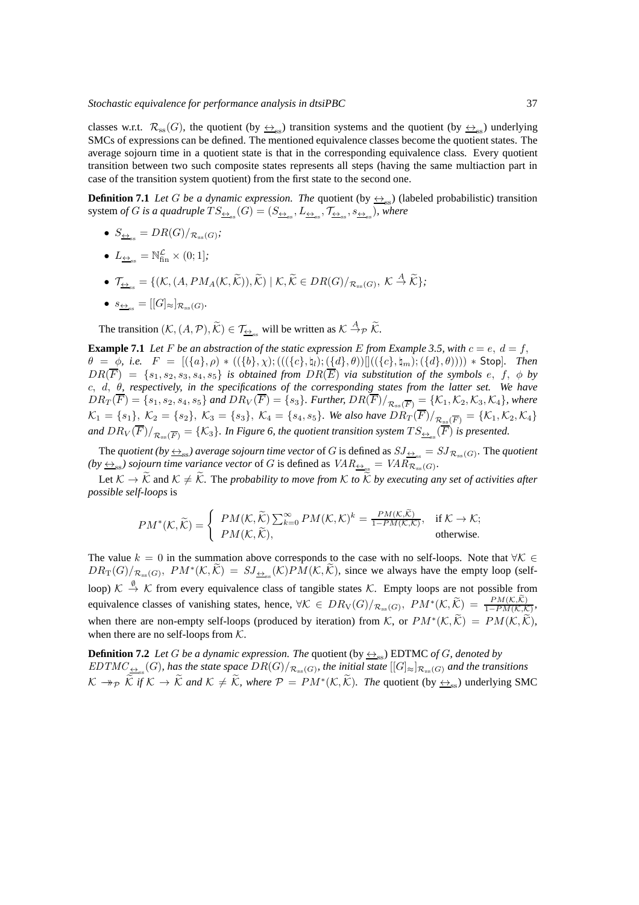classes w.r.t. $\mathcal{R}_{\mathrm{ss}}(G)$, the quotient (by $\underline{\leftrightarrow}_{\mathrm{ss}}$) transition systems and the quotient (by $\underline{\leftrightarrow}_{\mathrm{ss}}$) underlying SMCs of expressions can be defined. The mentioned equivalence classes become the quotient states. The average sojourn time in a quotient state is that in the corresponding equivalence class. Every quotient transition between two such composite states represents all steps (having the same multiaction part in case of the transition system quotient) from the first state to the second one.

**Definition 7.1** *Let $G$ be a dynamic expression. The* quotient (by $\underline{\leftrightarrow}_{\mathrm{ss}}$) (labeled probabilistic) transition system *of $G$ is a quadruple $TS_{\underline{\leftrightarrow}_{\mathrm{ss}}}(G) = (S_{\underline{\leftrightarrow}_{\mathrm{ss}}}, L_{\underline{\leftrightarrow}_{\mathrm{ss}}}, \mathcal{T}_{\underline{\leftrightarrow}_{\mathrm{ss}}}, s_{\underline{\leftrightarrow}_{\mathrm{ss}}})$, where*

- $S_{\underline{\leftrightarrow}_{\mathrm{ss}}} = DR(G)/_{\mathcal{R}_{ss}(G)}$*;*
- $L_{\underline{\leftrightarrow}_{\mathrm{ss}}} = \mathbb{N}_{\mathrm{fin}}^{\mathcal{L}} \times (0;1]$*;*
- $\mathcal{T}_{\underline{\leftrightarrow}_{\mathrm{ss}}} = \{(\mathcal{K}, (A, PM_A(\mathcal{K}, \widetilde{\mathcal{K}})), \widetilde{\mathcal{K}}) \mid \mathcal{K}, \widetilde{\mathcal{K}} \in DR(G)/_{\mathcal{R}_{\mathrm{ss}}(G)},\ \mathcal{K} \stackrel{A}{\rightarrow} \widetilde{\mathcal{K}}\}$*;*
- $s_{\underline{\leftrightarrow}_{\mathrm{ss}}} = [[G]_{\approx}]_{\mathcal{R}_{\mathrm{ss}}(G)}$*.*

The transition $(\mathcal{K}, (A, \mathcal{P}), \widetilde{\mathcal{K}}) \in \mathcal{T}_{\underline{\leftrightarrow}_{\mathrm{ss}}}$ will be written as $\mathcal{K} \stackrel{A}{\rightarrow}_{\mathcal{P}} \widetilde{\mathcal{K}}$.

**Example 7.1** *Let $F$ be an abstraction of the static expression $E$ from Example 3.5, with $c = e,\ d = f,$ $\theta = \phi$, i.e. $F = [(\{a\}, \rho) * ((\{b\}, \chi); (((\{c\}, \natural_l); (\{d\}, \theta))[]((\{c\}, \natural_m); (\{d\}, \theta)))) * \mathsf{Stop}]$. Then $DR(\overline{F}) = \{s_1, s_2, s_3, s_4, s_5\}$ is obtained from $DR(\overline{E})$ via substitution of the symbols $e,\ f,\ \phi$ by $c,\ d,\ \theta$, respectively, in the specifications of the corresponding states from the latter set. We have $DR_T(\overline{F}) = \{s_1, s_2, s_4, s_5\}$ and $DR_V(\overline{F}) = \{s_3\}$. Further, $DR(\overline{F})/_{\mathcal{R}_{\mathrm{ss}}(\overline{F})} = \{\mathcal{K}_1, \mathcal{K}_2, \mathcal{K}_3, \mathcal{K}_4\}$, where $\mathcal{K}_1 = \{s_1\},\ \mathcal{K}_2 = \{s_2\},\ \mathcal{K}_3 = \{s_3\},\ \mathcal{K}_4 = \{s_4, s_5\}$. We also have $DR_T(\overline{F})/_{\mathcal{R}_{\mathrm{ss}}(\overline{F})} = \{\mathcal{K}_1, \mathcal{K}_2, \mathcal{K}_4\}$ and $DR_V(\overline{F})/_{\mathcal{R}_{\mathrm{ss}}(\overline{F})} = \{\mathcal{K}_3\}$. In Figure 6, the quotient transition system $TS_{\underline{\leftrightarrow}_{\mathrm{ss}}}(\overline{F})$ is presented.*

The *quotient (by $\underline{\leftrightarrow}_{\mathrm{ss}}$) average sojourn time vector* of $G$ is defined as $SJ_{\underline{\leftrightarrow}_{\mathrm{ss}}} = SJ_{\mathcal{R}_{\mathrm{ss}}(G)}$. The *quotient (by $\underline{\leftrightarrow}_{\mathrm{ss}}$) sojourn time variance vector* of $G$ is defined as $VAR_{\underline{\leftrightarrow}_{\mathrm{ss}}} = VAR_{\mathcal{R}_{\mathrm{ss}}(G)}$.

Let $\mathcal{K} \rightarrow \widetilde{\mathcal{K}}$ and $\mathcal{K} \neq \widetilde{\mathcal{K}}$. The *probability to move from $\mathcal{K}$ to $\widetilde{\mathcal{K}}$ by executing any set of activities after possible self-loops* is

$$PM^*(\mathcal{K}, \widetilde{\mathcal{K}}) = \begin{cases} PM(\mathcal{K}, \widetilde{\mathcal{K}}) \sum_{k=0}^{\infty} PM(\mathcal{K}, \mathcal{K})^k = \frac{PM(\mathcal{K}, \widetilde{\mathcal{K}})}{1 - PM(\mathcal{K}, \mathcal{K})}, & \text{if } \mathcal{K} \rightarrow \mathcal{K}; \\ PM(\mathcal{K}, \widetilde{\mathcal{K}}), & \text{otherwise}. \end{cases}$$

The value $k = 0$ in the summation above corresponds to the case with no self-loops. Note that $\forall \mathcal{K} \in DR_{\mathrm{T}}(G)/_{\mathcal{R}_{\mathrm{ss}}(G)},\ PM^*(\mathcal{K}, \widetilde{\mathcal{K}}) = SJ_{\underline{\leftrightarrow}_{\mathrm{ss}}}(\mathcal{K}) PM(\mathcal{K}, \widetilde{\mathcal{K}})$, since we always have the empty loop (self-loop) $\mathcal{K} \stackrel{\emptyset}{\rightarrow} \mathcal{K}$ from every equivalence class of tangible states $\mathcal{K}$. Empty loops are not possible from equivalence classes of vanishing states, hence, $\forall \mathcal{K} \in DR_{\mathrm{V}}(G)/_{\mathcal{R}_{\mathrm{ss}}(G)},\ PM^*(\mathcal{K}, \widetilde{\mathcal{K}}) = \frac{PM(\mathcal{K}, \widetilde{\mathcal{K}})}{1 - PM(\mathcal{K}, \mathcal{K})}$, when there are non-empty self-loops (produced by iteration) from $\mathcal{K}$, or $PM^*(\mathcal{K}, \widetilde{\mathcal{K}}) = PM(\mathcal{K}, \widetilde{\mathcal{K}})$, when there are no self-loops from $\mathcal{K}$.

**Definition 7.2** *Let $G$ be a dynamic expression. The* quotient (by $\underline{\leftrightarrow}_{\mathrm{ss}}$) EDTMC *of $G$, denoted by $EDTMC_{\underline{\leftrightarrow}_{\mathrm{ss}}}(G)$, has the state space $DR(G)/_{\mathcal{R}_{\mathrm{ss}}(G)}$, the initial state $[[G]_{\approx}]_{\mathcal{R}_{\mathrm{ss}}(G)}$ and the transitions $\mathcal{K} \twoheadrightarrow_{\mathcal{P}} \widetilde{\mathcal{K}}$ if $\mathcal{K} \rightarrow \widetilde{\mathcal{K}}$ and $\mathcal{K} \neq \widetilde{\mathcal{K}}$, where $\mathcal{P} = PM^*(\mathcal{K}, \widetilde{\mathcal{K}})$. The* quotient (by $\underline{\leftrightarrow}_{\mathrm{ss}}$) underlying SMC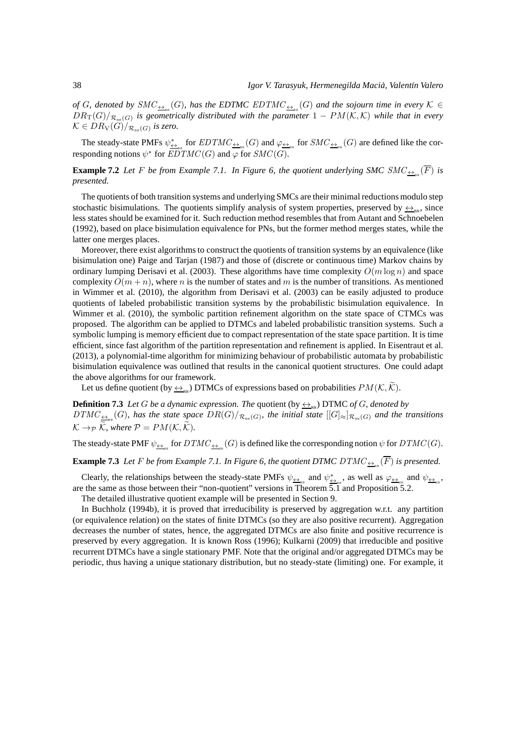*of $G$, denoted by $SMC_{\underline{\leftrightarrow}_{ss}}(G)$, has the EDTMC $EDTMC_{\underline{\leftrightarrow}_{ss}}(G)$ and the sojourn time in every $\mathcal{K} \in DR_{\rm T}(G)/_{\mathcal{R}_{ss}(G)}$ is geometrically distributed with the parameter $1 - PM(\mathcal{K}, \mathcal{K})$ while that in every $\mathcal{K} \in DR_{\rm V}(G)/_{\mathcal{R}_{ss}(G)}$ is zero.*

The steady-state PMFs $\psi^*_{\underline{\leftrightarrow}_{ss}}$ for $EDTMC_{\underline{\leftrightarrow}_{ss}}(G)$ and $\varphi_{\underline{\leftrightarrow}_{ss}}$ for $SMC_{\underline{\leftrightarrow}_{ss}}(G)$ are defined like the corresponding notions $\psi^*$ for $EDTMC(G)$ and $\varphi$ for $SMC(G)$.

**Example 7.2** *Let $F$ be from Example 7.1. In Figure 6, the quotient underlying SMC $SMC_{\underline{\leftrightarrow}_{ss}}(\overline{F})$ is presented.*

The quotients of both transition systems and underlying SMCs are their minimal reductions modulo step stochastic bisimulations. The quotients simplify analysis of system properties, preserved by $\underline{\leftrightarrow}_{ss}$, since less states should be examined for it. Such reduction method resembles that from Autant and Schnoebelen (1992), based on place bisimulation equivalence for PNs, but the former method merges states, while the latter one merges places.

Moreover, there exist algorithms to construct the quotients of transition systems by an equivalence (like bisimulation one) Paige and Tarjan (1987) and those of (discrete or continuous time) Markov chains by ordinary lumping Derisavi et al. (2003). These algorithms have time complexity $O(m \log n)$ and space complexity $O(m + n)$, where $n$ is the number of states and $m$ is the number of transitions. As mentioned in Wimmer et al. (2010), the algorithm from Derisavi et al. (2003) can be easily adjusted to produce quotients of labeled probabilistic transition systems by the probabilistic bisimulation equivalence. In Wimmer et al. (2010), the symbolic partition refinement algorithm on the state space of CTMCs was proposed. The algorithm can be applied to DTMCs and labeled probabilistic transition systems. Such a symbolic lumping is memory efficient due to compact representation of the state space partition. It is time efficient, since fast algorithm of the partition representation and refinement is applied. In Eisentraut et al. (2013), a polynomial-time algorithm for minimizing behaviour of probabilistic automata by probabilistic bisimulation equivalence was outlined that results in the canonical quotient structures. One could adapt the above algorithms for our framework.

Let us define quotient (by $\underline{\leftrightarrow}_{ss}$) DTMCs of expressions based on probabilities $PM(\mathcal{K}, \widetilde{\mathcal{K}})$.

**Definition 7.3** *Let $G$ be a dynamic expression. The* quotient (by $\underline{\leftrightarrow}_{ss}$) DTMC *of $G$, denoted by $DTMC_{\underline{\leftrightarrow}_{ss}}(G)$, has the state space $DR(G)/_{\mathcal{R}_{ss}(G)}$, the initial state $[[G]_{\approx}]_{\mathcal{R}_{ss}(G)}$ and the transitions $\mathcal{K} \rightarrow_{\mathcal{P}} \widetilde{\mathcal{K}}$, where $\mathcal{P} = PM(\mathcal{K}, \widetilde{\mathcal{K}})$.*

The steady-state PMF $\psi_{\underline{\leftrightarrow}_{ss}}$ for $DTMC_{\underline{\leftrightarrow}_{ss}}(G)$ is defined like the corresponding notion $\psi$ for $DTMC(G)$.

**Example 7.3** *Let $F$ be from Example 7.1. In Figure 6, the quotient DTMC $DTMC_{\underline{\leftrightarrow}_{ss}}(\overline{F})$ is presented.*

Clearly, the relationships between the steady-state PMFs $\psi_{\underline{\leftrightarrow}_{ss}}$ and $\psi^*_{\underline{\leftrightarrow}_{ss}}$, as well as $\varphi_{\underline{\leftrightarrow}_{ss}}$ and $\psi_{\underline{\leftrightarrow}_{ss}}$, are the same as those between their "non-quotient" versions in Theorem 5.1 and Proposition 5.2.

The detailed illustrative quotient example will be presented in Section 9.

In Buchholz (1994b), it is proved that irreducibility is preserved by aggregation w.r.t. any partition (or equivalence relation) on the states of finite DTMCs (so they are also positive recurrent). Aggregation decreases the number of states, hence, the aggregated DTMCs are also finite and positive recurrence is preserved by every aggregation. It is known Ross (1996); Kulkarni (2009) that irreducible and positive recurrent DTMCs have a single stationary PMF. Note that the original and/or aggregated DTMCs may be periodic, thus having a unique stationary distribution, but no steady-state (limiting) one. For example, it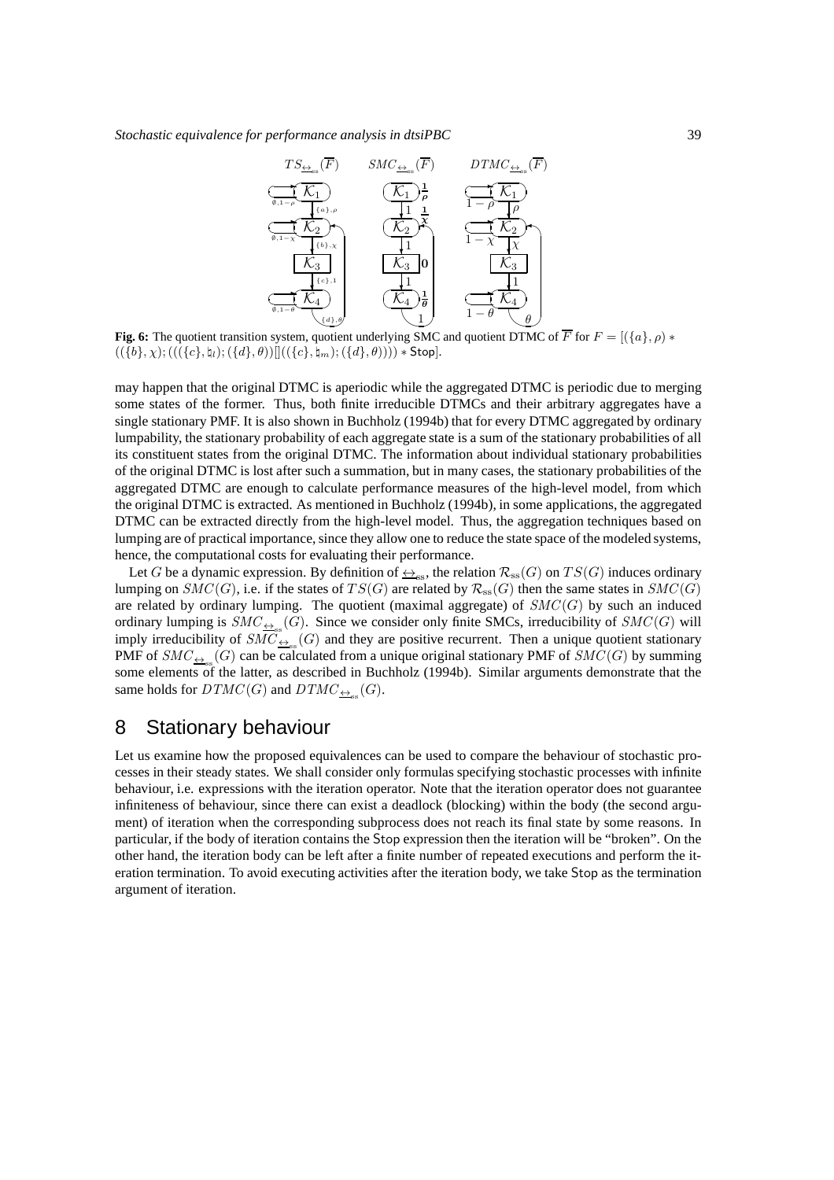**Fig. 6:** The quotient transition system, quotient underlying SMC and quotient DTMC of $\overline{F}$ for $F = [(\{a\}, \rho) * ((\{b\}, \chi); (((\{c\}, \natural_l); (\{d\}, \theta))[]((\{c\}, \natural_m); (\{d\}, \theta)))) * \mathsf{Stop}]$.

may happen that the original DTMC is aperiodic while the aggregated DTMC is periodic due to merging some states of the former. Thus, both finite irreducible DTMCs and their arbitrary aggregates have a single stationary PMF. It is also shown in Buchholz (1994b) that for every DTMC aggregated by ordinary lumpability, the stationary probability of each aggregate state is a sum of the stationary probabilities of all its constituent states from the original DTMC. The information about individual stationary probabilities of the original DTMC is lost after such a summation, but in many cases, the stationary probabilities of the aggregated DTMC are enough to calculate performance measures of the high-level model, from which the original DTMC is extracted. As mentioned in Buchholz (1994b), in some applications, the aggregated DTMC can be extracted directly from the high-level model. Thus, the aggregation techniques based on lumping are of practical importance, since they allow one to reduce the state space of the modeled systems, hence, the computational costs for evaluating their performance.

Let $G$ be a dynamic expression. By definition of $\underline{\leftrightarrow}_{\mathrm{ss}}$, the relation $\mathcal{R}_{\mathrm{ss}}(G)$ on $TS(G)$ induces ordinary lumping on $SMC(G)$, i.e. if the states of $TS(G)$ are related by $\mathcal{R}_{\mathrm{ss}}(G)$ then the same states in $SMC(G)$ are related by ordinary lumping. The quotient (maximal aggregate) of $SMC(G)$ by such an induced ordinary lumping is $SMC_{\underline{\leftrightarrow}_{\mathrm{ss}}}(G)$. Since we consider only finite SMCs, irreducibility of $SMC(G)$ will imply irreducibility of $SMC_{\underline{\leftrightarrow}_{\mathrm{ss}}}(G)$ and they are positive recurrent. Then a unique quotient stationary PMF of $SMC_{\underline{\leftrightarrow}_{\mathrm{ss}}}(G)$ can be calculated from a unique original stationary PMF of $SMC(G)$ by summing some elements of the latter, as described in Buchholz (1994b). Similar arguments demonstrate that the same holds for $DTMC(G)$ and $DTMC_{\underline{\leftrightarrow}_{\mathrm{ss}}}(G)$.

## 8 Stationary behaviour

Let us examine how the proposed equivalences can be used to compare the behaviour of stochastic processes in their steady states. We shall consider only formulas specifying stochastic processes with infinite behaviour, i.e. expressions with the iteration operator. Note that the iteration operator does not guarantee infiniteness of behaviour, since there can exist a deadlock (blocking) within the body (the second argument) of iteration when the corresponding subprocess does not reach its final state by some reasons. In particular, if the body of iteration contains the Stop expression then the iteration will be "broken". On the other hand, the iteration body can be left after a finite number of repeated executions and perform the iteration termination. To avoid executing activities after the iteration body, we take Stop as the termination argument of iteration.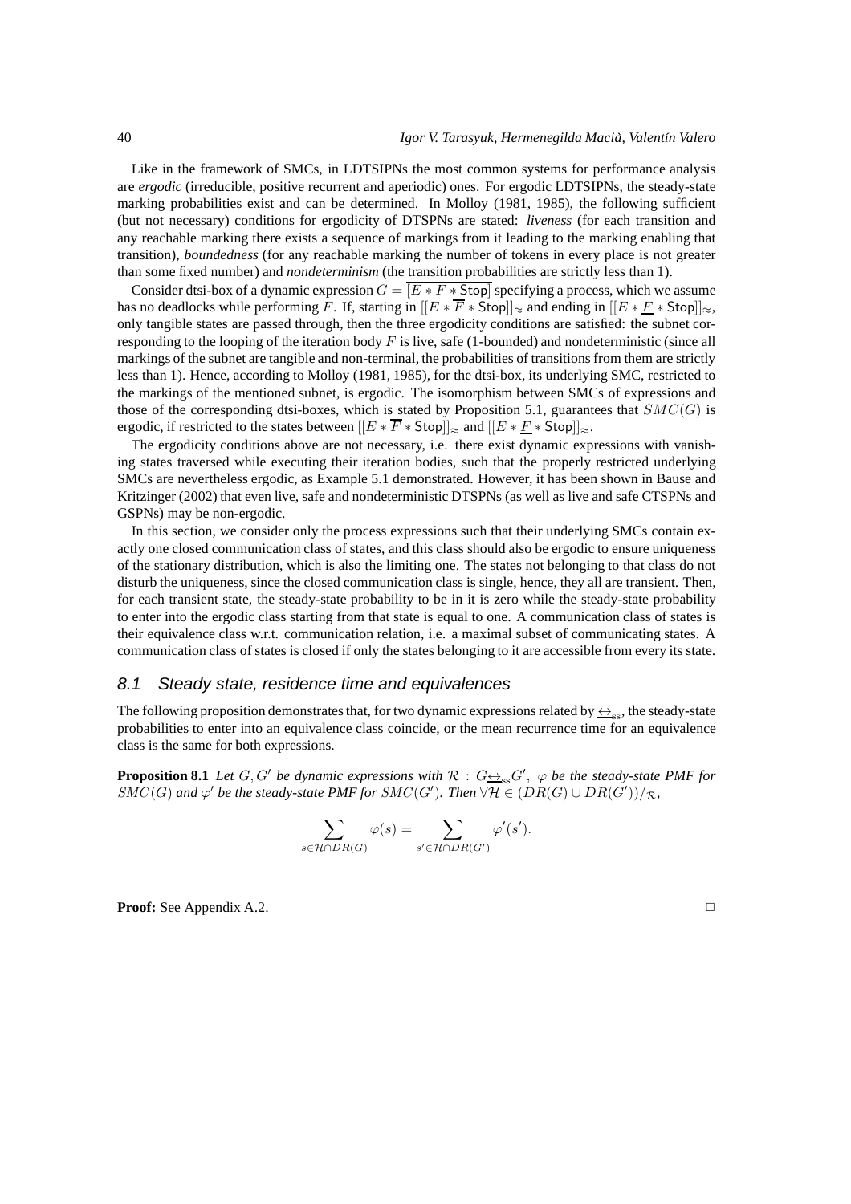Like in the framework of SMCs, in LDTSIPNs the most common systems for performance analysis are *ergodic* (irreducible, positive recurrent and aperiodic) ones. For ergodic LDTSIPNs, the steady-state marking probabilities exist and can be determined. In Molloy (1981, 1985), the following sufficient (but not necessary) conditions for ergodicity of DTSPNs are stated: *liveness* (for each transition and any reachable marking there exists a sequence of markings from it leading to the marking enabling that transition), *boundedness* (for any reachable marking the number of tokens in every place is not greater than some fixed number) and *nondeterminism* (the transition probabilities are strictly less than 1).

Consider dtsi-box of a dynamic expression $G = \overline{[E * F * \mathsf{Stop}]}$ specifying a process, which we assume has no deadlocks while performing $F$. If, starting in $[[E * \overline{F} * \mathsf{Stop}]]_{\approx}$ and ending in $[[E * \underline{F} * \mathsf{Stop}]]_{\approx}$, only tangible states are passed through, then the three ergodicity conditions are satisfied: the subnet corresponding to the looping of the iteration body $F$ is live, safe (1-bounded) and nondeterministic (since all markings of the subnet are tangible and non-terminal, the probabilities of transitions from them are strictly less than 1). Hence, according to Molloy (1981, 1985), for the dtsi-box, its underlying SMC, restricted to the markings of the mentioned subnet, is ergodic. The isomorphism between SMCs of expressions and those of the corresponding dtsi-boxes, which is stated by Proposition 5.1, guarantees that $SMC(G)$ is ergodic, if restricted to the states between $[[E * \overline{F} * \mathsf{Stop}]]_{\approx}$ and $[[E * \underline{F} * \mathsf{Stop}]]_{\approx}$.

The ergodicity conditions above are not necessary, i.e. there exist dynamic expressions with vanishing states traversed while executing their iteration bodies, such that the properly restricted underlying SMCs are nevertheless ergodic, as Example 5.1 demonstrated. However, it has been shown in Bause and Kritzinger (2002) that even live, safe and nondeterministic DTSPNs (as well as live and safe CTSPNs and GSPNs) may be non-ergodic.

In this section, we consider only the process expressions such that their underlying SMCs contain exactly one closed communication class of states, and this class should also be ergodic to ensure uniqueness of the stationary distribution, which is also the limiting one. The states not belonging to that class do not disturb the uniqueness, since the closed communication class is single, hence, they all are transient. Then, for each transient state, the steady-state probability to be in it is zero while the steady-state probability to enter into the ergodic class starting from that state is equal to one. A communication class of states is their equivalence class w.r.t. communication relation, i.e. a maximal subset of communicating states. A communication class of states is closed if only the states belonging to it are accessible from every its state.

## 8.1 Steady state, residence time and equivalences

The following proposition demonstrates that, for two dynamic expressions related by $\underline{\leftrightarrow}_{ss}$, the steady-state probabilities to enter into an equivalence class coincide, or the mean recurrence time for an equivalence class is the same for both expressions.

**Proposition 8.1** *Let $G, G'$ be dynamic expressions with $\mathcal{R} : G \underline{\leftrightarrow}_{ss} G'$, $\varphi$ be the steady-state PMF for $SMC(G)$ and $\varphi'$ be the steady-state PMF for $SMC(G')$. Then $\forall \mathcal{H} \in (DR(G) \cup DR(G'))/_{\mathcal{R}}$,*

$$\sum_{s \in \mathcal{H} \cap DR(G)} \varphi(s) = \sum_{s' \in \mathcal{H} \cap DR(G')} \varphi'(s').$$

**Proof:** See Appendix A.2. □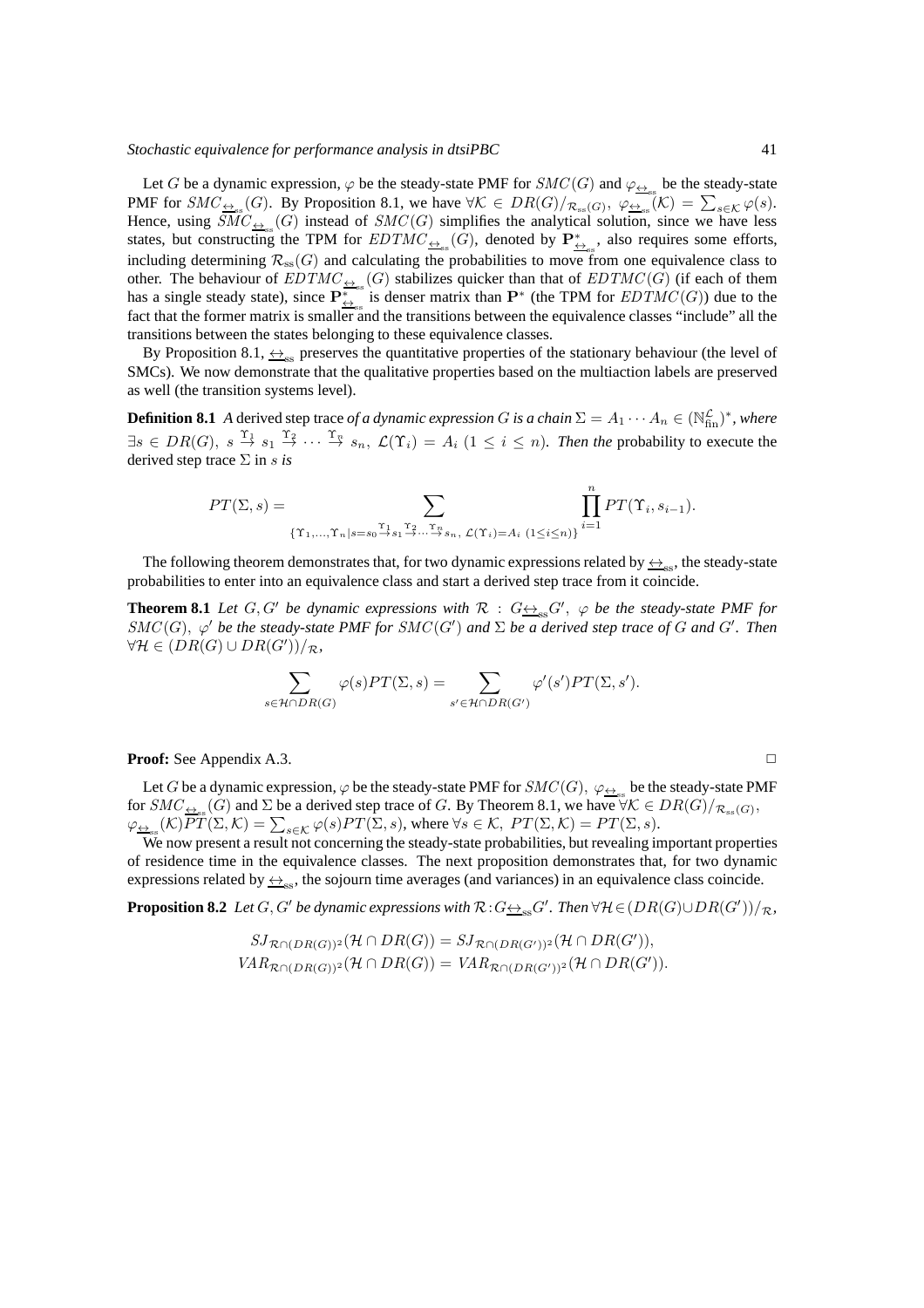Let $G$ be a dynamic expression, $\varphi$ be the steady-state PMF for $SMC(G)$ and $\varphi_{\underline{\leftrightarrow}_{ss}}$ be the steady-state PMF for $SMC_{\underline{\leftrightarrow}_{ss}}(G)$. By Proposition 8.1, we have $\forall\mathcal{K} \in DR(G)/_{\mathcal{R}_{ss}(G)},\ \varphi_{\underline{\leftrightarrow}_{ss}}(\mathcal{K}) = \sum_{s\in\mathcal{K}} \varphi(s)$. Hence, using $SMC_{\underline{\leftrightarrow}_{ss}}(G)$ instead of $SMC(G)$ simplifies the analytical solution, since we have less states, but constructing the TPM for $EDTMC_{\underline{\leftrightarrow}_{ss}}(G)$, denoted by $\mathbf{P}^*_{\underline{\leftrightarrow}_{ss}}$, also requires some efforts, including determining $\mathcal{R}_{ss}(G)$ and calculating the probabilities to move from one equivalence class to other. The behaviour of $EDTMC_{\underline{\leftrightarrow}_{ss}}(G)$ stabilizes quicker than that of $EDTMC(G)$ (if each of them has a single steady state), since $\mathbf{P}^*_{\underline{\leftrightarrow}_{ss}}$ is denser matrix than $\mathbf{P}^*$ (the TPM for $EDTMC(G)$) due to the fact that the former matrix is smaller and the transitions between the equivalence classes "include" all the transitions between the states belonging to these equivalence classes.

By Proposition 8.1, $\underline{\leftrightarrow}_{ss}$ preserves the quantitative properties of the stationary behaviour (the level of SMCs). We now demonstrate that the qualitative properties based on the multiaction labels are preserved as well (the transition systems level).

**Definition 8.1** *A* derived step trace *of a dynamic expression $G$ is a chain $\Sigma = A_1 \cdots A_n \in (\mathbb{N}^{\mathcal{L}}_{\mathrm{fin}})^*$, where $\exists s \in DR(G),\ s \stackrel{\Upsilon_1}{\to} s_1 \stackrel{\Upsilon_2}{\to} \cdots \stackrel{\Upsilon_n}{\to} s_n,\ \mathcal{L}(\Upsilon_i) = A_i\ (1 \leq i \leq n)$. Then the* probability to execute the derived step trace $\Sigma$ in $s$ *is*

$$PT(\Sigma, s) = \sum_{\{\Upsilon_1,\ldots,\Upsilon_n | s=s_0 \stackrel{\Upsilon_1}{\to} s_1 \stackrel{\Upsilon_2}{\to}\cdots\stackrel{\Upsilon_n}{\to} s_n,\ \mathcal{L}(\Upsilon_i)=A_i\ (1\leq i\leq n)\}} \prod_{i=1}^{n} PT(\Upsilon_i, s_{i-1}).$$

The following theorem demonstrates that, for two dynamic expressions related by $\underline{\leftrightarrow}_{ss}$, the steady-state probabilities to enter into an equivalence class and start a derived step trace from it coincide.

**Theorem 8.1** *Let $G, G'$ be dynamic expressions with $\mathcal{R} : G\underline{\leftrightarrow}_{ss}G'$, $\varphi$ be the steady-state PMF for $SMC(G)$, $\varphi'$ be the steady-state PMF for $SMC(G')$ and $\Sigma$ be a derived step trace of $G$ and $G'$. Then $\forall\mathcal{H} \in (DR(G) \cup DR(G'))/_{\mathcal{R}}$,*

$$\sum_{s\in\mathcal{H}\cap DR(G)} \varphi(s)PT(\Sigma, s) = \sum_{s'\in\mathcal{H}\cap DR(G')} \varphi'(s')PT(\Sigma, s').$$

**Proof:** See Appendix A.3. ◻

Let $G$ be a dynamic expression, $\varphi$ be the steady-state PMF for $SMC(G)$, $\varphi_{\underline{\leftrightarrow}_{ss}}$ be the steady-state PMF for $SMC_{\underline{\leftrightarrow}_{ss}}(G)$ and $\Sigma$ be a derived step trace of $G$. By Theorem 8.1, we have $\forall\mathcal{K} \in DR(G)/_{\mathcal{R}_{ss}(G)}$, $\varphi_{\underline{\leftrightarrow}_{ss}}(\mathcal{K})PT(\Sigma,\mathcal{K}) = \sum_{s\in\mathcal{K}} \varphi(s)PT(\Sigma, s)$, where $\forall s \in \mathcal{K},\ PT(\Sigma,\mathcal{K}) = PT(\Sigma, s)$.

We now present a result not concerning the steady-state probabilities, but revealing important properties of residence time in the equivalence classes. The next proposition demonstrates that, for two dynamic expressions related by $\underline{\leftrightarrow}_{ss}$, the sojourn time averages (and variances) in an equivalence class coincide.

**Proposition 8.2** *Let $G, G'$ be dynamic expressions with $\mathcal{R}:G\underline{\leftrightarrow}_{ss}G'$. Then $\forall\mathcal{H}\in(DR(G)\cup DR(G'))/_{\mathcal{R}}$,*

$$SJ_{\mathcal{R}\cap(DR(G))^2}(\mathcal{H} \cap DR(G)) = SJ_{\mathcal{R}\cap(DR(G'))^2}(\mathcal{H} \cap DR(G')),$$
$$VAR_{\mathcal{R}\cap(DR(G))^2}(\mathcal{H} \cap DR(G)) = VAR_{\mathcal{R}\cap(DR(G'))^2}(\mathcal{H} \cap DR(G')).$$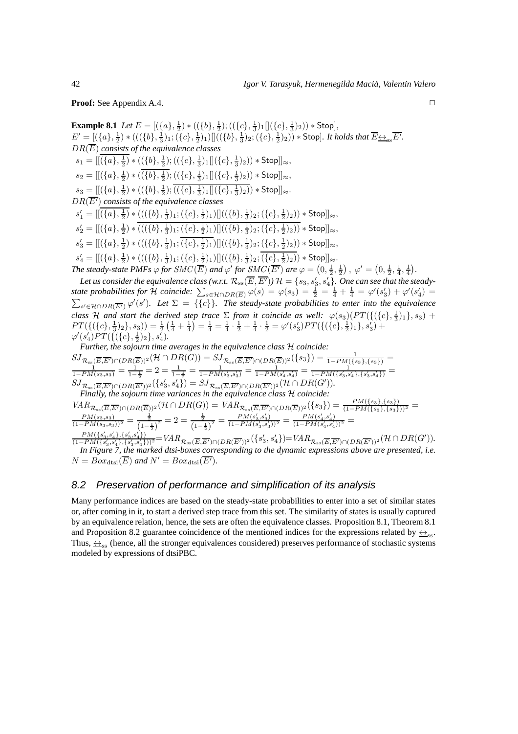**Proof:** See Appendix A.4. $\square$

**Example 8.1** *Let* $E = [(\{a\}, \frac{1}{2}) * ((\{b\}, \frac{1}{2}); ((\{c\}, \frac{1}{3})_1 [] (\{c\}, \frac{1}{3})_2)) * \mathsf{Stop}]$,
$E' = [(\{a\}, \frac{1}{2}) * (((\{b\}, \frac{1}{3})_1; (\{c\}, \frac{1}{2})_1) [] ((\{b\}, \frac{1}{3})_2; (\{c\}, \frac{1}{2})_2)) * \mathsf{Stop}]$. *It holds that* $\overline{E} \underline{\leftrightarrow}_{ss} \overline{E'}$.
$DR(\overline{E})$ *consists of the equivalence classes*

$s_1 = [[\overline{(\{a\}, \frac{1}{2})} * ((\{b\}, \frac{1}{2}); ((\{c\}, \frac{1}{3})_1 [] (\{c\}, \frac{1}{3})_2)) * \mathsf{Stop}]]_\approx$,

$s_2 = [[(\{a\}, \frac{1}{2}) * (\overline{(\{b\}, \frac{1}{2})}; ((\{c\}, \frac{1}{3})_1 [] (\{c\}, \frac{1}{3})_2)) * \mathsf{Stop}]]_\approx$,

$s_3 = [[(\{a\}, \frac{1}{2}) * ((\{b\}, \frac{1}{2}); \overline{((\{c\}, \frac{1}{3})_1 [] (\{c\}, \frac{1}{3})_2)}) * \mathsf{Stop}]]_\approx$.

$DR(\overline{E'})$ *consists of the equivalence classes*

$s_1' = [[\overline{(\{a\}, \frac{1}{2})} * (((\{b\}, \frac{1}{3})_1; (\{c\}, \frac{1}{2})_1) [] ((\{b\}, \frac{1}{3})_2; (\{c\}, \frac{1}{2})_2)) * \mathsf{Stop}]]_\approx$,

$s_2' = [[(\{a\}, \frac{1}{2}) * \overline{(((\{b\}, \frac{1}{3})_1; (\{c\}, \frac{1}{2})_1) [] ((\{b\}, \frac{1}{3})_2; (\{c\}, \frac{1}{2})_2))} * \mathsf{Stop}]]_\approx$,

$s_3' = [[(\{a\}, \frac{1}{2}) * (((\{b\}, \frac{1}{3})_1; \overline{(\{c\}, \frac{1}{2})_1}) [] ((\{b\}, \frac{1}{3})_2; (\{c\}, \frac{1}{2})_2)) * \mathsf{Stop}]]_\approx$,

$s_4' = [[(\{a\}, \frac{1}{2}) * (((\{b\}, \frac{1}{3})_1; (\{c\}, \frac{1}{2})_1) [] ((\{b\}, \frac{1}{3})_2; \overline{(\{c\}, \frac{1}{2})_2})) * \mathsf{Stop}]]_\approx$.

*The steady-state PMFs* $\varphi$ *for* $SMC(\overline{E})$ *and* $\varphi'$ *for* $SMC(\overline{E'})$ *are* $\varphi = \left(0, \frac{1}{2}, \frac{1}{2}\right),\ \varphi' = \left(0, \frac{1}{2}, \frac{1}{4}, \frac{1}{4}\right)$.

*Let us consider the equivalence class (w.r.t.* $\mathcal{R}_{ss}(\overline{E}, \overline{E'})$*)* $\mathcal{H} = \{s_3, s_3', s_4'\}$. *One can see that the steady-state probabilities for* $\mathcal{H}$ *coincide:* $\sum_{s \in \mathcal{H} \cap DR(\overline{E})} \varphi(s) = \varphi(s_3) = \frac{1}{2} = \frac{1}{4} + \frac{1}{4} = \varphi'(s_3') + \varphi'(s_4') = \sum_{s' \in \mathcal{H} \cap DR(\overline{E'})} \varphi'(s')$. *Let* $\Sigma = \{\{c\}\}$. *The steady-state probabilities to enter into the equivalence class* $\mathcal{H}$ *and start the derived step trace* $\Sigma$ *from it coincide as well:* $\varphi(s_3)(PT(\{(\{c\}, \frac{1}{3})_1\}, s_3) + PT(\{(\{c\}, \frac{1}{3})_2\}, s_3)) = \frac{1}{2}\left(\frac{1}{4} + \frac{1}{4}\right) = \frac{1}{4} = \frac{1}{4} \cdot \frac{1}{2} + \frac{1}{4} \cdot \frac{1}{2} = \varphi'(s_3') PT(\{(\{c\}, \frac{1}{2})_1\}, s_3') + \varphi'(s_4') PT(\{(\{c\}, \frac{1}{2})_2\}, s_4')$.

*Further, the sojourn time averages in the equivalence class* $\mathcal{H}$ *coincide:*
$SJ_{\mathcal{R}_{ss}(\overline{E}, \overline{E'}) \cap (DR(\overline{E}))^2}(\mathcal{H} \cap DR(G)) = SJ_{\mathcal{R}_{ss}(\overline{E}, \overline{E'}) \cap (DR(\overline{E}))^2}(\{s_3\}) = \frac{1}{1 - PM(\{s_3\}, \{s_3\})} = \frac{1}{1 - PM(s_3, s_3)} = \frac{1}{1 - \frac{1}{2}} = 2 = \frac{1}{1 - \frac{1}{2}} = \frac{1}{1 - PM(s_3', s_3')} = \frac{1}{1 - PM(s_4', s_4')} = \frac{1}{1 - PM(\{s_3', s_4'\}, \{s_3', s_4'\})} = SJ_{\mathcal{R}_{ss}(\overline{E}, \overline{E'}) \cap (DR(\overline{E'}))^2}(\{s_3', s_4'\}) = SJ_{\mathcal{R}_{ss}(\overline{E}, \overline{E'}) \cap (DR(\overline{E'}))^2}(\mathcal{H} \cap DR(G'))$.

*Finally, the sojourn time variances in the equivalence class* $\mathcal{H}$ *coincide:*
$VAR_{\mathcal{R}_{ss}(\overline{E}, \overline{E'}) \cap (DR(\overline{E}))^2}(\mathcal{H} \cap DR(G)) = VAR_{\mathcal{R}_{ss}(\overline{E}, \overline{E'}) \cap (DR(\overline{E}))^2}(\{s_3\}) = \frac{PM(\{s_3\}, \{s_3\})}{(1 - PM(\{s_3\}, \{s_3\}))^2} = \frac{PM(s_3, s_3)}{(1 - PM(s_3, s_3))^2} = \frac{\frac{1}{2}}{\left(1 - \frac{1}{2}\right)^2} = 2 = \frac{\frac{1}{2}}{\left(1 - \frac{1}{2}\right)^2} = \frac{PM(s_3', s_3')}{(1 - PM(s_3', s_3'))^2} = \frac{PM(s_4', s_4')}{(1 - PM(s_4', s_4'))^2} = \frac{PM(\{s_3', s_4'\}, \{s_3', s_4'\})}{(1 - PM(\{s_3', s_4'\}, \{s_3', s_4'\}))^2} = VAR_{\mathcal{R}_{ss}(\overline{E}, \overline{E'}) \cap (DR(\overline{E'}))^2}(\{s_3', s_4'\}) = VAR_{\mathcal{R}_{ss}(\overline{E}, \overline{E'}) \cap (DR(\overline{E'}))^2}(\mathcal{H} \cap DR(G'))$.

*In Figure 7, the marked dtsi-boxes corresponding to the dynamic expressions above are presented, i.e.* $N = Box_{dtsi}(\overline{E})$ *and* $N' = Box_{dtsi}(\overline{E'})$.

## 8.2 Preservation of performance and simplification of its analysis

Many performance indices are based on the steady-state probabilities to enter into a set of similar states or, after coming in it, to start a derived step trace from this set. The similarity of states is usually captured by an equivalence relation, hence, the sets are often the equivalence classes. Proposition 8.1, Theorem 8.1 and Proposition 8.2 guarantee coincidence of the mentioned indices for the expressions related by $\underline{\leftrightarrow}_{ss}$. Thus, $\underline{\leftrightarrow}_{ss}$ (hence, all the stronger equivalences considered) preserves performance of stochastic systems modeled by expressions of dtsiPBC.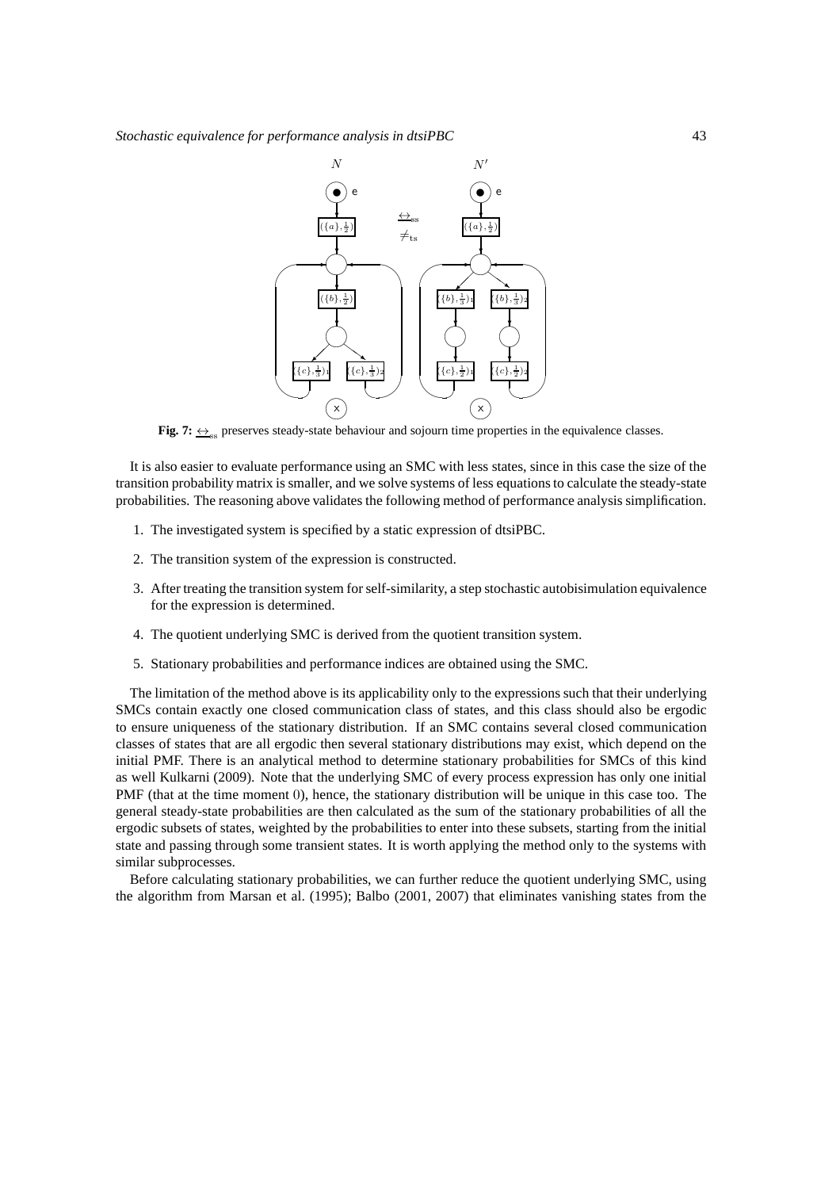**Fig. 7:** $\underline{\leftrightarrow}_{ss}$ preserves steady-state behaviour and sojourn time properties in the equivalence classes.

It is also easier to evaluate performance using an SMC with less states, since in this case the size of the transition probability matrix is smaller, and we solve systems of less equations to calculate the steady-state probabilities. The reasoning above validates the following method of performance analysis simplification.

1. The investigated system is specified by a static expression of dtsiPBC.
2. The transition system of the expression is constructed.
3. After treating the transition system for self-similarity, a step stochastic autobisimulation equivalence for the expression is determined.
4. The quotient underlying SMC is derived from the quotient transition system.
5. Stationary probabilities and performance indices are obtained using the SMC.

The limitation of the method above is its applicability only to the expressions such that their underlying SMCs contain exactly one closed communication class of states, and this class should also be ergodic to ensure uniqueness of the stationary distribution. If an SMC contains several closed communication classes of states that are all ergodic then several stationary distributions may exist, which depend on the initial PMF. There is an analytical method to determine stationary probabilities for SMCs of this kind as well Kulkarni (2009). Note that the underlying SMC of every process expression has only one initial PMF (that at the time moment 0), hence, the stationary distribution will be unique in this case too. The general steady-state probabilities are then calculated as the sum of the stationary probabilities of all the ergodic subsets of states, weighted by the probabilities to enter into these subsets, starting from the initial state and passing through some transient states. It is worth applying the method only to the systems with similar subprocesses.

Before calculating stationary probabilities, we can further reduce the quotient underlying SMC, using the algorithm from Marsan et al. (1995); Balbo (2001, 2007) that eliminates vanishing states from the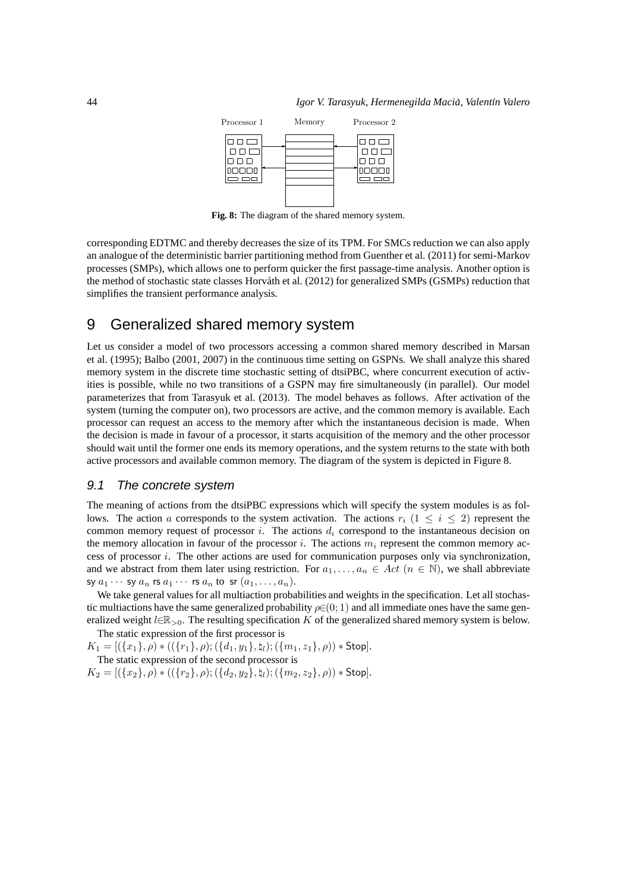Fig. 8: The diagram of the shared memory system.

corresponding EDTMC and thereby decreases the size of its TPM. For SMCs reduction we can also apply an analogue of the deterministic barrier partitioning method from Guenther et al. (2011) for semi-Markov processes (SMPs), which allows one to perform quicker the first passage-time analysis. Another option is the method of stochastic state classes Horváth et al. (2012) for generalized SMPs (GSMPs) reduction that simplifies the transient performance analysis.

# 9 Generalized shared memory system

Let us consider a model of two processors accessing a common shared memory described in Marsan et al. (1995); Balbo (2001, 2007) in the continuous time setting on GSPNs. We shall analyze this shared memory system in the discrete time stochastic setting of dtsiPBC, where concurrent execution of activities is possible, while no two transitions of a GSPN may fire simultaneously (in parallel). Our model parameterizes that from Tarasyuk et al. (2013). The model behaves as follows. After activation of the system (turning the computer on), two processors are active, and the common memory is available. Each processor can request an access to the memory after which the instantaneous decision is made. When the decision is made in favour of a processor, it starts acquisition of the memory and the other processor should wait until the former one ends its memory operations, and the system returns to the state with both active processors and available common memory. The diagram of the system is depicted in Figure 8.

## 9.1 The concrete system

The meaning of actions from the dtsiPBC expressions which will specify the system modules is as follows. The action $a$ corresponds to the system activation. The actions $r_i$ $(1 \leq i \leq 2)$ represent the common memory request of processor $i$. The actions $d_i$ correspond to the instantaneous decision on the memory allocation in favour of the processor $i$. The actions $m_i$ represent the common memory access of processor $i$. The other actions are used for communication purposes only via synchronization, and we abstract from them later using restriction. For $a_1, \ldots, a_n \in Act$ $(n \in \mathbb{N})$, we shall abbreviate $\mathsf{sy}\ a_1 \cdots \mathsf{sy}\ a_n\ \mathsf{rs}\ a_1 \cdots \mathsf{rs}\ a_n$ to $\mathsf{sr}\ (a_1, \ldots, a_n)$.

We take general values for all multiaction probabilities and weights in the specification. Let all stochastic multiactions have the same generalized probability $\rho \in (0; 1)$ and all immediate ones have the same generalized weight $l \in \mathbb{R}_{>0}$. The resulting specification $K$ of the generalized shared memory system is below.

The static expression of the first processor is

$K_1 = [(\{x_1\}, \rho) * ((\{r_1\}, \rho); (\{d_1, y_1\}, \natural_l); (\{m_1, z_1\}, \rho)) * \mathsf{Stop}]$.

The static expression of the second processor is

$K_2 = [(\{x_2\}, \rho) * ((\{r_2\}, \rho); (\{d_2, y_2\}, \natural_l); (\{m_2, z_2\}, \rho)) * \mathsf{Stop}]$.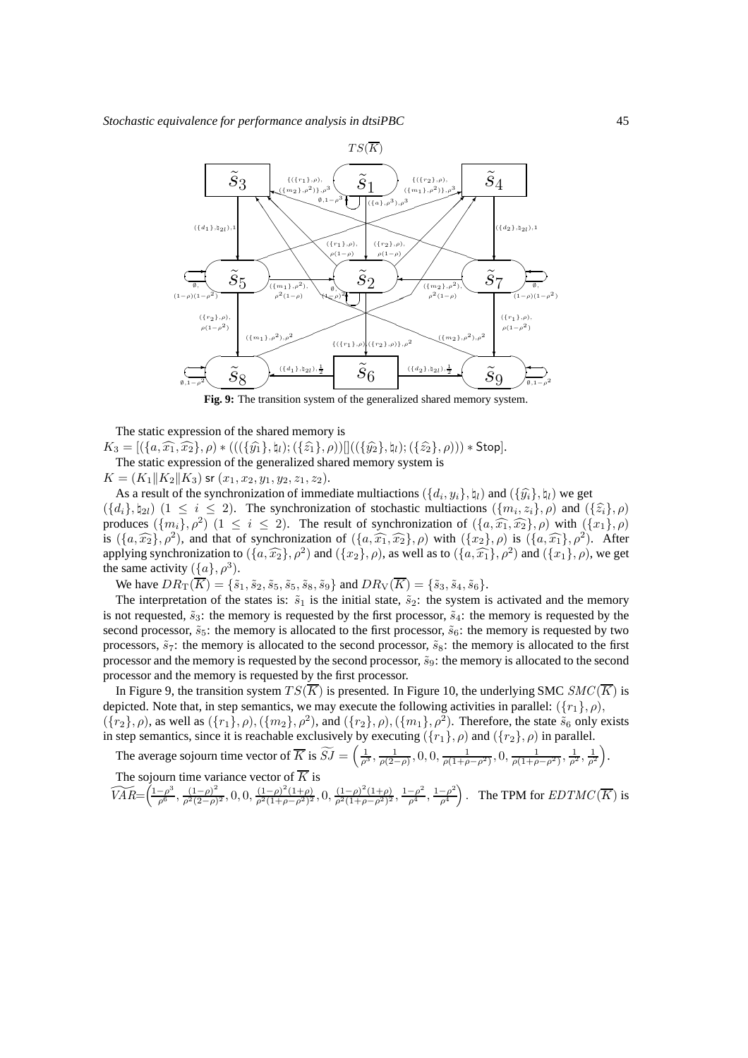Fig. 9: The transition system of the generalized shared memory system.

The static expression of the shared memory is

$K_3 = [(\{a, \widehat{x_1}, \widehat{x_2}\}, \rho) * (((\{\widehat{y_1}\}, \natural_l); (\{\widehat{z_1}\}, \rho))[]((\{\widehat{y_2}\}, \natural_l); (\{\widehat{z_2}\}, \rho))) * \mathsf{Stop}]$.

The static expression of the generalized shared memory system is

$K = (K_1 \| K_2 \| K_3)$ sr $(x_1, x_2, y_1, y_2, z_1, z_2)$.

As a result of the synchronization of immediate multiactions $(\{d_i, y_i\}, \natural_l)$ and $(\{\widehat{y_i}\}, \natural_l)$ we get $(\{d_i\}, \natural_{2l})$ $(1 \le i \le 2)$. The synchronization of stochastic multiactions $(\{m_i, z_i\}, \rho)$ and $(\{\widehat{z_i}\}, \rho)$ produces $(\{m_i\}, \rho^2)$ $(1 \le i \le 2)$. The result of synchronization of $(\{a, \widehat{x_1}, \widehat{x_2}\}, \rho)$ with $(\{x_1\}, \rho)$ is $(\{a, \widehat{x_2}\}, \rho^2)$, and that of synchronization of $(\{a, \widehat{x_1}, \widehat{x_2}\}, \rho)$ with $(\{x_2\}, \rho)$ is $(\{a, \widehat{x_1}\}, \rho^2)$. After applying synchronization to $(\{a, \widehat{x_2}\}, \rho^2)$ and $(\{x_2\}, \rho)$, as well as to $(\{a, \widehat{x_1}\}, \rho^2)$ and $(\{x_1\}, \rho)$, we get the same activity $(\{a\}, \rho^3)$.

We have $DR_T(\overline{K}) = \{\tilde{s}_1, \tilde{s}_2, \tilde{s}_5, \tilde{s}_5, \tilde{s}_8, \tilde{s}_9\}$ and $DR_V(\overline{K}) = \{\tilde{s}_3, \tilde{s}_4, \tilde{s}_6\}$.

The interpretation of the states is: $\tilde{s}_1$ is the initial state, $\tilde{s}_2$: the system is activated and the memory is not requested, $\tilde{s}_3$: the memory is requested by the first processor, $\tilde{s}_4$: the memory is requested by the second processor, $\tilde{s}_5$: the memory is allocated to the first processor, $\tilde{s}_6$: the memory is requested by two processors, $\tilde{s}_7$: the memory is allocated to the second processor, $\tilde{s}_8$: the memory is allocated to the first processor and the memory is requested by the second processor, $\tilde{s}_9$: the memory is allocated to the second processor and the memory is requested by the first processor.

In Figure 9, the transition system $TS(\overline{K})$ is presented. In Figure 10, the underlying SMC $SMC(\overline{K})$ is depicted. Note that, in step semantics, we may execute the following activities in parallel: $(\{r_1\}, \rho)$, $(\{r_2\}, \rho)$, as well as $(\{r_1\}, \rho), (\{m_2\}, \rho^2)$, and $(\{r_2\}, \rho), (\{m_1\}, \rho^2)$. Therefore, the state $\tilde{s}_6$ only exists in step semantics, since it is reachable exclusively by executing $(\{r_1\}, \rho)$ and $(\{r_2\}, \rho)$ in parallel.

The average sojourn time vector of $\overline{K}$ is $\widetilde{SJ} = \left(\frac{1}{\rho^3}, \frac{1}{\rho(2-\rho)}, 0, 0, \frac{1}{\rho(1+\rho-\rho^2)}, 0, \frac{1}{\rho(1+\rho-\rho^2)}, \frac{1}{\rho^2}, \frac{1}{\rho^2}\right)$.

The sojourn time variance vector of $\overline{K}$ is

$\widetilde{VAR} = \left(\frac{1-\rho^3}{\rho^6}, \frac{(1-\rho)^2}{\rho^2(2-\rho)^2}, 0, 0, \frac{(1-\rho)^2(1+\rho)}{\rho^2(1+\rho-\rho^2)^2}, 0, \frac{(1-\rho)^2(1+\rho)}{\rho^2(1+\rho-\rho^2)^2}, \frac{1-\rho^2}{\rho^4}, \frac{1-\rho^2}{\rho^4}\right)$. The TPM for $EDTMC(\overline{K})$ is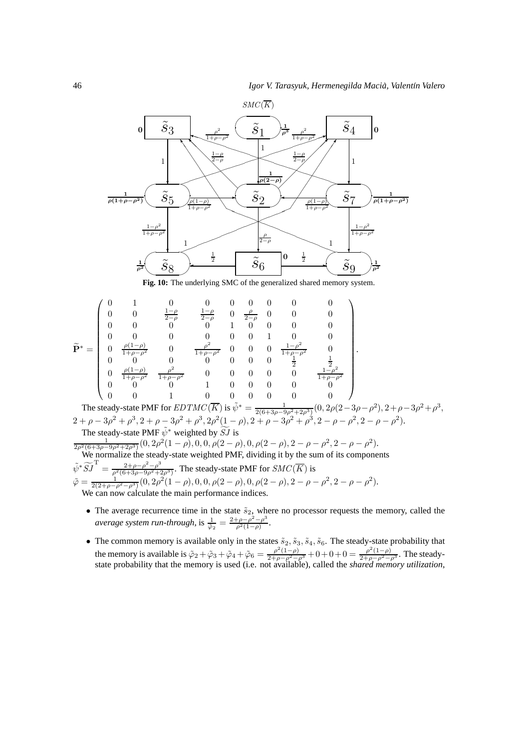$SMC(\overline{K})$

**Fig. 10:** The underlying SMC of the generalized shared memory system.

$$
\widetilde{\mathbf{P}}^* = \begin{pmatrix}
0 & 1 & 0 & 0 & 0 & 0 & 0 & 0 & 0 \\
0 & 0 & \frac{1-\rho}{2-\rho} & \frac{1-\rho}{2-\rho} & 0 & \frac{\rho}{2-\rho} & 0 & 0 & 0 \\
0 & 0 & 0 & 0 & 1 & 0 & 0 & 0 & 0 \\
0 & 0 & 0 & 0 & 0 & 0 & 1 & 0 & 0 \\
0 & \frac{\rho(1-\rho)}{1+\rho-\rho^2} & 0 & \frac{\rho^2}{1+\rho-\rho^2} & 0 & 0 & 0 & \frac{1-\rho^2}{1+\rho-\rho^2} & 0 \\
0 & 0 & 0 & 0 & 0 & 0 & 0 & \frac{1}{2} & \frac{1}{2} \\
0 & \frac{\rho(1-\rho)}{1+\rho-\rho^2} & \frac{\rho^2}{1+\rho-\rho^2} & 0 & 0 & 0 & 0 & 0 & \frac{1-\rho^2}{1+\rho-\rho^2} \\
0 & 0 & 0 & 1 & 0 & 0 & 0 & 0 & 0 \\
0 & 0 & 1 & 0 & 0 & 0 & 0 & 0 & 0
\end{pmatrix}.
$$

The steady-state PMF for $EDTMC(\overline{K})$ is $\tilde{\psi}^* = \frac{1}{2(6+3\rho-9\rho^2+2\rho^3)}(0, 2\rho(2-3\rho-\rho^2), 2+\rho-3\rho^2+\rho^3, 2+\rho-3\rho^2+\rho^3, 2+\rho-3\rho^2+\rho^3, 2\rho^2(1-\rho), 2+\rho-3\rho^2+\rho^3, 2-\rho-\rho^2, 2-\rho-\rho^2)$.

The steady-state PMF $\tilde{\psi}^*$ weighted by $\widetilde{SJ}$ is
$\frac{1}{2\rho^2(6+3\rho-9\rho^2+2\rho^3)}(0, 2\rho^2(1-\rho), 0, 0, \rho(2-\rho), 0, \rho(2-\rho), 2-\rho-\rho^2, 2-\rho-\rho^2)$.

We normalize the steady-state weighted PMF, dividing it by the sum of its components
$\tilde{\psi}^*\widetilde{SJ}^{\mathrm{T}} = \frac{2+\rho-\rho^2-\rho^3}{\rho^2(6+3\rho-9\rho^2+2\rho^3)}$. The steady-state PMF for $SMC(\overline{K})$ is
$\tilde{\varphi} = \frac{1}{2(2+\rho-\rho^2-\rho^3)}(0, 2\rho^2(1-\rho), 0, 0, \rho(2-\rho), 0, \rho(2-\rho), 2-\rho-\rho^2, 2-\rho-\rho^2)$.

We can now calculate the main performance indices.

- The average recurrence time in the state $\tilde{s}_2$, where no processor requests the memory, called the *average system run-through*, is $\frac{1}{\tilde{\varphi}_2} = \frac{2+\rho-\rho^2-\rho^3}{\rho^2(1-\rho)}$.
- The common memory is available only in the states $\tilde{s}_2, \tilde{s}_3, \tilde{s}_4, \tilde{s}_6$. The steady-state probability that the memory is available is $\tilde{\varphi}_2+\tilde{\varphi}_3+\tilde{\varphi}_4+\tilde{\varphi}_6 = \frac{\rho^2(1-\rho)}{2+\rho-\rho^2-\rho^3}+0+0+0 = \frac{\rho^2(1-\rho)}{2+\rho-\rho^2-\rho^3}$. The steady-state probability that the memory is used (i.e. not available), called the *shared memory utilization*,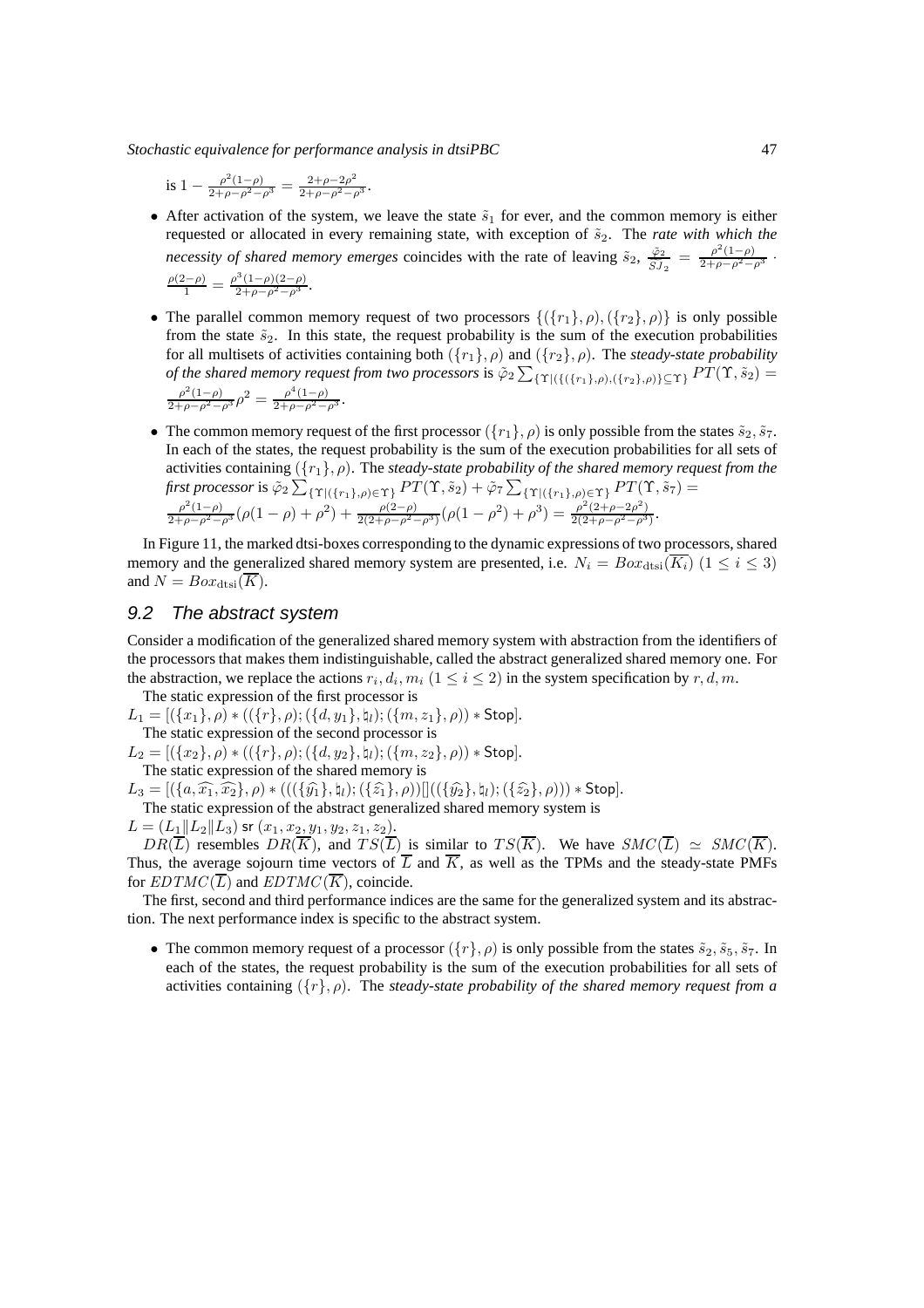is $1 - \frac{\rho^2(1-\rho)}{2+\rho-\rho^2-\rho^3} = \frac{2+\rho-2\rho^2}{2+\rho-\rho^2-\rho^3}$.

- After activation of the system, we leave the state $\tilde{s}_1$ for ever, and the common memory is either requested or allocated in every remaining state, with exception of $\tilde{s}_2$. The *rate with which the necessity of shared memory emerges* coincides with the rate of leaving $\tilde{s}_2$, $\frac{\tilde{\varphi}_2}{\widetilde{SJ}_2} = \frac{\rho^2(1-\rho)}{2+\rho-\rho^2-\rho^3} \cdot \frac{\rho(2-\rho)}{1} = \frac{\rho^3(1-\rho)(2-\rho)}{2+\rho-\rho^2-\rho^3}$.

- The parallel common memory request of two processors $\{(\{r_1\},\rho),(\{r_2\},\rho)\}$ is only possible from the state $\tilde{s}_2$. In this state, the request probability is the sum of the execution probabilities for all multisets of activities containing both $(\{r_1\},\rho)$ and $(\{r_2\},\rho)$. The *steady-state probability of the shared memory request from two processors* is $\tilde{\varphi}_2 \sum_{\{\Upsilon|\{(\{r_1\},\rho),(\{r_2\},\rho)\}\subseteq\Upsilon\}} PT(\Upsilon,\tilde{s}_2) = \frac{\rho^2(1-\rho)}{2+\rho-\rho^2-\rho^3}\rho^2 = \frac{\rho^4(1-\rho)}{2+\rho-\rho^2-\rho^3}$.

- The common memory request of the first processor $(\{r_1\},\rho)$ is only possible from the states $\tilde{s}_2, \tilde{s}_7$. In each of the states, the request probability is the sum of the execution probabilities for all sets of activities containing $(\{r_1\},\rho)$. The *steady-state probability of the shared memory request from the first processor* is $\tilde{\varphi}_2 \sum_{\{\Upsilon|(\{r_1\},\rho)\in\Upsilon\}} PT(\Upsilon,\tilde{s}_2) + \tilde{\varphi}_7 \sum_{\{\Upsilon|(\{r_1\},\rho)\in\Upsilon\}} PT(\Upsilon,\tilde{s}_7) = \frac{\rho^2(1-\rho)}{2+\rho-\rho^2-\rho^3}(\rho(1-\rho)+\rho^2) + \frac{\rho(2-\rho)}{2(2+\rho-\rho^2-\rho^3)}(\rho(1-\rho^2)+\rho^3) = \frac{\rho^2(2+\rho-2\rho^2)}{2(2+\rho-\rho^2-\rho^3)}$.

In Figure 11, the marked dtsi-boxes corresponding to the dynamic expressions of two processors, shared memory and the generalized shared memory system are presented, i.e. $N_i = Box_{\mathrm{dtsi}}(\overline{K_i})$ $(1 \le i \le 3)$ and $N = Box_{\mathrm{dtsi}}(\overline{K})$.

## 9.2 The abstract system

Consider a modification of the generalized shared memory system with abstraction from the identifiers of the processors that makes them indistinguishable, called the abstract generalized shared memory one. For the abstraction, we replace the actions $r_i, d_i, m_i$ $(1 \le i \le 2)$ in the system specification by $r, d, m$.

The static expression of the first processor is

$L_1 = [(\{x_1\},\rho) * ((\{r\},\rho); (\{d,y_1\},\natural_l); (\{m,z_1\},\rho)) * \mathsf{Stop}]$.

The static expression of the second processor is

$L_2 = [(\{x_2\},\rho) * ((\{r\},\rho); (\{d,y_2\},\natural_l); (\{m,z_2\},\rho)) * \mathsf{Stop}]$.

The static expression of the shared memory is

$L_3 = [(\{a,\widehat{x_1},\widehat{x_2}\},\rho) * (((\{\widehat{y_1}\},\natural_l); (\{\widehat{z_1}\},\rho))[]((\{\widehat{y_2}\},\natural_l); (\{\widehat{z_2}\},\rho))) * \mathsf{Stop}]$.

The static expression of the abstract generalized shared memory system is

$L = (L_1 \| L_2 \| L_3)$ sr $(x_1, x_2, y_1, y_2, z_1, z_2)$.

$DR(\overline{L})$ resembles $DR(\overline{K})$, and $TS(\overline{L})$ is similar to $TS(\overline{K})$. We have $SMC(\overline{L}) \simeq SMC(\overline{K})$. Thus, the average sojourn time vectors of $\overline{L}$ and $\overline{K}$, as well as the TPMs and the steady-state PMFs for $EDTMC(\overline{L})$ and $EDTMC(\overline{K})$, coincide.

The first, second and third performance indices are the same for the generalized system and its abstraction. The next performance index is specific to the abstract system.

- The common memory request of a processor $(\{r\},\rho)$ is only possible from the states $\tilde{s}_2, \tilde{s}_5, \tilde{s}_7$. In each of the states, the request probability is the sum of the execution probabilities for all sets of activities containing $(\{r\},\rho)$. The *steady-state probability of the shared memory request from a*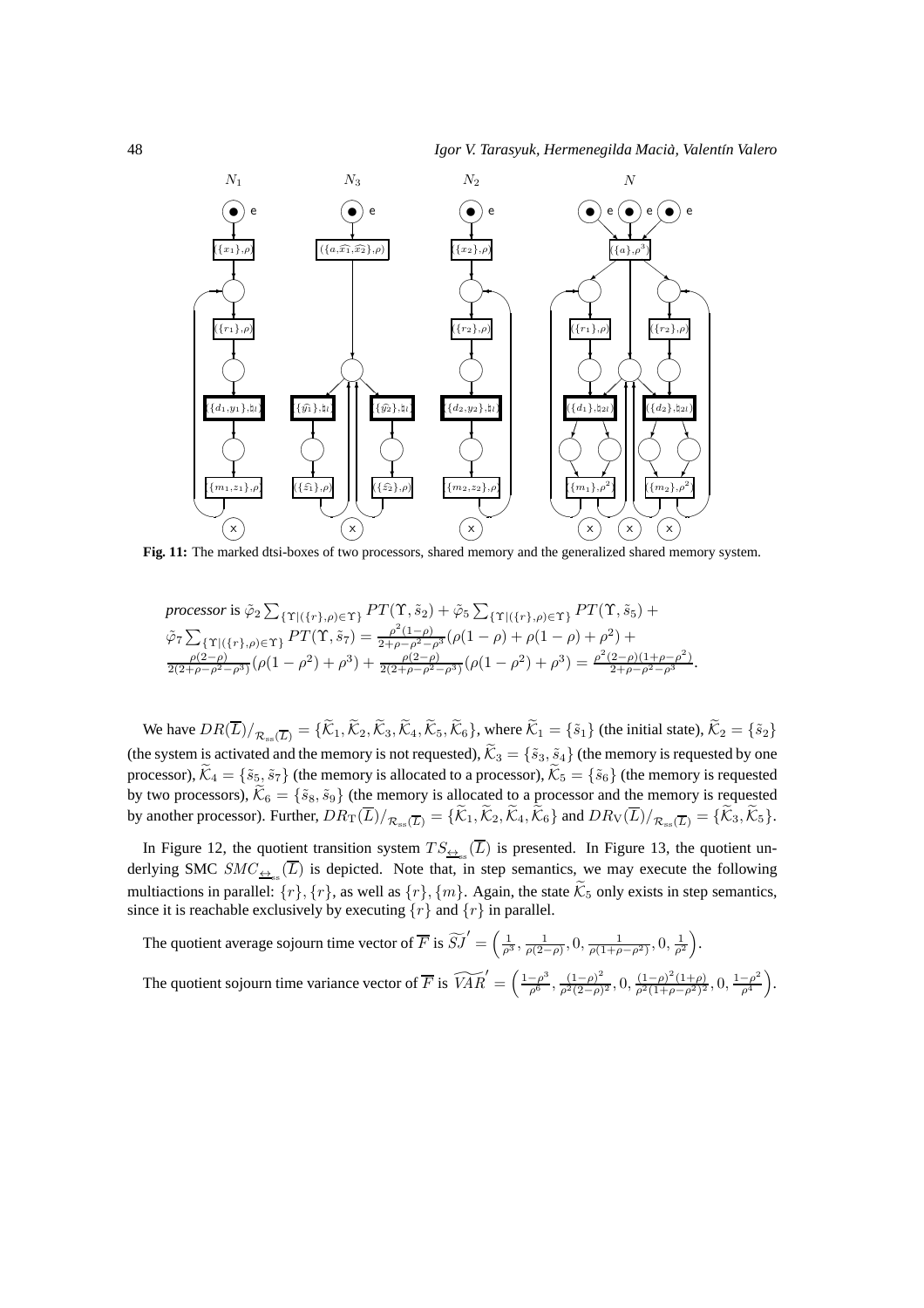**Fig. 11:** The marked dtsi-boxes of two processors, shared memory and the generalized shared memory system.

*processor* is $\tilde{\varphi}_2 \sum_{\{\Upsilon|(\{r\},\rho)\in\Upsilon\}} PT(\Upsilon, \tilde{s}_2) + \tilde{\varphi}_5 \sum_{\{\Upsilon|(\{r\},\rho)\in\Upsilon\}} PT(\Upsilon, \tilde{s}_5) + \tilde{\varphi}_7 \sum_{\{\Upsilon|(\{r\},\rho)\in\Upsilon\}} PT(\Upsilon, \tilde{s}_7) = \frac{\rho^2(1-\rho)}{2+\rho-\rho^2-\rho^3}(\rho(1-\rho)+\rho(1-\rho)+\rho^2) + \frac{\rho(2-\rho)}{2(2+\rho-\rho^2-\rho^3)}(\rho(1-\rho^2)+\rho^3) + \frac{\rho(2-\rho)}{2(2+\rho-\rho^2-\rho^3)}(\rho(1-\rho^2)+\rho^3) = \frac{\rho^2(2-\rho)(1+\rho-\rho^2)}{2+\rho-\rho^2-\rho^3}$.

We have $DR(\overline{L})/_{\mathcal{R}_{ss}(\overline{L})} = \{\widetilde{\mathcal{K}}_1, \widetilde{\mathcal{K}}_2, \widetilde{\mathcal{K}}_3, \widetilde{\mathcal{K}}_4, \widetilde{\mathcal{K}}_5, \widetilde{\mathcal{K}}_6\}$, where $\widetilde{\mathcal{K}}_1 = \{\tilde{s}_1\}$ (the initial state), $\widetilde{\mathcal{K}}_2 = \{\tilde{s}_2\}$ (the system is activated and the memory is not requested), $\widetilde{\mathcal{K}}_3 = \{\tilde{s}_3, \tilde{s}_4\}$ (the memory is requested by one processor), $\widetilde{\mathcal{K}}_4 = \{\tilde{s}_5, \tilde{s}_7\}$ (the memory is allocated to a processor), $\widetilde{\mathcal{K}}_5 = \{\tilde{s}_6\}$ (the memory is requested by two processors), $\widetilde{\mathcal{K}}_6 = \{\tilde{s}_8, \tilde{s}_9\}$ (the memory is allocated to a processor and the memory is requested by another processor). Further, $DR_{\mathrm{T}}(\overline{L})/_{\mathcal{R}_{ss}(\overline{L})} = \{\widetilde{\mathcal{K}}_1, \widetilde{\mathcal{K}}_2, \widetilde{\mathcal{K}}_4, \widetilde{\mathcal{K}}_6\}$ and $DR_{\mathrm{V}}(\overline{L})/_{\mathcal{R}_{ss}(\overline{L})} = \{\widetilde{\mathcal{K}}_3, \widetilde{\mathcal{K}}_5\}$.

In Figure 12, the quotient transition system $TS_{\underline{\leftrightarrow}_{ss}}(\overline{L})$ is presented. In Figure 13, the quotient underlying SMC $SMC_{\underline{\leftrightarrow}_{ss}}(\overline{L})$ is depicted. Note that, in step semantics, we may execute the following multiactions in parallel: $\{r\}, \{r\}$, as well as $\{r\}, \{m\}$. Again, the state $\widetilde{\mathcal{K}}_5$ only exists in step semantics, since it is reachable exclusively by executing $\{r\}$ and $\{r\}$ in parallel.

The quotient average sojourn time vector of $\overline{F}$ is $\widetilde{SJ}' = \left(\frac{1}{\rho^3}, \frac{1}{\rho(2-\rho)}, 0, \frac{1}{\rho(1+\rho-\rho^2)}, 0, \frac{1}{\rho^2}\right)$.

The quotient sojourn time variance vector of $\overline{F}$ is $\widetilde{VAR}' = \left(\frac{1-\rho^3}{\rho^6}, \frac{(1-\rho)^2}{\rho^2(2-\rho)^2}, 0, \frac{(1-\rho)^2(1+\rho)}{\rho^2(1+\rho-\rho^2)^2}, 0, \frac{1-\rho^2}{\rho^4}\right)$.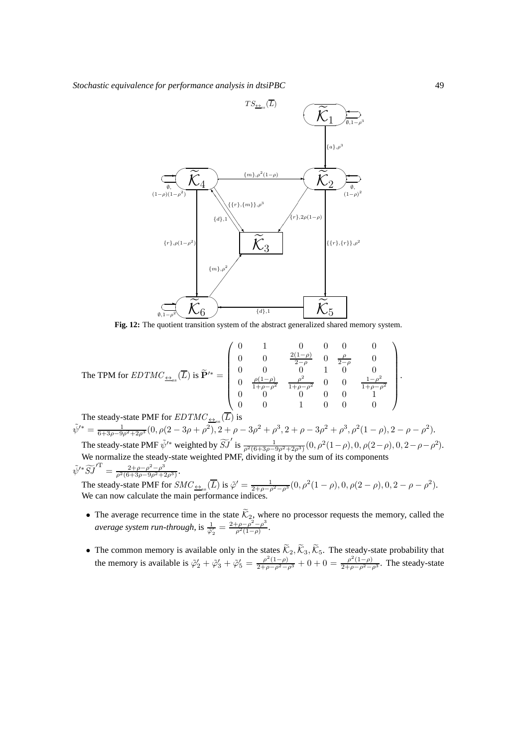Fig. 12: The quotient transition system of the abstract generalized shared memory system.

The TPM for $EDTMC_{\underline{\leftrightarrow}_{ss}}(\overline{L})$ is $\widetilde{\mathbf{P}}'^{*} = \begin{pmatrix} 0 & 1 & 0 & 0 & 0 & 0 \\ 0 & 0 & \frac{2(1-\rho)}{2-\rho} & 0 & \frac{\rho}{2-\rho} & 0 \\ 0 & 0 & 0 & 1 & 0 & 0 \\ 0 & \frac{\rho(1-\rho)}{1+\rho-\rho^2} & \frac{\rho^2}{1+\rho-\rho^2} & 0 & 0 & \frac{1-\rho^2}{1+\rho-\rho^2} \\ 0 & 0 & 0 & 0 & 0 & 1 \\ 0 & 0 & 1 & 0 & 0 & 0 \end{pmatrix}.$

The steady-state PMF for $EDTMC_{\underline{\leftrightarrow}_{ss}}(\overline{L})$ is
$\tilde{\psi}'^{*} = \frac{1}{6+3\rho-9\rho^2+2\rho^3}(0, \rho(2-3\rho+\rho^2), 2+\rho-3\rho^2+\rho^3, 2+\rho-3\rho^2+\rho^3, \rho^2(1-\rho), 2-\rho-\rho^2)$.

The steady-state PMF $\tilde{\psi}'^{*}$ weighted by $\widetilde{SJ}'$ is $\frac{1}{\rho^2(6+3\rho-9\rho^2+2\rho^3)}(0, \rho^2(1-\rho), 0, \rho(2-\rho), 0, 2-\rho-\rho^2)$.

We normalize the steady-state weighted PMF, dividing it by the sum of its components
$\tilde{\psi}'^{*}\widetilde{SJ}'^{\mathrm{T}} = \frac{2+\rho-\rho^2-\rho^3}{\rho^2(6+3\rho-9\rho^2+2\rho^3)}$.

The steady-state PMF for $SMC_{\underline{\leftrightarrow}_{ss}}(\overline{L})$ is $\tilde{\varphi}' = \frac{1}{2+\rho-\rho^2-\rho^3}(0, \rho^2(1-\rho), 0, \rho(2-\rho), 0, 2-\rho-\rho^2)$.

We can now calculate the main performance indices.

- The average recurrence time in the state $\widetilde{\mathcal{K}}_2$, where no processor requests the memory, called the *average system run-through*, is $\frac{1}{\tilde{\varphi}'_2} = \frac{2+\rho-\rho^2-\rho^3}{\rho^2(1-\rho)}$.
- The common memory is available only in the states $\widetilde{\mathcal{K}}_2, \widetilde{\mathcal{K}}_3, \widetilde{\mathcal{K}}_5$. The steady-state probability that the memory is available is $\tilde{\varphi}'_2 + \tilde{\varphi}'_3 + \tilde{\varphi}'_5 = \frac{\rho^2(1-\rho)}{2+\rho-\rho^2-\rho^3} + 0 + 0 = \frac{\rho^2(1-\rho)}{2+\rho-\rho^2-\rho^3}$. The steady-state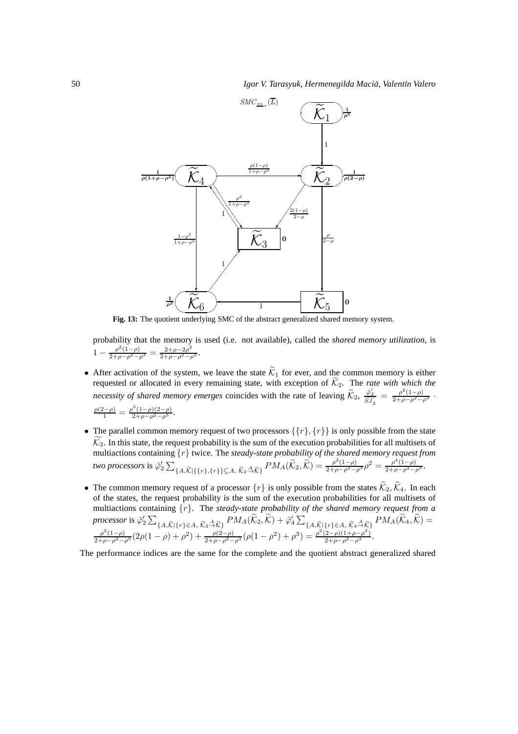Fig. 13: The quotient underlying SMC of the abstract generalized shared memory system.

probability that the memory is used (i.e. not available), called the *shared memory utilization*, is $1 - \frac{\rho^2(1-\rho)}{2+\rho-\rho^2-\rho^3} = \frac{2+\rho-2\rho^2}{2+\rho-\rho^2-\rho^3}$.

- After activation of the system, we leave the state $\widetilde{\mathcal{K}}_1$ for ever, and the common memory is either requested or allocated in every remaining state, with exception of $\widetilde{\mathcal{K}}_2$. The *rate with which the necessity of shared memory emerges* coincides with the rate of leaving $\widetilde{\mathcal{K}}_2$, $\frac{\tilde{\varphi}_2'}{\widetilde{SJ}_2'} = \frac{\rho^2(1-\rho)}{2+\rho-\rho^2-\rho^3} \cdot \frac{\rho(2-\rho)}{1} = \frac{\rho^3(1-\rho)(2-\rho)}{2+\rho-\rho^2-\rho^3}$.

- The parallel common memory request of two processors $\{\{r\},\{r\}\}$ is only possible from the state $\widetilde{\mathcal{K}}_2$. In this state, the request probability is the sum of the execution probabilities for all multisets of multiactions containing $\{r\}$ twice. The *steady-state probability of the shared memory request from two processors* is $\tilde{\varphi}_2' \sum_{\{A,\widetilde{\mathcal{K}}|\{\{r\},\{r\}\}\subseteq A,\ \widetilde{\mathcal{K}}_2 \xrightarrow{A} \widetilde{\mathcal{K}}\}} PM_A(\widetilde{\mathcal{K}}_2,\widetilde{\mathcal{K}}) = \frac{\rho^2(1-\rho)}{2+\rho-\rho^2-\rho^3}\rho^2 = \frac{\rho^4(1-\rho)}{2+\rho-\rho^2-\rho^3}$.

- The common memory request of a processor $\{r\}$ is only possible from the states $\widetilde{\mathcal{K}}_2, \widetilde{\mathcal{K}}_4$. In each of the states, the request probability is the sum of the execution probabilities for all multisets of multiactions containing $\{r\}$. The *steady-state probability of the shared memory request from a processor* is $\tilde{\varphi}_2' \sum_{\{A,\widetilde{\mathcal{K}}|\{r\}\in A,\ \widetilde{\mathcal{K}}_2 \xrightarrow{A} \widetilde{\mathcal{K}}\}} PM_A(\widetilde{\mathcal{K}}_2,\widetilde{\mathcal{K}}) + \tilde{\varphi}_4' \sum_{\{A,\widetilde{\mathcal{K}}|\{r\}\in A,\ \widetilde{\mathcal{K}}_4 \xrightarrow{A} \widetilde{\mathcal{K}}\}} PM_A(\widetilde{\mathcal{K}}_4,\widetilde{\mathcal{K}}) = \frac{\rho^2(1-\rho)}{2+\rho-\rho^2-\rho^3}(2\rho(1-\rho)+\rho^2) + \frac{\rho(2-\rho)}{2+\rho-\rho^2-\rho^3}(\rho(1-\rho^2)+\rho^3) = \frac{\rho^2(2-\rho)(1+\rho-\rho^2)}{2+\rho-\rho^2-\rho^3}$.

The performance indices are the same for the complete and the quotient abstract generalized shared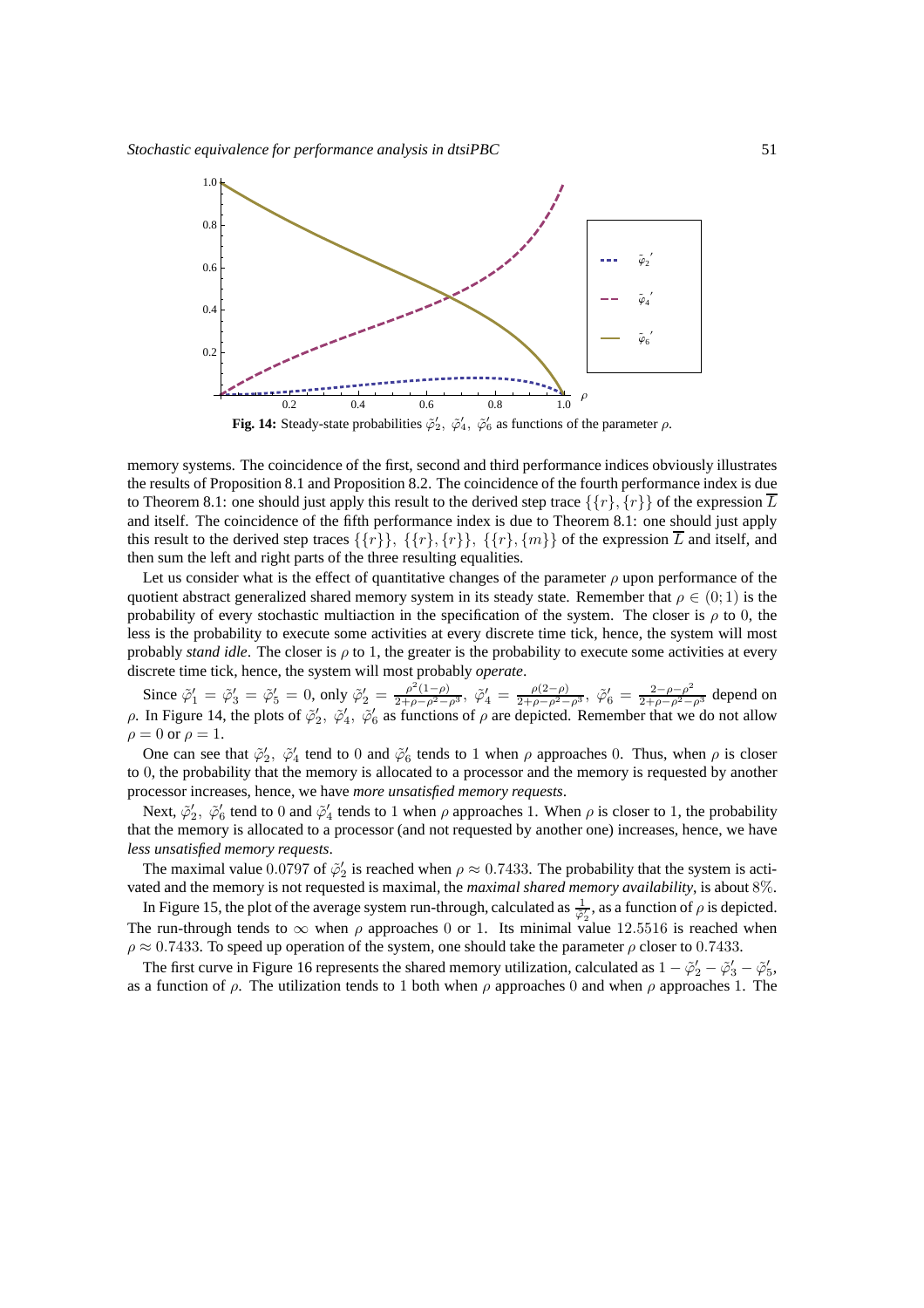Fig. 14: Steady-state probabilities $\tilde{\varphi}'_2,\ \tilde{\varphi}'_4,\ \tilde{\varphi}'_6$ as functions of the parameter $\rho$.

memory systems. The coincidence of the first, second and third performance indices obviously illustrates the results of Proposition 8.1 and Proposition 8.2. The coincidence of the fourth performance index is due to Theorem 8.1: one should just apply this result to the derived step trace $\{\{r\},\{r\}\}$ of the expression $\overline{L}$ and itself. The coincidence of the fifth performance index is due to Theorem 8.1: one should just apply this result to the derived step traces $\{\{r\}\},\ \{\{r\},\{r\}\},\ \{\{r\},\{m\}\}$ of the expression $\overline{L}$ and itself, and then sum the left and right parts of the three resulting equalities.

Let us consider what is the effect of quantitative changes of the parameter $\rho$ upon performance of the quotient abstract generalized shared memory system in its steady state. Remember that $\rho \in (0;1)$ is the probability of every stochastic multiaction in the specification of the system. The closer is $\rho$ to 0, the less is the probability to execute some activities at every discrete time tick, hence, the system will most probably *stand idle*. The closer is $\rho$ to 1, the greater is the probability to execute some activities at every discrete time tick, hence, the system will most probably *operate*.

Since $\tilde{\varphi}'_1 = \tilde{\varphi}'_3 = \tilde{\varphi}'_5 = 0$, only $\tilde{\varphi}'_2 = \frac{\rho^2(1-\rho)}{2+\rho-\rho^2-\rho^3},\ \tilde{\varphi}'_4 = \frac{\rho(2-\rho)}{2+\rho-\rho^2-\rho^3},\ \tilde{\varphi}'_6 = \frac{2-\rho-\rho^2}{2+\rho-\rho^2-\rho^3}$ depend on $\rho$. In Figure 14, the plots of $\tilde{\varphi}'_2,\ \tilde{\varphi}'_4,\ \tilde{\varphi}'_6$ as functions of $\rho$ are depicted. Remember that we do not allow $\rho = 0$ or $\rho = 1$.

One can see that $\tilde{\varphi}'_2,\ \tilde{\varphi}'_4$ tend to 0 and $\tilde{\varphi}'_6$ tends to 1 when $\rho$ approaches 0. Thus, when $\rho$ is closer to 0, the probability that the memory is allocated to a processor and the memory is requested by another processor increases, hence, we have *more unsatisfied memory requests*.

Next, $\tilde{\varphi}'_2,\ \tilde{\varphi}'_6$ tend to 0 and $\tilde{\varphi}'_4$ tends to 1 when $\rho$ approaches 1. When $\rho$ is closer to 1, the probability that the memory is allocated to a processor (and not requested by another one) increases, hence, we have *less unsatisfied memory requests*.

The maximal value 0.0797 of $\tilde{\varphi}'_2$ is reached when $\rho \approx 0.7433$. The probability that the system is activated and the memory is not requested is maximal, the *maximal shared memory availability*, is about 8%.

In Figure 15, the plot of the average system run-through, calculated as $\frac{1}{\tilde{\varphi}'_2}$, as a function of $\rho$ is depicted. The run-through tends to $\infty$ when $\rho$ approaches 0 or 1. Its minimal value 12.5516 is reached when $\rho \approx 0.7433$. To speed up operation of the system, one should take the parameter $\rho$ closer to 0.7433.

The first curve in Figure 16 represents the shared memory utilization, calculated as $1 - \tilde{\varphi}'_2 - \tilde{\varphi}'_3 - \tilde{\varphi}'_5$, as a function of $\rho$. The utilization tends to 1 both when $\rho$ approaches 0 and when $\rho$ approaches 1. The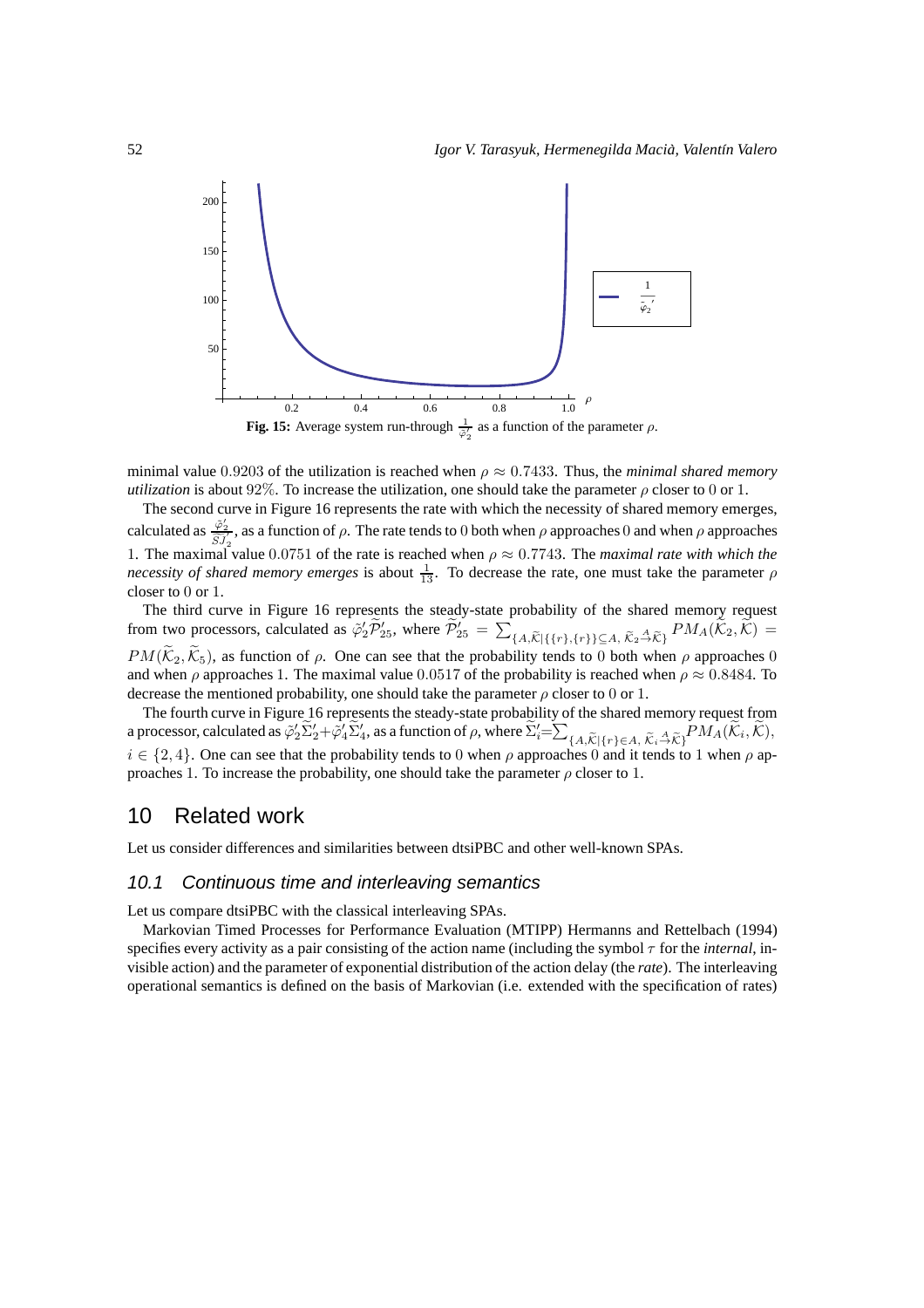**Fig. 15:** Average system run-through $\frac{1}{\tilde{\varphi}_2'}$ as a function of the parameter $\rho$.

minimal value $0.9203$ of the utilization is reached when $\rho \approx 0.7433$. Thus, the *minimal shared memory utilization* is about $92\%$. To increase the utilization, one should take the parameter $\rho$ closer to $0$ or $1$.

The second curve in Figure 16 represents the rate with which the necessity of shared memory emerges, calculated as $\frac{\tilde{\varphi}_2'}{\widetilde{SJ}_2'}$, as a function of $\rho$. The rate tends to $0$ both when $\rho$ approaches $0$ and when $\rho$ approaches $1$. The maximal value $0.0751$ of the rate is reached when $\rho \approx 0.7743$. The *maximal rate with which the necessity of shared memory emerges* is about $\frac{1}{13}$. To decrease the rate, one must take the parameter $\rho$ closer to $0$ or $1$.

The third curve in Figure 16 represents the steady-state probability of the shared memory request from two processors, calculated as $\tilde{\varphi}_2'\widetilde{\mathcal{P}}_{25}'$, where $\widetilde{\mathcal{P}}_{25}' = \sum_{\{A,\widetilde{\mathcal{K}}|\{\{r\},\{r\}\}\subseteq A,\ \widetilde{\mathcal{K}}_2 \xrightarrow{A} \widetilde{\mathcal{K}}\}} PM_A(\widetilde{\mathcal{K}}_2, \widetilde{\mathcal{K}}) = PM(\widetilde{\mathcal{K}}_2, \widetilde{\mathcal{K}}_5)$, as function of $\rho$. One can see that the probability tends to $0$ both when $\rho$ approaches $0$ and when $\rho$ approaches $1$. The maximal value $0.0517$ of the probability is reached when $\rho \approx 0.8484$. To decrease the mentioned probability, one should take the parameter $\rho$ closer to $0$ or $1$.

The fourth curve in Figure 16 represents the steady-state probability of the shared memory request from a processor, calculated as $\tilde{\varphi}_2'\widetilde{\Sigma}_2' + \tilde{\varphi}_4'\widetilde{\Sigma}_4'$, as a function of $\rho$, where $\widetilde{\Sigma}_i' = \sum_{\{A,\widetilde{\mathcal{K}}|\{r\}\in A,\ \widetilde{\mathcal{K}}_i \xrightarrow{A} \widetilde{\mathcal{K}}\}} PM_A(\widetilde{\mathcal{K}}_i, \widetilde{\mathcal{K}})$, $i \in \{2, 4\}$. One can see that the probability tends to $0$ when $\rho$ approaches $0$ and it tends to $1$ when $\rho$ approaches $1$. To increase the probability, one should take the parameter $\rho$ closer to $1$.

# 10 Related work

Let us consider differences and similarities between dtsiPBC and other well-known SPAs.

## 10.1 Continuous time and interleaving semantics

Let us compare dtsiPBC with the classical interleaving SPAs.

Markovian Timed Processes for Performance Evaluation (MTIPP) Hermanns and Rettelbach (1994) specifies every activity as a pair consisting of the action name (including the symbol $\tau$ for the *internal*, invisible action) and the parameter of exponential distribution of the action delay (the *rate*). The interleaving operational semantics is defined on the basis of Markovian (i.e. extended with the specification of rates)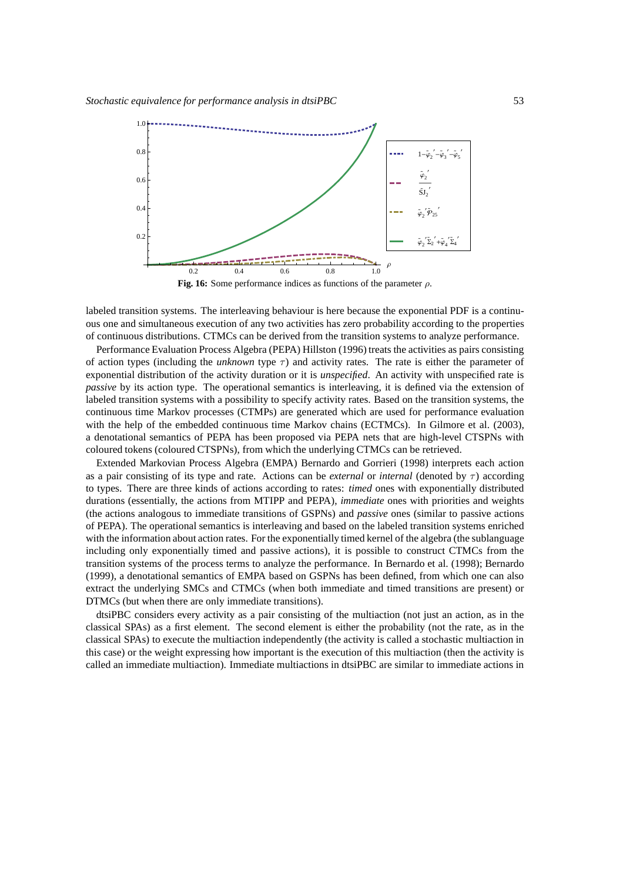Fig. 16: Some performance indices as functions of the parameter $\rho$.

labeled transition systems. The interleaving behaviour is here because the exponential PDF is a continuous one and simultaneous execution of any two activities has zero probability according to the properties of continuous distributions. CTMCs can be derived from the transition systems to analyze performance.

Performance Evaluation Process Algebra (PEPA) Hillston (1996) treats the activities as pairs consisting of action types (including the *unknown* type $\tau$) and activity rates. The rate is either the parameter of exponential distribution of the activity duration or it is *unspecified*. An activity with unspecified rate is *passive* by its action type. The operational semantics is interleaving, it is defined via the extension of labeled transition systems with a possibility to specify activity rates. Based on the transition systems, the continuous time Markov processes (CTMPs) are generated which are used for performance evaluation with the help of the embedded continuous time Markov chains (ECTMCs). In Gilmore et al. (2003), a denotational semantics of PEPA has been proposed via PEPA nets that are high-level CTSPNs with coloured tokens (coloured CTSPNs), from which the underlying CTMCs can be retrieved.

Extended Markovian Process Algebra (EMPA) Bernardo and Gorrieri (1998) interprets each action as a pair consisting of its type and rate. Actions can be *external* or *internal* (denoted by $\tau$) according to types. There are three kinds of actions according to rates: *timed* ones with exponentially distributed durations (essentially, the actions from MTIPP and PEPA), *immediate* ones with priorities and weights (the actions analogous to immediate transitions of GSPNs) and *passive* ones (similar to passive actions of PEPA). The operational semantics is interleaving and based on the labeled transition systems enriched with the information about action rates. For the exponentially timed kernel of the algebra (the sublanguage including only exponentially timed and passive actions), it is possible to construct CTMCs from the transition systems of the process terms to analyze the performance. In Bernardo et al. (1998); Bernardo (1999), a denotational semantics of EMPA based on GSPNs has been defined, from which one can also extract the underlying SMCs and CTMCs (when both immediate and timed transitions are present) or DTMCs (but when there are only immediate transitions).

dtsiPBC considers every activity as a pair consisting of the multiaction (not just an action, as in the classical SPAs) as a first element. The second element is either the probability (not the rate, as in the classical SPAs) to execute the multiaction independently (the activity is called a stochastic multiaction in this case) or the weight expressing how important is the execution of this multiaction (then the activity is called an immediate multiaction). Immediate multiactions in dtsiPBC are similar to immediate actions in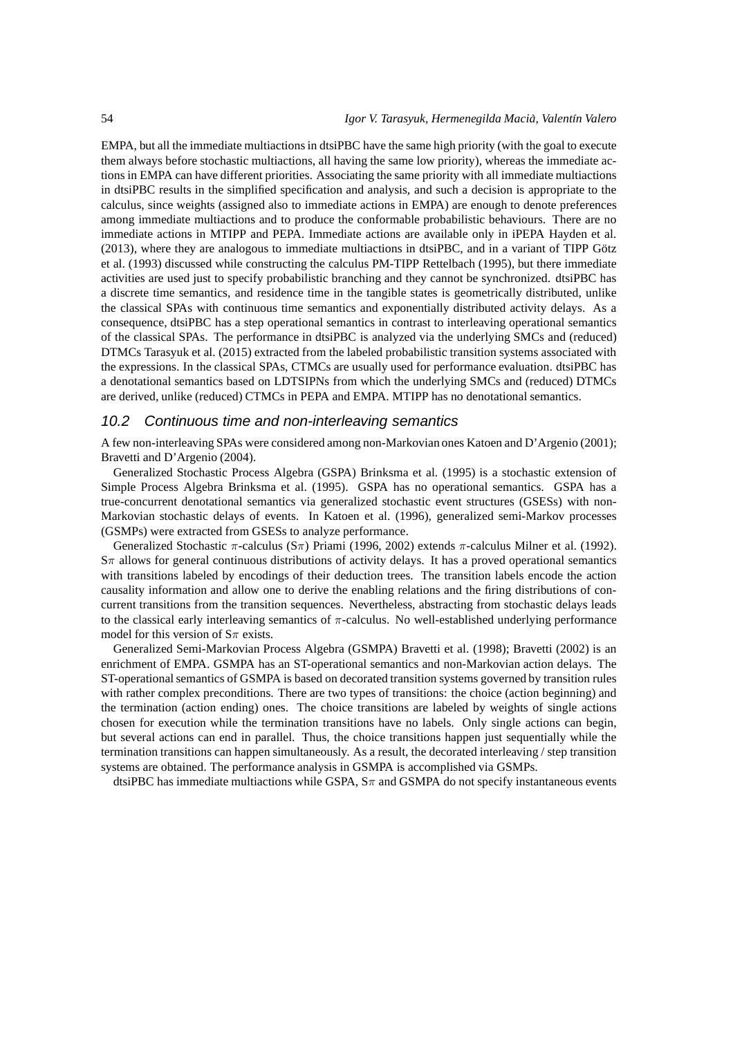EMPA, but all the immediate multiactions in dtsiPBC have the same high priority (with the goal to execute them always before stochastic multiactions, all having the same low priority), whereas the immediate actions in EMPA can have different priorities. Associating the same priority with all immediate multiactions in dtsiPBC results in the simplified specification and analysis, and such a decision is appropriate to the calculus, since weights (assigned also to immediate actions in EMPA) are enough to denote preferences among immediate multiactions and to produce the conformable probabilistic behaviours. There are no immediate actions in MTIPP and PEPA. Immediate actions are available only in iPEPA Hayden et al. (2013), where they are analogous to immediate multiactions in dtsiPBC, and in a variant of TIPP Götz et al. (1993) discussed while constructing the calculus PM-TIPP Rettelbach (1995), but there immediate activities are used just to specify probabilistic branching and they cannot be synchronized. dtsiPBC has a discrete time semantics, and residence time in the tangible states is geometrically distributed, unlike the classical SPAs with continuous time semantics and exponentially distributed activity delays. As a consequence, dtsiPBC has a step operational semantics in contrast to interleaving operational semantics of the classical SPAs. The performance in dtsiPBC is analyzed via the underlying SMCs and (reduced) DTMCs Tarasyuk et al. (2015) extracted from the labeled probabilistic transition systems associated with the expressions. In the classical SPAs, CTMCs are usually used for performance evaluation. dtsiPBC has a denotational semantics based on LDTSIPNs from which the underlying SMCs and (reduced) DTMCs are derived, unlike (reduced) CTMCs in PEPA and EMPA. MTIPP has no denotational semantics.

## 10.2 Continuous time and non-interleaving semantics

A few non-interleaving SPAs were considered among non-Markovian ones Katoen and D'Argenio (2001); Bravetti and D'Argenio (2004).

Generalized Stochastic Process Algebra (GSPA) Brinksma et al. (1995) is a stochastic extension of Simple Process Algebra Brinksma et al. (1995). GSPA has no operational semantics. GSPA has a true-concurrent denotational semantics via generalized stochastic event structures (GSESs) with non-Markovian stochastic delays of events. In Katoen et al. (1996), generalized semi-Markov processes (GSMPs) were extracted from GSESs to analyze performance.

Generalized Stochastic $\pi$-calculus (S$\pi$) Priami (1996, 2002) extends $\pi$-calculus Milner et al. (1992). S$\pi$ allows for general continuous distributions of activity delays. It has a proved operational semantics with transitions labeled by encodings of their deduction trees. The transition labels encode the action causality information and allow one to derive the enabling relations and the firing distributions of concurrent transitions from the transition sequences. Nevertheless, abstracting from stochastic delays leads to the classical early interleaving semantics of $\pi$-calculus. No well-established underlying performance model for this version of S$\pi$ exists.

Generalized Semi-Markovian Process Algebra (GSMPA) Bravetti et al. (1998); Bravetti (2002) is an enrichment of EMPA. GSMPA has an ST-operational semantics and non-Markovian action delays. The ST-operational semantics of GSMPA is based on decorated transition systems governed by transition rules with rather complex preconditions. There are two types of transitions: the choice (action beginning) and the termination (action ending) ones. The choice transitions are labeled by weights of single actions chosen for execution while the termination transitions have no labels. Only single actions can begin, but several actions can end in parallel. Thus, the choice transitions happen just sequentially while the termination transitions can happen simultaneously. As a result, the decorated interleaving / step transition systems are obtained. The performance analysis in GSMPA is accomplished via GSMPs.

dtsiPBC has immediate multiactions while GSPA, S$\pi$ and GSMPA do not specify instantaneous events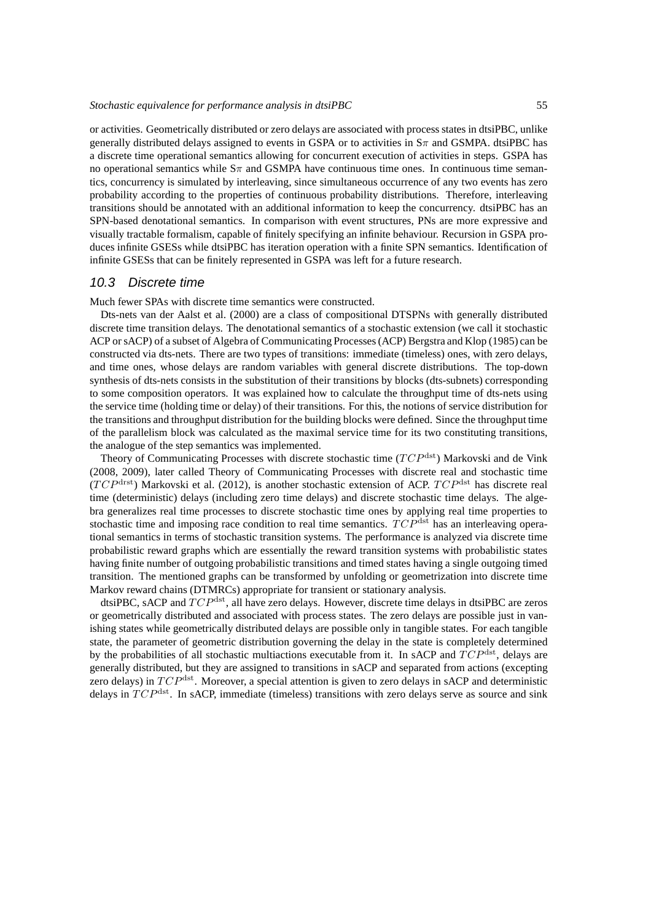or activities. Geometrically distributed or zero delays are associated with process states in dtsiPBC, unlike generally distributed delays assigned to events in GSPA or to activities in S$\pi$ and GSMPA. dtsiPBC has a discrete time operational semantics allowing for concurrent execution of activities in steps. GSPA has no operational semantics while S$\pi$ and GSMPA have continuous time ones. In continuous time semantics, concurrency is simulated by interleaving, since simultaneous occurrence of any two events has zero probability according to the properties of continuous probability distributions. Therefore, interleaving transitions should be annotated with an additional information to keep the concurrency. dtsiPBC has an SPN-based denotational semantics. In comparison with event structures, PNs are more expressive and visually tractable formalism, capable of finitely specifying an infinite behaviour. Recursion in GSPA produces infinite GSESs while dtsiPBC has iteration operation with a finite SPN semantics. Identification of infinite GSESs that can be finitely represented in GSPA was left for a future research.

## 10.3 Discrete time

Much fewer SPAs with discrete time semantics were constructed.

Dts-nets van der Aalst et al. (2000) are a class of compositional DTSPNs with generally distributed discrete time transition delays. The denotational semantics of a stochastic extension (we call it stochastic ACP or sACP) of a subset of Algebra of Communicating Processes (ACP) Bergstra and Klop (1985) can be constructed via dts-nets. There are two types of transitions: immediate (timeless) ones, with zero delays, and time ones, whose delays are random variables with general discrete distributions. The top-down synthesis of dts-nets consists in the substitution of their transitions by blocks (dts-subnets) corresponding to some composition operators. It was explained how to calculate the throughput time of dts-nets using the service time (holding time or delay) of their transitions. For this, the notions of service distribution for the transitions and throughput distribution for the building blocks were defined. Since the throughput time of the parallelism block was calculated as the maximal service time for its two constituting transitions, the analogue of the step semantics was implemented.

Theory of Communicating Processes with discrete stochastic time ($TCP^{\rm dst}$) Markovski and de Vink (2008, 2009), later called Theory of Communicating Processes with discrete real and stochastic time ($TCP^{\rm drst}$) Markovski et al. (2012), is another stochastic extension of ACP. $TCP^{\rm dst}$ has discrete real time (deterministic) delays (including zero time delays) and discrete stochastic time delays. The algebra generalizes real time processes to discrete stochastic time ones by applying real time properties to stochastic time and imposing race condition to real time semantics. $TCP^{\rm dst}$ has an interleaving operational semantics in terms of stochastic transition systems. The performance is analyzed via discrete time probabilistic reward graphs which are essentially the reward transition systems with probabilistic states having finite number of outgoing probabilistic transitions and timed states having a single outgoing timed transition. The mentioned graphs can be transformed by unfolding or geometrization into discrete time Markov reward chains (DTMRCs) appropriate for transient or stationary analysis.

dtsiPBC, sACP and $TCP^{\rm dst}$, all have zero delays. However, discrete time delays in dtsiPBC are zeros or geometrically distributed and associated with process states. The zero delays are possible just in vanishing states while geometrically distributed delays are possible only in tangible states. For each tangible state, the parameter of geometric distribution governing the delay in the state is completely determined by the probabilities of all stochastic multiactions executable from it. In sACP and $TCP^{\rm dst}$, delays are generally distributed, but they are assigned to transitions in sACP and separated from actions (excepting zero delays) in $TCP^{\rm dst}$. Moreover, a special attention is given to zero delays in sACP and deterministic delays in $TCP^{\rm dst}$. In sACP, immediate (timeless) transitions with zero delays serve as source and sink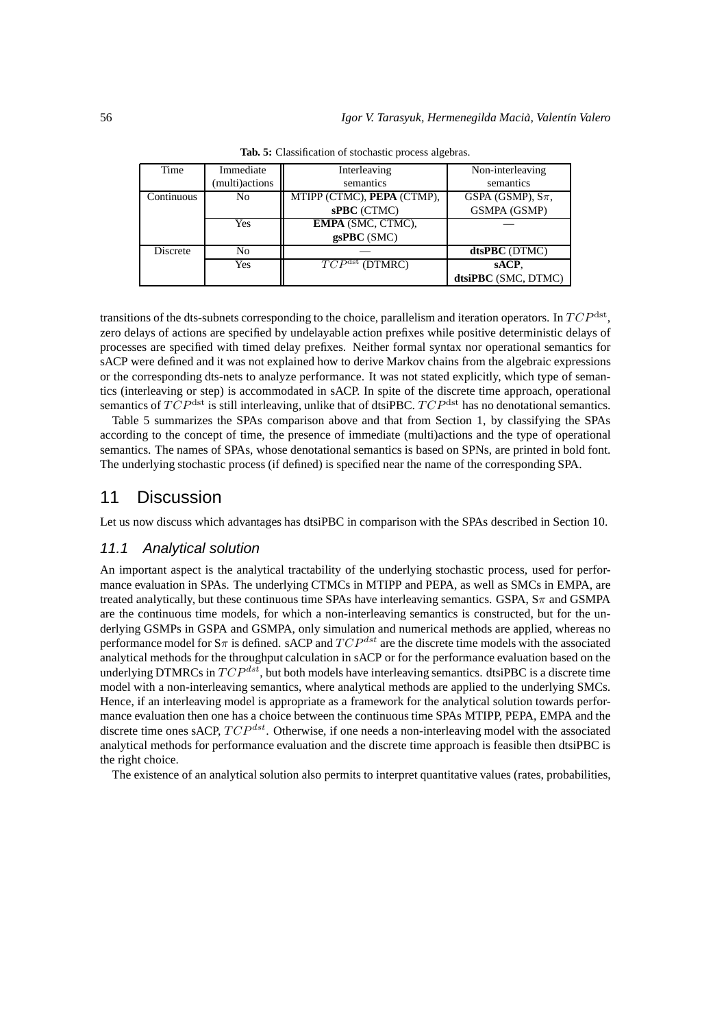**Tab. 5:** Classification of stochastic process algebras.

| Time | Immediate (multi)actions | Interleaving semantics | Non-interleaving semantics |
|---|---|---|---|
| Continuous | No | MTIPP (CTMC), **PEPA** (CTMP), **sPBC** (CTMC) | GSPA (GSMP), S$\pi$, GSMPA (GSMP) |
| | Yes | **EMPA** (SMC, CTMC), **gsPBC** (SMC) | — |
| Discrete | No | — | **dtsPBC** (DTMC) |
| | Yes | $TCP^{\text{dst}}$ (DTMRC) | **sACP**, **dtsiPBC** (SMC, DTMC) |

transitions of the dts-subnets corresponding to the choice, parallelism and iteration operators. In $TCP^{\text{dst}}$, zero delays of actions are specified by undelayable action prefixes while positive deterministic delays of processes are specified with timed delay prefixes. Neither formal syntax nor operational semantics for sACP were defined and it was not explained how to derive Markov chains from the algebraic expressions or the corresponding dts-nets to analyze performance. It was not stated explicitly, which type of semantics (interleaving or step) is accommodated in sACP. In spite of the discrete time approach, operational semantics of $TCP^{\text{dst}}$ is still interleaving, unlike that of dtsiPBC. $TCP^{\text{dst}}$ has no denotational semantics.

Table 5 summarizes the SPAs comparison above and that from Section 1, by classifying the SPAs according to the concept of time, the presence of immediate (multi)actions and the type of operational semantics. The names of SPAs, whose denotational semantics is based on SPNs, are printed in bold font. The underlying stochastic process (if defined) is specified near the name of the corresponding SPA.

## 11 Discussion

Let us now discuss which advantages has dtsiPBC in comparison with the SPAs described in Section 10.

### 11.1 Analytical solution

An important aspect is the analytical tractability of the underlying stochastic process, used for performance evaluation in SPAs. The underlying CTMCs in MTIPP and PEPA, as well as SMCs in EMPA, are treated analytically, but these continuous time SPAs have interleaving semantics. GSPA, S$\pi$ and GSMPA are the continuous time models, for which a non-interleaving semantics is constructed, but for the underlying GSMPs in GSPA and GSMPA, only simulation and numerical methods are applied, whereas no performance model for S$\pi$ is defined. sACP and $TCP^{dst}$ are the discrete time models with the associated analytical methods for the throughput calculation in sACP or for the performance evaluation based on the underlying DTMRCs in $TCP^{dst}$, but both models have interleaving semantics. dtsiPBC is a discrete time model with a non-interleaving semantics, where analytical methods are applied to the underlying SMCs. Hence, if an interleaving model is appropriate as a framework for the analytical solution towards performance evaluation then one has a choice between the continuous time SPAs MTIPP, PEPA, EMPA and the discrete time ones sACP, $TCP^{dst}$. Otherwise, if one needs a non-interleaving model with the associated analytical methods for performance evaluation and the discrete time approach is feasible then dtsiPBC is the right choice.

The existence of an analytical solution also permits to interpret quantitative values (rates, probabilities,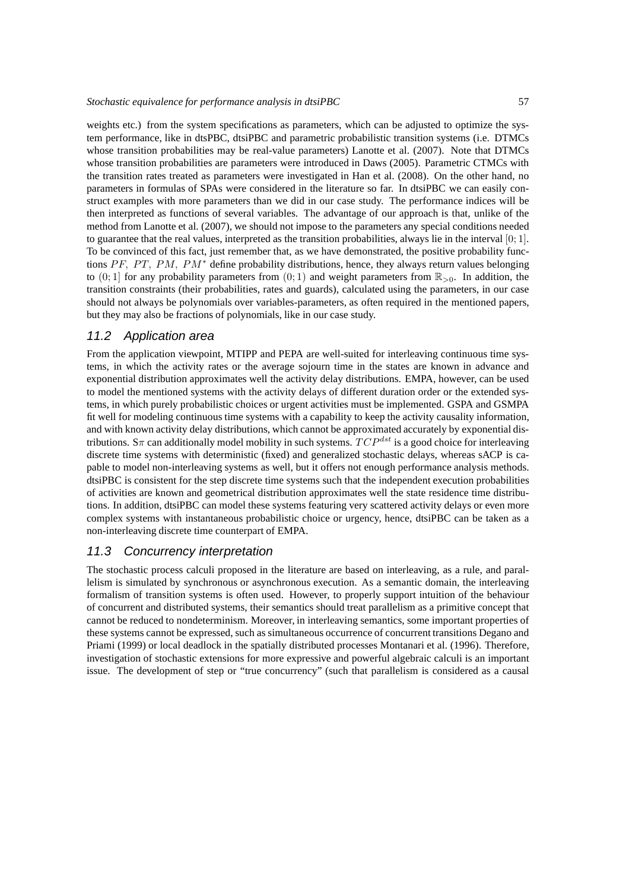weights etc.) from the system specifications as parameters, which can be adjusted to optimize the system performance, like in dtsPBC, dtsiPBC and parametric probabilistic transition systems (i.e. DTMCs whose transition probabilities may be real-value parameters) Lanotte et al. (2007). Note that DTMCs whose transition probabilities are parameters were introduced in Daws (2005). Parametric CTMCs with the transition rates treated as parameters were investigated in Han et al. (2008). On the other hand, no parameters in formulas of SPAs were considered in the literature so far. In dtsiPBC we can easily construct examples with more parameters than we did in our case study. The performance indices will be then interpreted as functions of several variables. The advantage of our approach is that, unlike of the method from Lanotte et al. (2007), we should not impose to the parameters any special conditions needed to guarantee that the real values, interpreted as the transition probabilities, always lie in the interval $[0; 1]$. To be convinced of this fact, just remember that, as we have demonstrated, the positive probability functions $PF,\ PT,\ PM,\ PM^*$ define probability distributions, hence, they always return values belonging to $(0; 1]$ for any probability parameters from $(0; 1)$ and weight parameters from $\mathbb{R}_{>0}$. In addition, the transition constraints (their probabilities, rates and guards), calculated using the parameters, in our case should not always be polynomials over variables-parameters, as often required in the mentioned papers, but they may also be fractions of polynomials, like in our case study.

## 11.2 Application area

From the application viewpoint, MTIPP and PEPA are well-suited for interleaving continuous time systems, in which the activity rates or the average sojourn time in the states are known in advance and exponential distribution approximates well the activity delay distributions. EMPA, however, can be used to model the mentioned systems with the activity delays of different duration order or the extended systems, in which purely probabilistic choices or urgent activities must be implemented. GSPA and GSMPA fit well for modeling continuous time systems with a capability to keep the activity causality information, and with known activity delay distributions, which cannot be approximated accurately by exponential distributions. S$\pi$ can additionally model mobility in such systems. $TCP^{dst}$ is a good choice for interleaving discrete time systems with deterministic (fixed) and generalized stochastic delays, whereas sACP is capable to model non-interleaving systems as well, but it offers not enough performance analysis methods. dtsiPBC is consistent for the step discrete time systems such that the independent execution probabilities of activities are known and geometrical distribution approximates well the state residence time distributions. In addition, dtsiPBC can model these systems featuring very scattered activity delays or even more complex systems with instantaneous probabilistic choice or urgency, hence, dtsiPBC can be taken as a non-interleaving discrete time counterpart of EMPA.

## 11.3 Concurrency interpretation

The stochastic process calculi proposed in the literature are based on interleaving, as a rule, and parallelism is simulated by synchronous or asynchronous execution. As a semantic domain, the interleaving formalism of transition systems is often used. However, to properly support intuition of the behaviour of concurrent and distributed systems, their semantics should treat parallelism as a primitive concept that cannot be reduced to nondeterminism. Moreover, in interleaving semantics, some important properties of these systems cannot be expressed, such as simultaneous occurrence of concurrent transitions Degano and Priami (1999) or local deadlock in the spatially distributed processes Montanari et al. (1996). Therefore, investigation of stochastic extensions for more expressive and powerful algebraic calculi is an important issue. The development of step or "true concurrency" (such that parallelism is considered as a causal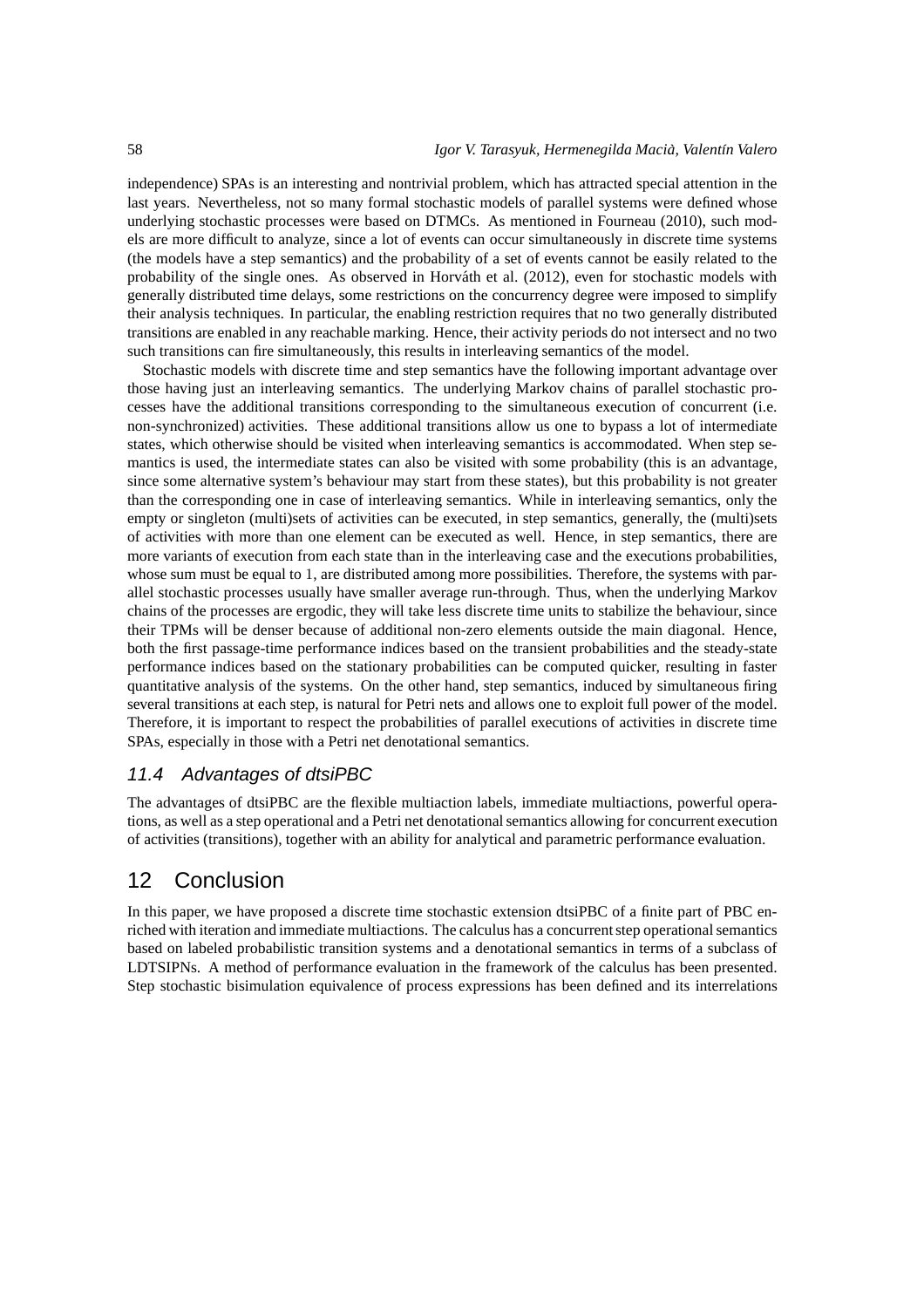independence) SPAs is an interesting and nontrivial problem, which has attracted special attention in the last years. Nevertheless, not so many formal stochastic models of parallel systems were defined whose underlying stochastic processes were based on DTMCs. As mentioned in Fourneau (2010), such models are more difficult to analyze, since a lot of events can occur simultaneously in discrete time systems (the models have a step semantics) and the probability of a set of events cannot be easily related to the probability of the single ones. As observed in Horváth et al. (2012), even for stochastic models with generally distributed time delays, some restrictions on the concurrency degree were imposed to simplify their analysis techniques. In particular, the enabling restriction requires that no two generally distributed transitions are enabled in any reachable marking. Hence, their activity periods do not intersect and no two such transitions can fire simultaneously, this results in interleaving semantics of the model.

Stochastic models with discrete time and step semantics have the following important advantage over those having just an interleaving semantics. The underlying Markov chains of parallel stochastic processes have the additional transitions corresponding to the simultaneous execution of concurrent (i.e. non-synchronized) activities. These additional transitions allow us one to bypass a lot of intermediate states, which otherwise should be visited when interleaving semantics is accommodated. When step semantics is used, the intermediate states can also be visited with some probability (this is an advantage, since some alternative system's behaviour may start from these states), but this probability is not greater than the corresponding one in case of interleaving semantics. While in interleaving semantics, only the empty or singleton (multi)sets of activities can be executed, in step semantics, generally, the (multi)sets of activities with more than one element can be executed as well. Hence, in step semantics, there are more variants of execution from each state than in the interleaving case and the executions probabilities, whose sum must be equal to 1, are distributed among more possibilities. Therefore, the systems with parallel stochastic processes usually have smaller average run-through. Thus, when the underlying Markov chains of the processes are ergodic, they will take less discrete time units to stabilize the behaviour, since their TPMs will be denser because of additional non-zero elements outside the main diagonal. Hence, both the first passage-time performance indices based on the transient probabilities and the steady-state performance indices based on the stationary probabilities can be computed quicker, resulting in faster quantitative analysis of the systems. On the other hand, step semantics, induced by simultaneous firing several transitions at each step, is natural for Petri nets and allows one to exploit full power of the model. Therefore, it is important to respect the probabilities of parallel executions of activities in discrete time SPAs, especially in those with a Petri net denotational semantics.

### 11.4 Advantages of dtsiPBC

The advantages of dtsiPBC are the flexible multiaction labels, immediate multiactions, powerful operations, as well as a step operational and a Petri net denotational semantics allowing for concurrent execution of activities (transitions), together with an ability for analytical and parametric performance evaluation.

## 12 Conclusion

In this paper, we have proposed a discrete time stochastic extension dtsiPBC of a finite part of PBC enriched with iteration and immediate multiactions. The calculus has a concurrent step operational semantics based on labeled probabilistic transition systems and a denotational semantics in terms of a subclass of LDTSIPNs. A method of performance evaluation in the framework of the calculus has been presented. Step stochastic bisimulation equivalence of process expressions has been defined and its interrelations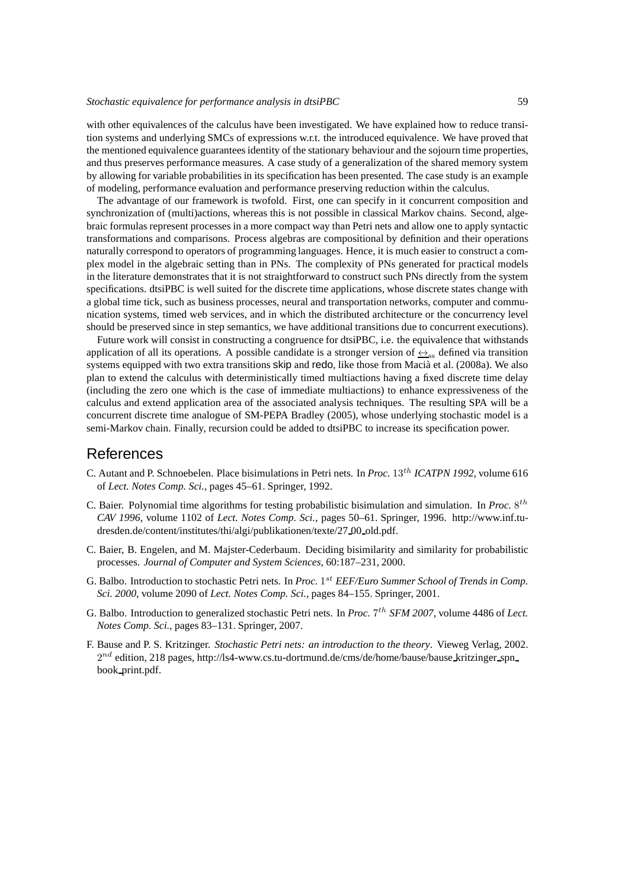with other equivalences of the calculus have been investigated. We have explained how to reduce transition systems and underlying SMCs of expressions w.r.t. the introduced equivalence. We have proved that the mentioned equivalence guarantees identity of the stationary behaviour and the sojourn time properties, and thus preserves performance measures. A case study of a generalization of the shared memory system by allowing for variable probabilities in its specification has been presented. The case study is an example of modeling, performance evaluation and performance preserving reduction within the calculus.

The advantage of our framework is twofold. First, one can specify in it concurrent composition and synchronization of (multi)actions, whereas this is not possible in classical Markov chains. Second, algebraic formulas represent processes in a more compact way than Petri nets and allow one to apply syntactic transformations and comparisons. Process algebras are compositional by definition and their operations naturally correspond to operators of programming languages. Hence, it is much easier to construct a complex model in the algebraic setting than in PNs. The complexity of PNs generated for practical models in the literature demonstrates that it is not straightforward to construct such PNs directly from the system specifications. dtsiPBC is well suited for the discrete time applications, whose discrete states change with a global time tick, such as business processes, neural and transportation networks, computer and communication systems, timed web services, and in which the distributed architecture or the concurrency level should be preserved since in step semantics, we have additional transitions due to concurrent executions).

Future work will consist in constructing a congruence for dtsiPBC, i.e. the equivalence that withstands application of all its operations. A possible candidate is a stronger version of $\underline{\leftrightarrow}_{ss}$ defined via transition systems equipped with two extra transitions skip and redo, like those from Macià et al. (2008a). We also plan to extend the calculus with deterministically timed multiactions having a fixed discrete time delay (including the zero one which is the case of immediate multiactions) to enhance expressiveness of the calculus and extend application area of the associated analysis techniques. The resulting SPA will be a concurrent discrete time analogue of SM-PEPA Bradley (2005), whose underlying stochastic model is a semi-Markov chain. Finally, recursion could be added to dtsiPBC to increase its specification power.

# References

C. Autant and P. Schnoebelen. Place bisimulations in Petri nets. In *Proc.* $13^{th}$ *ICATPN 1992*, volume 616 of *Lect. Notes Comp. Sci.*, pages 45–61. Springer, 1992.

C. Baier. Polynomial time algorithms for testing probabilistic bisimulation and simulation. In *Proc.* $8^{th}$ *CAV 1996*, volume 1102 of *Lect. Notes Comp. Sci.*, pages 50–61. Springer, 1996. http://www.inf.tu-dresden.de/content/institutes/thi/algi/publikationen/texte/27_00_old.pdf.

C. Baier, B. Engelen, and M. Majster-Cederbaum. Deciding bisimilarity and similarity for probabilistic processes. *Journal of Computer and System Sciences*, 60:187–231, 2000.

G. Balbo. Introduction to stochastic Petri nets. In *Proc.* $1^{st}$ *EEF/Euro Summer School of Trends in Comp. Sci. 2000*, volume 2090 of *Lect. Notes Comp. Sci.*, pages 84–155. Springer, 2001.

G. Balbo. Introduction to generalized stochastic Petri nets. In *Proc.* $7^{th}$ *SFM 2007*, volume 4486 of *Lect. Notes Comp. Sci.*, pages 83–131. Springer, 2007.

F. Bause and P. S. Kritzinger. *Stochastic Petri nets: an introduction to the theory*. Vieweg Verlag, 2002. $2^{nd}$ edition, 218 pages, http://ls4-www.cs.tu-dortmund.de/cms/de/home/bause/bause_kritzinger_spn_book_print.pdf.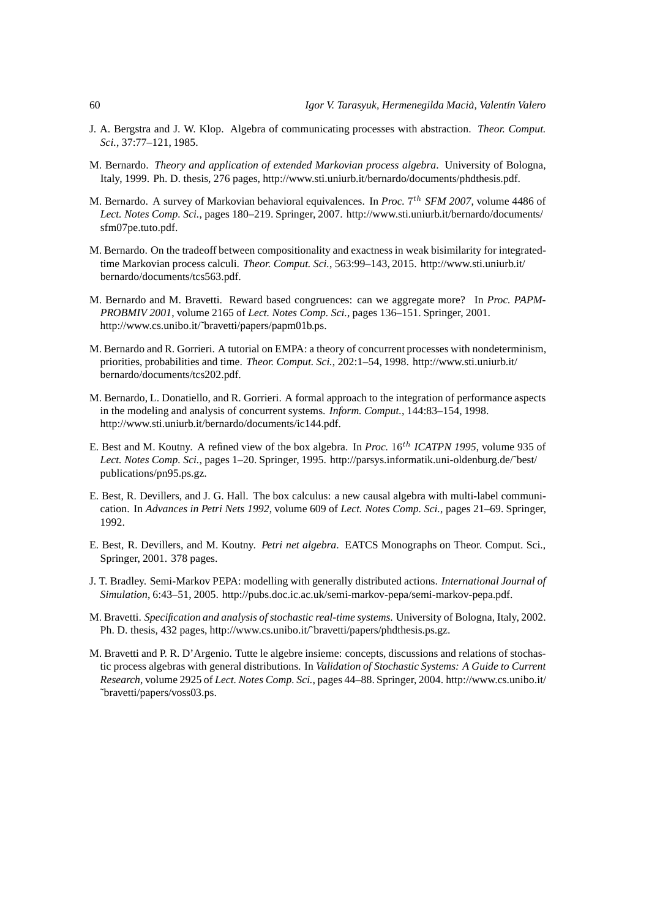J. A. Bergstra and J. W. Klop. Algebra of communicating processes with abstraction. *Theor. Comput. Sci.*, 37:77–121, 1985.

M. Bernardo. *Theory and application of extended Markovian process algebra*. University of Bologna, Italy, 1999. Ph. D. thesis, 276 pages, http://www.sti.uniurb.it/bernardo/documents/phdthesis.pdf.

M. Bernardo. A survey of Markovian behavioral equivalences. In *Proc.* $7^{th}$ *SFM 2007*, volume 4486 of *Lect. Notes Comp. Sci.*, pages 180–219. Springer, 2007. http://www.sti.uniurb.it/bernardo/documents/sfm07pe.tuto.pdf.

M. Bernardo. On the tradeoff between compositionality and exactness in weak bisimilarity for integrated-time Markovian process calculi. *Theor. Comput. Sci.*, 563:99–143, 2015. http://www.sti.uniurb.it/bernardo/documents/tcs563.pdf.

M. Bernardo and M. Bravetti. Reward based congruences: can we aggregate more? In *Proc. PAPM-PROBMIV 2001*, volume 2165 of *Lect. Notes Comp. Sci.*, pages 136–151. Springer, 2001. http://www.cs.unibo.it/~bravetti/papers/papm01b.ps.

M. Bernardo and R. Gorrieri. A tutorial on EMPA: a theory of concurrent processes with nondeterminism, priorities, probabilities and time. *Theor. Comput. Sci.*, 202:1–54, 1998. http://www.sti.uniurb.it/bernardo/documents/tcs202.pdf.

M. Bernardo, L. Donatiello, and R. Gorrieri. A formal approach to the integration of performance aspects in the modeling and analysis of concurrent systems. *Inform. Comput.*, 144:83–154, 1998. http://www.sti.uniurb.it/bernardo/documents/ic144.pdf.

E. Best and M. Koutny. A refined view of the box algebra. In *Proc.* $16^{th}$ *ICATPN 1995*, volume 935 of *Lect. Notes Comp. Sci.*, pages 1–20. Springer, 1995. http://parsys.informatik.uni-oldenburg.de/~best/publications/pn95.ps.gz.

E. Best, R. Devillers, and J. G. Hall. The box calculus: a new causal algebra with multi-label communication. In *Advances in Petri Nets 1992*, volume 609 of *Lect. Notes Comp. Sci.*, pages 21–69. Springer, 1992.

E. Best, R. Devillers, and M. Koutny. *Petri net algebra*. EATCS Monographs on Theor. Comput. Sci., Springer, 2001. 378 pages.

J. T. Bradley. Semi-Markov PEPA: modelling with generally distributed actions. *International Journal of Simulation*, 6:43–51, 2005. http://pubs.doc.ic.ac.uk/semi-markov-pepa/semi-markov-pepa.pdf.

M. Bravetti. *Specification and analysis of stochastic real-time systems*. University of Bologna, Italy, 2002. Ph. D. thesis, 432 pages, http://www.cs.unibo.it/~bravetti/papers/phdthesis.ps.gz.

M. Bravetti and P. R. D'Argenio. Tutte le algebre insieme: concepts, discussions and relations of stochastic process algebras with general distributions. In *Validation of Stochastic Systems: A Guide to Current Research*, volume 2925 of *Lect. Notes Comp. Sci.*, pages 44–88. Springer, 2004. http://www.cs.unibo.it/~bravetti/papers/voss03.ps.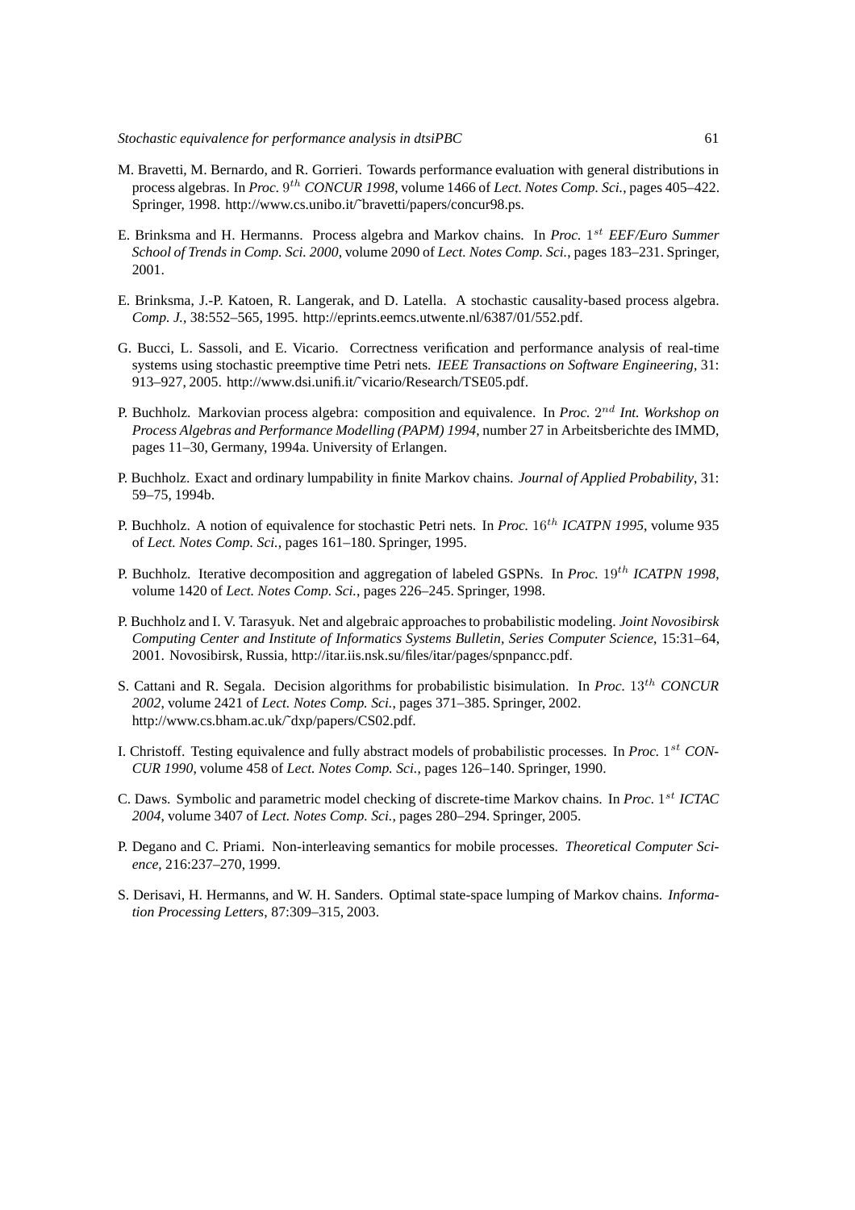M. Bravetti, M. Bernardo, and R. Gorrieri. Towards performance evaluation with general distributions in process algebras. In *Proc. $9^{th}$ CONCUR 1998*, volume 1466 of *Lect. Notes Comp. Sci.*, pages 405–422. Springer, 1998. http://www.cs.unibo.it/~bravetti/papers/concur98.ps.

E. Brinksma and H. Hermanns. Process algebra and Markov chains. In *Proc. $1^{st}$ EEF/Euro Summer School of Trends in Comp. Sci. 2000*, volume 2090 of *Lect. Notes Comp. Sci.*, pages 183–231. Springer, 2001.

E. Brinksma, J.-P. Katoen, R. Langerak, and D. Latella. A stochastic causality-based process algebra. *Comp. J.*, 38:552–565, 1995. http://eprints.eemcs.utwente.nl/6387/01/552.pdf.

G. Bucci, L. Sassoli, and E. Vicario. Correctness verification and performance analysis of real-time systems using stochastic preemptive time Petri nets. *IEEE Transactions on Software Engineering*, 31: 913–927, 2005. http://www.dsi.unifi.it/~vicario/Research/TSE05.pdf.

P. Buchholz. Markovian process algebra: composition and equivalence. In *Proc. $2^{nd}$ Int. Workshop on Process Algebras and Performance Modelling (PAPM) 1994*, number 27 in Arbeitsberichte des IMMD, pages 11–30, Germany, 1994a. University of Erlangen.

P. Buchholz. Exact and ordinary lumpability in finite Markov chains. *Journal of Applied Probability*, 31: 59–75, 1994b.

P. Buchholz. A notion of equivalence for stochastic Petri nets. In *Proc. $16^{th}$ ICATPN 1995*, volume 935 of *Lect. Notes Comp. Sci.*, pages 161–180. Springer, 1995.

P. Buchholz. Iterative decomposition and aggregation of labeled GSPNs. In *Proc. $19^{th}$ ICATPN 1998*, volume 1420 of *Lect. Notes Comp. Sci.*, pages 226–245. Springer, 1998.

P. Buchholz and I. V. Tarasyuk. Net and algebraic approaches to probabilistic modeling. *Joint Novosibirsk Computing Center and Institute of Informatics Systems Bulletin, Series Computer Science*, 15:31–64, 2001. Novosibirsk, Russia, http://itar.iis.nsk.su/files/itar/pages/spnpancc.pdf.

S. Cattani and R. Segala. Decision algorithms for probabilistic bisimulation. In *Proc. $13^{th}$ CONCUR 2002*, volume 2421 of *Lect. Notes Comp. Sci.*, pages 371–385. Springer, 2002. http://www.cs.bham.ac.uk/~dxp/papers/CS02.pdf.

I. Christoff. Testing equivalence and fully abstract models of probabilistic processes. In *Proc. $1^{st}$ CONCUR 1990*, volume 458 of *Lect. Notes Comp. Sci.*, pages 126–140. Springer, 1990.

C. Daws. Symbolic and parametric model checking of discrete-time Markov chains. In *Proc. $1^{st}$ ICTAC 2004*, volume 3407 of *Lect. Notes Comp. Sci.*, pages 280–294. Springer, 2005.

P. Degano and C. Priami. Non-interleaving semantics for mobile processes. *Theoretical Computer Science*, 216:237–270, 1999.

S. Derisavi, H. Hermanns, and W. H. Sanders. Optimal state-space lumping of Markov chains. *Information Processing Letters*, 87:309–315, 2003.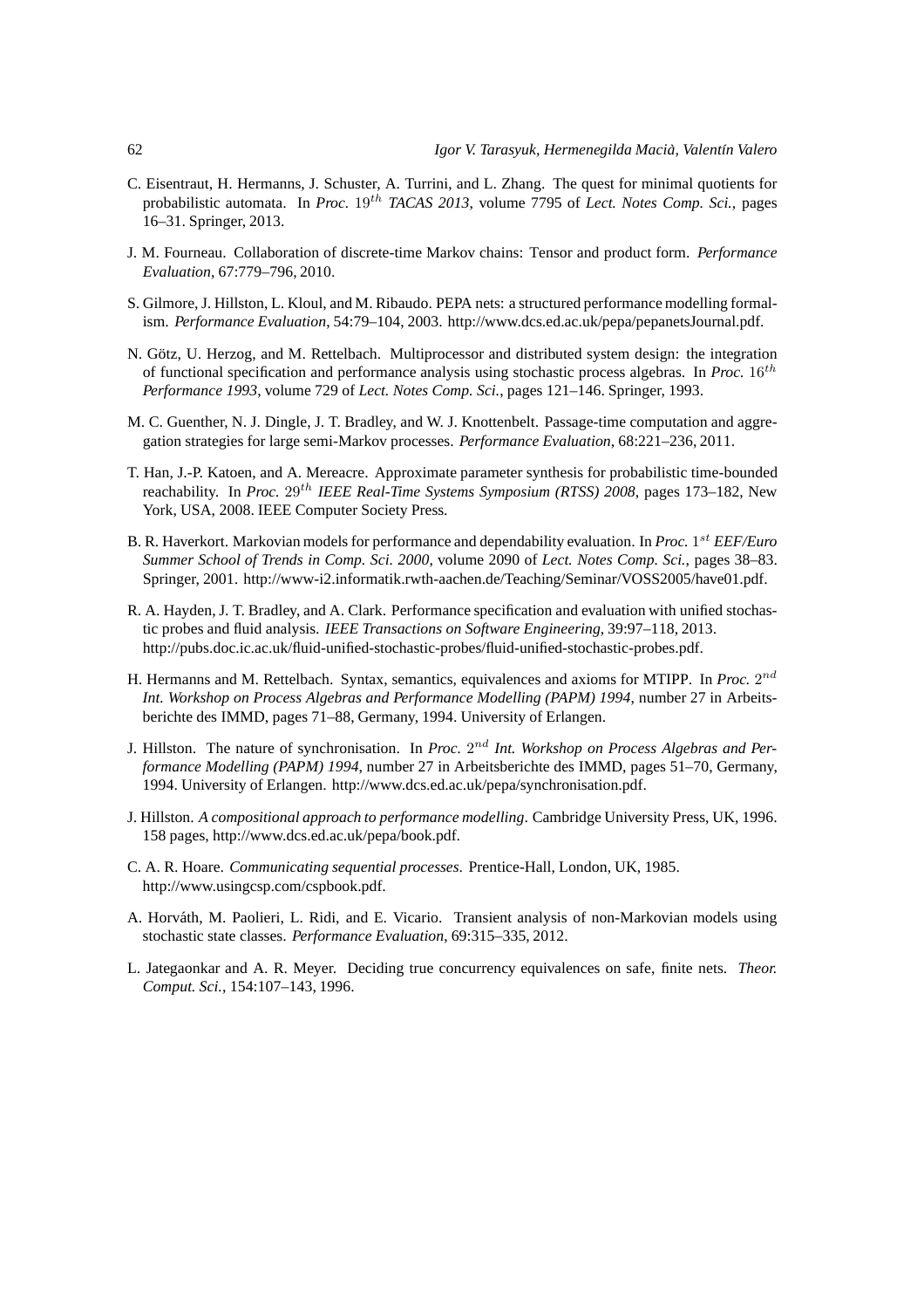C. Eisentraut, H. Hermanns, J. Schuster, A. Turrini, and L. Zhang. The quest for minimal quotients for probabilistic automata. In *Proc.* $19^{th}$ *TACAS 2013*, volume 7795 of *Lect. Notes Comp. Sci.*, pages 16–31. Springer, 2013.

J. M. Fourneau. Collaboration of discrete-time Markov chains: Tensor and product form. *Performance Evaluation*, 67:779–796, 2010.

S. Gilmore, J. Hillston, L. Kloul, and M. Ribaudo. PEPA nets: a structured performance modelling formalism. *Performance Evaluation*, 54:79–104, 2003. http://www.dcs.ed.ac.uk/pepa/pepanetsJournal.pdf.

N. Götz, U. Herzog, and M. Rettelbach. Multiprocessor and distributed system design: the integration of functional specification and performance analysis using stochastic process algebras. In *Proc.* $16^{th}$ *Performance 1993*, volume 729 of *Lect. Notes Comp. Sci.*, pages 121–146. Springer, 1993.

M. C. Guenther, N. J. Dingle, J. T. Bradley, and W. J. Knottenbelt. Passage-time computation and aggregation strategies for large semi-Markov processes. *Performance Evaluation*, 68:221–236, 2011.

T. Han, J.-P. Katoen, and A. Mereacre. Approximate parameter synthesis for probabilistic time-bounded reachability. In *Proc.* $29^{th}$ *IEEE Real-Time Systems Symposium (RTSS) 2008*, pages 173–182, New York, USA, 2008. IEEE Computer Society Press.

B. R. Haverkort. Markovian models for performance and dependability evaluation. In *Proc.* $1^{st}$ *EEF/Euro Summer School of Trends in Comp. Sci. 2000*, volume 2090 of *Lect. Notes Comp. Sci.*, pages 38–83. Springer, 2001. http://www-i2.informatik.rwth-aachen.de/Teaching/Seminar/VOSS2005/have01.pdf.

R. A. Hayden, J. T. Bradley, and A. Clark. Performance specification and evaluation with unified stochastic probes and fluid analysis. *IEEE Transactions on Software Engineering*, 39:97–118, 2013. http://pubs.doc.ic.ac.uk/fluid-unified-stochastic-probes/fluid-unified-stochastic-probes.pdf.

H. Hermanns and M. Rettelbach. Syntax, semantics, equivalences and axioms for MTIPP. In *Proc.* $2^{nd}$ *Int. Workshop on Process Algebras and Performance Modelling (PAPM) 1994*, number 27 in Arbeitsberichte des IMMD, pages 71–88, Germany, 1994. University of Erlangen.

J. Hillston. The nature of synchronisation. In *Proc.* $2^{nd}$ *Int. Workshop on Process Algebras and Performance Modelling (PAPM) 1994*, number 27 in Arbeitsberichte des IMMD, pages 51–70, Germany, 1994. University of Erlangen. http://www.dcs.ed.ac.uk/pepa/synchronisation.pdf.

J. Hillston. *A compositional approach to performance modelling*. Cambridge University Press, UK, 1996. 158 pages, http://www.dcs.ed.ac.uk/pepa/book.pdf.

C. A. R. Hoare. *Communicating sequential processes*. Prentice-Hall, London, UK, 1985. http://www.usingcsp.com/cspbook.pdf.

A. Horváth, M. Paolieri, L. Ridi, and E. Vicario. Transient analysis of non-Markovian models using stochastic state classes. *Performance Evaluation*, 69:315–335, 2012.

L. Jategaonkar and A. R. Meyer. Deciding true concurrency equivalences on safe, finite nets. *Theor. Comput. Sci.*, 154:107–143, 1996.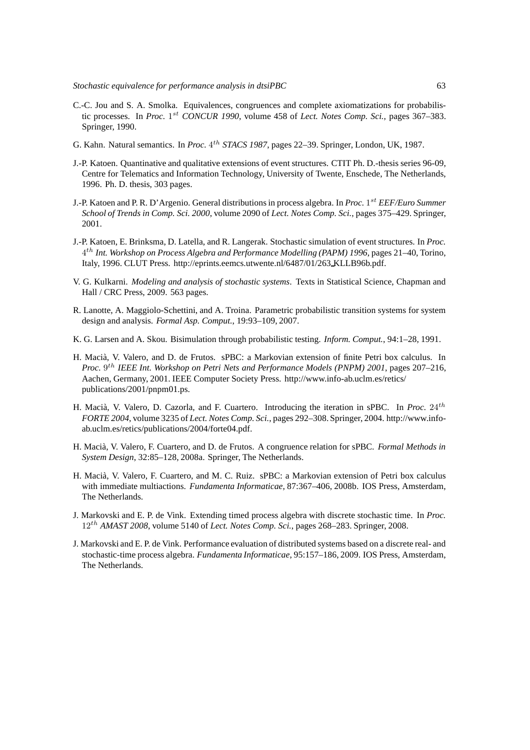C.-C. Jou and S. A. Smolka. Equivalences, congruences and complete axiomatizations for probabilistic processes. In *Proc.* $1^{st}$ *CONCUR 1990*, volume 458 of *Lect. Notes Comp. Sci.*, pages 367–383. Springer, 1990.

G. Kahn. Natural semantics. In *Proc.* $4^{th}$ *STACS 1987*, pages 22–39. Springer, London, UK, 1987.

J.-P. Katoen. Quantinative and qualitative extensions of event structures. CTIT Ph. D.-thesis series 96-09, Centre for Telematics and Information Technology, University of Twente, Enschede, The Netherlands, 1996. Ph. D. thesis, 303 pages.

J.-P. Katoen and P. R. D'Argenio. General distributions in process algebra. In *Proc.* $1^{st}$ *EEF/Euro Summer School of Trends in Comp. Sci. 2000*, volume 2090 of *Lect. Notes Comp. Sci.*, pages 375–429. Springer, 2001.

J.-P. Katoen, E. Brinksma, D. Latella, and R. Langerak. Stochastic simulation of event structures. In *Proc.* $4^{th}$ *Int. Workshop on Process Algebra and Performance Modelling (PAPM) 1996*, pages 21–40, Torino, Italy, 1996. CLUT Press. http://eprints.eemcs.utwente.nl/6487/01/263_KLLB96b.pdf.

V. G. Kulkarni. *Modeling and analysis of stochastic systems*. Texts in Statistical Science, Chapman and Hall / CRC Press, 2009. 563 pages.

R. Lanotte, A. Maggiolo-Schettini, and A. Troina. Parametric probabilistic transition systems for system design and analysis. *Formal Asp. Comput.*, 19:93–109, 2007.

K. G. Larsen and A. Skou. Bisimulation through probabilistic testing. *Inform. Comput.*, 94:1–28, 1991.

H. Macià, V. Valero, and D. de Frutos. sPBC: a Markovian extension of finite Petri box calculus. In *Proc.* $9^{th}$ *IEEE Int. Workshop on Petri Nets and Performance Models (PNPM) 2001*, pages 207–216, Aachen, Germany, 2001. IEEE Computer Society Press. http://www.info-ab.uclm.es/retics/publications/2001/pnpm01.ps.

H. Macià, V. Valero, D. Cazorla, and F. Cuartero. Introducing the iteration in sPBC. In *Proc.* $24^{th}$ *FORTE 2004*, volume 3235 of *Lect. Notes Comp. Sci.*, pages 292–308. Springer, 2004. http://www.info-ab.uclm.es/retics/publications/2004/forte04.pdf.

H. Macià, V. Valero, F. Cuartero, and D. de Frutos. A congruence relation for sPBC. *Formal Methods in System Design*, 32:85–128, 2008a. Springer, The Netherlands.

H. Macià, V. Valero, F. Cuartero, and M. C. Ruiz. sPBC: a Markovian extension of Petri box calculus with immediate multiactions. *Fundamenta Informaticae*, 87:367–406, 2008b. IOS Press, Amsterdam, The Netherlands.

J. Markovski and E. P. de Vink. Extending timed process algebra with discrete stochastic time. In *Proc.* $12^{th}$ *AMAST 2008*, volume 5140 of *Lect. Notes Comp. Sci.*, pages 268–283. Springer, 2008.

J. Markovski and E. P. de Vink. Performance evaluation of distributed systems based on a discrete real- and stochastic-time process algebra. *Fundamenta Informaticae*, 95:157–186, 2009. IOS Press, Amsterdam, The Netherlands.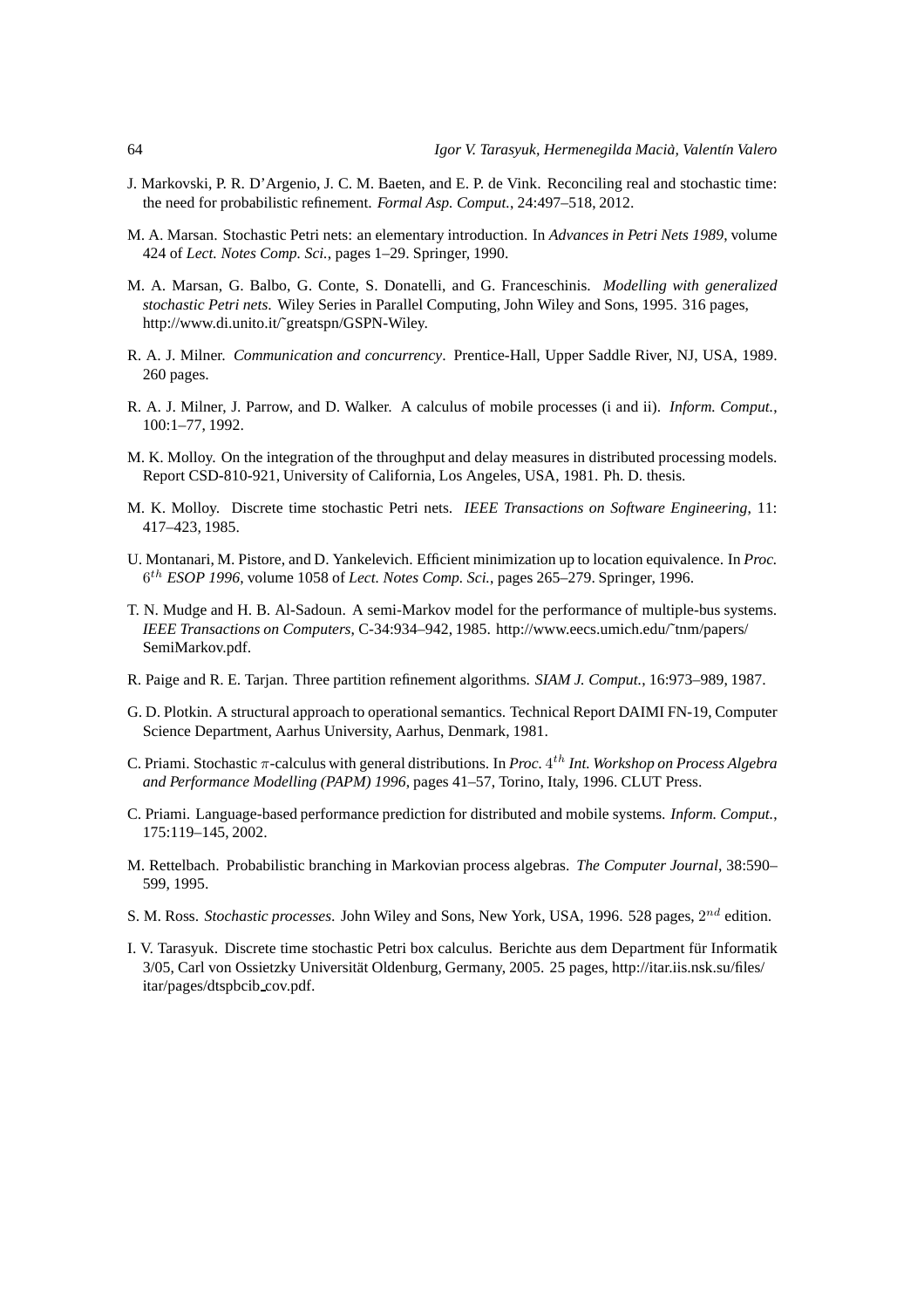J. Markovski, P. R. D'Argenio, J. C. M. Baeten, and E. P. de Vink. Reconciling real and stochastic time: the need for probabilistic refinement. *Formal Asp. Comput.*, 24:497–518, 2012.

M. A. Marsan. Stochastic Petri nets: an elementary introduction. In *Advances in Petri Nets 1989*, volume 424 of *Lect. Notes Comp. Sci.*, pages 1–29. Springer, 1990.

M. A. Marsan, G. Balbo, G. Conte, S. Donatelli, and G. Franceschinis. *Modelling with generalized stochastic Petri nets*. Wiley Series in Parallel Computing, John Wiley and Sons, 1995. 316 pages, http://www.di.unito.it/˜greatspn/GSPN-Wiley.

R. A. J. Milner. *Communication and concurrency*. Prentice-Hall, Upper Saddle River, NJ, USA, 1989. 260 pages.

R. A. J. Milner, J. Parrow, and D. Walker. A calculus of mobile processes (i and ii). *Inform. Comput.*, 100:1–77, 1992.

M. K. Molloy. On the integration of the throughput and delay measures in distributed processing models. Report CSD-810-921, University of California, Los Angeles, USA, 1981. Ph. D. thesis.

M. K. Molloy. Discrete time stochastic Petri nets. *IEEE Transactions on Software Engineering*, 11: 417–423, 1985.

U. Montanari, M. Pistore, and D. Yankelevich. Efficient minimization up to location equivalence. In *Proc. $6^{th}$ ESOP 1996*, volume 1058 of *Lect. Notes Comp. Sci.*, pages 265–279. Springer, 1996.

T. N. Mudge and H. B. Al-Sadoun. A semi-Markov model for the performance of multiple-bus systems. *IEEE Transactions on Computers*, C-34:934–942, 1985. http://www.eecs.umich.edu/˜tnm/papers/SemiMarkov.pdf.

R. Paige and R. E. Tarjan. Three partition refinement algorithms. *SIAM J. Comput.*, 16:973–989, 1987.

G. D. Plotkin. A structural approach to operational semantics. Technical Report DAIMI FN-19, Computer Science Department, Aarhus University, Aarhus, Denmark, 1981.

C. Priami. Stochastic $\pi$-calculus with general distributions. In *Proc. $4^{th}$ Int. Workshop on Process Algebra and Performance Modelling (PAPM) 1996*, pages 41–57, Torino, Italy, 1996. CLUT Press.

C. Priami. Language-based performance prediction for distributed and mobile systems. *Inform. Comput.*, 175:119–145, 2002.

M. Rettelbach. Probabilistic branching in Markovian process algebras. *The Computer Journal*, 38:590–599, 1995.

S. M. Ross. *Stochastic processes*. John Wiley and Sons, New York, USA, 1996. 528 pages, $2^{nd}$ edition.

I. V. Tarasyuk. Discrete time stochastic Petri box calculus. Berichte aus dem Department für Informatik 3/05, Carl von Ossietzky Universität Oldenburg, Germany, 2005. 25 pages, http://itar.iis.nsk.su/files/itar/pages/dtspbcib_cov.pdf.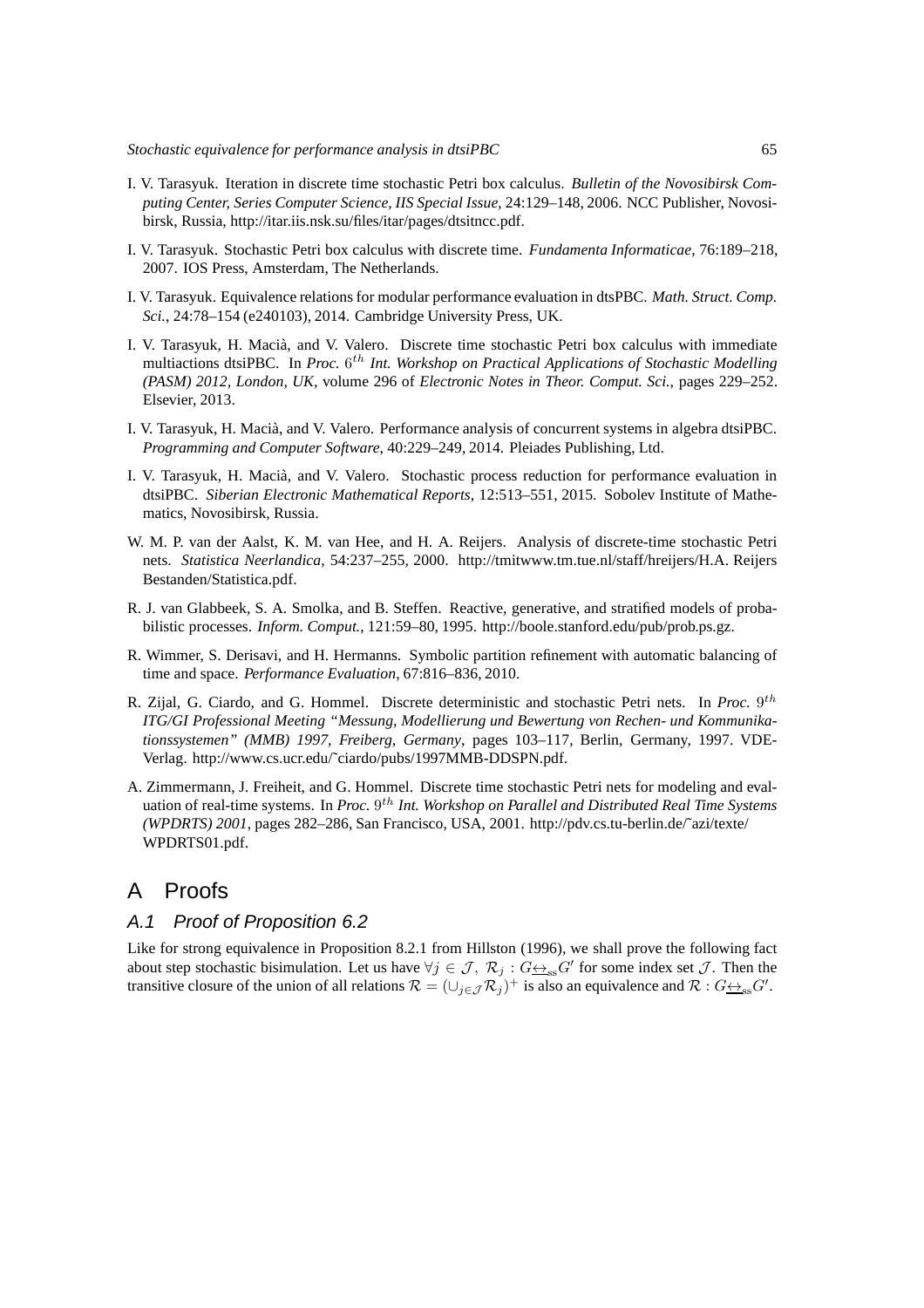I. V. Tarasyuk. Iteration in discrete time stochastic Petri box calculus. *Bulletin of the Novosibirsk Computing Center, Series Computer Science, IIS Special Issue*, 24:129–148, 2006. NCC Publisher, Novosibirsk, Russia, http://itar.iis.nsk.su/files/itar/pages/dtsitncc.pdf.

I. V. Tarasyuk. Stochastic Petri box calculus with discrete time. *Fundamenta Informaticae*, 76:189–218, 2007. IOS Press, Amsterdam, The Netherlands.

I. V. Tarasyuk. Equivalence relations for modular performance evaluation in dtsPBC. *Math. Struct. Comp. Sci.*, 24:78–154 (e240103), 2014. Cambridge University Press, UK.

I. V. Tarasyuk, H. Macià, and V. Valero. Discrete time stochastic Petri box calculus with immediate multiactions dtsiPBC. In *Proc. $6^{th}$ Int. Workshop on Practical Applications of Stochastic Modelling (PASM) 2012, London, UK*, volume 296 of *Electronic Notes in Theor. Comput. Sci.*, pages 229–252. Elsevier, 2013.

I. V. Tarasyuk, H. Macià, and V. Valero. Performance analysis of concurrent systems in algebra dtsiPBC. *Programming and Computer Software*, 40:229–249, 2014. Pleiades Publishing, Ltd.

I. V. Tarasyuk, H. Macià, and V. Valero. Stochastic process reduction for performance evaluation in dtsiPBC. *Siberian Electronic Mathematical Reports*, 12:513–551, 2015. Sobolev Institute of Mathematics, Novosibirsk, Russia.

W. M. P. van der Aalst, K. M. van Hee, and H. A. Reijers. Analysis of discrete-time stochastic Petri nets. *Statistica Neerlandica*, 54:237–255, 2000. http://tmitwww.tm.tue.nl/staff/hreijers/H.A. Reijers Bestanden/Statistica.pdf.

R. J. van Glabbeek, S. A. Smolka, and B. Steffen. Reactive, generative, and stratified models of probabilistic processes. *Inform. Comput.*, 121:59–80, 1995. http://boole.stanford.edu/pub/prob.ps.gz.

R. Wimmer, S. Derisavi, and H. Hermanns. Symbolic partition refinement with automatic balancing of time and space. *Performance Evaluation*, 67:816–836, 2010.

R. Zijal, G. Ciardo, and G. Hommel. Discrete deterministic and stochastic Petri nets. In *Proc. $9^{th}$ ITG/GI Professional Meeting "Messung, Modellierung und Bewertung von Rechen- und Kommunikationssystemen" (MMB) 1997, Freiberg, Germany*, pages 103–117, Berlin, Germany, 1997. VDE-Verlag. http://www.cs.ucr.edu/~ciardo/pubs/1997MMB-DDSPN.pdf.

A. Zimmermann, J. Freiheit, and G. Hommel. Discrete time stochastic Petri nets for modeling and evaluation of real-time systems. In *Proc. $9^{th}$ Int. Workshop on Parallel and Distributed Real Time Systems (WPDRTS) 2001*, pages 282–286, San Francisco, USA, 2001. http://pdv.cs.tu-berlin.de/~azi/texte/WPDRTS01.pdf.

# A Proofs

## A.1 Proof of Proposition 6.2

Like for strong equivalence in Proposition 8.2.1 from Hillston (1996), we shall prove the following fact about step stochastic bisimulation. Let us have $\forall j \in \mathcal{J},\ \mathcal{R}_j : G\underline{\leftrightarrow}_{ss}G'$ for some index set $\mathcal{J}$. Then the transitive closure of the union of all relations $\mathcal{R} = (\cup_{j\in\mathcal{J}}\mathcal{R}_j)^+$ is also an equivalence and $\mathcal{R} : G\underline{\leftrightarrow}_{ss}G'$.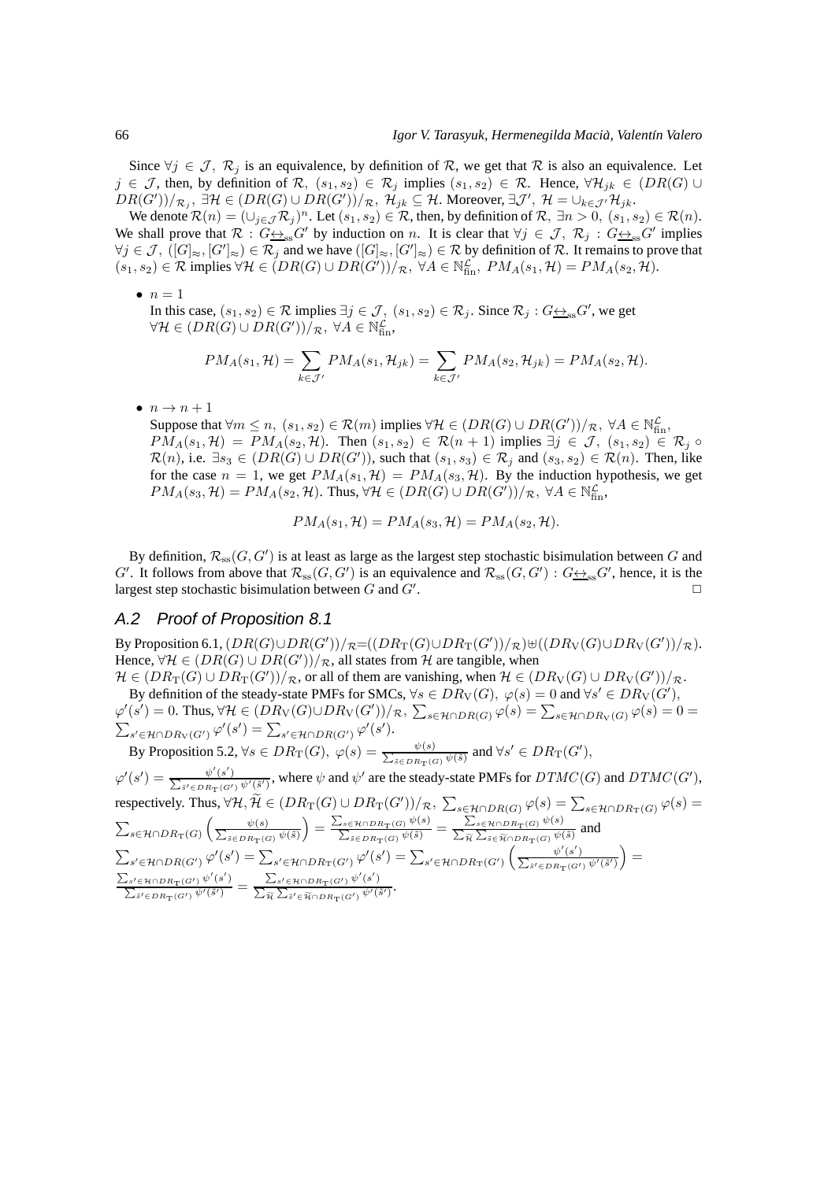Since $\forall j \in \mathcal{J},\ \mathcal{R}_j$ is an equivalence, by definition of $\mathcal{R}$, we get that $\mathcal{R}$ is also an equivalence. Let $j \in \mathcal{J}$, then, by definition of $\mathcal{R},\ (s_1, s_2) \in \mathcal{R}_j$ implies $(s_1, s_2) \in \mathcal{R}$. Hence, $\forall \mathcal{H}_{jk} \in (DR(G) \cup DR(G'))/_{\mathcal{R}_j},\ \exists \mathcal{H} \in (DR(G) \cup DR(G'))/_{\mathcal{R}},\ \mathcal{H}_{jk} \subseteq \mathcal{H}$. Moreover, $\exists \mathcal{J}',\ \mathcal{H} = \cup_{k \in \mathcal{J}'} \mathcal{H}_{jk}$.

We denote $\mathcal{R}(n) = (\cup_{j \in \mathcal{J}} \mathcal{R}_j)^n$. Let $(s_1, s_2) \in \mathcal{R}$, then, by definition of $\mathcal{R},\ \exists n > 0,\ (s_1, s_2) \in \mathcal{R}(n)$. We shall prove that $\mathcal{R} : G \underline{\leftrightarrow}_{\rm ss} G'$ by induction on $n$. It is clear that $\forall j \in \mathcal{J},\ \mathcal{R}_j : G \underline{\leftrightarrow}_{\rm ss} G'$ implies $\forall j \in \mathcal{J},\ ([G]_\approx, [G']_\approx) \in \mathcal{R}_j$ and we have $([G]_\approx, [G']_\approx) \in \mathcal{R}$ by definition of $\mathcal{R}$. It remains to prove that $(s_1, s_2) \in \mathcal{R}$ implies $\forall \mathcal{H} \in (DR(G) \cup DR(G'))/_{\mathcal{R}},\ \forall A \in \mathbb{N}_{\rm fin}^{\mathcal{L}},\ PM_A(s_1, \mathcal{H}) = PM_A(s_2, \mathcal{H})$.

- $n = 1$

  In this case, $(s_1, s_2) \in \mathcal{R}$ implies $\exists j \in \mathcal{J},\ (s_1, s_2) \in \mathcal{R}_j$. Since $\mathcal{R}_j : G \underline{\leftrightarrow}_{\rm ss} G'$, we get $\forall \mathcal{H} \in (DR(G) \cup DR(G'))/_{\mathcal{R}},\ \forall A \in \mathbb{N}_{\rm fin}^{\mathcal{L}}$,

$$PM_A(s_1, \mathcal{H}) = \sum_{k \in \mathcal{J}'} PM_A(s_1, \mathcal{H}_{jk}) = \sum_{k \in \mathcal{J}'} PM_A(s_2, \mathcal{H}_{jk}) = PM_A(s_2, \mathcal{H}).$$

- $n \to n + 1$

  Suppose that $\forall m \le n,\ (s_1, s_2) \in \mathcal{R}(m)$ implies $\forall \mathcal{H} \in (DR(G) \cup DR(G'))/_{\mathcal{R}},\ \forall A \in \mathbb{N}_{\rm fin}^{\mathcal{L}}$, $PM_A(s_1, \mathcal{H}) = PM_A(s_2, \mathcal{H})$. Then $(s_1, s_2) \in \mathcal{R}(n+1)$ implies $\exists j \in \mathcal{J},\ (s_1, s_2) \in \mathcal{R}_j \circ \mathcal{R}(n)$, i.e. $\exists s_3 \in (DR(G) \cup DR(G'))$, such that $(s_1, s_3) \in \mathcal{R}_j$ and $(s_3, s_2) \in \mathcal{R}(n)$. Then, like for the case $n = 1$, we get $PM_A(s_1, \mathcal{H}) = PM_A(s_3, \mathcal{H})$. By the induction hypothesis, we get $PM_A(s_3, \mathcal{H}) = PM_A(s_2, \mathcal{H})$. Thus, $\forall \mathcal{H} \in (DR(G) \cup DR(G'))/_{\mathcal{R}},\ \forall A \in \mathbb{N}_{\rm fin}^{\mathcal{L}}$,

$$PM_A(s_1, \mathcal{H}) = PM_A(s_3, \mathcal{H}) = PM_A(s_2, \mathcal{H}).$$

By definition, $\mathcal{R}_{\rm ss}(G, G')$ is at least as large as the largest step stochastic bisimulation between $G$ and $G'$. It follows from above that $\mathcal{R}_{\rm ss}(G, G')$ is an equivalence and $\mathcal{R}_{\rm ss}(G, G') : G \underline{\leftrightarrow}_{\rm ss} G'$, hence, it is the largest step stochastic bisimulation between $G$ and $G'$. □

## A.2 Proof of Proposition 8.1

By Proposition 6.1, $(DR(G) \cup DR(G'))/_{\mathcal{R}} = ((DR_{\rm T}(G) \cup DR_{\rm T}(G'))/_{\mathcal{R}}) \uplus ((DR_{\rm V}(G) \cup DR_{\rm V}(G'))/_{\mathcal{R}})$. Hence, $\forall \mathcal{H} \in (DR(G) \cup DR(G'))/_{\mathcal{R}}$, all states from $\mathcal{H}$ are tangible, when $\mathcal{H} \in (DR_{\rm T}(G) \cup DR_{\rm T}(G'))/_{\mathcal{R}}$, or all of them are vanishing, when $\mathcal{H} \in (DR_{\rm V}(G) \cup DR_{\rm V}(G'))/_{\mathcal{R}}$.

By definition of the steady-state PMFs for SMCs, $\forall s \in DR_{\rm V}(G),\ \varphi(s) = 0$ and $\forall s' \in DR_{\rm V}(G')$, $\varphi'(s') = 0$. Thus, $\forall \mathcal{H} \in (DR_{\rm V}(G) \cup DR_{\rm V}(G'))/_{\mathcal{R}},\ \sum_{s \in \mathcal{H} \cap DR(G)} \varphi(s) = \sum_{s \in \mathcal{H} \cap DR_{\rm V}(G)} \varphi(s) = 0 = \sum_{s' \in \mathcal{H} \cap DR_{\rm V}(G')} \varphi'(s') = \sum_{s' \in \mathcal{H} \cap DR(G')} \varphi'(s')$.

By Proposition 5.2, $\forall s \in DR_{\rm T}(G),\ \varphi(s) = \frac{\psi(s)}{\sum_{\tilde{s} \in DR_{\rm T}(G)} \psi(\tilde{s})}$ and $\forall s' \in DR_{\rm T}(G')$, $\varphi'(s') = \frac{\psi'(s')}{\sum_{\tilde{s}' \in DR_{\rm T}(G')} \psi'(\tilde{s}')}$, where $\psi$ and $\psi'$ are the steady-state PMFs for $DTMC(G)$ and $DTMC(G')$, respectively. Thus, $\forall \mathcal{H}, \widetilde{\mathcal{H}} \in (DR_{\rm T}(G) \cup DR_{\rm T}(G'))/_{\mathcal{R}},\ \sum_{s \in \mathcal{H} \cap DR(G)} \varphi(s) = \sum_{s \in \mathcal{H} \cap DR_{\rm T}(G)} \varphi(s) = \sum_{s \in \mathcal{H} \cap DR_{\rm T}(G)} \left( \frac{\psi(s)}{\sum_{\tilde{s} \in DR_{\rm T}(G)} \psi(\tilde{s})} \right) = \frac{\sum_{s \in \mathcal{H} \cap DR_{\rm T}(G)} \psi(s)}{\sum_{\tilde{s} \in DR_{\rm T}(G)} \psi(\tilde{s})} = \frac{\sum_{s \in \mathcal{H} \cap DR_{\rm T}(G)} \psi(s)}{\sum_{\widetilde{\mathcal{H}}} \sum_{\tilde{s} \in \widetilde{\mathcal{H}} \cap DR_{\rm T}(G)} \psi(\tilde{s})}$ and $\sum_{s' \in \mathcal{H} \cap DR(G')} \varphi'(s') = \sum_{s' \in \mathcal{H} \cap DR_{\rm T}(G')} \varphi'(s') = \sum_{s' \in \mathcal{H} \cap DR_{\rm T}(G')} \left( \frac{\psi'(s')}{\sum_{\tilde{s}' \in DR_{\rm T}(G')} \psi'(\tilde{s}')} \right) = \frac{\sum_{s' \in \mathcal{H} \cap DR_{\rm T}(G')} \psi'(s')}{\sum_{\tilde{s}' \in DR_{\rm T}(G')} \psi'(\tilde{s}')} = \frac{\sum_{s' \in \mathcal{H} \cap DR_{\rm T}(G')} \psi'(s')}{\sum_{\widetilde{\mathcal{H}}} \sum_{\tilde{s}' \in \widetilde{\mathcal{H}} \cap DR_{\rm T}(G')} \psi'(\tilde{s}')}$.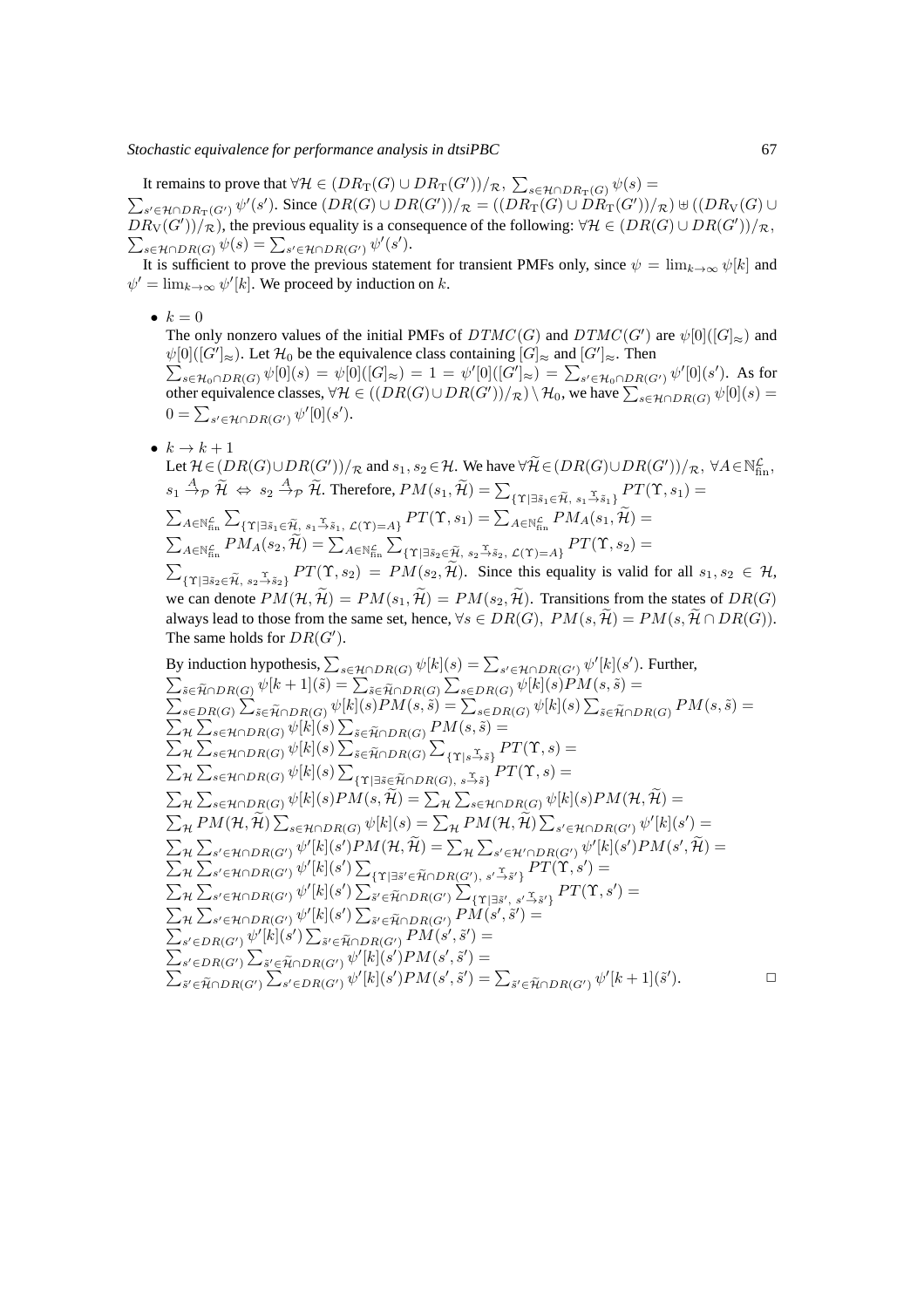It remains to prove that $\forall\mathcal{H}\in(DR_{\mathrm{T}}(G)\cup DR_{\mathrm{T}}(G'))/_{\mathcal{R}},\ \sum_{s\in\mathcal{H}\cap DR_{\mathrm{T}}(G)}\psi(s)=\sum_{s'\in\mathcal{H}\cap DR_{\mathrm{T}}(G')}\psi'(s')$. Since $(DR(G)\cup DR(G'))/_{\mathcal{R}}=((DR_{\mathrm{T}}(G)\cup DR_{\mathrm{T}}(G'))/_{\mathcal{R}})\uplus((DR_{\mathrm{V}}(G)\cup DR_{\mathrm{V}}(G'))/_{\mathcal{R}})$, the previous equality is a consequence of the following: $\forall\mathcal{H}\in(DR(G)\cup DR(G'))/_{\mathcal{R}}$, $\sum_{s\in\mathcal{H}\cap DR(G)}\psi(s)=\sum_{s'\in\mathcal{H}\cap DR(G')}\psi'(s')$.

It is sufficient to prove the previous statement for transient PMFs only, since $\psi=\lim_{k\to\infty}\psi[k]$ and $\psi'=\lim_{k\to\infty}\psi'[k]$. We proceed by induction on $k$.

- $k=0$

  The only nonzero values of the initial PMFs of $DTMC(G)$ and $DTMC(G')$ are $\psi[0]([G]_{\approx})$ and $\psi[0]([G']_{\approx})$. Let $\mathcal{H}_0$ be the equivalence class containing $[G]_{\approx}$ and $[G']_{\approx}$. Then $\sum_{s\in\mathcal{H}_0\cap DR(G)}\psi[0](s)=\psi[0]([G]_{\approx})=1=\psi'[0]([G']_{\approx})=\sum_{s'\in\mathcal{H}_0\cap DR(G')}\psi'[0](s')$. As for other equivalence classes, $\forall\mathcal{H}\in((DR(G)\cup DR(G'))/_{\mathcal{R}})\setminus\mathcal{H}_0$, we have $\sum_{s\in\mathcal{H}\cap DR(G)}\psi[0](s)=0=\sum_{s'\in\mathcal{H}\cap DR(G')}\psi'[0](s')$.

- $k\to k+1$

  Let $\mathcal{H}\in(DR(G)\cup DR(G'))/_{\mathcal{R}}$ and $s_1,s_2\in\mathcal{H}$. We have $\forall\widetilde{\mathcal{H}}\in(DR(G)\cup DR(G'))/_{\mathcal{R}},\ \forall A\in\mathbb{N}_{\mathrm{fin}}^{\mathcal{L}}$, $s_1\xrightarrow{A}_{\mathcal{P}}\widetilde{\mathcal{H}}\ \Leftrightarrow\ s_2\xrightarrow{A}_{\mathcal{P}}\widetilde{\mathcal{H}}$. Therefore, $PM(s_1,\widetilde{\mathcal{H}})=\sum_{\{\Upsilon\mid\exists\tilde{s}_1\in\widetilde{\mathcal{H}},\ s_1\xrightarrow{\Upsilon}\tilde{s}_1\}}PT(\Upsilon,s_1)=\sum_{A\in\mathbb{N}_{\mathrm{fin}}^{\mathcal{L}}}\sum_{\{\Upsilon\mid\exists\tilde{s}_1\in\widetilde{\mathcal{H}},\ s_1\xrightarrow{\Upsilon}\tilde{s}_1,\ \mathcal{L}(\Upsilon)=A\}}PT(\Upsilon,s_1)=\sum_{A\in\mathbb{N}_{\mathrm{fin}}^{\mathcal{L}}}PM_A(s_1,\widetilde{\mathcal{H}})=\sum_{A\in\mathbb{N}_{\mathrm{fin}}^{\mathcal{L}}}PM_A(s_2,\widetilde{\mathcal{H}})=\sum_{A\in\mathbb{N}_{\mathrm{fin}}^{\mathcal{L}}}\sum_{\{\Upsilon\mid\exists\tilde{s}_2\in\widetilde{\mathcal{H}},\ s_2\xrightarrow{\Upsilon}\tilde{s}_2,\ \mathcal{L}(\Upsilon)=A\}}PT(\Upsilon,s_2)=\sum_{\{\Upsilon\mid\exists\tilde{s}_2\in\widetilde{\mathcal{H}},\ s_2\xrightarrow{\Upsilon}\tilde{s}_2\}}PT(\Upsilon,s_2)=PM(s_2,\widetilde{\mathcal{H}})$. Since this equality is valid for all $s_1,s_2\in\mathcal{H}$, we can denote $PM(\mathcal{H},\widetilde{\mathcal{H}})=PM(s_1,\widetilde{\mathcal{H}})=PM(s_2,\widetilde{\mathcal{H}})$. Transitions from the states of $DR(G)$ always lead to those from the same set, hence, $\forall s\in DR(G),\ PM(s,\widetilde{\mathcal{H}})=PM(s,\widetilde{\mathcal{H}}\cap DR(G))$. The same holds for $DR(G')$.

  By induction hypothesis, $\sum_{s\in\mathcal{H}\cap DR(G)}\psi[k](s)=\sum_{s'\in\mathcal{H}\cap DR(G')}\psi'[k](s')$. Further,
  $\sum_{\tilde{s}\in\widetilde{\mathcal{H}}\cap DR(G)}\psi[k+1](\tilde{s})=\sum_{\tilde{s}\in\widetilde{\mathcal{H}}\cap DR(G)}\sum_{s\in DR(G)}\psi[k](s)PM(s,\tilde{s})=$
  $\sum_{s\in DR(G)}\sum_{\tilde{s}\in\widetilde{\mathcal{H}}\cap DR(G)}\psi[k](s)PM(s,\tilde{s})=\sum_{s\in DR(G)}\psi[k](s)\sum_{\tilde{s}\in\widetilde{\mathcal{H}}\cap DR(G)}PM(s,\tilde{s})=$
  $\sum_{\mathcal{H}}\sum_{s\in\mathcal{H}\cap DR(G)}\psi[k](s)\sum_{\tilde{s}\in\widetilde{\mathcal{H}}\cap DR(G)}PM(s,\tilde{s})=$
  $\sum_{\mathcal{H}}\sum_{s\in\mathcal{H}\cap DR(G)}\psi[k](s)\sum_{\tilde{s}\in\widetilde{\mathcal{H}}\cap DR(G)}\sum_{\{\Upsilon\mid s\xrightarrow{\Upsilon}\tilde{s}\}}PT(\Upsilon,s)=$
  $\sum_{\mathcal{H}}\sum_{s\in\mathcal{H}\cap DR(G)}\psi[k](s)\sum_{\{\Upsilon\mid\exists\tilde{s}\in\widetilde{\mathcal{H}}\cap DR(G),\ s\xrightarrow{\Upsilon}\tilde{s}\}}PT(\Upsilon,s)=$
  $\sum_{\mathcal{H}}\sum_{s\in\mathcal{H}\cap DR(G)}\psi[k](s)PM(s,\widetilde{\mathcal{H}})=\sum_{\mathcal{H}}\sum_{s\in\mathcal{H}\cap DR(G)}\psi[k](s)PM(\mathcal{H},\widetilde{\mathcal{H}})=$
  $\sum_{\mathcal{H}}PM(\mathcal{H},\widetilde{\mathcal{H}})\sum_{s\in\mathcal{H}\cap DR(G)}\psi[k](s)=\sum_{\mathcal{H}}PM(\mathcal{H},\widetilde{\mathcal{H}})\sum_{s'\in\mathcal{H}\cap DR(G')}\psi'[k](s')=$
  $\sum_{\mathcal{H}}\sum_{s'\in\mathcal{H}\cap DR(G')}\psi'[k](s')PM(\mathcal{H},\widetilde{\mathcal{H}})=\sum_{\mathcal{H}}\sum_{s'\in\mathcal{H}'\cap DR(G')}\psi'[k](s')PM(s',\widetilde{\mathcal{H}})=$
  $\sum_{\mathcal{H}}\sum_{s'\in\mathcal{H}\cap DR(G')}\psi'[k](s')\sum_{\{\Upsilon\mid\exists\tilde{s}'\in\widetilde{\mathcal{H}}\cap DR(G'),\ s'\xrightarrow{\Upsilon}\tilde{s}'\}}PT(\Upsilon,s')=$
  $\sum_{\mathcal{H}}\sum_{s'\in\mathcal{H}\cap DR(G')}\psi'[k](s')\sum_{\tilde{s}'\in\widetilde{\mathcal{H}}\cap DR(G')}\sum_{\{\Upsilon\mid\exists\tilde{s}',\ s'\xrightarrow{\Upsilon}\tilde{s}'\}}PT(\Upsilon,s')=$
  $\sum_{\mathcal{H}}\sum_{s'\in\mathcal{H}\cap DR(G')}\psi'[k](s')\sum_{\tilde{s}'\in\widetilde{\mathcal{H}}\cap DR(G')}PM(s',\tilde{s}')=$
  $\sum_{s'\in DR(G')}\psi'[k](s')\sum_{\tilde{s}'\in\widetilde{\mathcal{H}}\cap DR(G')}PM(s',\tilde{s}')=$
  $\sum_{s'\in DR(G')}\sum_{\tilde{s}'\in\widetilde{\mathcal{H}}\cap DR(G')}\psi'[k](s')PM(s',\tilde{s}')=$
  $\sum_{\tilde{s}'\in\widetilde{\mathcal{H}}\cap DR(G')}\sum_{s'\in DR(G')}\psi'[k](s')PM(s',\tilde{s}')=\sum_{\tilde{s}'\in\widetilde{\mathcal{H}}\cap DR(G')}\psi'[k+1](\tilde{s}')$. ◻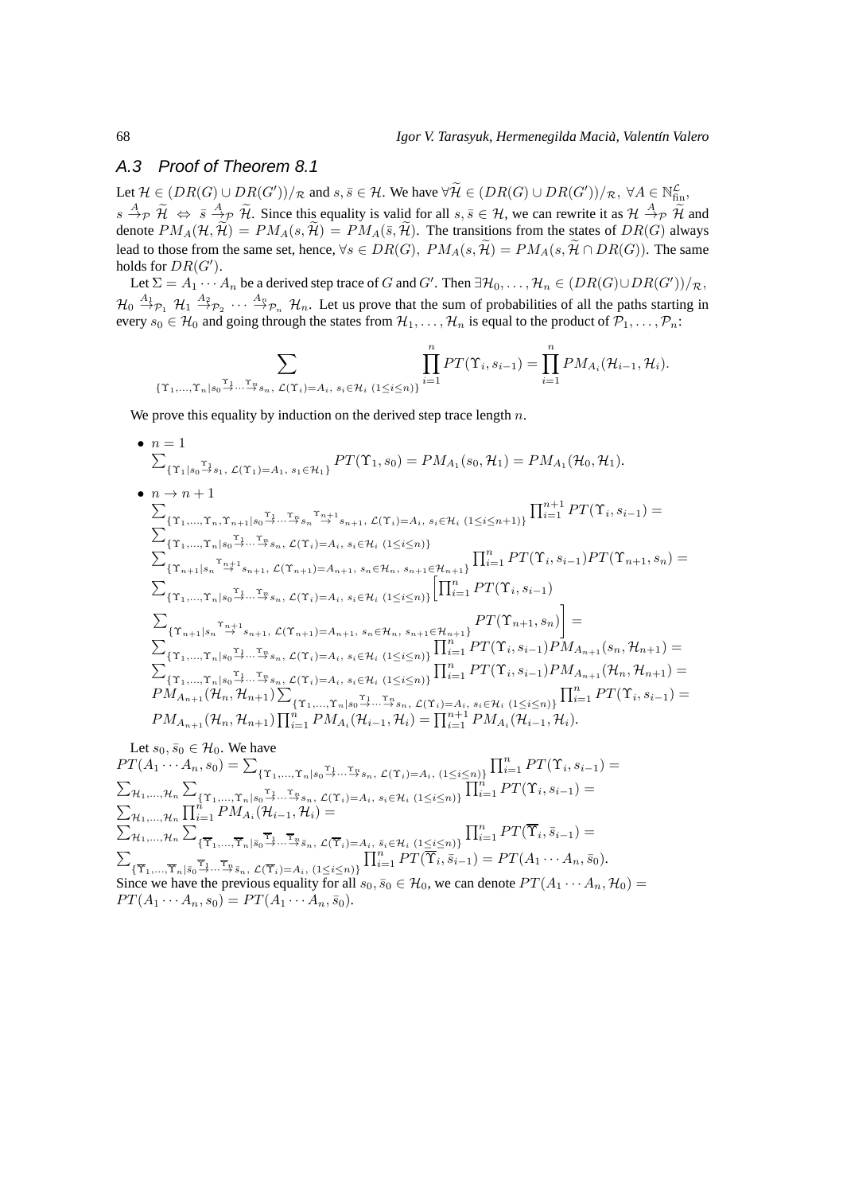### A.3 Proof of Theorem 8.1

Let $\mathcal{H} \in (DR(G) \cup DR(G'))/_{\mathcal{R}}$ and $s, \bar{s} \in \mathcal{H}$. We have $\forall \widetilde{\mathcal{H}} \in (DR(G) \cup DR(G'))/_{\mathcal{R}},\ \forall A \in \mathbb{N}_{\mathrm{fin}}^{\mathcal{L}}$, $s \xrightarrow{A}_{\mathcal{P}} \widetilde{\mathcal{H}} \Leftrightarrow \bar{s} \xrightarrow{A}_{\mathcal{P}} \widetilde{\mathcal{H}}$. Since this equality is valid for all $s, \bar{s} \in \mathcal{H}$, we can rewrite it as $\mathcal{H} \xrightarrow{A}_{\mathcal{P}} \widetilde{\mathcal{H}}$ and denote $PM_A(\mathcal{H}, \widetilde{\mathcal{H}}) = PM_A(s, \widetilde{\mathcal{H}}) = PM_A(\bar{s}, \widetilde{\mathcal{H}})$. The transitions from the states of $DR(G)$ always lead to those from the same set, hence, $\forall s \in DR(G),\ PM_A(s, \widetilde{\mathcal{H}}) = PM_A(s, \widetilde{\mathcal{H}} \cap DR(G))$. The same holds for $DR(G')$.

Let $\Sigma = A_1 \cdots A_n$ be a derived step trace of $G$ and $G'$. Then $\exists \mathcal{H}_0, \ldots, \mathcal{H}_n \in (DR(G) \cup DR(G'))/_{\mathcal{R}}$, $\mathcal{H}_0 \xrightarrow{A_1}_{\mathcal{P}_1} \mathcal{H}_1 \xrightarrow{A_2}_{\mathcal{P}_2} \cdots \xrightarrow{A_n}_{\mathcal{P}_n} \mathcal{H}_n$. Let us prove that the sum of probabilities of all the paths starting in every $s_0 \in \mathcal{H}_0$ and going through the states from $\mathcal{H}_1, \ldots, \mathcal{H}_n$ is equal to the product of $\mathcal{P}_1, \ldots, \mathcal{P}_n$:

$$\sum_{\{\Upsilon_1, \ldots, \Upsilon_n \mid s_0 \xrightarrow{\Upsilon_1} \cdots \xrightarrow{\Upsilon_n} s_n,\ \mathcal{L}(\Upsilon_i) = A_i,\ s_i \in \mathcal{H}_i\ (1 \leq i \leq n)\}} \prod_{i=1}^{n} PT(\Upsilon_i, s_{i-1}) = \prod_{i=1}^{n} PM_{A_i}(\mathcal{H}_{i-1}, \mathcal{H}_i).$$

We prove this equality by induction on the derived step trace length $n$.

- $n = 1$

  $\sum_{\{\Upsilon_1 \mid s_0 \xrightarrow{\Upsilon_1} s_1,\ \mathcal{L}(\Upsilon_1) = A_1,\ s_1 \in \mathcal{H}_1\}} PT(\Upsilon_1, s_0) = PM_{A_1}(s_0, \mathcal{H}_1) = PM_{A_1}(\mathcal{H}_0, \mathcal{H}_1).$

- $n \to n + 1$

  $\sum_{\{\Upsilon_1, \ldots, \Upsilon_n, \Upsilon_{n+1} \mid s_0 \xrightarrow{\Upsilon_1} \cdots \xrightarrow{\Upsilon_n} s_n \xrightarrow{\Upsilon_{n+1}} s_{n+1},\ \mathcal{L}(\Upsilon_i) = A_i,\ s_i \in \mathcal{H}_i\ (1 \leq i \leq n+1)\}} \prod_{i=1}^{n+1} PT(\Upsilon_i, s_{i-1}) =$
  $\sum_{\{\Upsilon_1, \ldots, \Upsilon_n \mid s_0 \xrightarrow{\Upsilon_1} \cdots \xrightarrow{\Upsilon_n} s_n,\ \mathcal{L}(\Upsilon_i) = A_i,\ s_i \in \mathcal{H}_i\ (1 \leq i \leq n)\}}$
  $\sum_{\{\Upsilon_{n+1} \mid s_n \xrightarrow{\Upsilon_{n+1}} s_{n+1},\ \mathcal{L}(\Upsilon_{n+1}) = A_{n+1},\ s_n \in \mathcal{H}_n,\ s_{n+1} \in \mathcal{H}_{n+1}\}} \prod_{i=1}^{n} PT(\Upsilon_i, s_{i-1}) PT(\Upsilon_{n+1}, s_n) =$
  $\sum_{\{\Upsilon_1, \ldots, \Upsilon_n \mid s_0 \xrightarrow{\Upsilon_1} \cdots \xrightarrow{\Upsilon_n} s_n,\ \mathcal{L}(\Upsilon_i) = A_i,\ s_i \in \mathcal{H}_i\ (1 \leq i \leq n)\}} \Big[ \prod_{i=1}^{n} PT(\Upsilon_i, s_{i-1})$
  $\sum_{\{\Upsilon_{n+1} \mid s_n \xrightarrow{\Upsilon_{n+1}} s_{n+1},\ \mathcal{L}(\Upsilon_{n+1}) = A_{n+1},\ s_n \in \mathcal{H}_n,\ s_{n+1} \in \mathcal{H}_{n+1}\}} PT(\Upsilon_{n+1}, s_n) \Big] =$
  $\sum_{\{\Upsilon_1, \ldots, \Upsilon_n \mid s_0 \xrightarrow{\Upsilon_1} \cdots \xrightarrow{\Upsilon_n} s_n,\ \mathcal{L}(\Upsilon_i) = A_i,\ s_i \in \mathcal{H}_i\ (1 \leq i \leq n)\}} \prod_{i=1}^{n} PT(\Upsilon_i, s_{i-1}) PM_{A_{n+1}}(s_n, \mathcal{H}_{n+1}) =$
  $\sum_{\{\Upsilon_1, \ldots, \Upsilon_n \mid s_0 \xrightarrow{\Upsilon_1} \cdots \xrightarrow{\Upsilon_n} s_n,\ \mathcal{L}(\Upsilon_i) = A_i,\ s_i \in \mathcal{H}_i\ (1 \leq i \leq n)\}} \prod_{i=1}^{n} PT(\Upsilon_i, s_{i-1}) PM_{A_{n+1}}(\mathcal{H}_n, \mathcal{H}_{n+1}) =$
  $PM_{A_{n+1}}(\mathcal{H}_n, \mathcal{H}_{n+1}) \sum_{\{\Upsilon_1, \ldots, \Upsilon_n \mid s_0 \xrightarrow{\Upsilon_1} \cdots \xrightarrow{\Upsilon_n} s_n,\ \mathcal{L}(\Upsilon_i) = A_i,\ s_i \in \mathcal{H}_i\ (1 \leq i \leq n)\}} \prod_{i=1}^{n} PT(\Upsilon_i, s_{i-1}) =$
  $PM_{A_{n+1}}(\mathcal{H}_n, \mathcal{H}_{n+1}) \prod_{i=1}^{n} PM_{A_i}(\mathcal{H}_{i-1}, \mathcal{H}_i) = \prod_{i=1}^{n+1} PM_{A_i}(\mathcal{H}_{i-1}, \mathcal{H}_i).$

Let $s_0, \bar{s}_0 \in \mathcal{H}_0$. We have
$PT(A_1 \cdots A_n, s_0) = \sum_{\{\Upsilon_1, \ldots, \Upsilon_n \mid s_0 \xrightarrow{\Upsilon_1} \cdots \xrightarrow{\Upsilon_n} s_n,\ \mathcal{L}(\Upsilon_i) = A_i,\ (1 \leq i \leq n)\}} \prod_{i=1}^{n} PT(\Upsilon_i, s_{i-1}) =$
$\sum_{\mathcal{H}_1, \ldots, \mathcal{H}_n} \sum_{\{\Upsilon_1, \ldots, \Upsilon_n \mid s_0 \xrightarrow{\Upsilon_1} \cdots \xrightarrow{\Upsilon_n} s_n,\ \mathcal{L}(\Upsilon_i) = A_i,\ s_i \in \mathcal{H}_i\ (1 \leq i \leq n)\}} \prod_{i=1}^{n} PT(\Upsilon_i, s_{i-1}) =$
$\sum_{\mathcal{H}_1, \ldots, \mathcal{H}_n} \prod_{i=1}^{n} PM_{A_i}(\mathcal{H}_{i-1}, \mathcal{H}_i) =$
$\sum_{\mathcal{H}_1, \ldots, \mathcal{H}_n} \sum_{\{\overline{\Upsilon}_1, \ldots, \overline{\Upsilon}_n \mid \bar{s}_0 \xrightarrow{\overline{\Upsilon}_1} \cdots \xrightarrow{\overline{\Upsilon}_n} \bar{s}_n,\ \mathcal{L}(\overline{\Upsilon}_i) = A_i,\ \bar{s}_i \in \mathcal{H}_i\ (1 \leq i \leq n)\}} \prod_{i=1}^{n} PT(\overline{\Upsilon}_i, \bar{s}_{i-1}) =$
$\sum_{\{\overline{\Upsilon}_1, \ldots, \overline{\Upsilon}_n \mid \bar{s}_0 \xrightarrow{\overline{\Upsilon}_1} \cdots \xrightarrow{\overline{\Upsilon}_n} \bar{s}_n,\ \mathcal{L}(\overline{\Upsilon}_i) = A_i,\ (1 \leq i \leq n)\}} \prod_{i=1}^{n} PT(\overline{\Upsilon}_i, \bar{s}_{i-1}) = PT(A_1 \cdots A_n, \bar{s}_0).$
Since we have the previous equality for all $s_0, \bar{s}_0 \in \mathcal{H}_0$, we can denote $PT(A_1 \cdots A_n, \mathcal{H}_0) = PT(A_1 \cdots A_n, s_0) = PT(A_1 \cdots A_n, \bar{s}_0)$.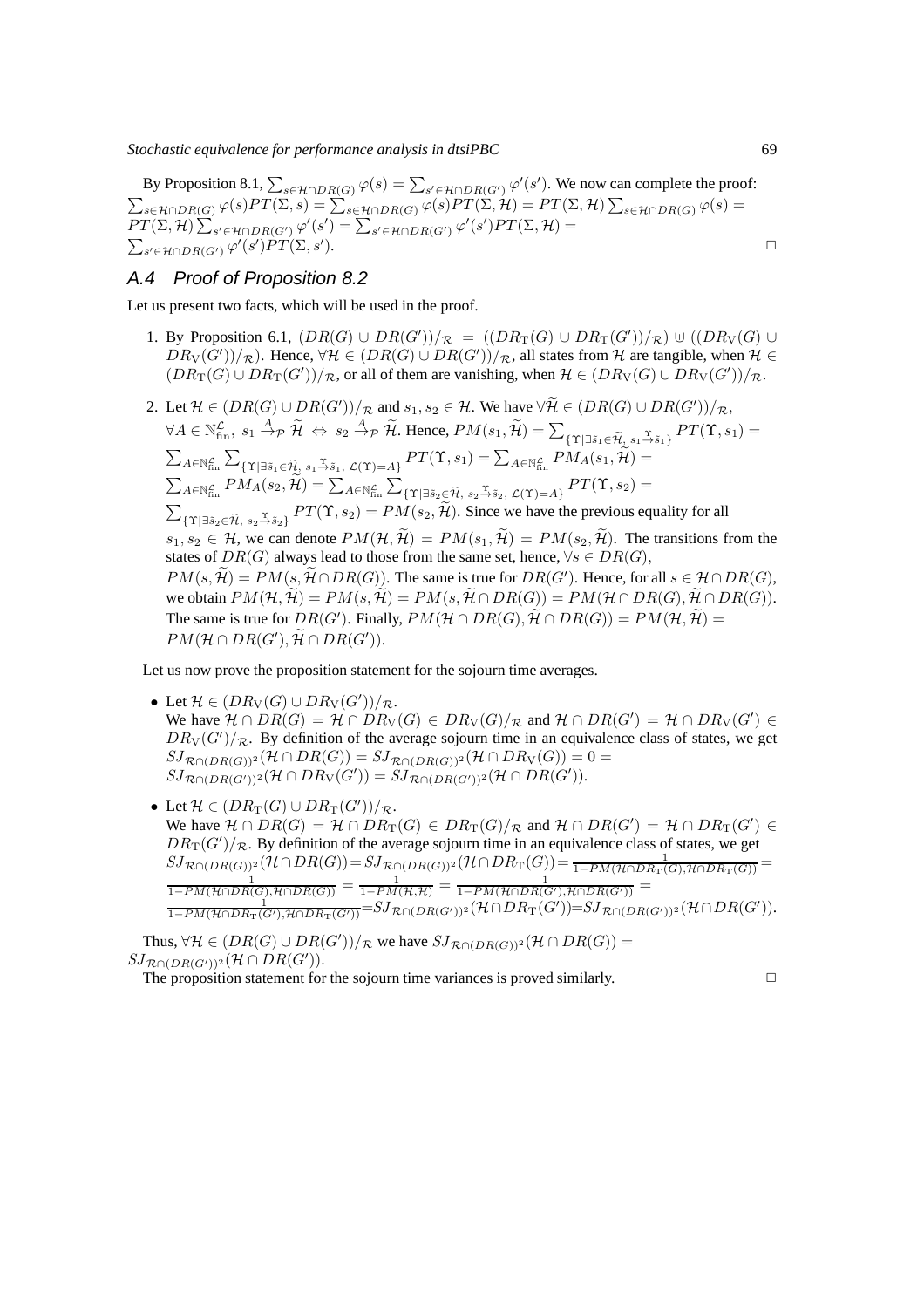By Proposition 8.1, $\sum_{s\in\mathcal{H}\cap DR(G)}\varphi(s)=\sum_{s'\in\mathcal{H}\cap DR(G')}\varphi'(s')$. We now can complete the proof: $\sum_{s\in\mathcal{H}\cap DR(G)}\varphi(s)PT(\Sigma,s)=\sum_{s\in\mathcal{H}\cap DR(G)}\varphi(s)PT(\Sigma,\mathcal{H})=PT(\Sigma,\mathcal{H})\sum_{s\in\mathcal{H}\cap DR(G)}\varphi(s)=PT(\Sigma,\mathcal{H})\sum_{s'\in\mathcal{H}\cap DR(G')}\varphi'(s')=\sum_{s'\in\mathcal{H}\cap DR(G')}\varphi'(s')PT(\Sigma,\mathcal{H})=\sum_{s'\in\mathcal{H}\cap DR(G')}\varphi'(s')PT(\Sigma,s')$. □

## A.4 Proof of Proposition 8.2

Let us present two facts, which will be used in the proof.

1. By Proposition 6.1, $(DR(G)\cup DR(G'))/_\mathcal{R}=((DR_{\rm T}(G)\cup DR_{\rm T}(G'))/_\mathcal{R})\uplus((DR_{\rm V}(G)\cup DR_{\rm V}(G'))/_\mathcal{R})$. Hence, $\forall\mathcal{H}\in(DR(G)\cup DR(G'))/_\mathcal{R}$, all states from $\mathcal{H}$ are tangible, when $\mathcal{H}\in(DR_{\rm T}(G)\cup DR_{\rm T}(G'))/_\mathcal{R}$, or all of them are vanishing, when $\mathcal{H}\in(DR_{\rm V}(G)\cup DR_{\rm V}(G'))/_\mathcal{R}$.

2. Let $\mathcal{H}\in(DR(G)\cup DR(G'))/_\mathcal{R}$ and $s_1,s_2\in\mathcal{H}$. We have $\forall\widetilde{\mathcal{H}}\in(DR(G)\cup DR(G'))/_\mathcal{R}$, $\forall A\in\mathbb{N}^\mathcal{L}_{\rm fin},\ s_1\stackrel{A}{\rightarrow}_\mathcal{P}\widetilde{\mathcal{H}}\ \Leftrightarrow\ s_2\stackrel{A}{\rightarrow}_\mathcal{P}\widetilde{\mathcal{H}}$. Hence, $PM(s_1,\widetilde{\mathcal{H}})=\sum_{\{\Upsilon\mid\exists\tilde{s}_1\in\widetilde{\mathcal{H}},\ s_1\stackrel{\Upsilon}{\rightarrow}\tilde{s}_1\}}PT(\Upsilon,s_1)=\sum_{A\in\mathbb{N}^\mathcal{L}_{\rm fin}}\sum_{\{\Upsilon\mid\exists\tilde{s}_1\in\widetilde{\mathcal{H}},\ s_1\stackrel{\Upsilon}{\rightarrow}\tilde{s}_1,\ \mathcal{L}(\Upsilon)=A\}}PT(\Upsilon,s_1)=\sum_{A\in\mathbb{N}^\mathcal{L}_{\rm fin}}PM_A(s_1,\widetilde{\mathcal{H}})=\sum_{A\in\mathbb{N}^\mathcal{L}_{\rm fin}}PM_A(s_2,\widetilde{\mathcal{H}})=\sum_{A\in\mathbb{N}^\mathcal{L}_{\rm fin}}\sum_{\{\Upsilon\mid\exists\tilde{s}_2\in\widetilde{\mathcal{H}},\ s_2\stackrel{\Upsilon}{\rightarrow}\tilde{s}_2,\ \mathcal{L}(\Upsilon)=A\}}PT(\Upsilon,s_2)=\sum_{\{\Upsilon\mid\exists\tilde{s}_2\in\widetilde{\mathcal{H}},\ s_2\stackrel{\Upsilon}{\rightarrow}\tilde{s}_2\}}PT(\Upsilon,s_2)=PM(s_2,\widetilde{\mathcal{H}})$. Since we have the previous equality for all $s_1,s_2\in\mathcal{H}$, we can denote $PM(\mathcal{H},\widetilde{\mathcal{H}})=PM(s_1,\widetilde{\mathcal{H}})=PM(s_2,\widetilde{\mathcal{H}})$. The transitions from the states of $DR(G)$ always lead to those from the same set, hence, $\forall s\in DR(G)$, $PM(s,\widetilde{\mathcal{H}})=PM(s,\widetilde{\mathcal{H}}\cap DR(G))$. The same is true for $DR(G')$. Hence, for all $s\in\mathcal{H}\cap DR(G)$, we obtain $PM(\mathcal{H},\widetilde{\mathcal{H}})=PM(s,\widetilde{\mathcal{H}})=PM(s,\widetilde{\mathcal{H}}\cap DR(G))=PM(\mathcal{H}\cap DR(G),\widetilde{\mathcal{H}}\cap DR(G))$. The same is true for $DR(G')$. Finally, $PM(\mathcal{H}\cap DR(G),\widetilde{\mathcal{H}}\cap DR(G))=PM(\mathcal{H},\widetilde{\mathcal{H}})=PM(\mathcal{H}\cap DR(G'),\widetilde{\mathcal{H}}\cap DR(G'))$.

Let us now prove the proposition statement for the sojourn time averages.

- Let $\mathcal{H}\in(DR_{\rm V}(G)\cup DR_{\rm V}(G'))/_\mathcal{R}$.
  We have $\mathcal{H}\cap DR(G)=\mathcal{H}\cap DR_{\rm V}(G)\in DR_{\rm V}(G)/_\mathcal{R}$ and $\mathcal{H}\cap DR(G')=\mathcal{H}\cap DR_{\rm V}(G')\in DR_{\rm V}(G')/_\mathcal{R}$. By definition of the average sojourn time in an equivalence class of states, we get $SJ_{\mathcal{R}\cap(DR(G))^2}(\mathcal{H}\cap DR(G))=SJ_{\mathcal{R}\cap(DR(G))^2}(\mathcal{H}\cap DR_{\rm V}(G))=0=SJ_{\mathcal{R}\cap(DR(G'))^2}(\mathcal{H}\cap DR_{\rm V}(G'))=SJ_{\mathcal{R}\cap(DR(G'))^2}(\mathcal{H}\cap DR(G'))$.

- Let $\mathcal{H}\in(DR_{\rm T}(G)\cup DR_{\rm T}(G'))/_\mathcal{R}$.
  We have $\mathcal{H}\cap DR(G)=\mathcal{H}\cap DR_{\rm T}(G)\in DR_{\rm T}(G)/_\mathcal{R}$ and $\mathcal{H}\cap DR(G')=\mathcal{H}\cap DR_{\rm T}(G')\in DR_{\rm T}(G')/_\mathcal{R}$. By definition of the average sojourn time in an equivalence class of states, we get $SJ_{\mathcal{R}\cap(DR(G))^2}(\mathcal{H}\cap DR(G))=SJ_{\mathcal{R}\cap(DR(G))^2}(\mathcal{H}\cap DR_{\rm T}(G))=\frac{1}{1-PM(\mathcal{H}\cap DR_{\rm T}(G),\mathcal{H}\cap DR_{\rm T}(G))}=\frac{1}{1-PM(\mathcal{H}\cap DR(G),\mathcal{H}\cap DR(G))}=\frac{1}{1-PM(\mathcal{H},\mathcal{H})}=\frac{1}{1-PM(\mathcal{H}\cap DR(G'),\mathcal{H}\cap DR(G'))}=\frac{1}{1-PM(\mathcal{H}\cap DR_{\rm T}(G'),\mathcal{H}\cap DR_{\rm T}(G'))}=SJ_{\mathcal{R}\cap(DR(G'))^2}(\mathcal{H}\cap DR_{\rm T}(G'))=SJ_{\mathcal{R}\cap(DR(G'))^2}(\mathcal{H}\cap DR(G'))$.

Thus, $\forall\mathcal{H}\in(DR(G)\cup DR(G'))/_\mathcal{R}$ we have $SJ_{\mathcal{R}\cap(DR(G))^2}(\mathcal{H}\cap DR(G))=SJ_{\mathcal{R}\cap(DR(G'))^2}(\mathcal{H}\cap DR(G'))$.

The proposition statement for the sojourn time variances is proved similarly. □